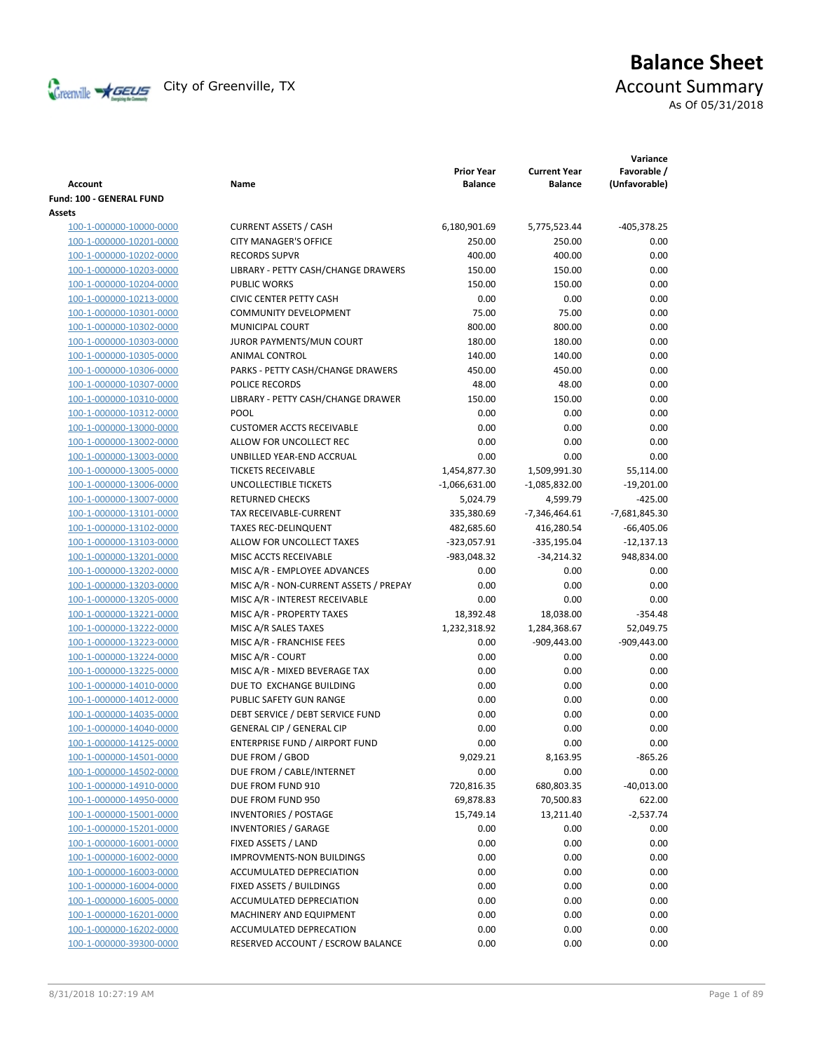City of Greenville, TX

# Balance Sheet

## Account Summary

As Of 05/31/2018

| Account | Name | Prior Year Balance | Current Year Balance | Variance Favorable / (Unfavorable) |
|---|---|---|---|---|
| **Fund: 100 - GENERAL FUND** | | | | |
| **Assets** | | | | |
| 100-1-000000-10000-0000 | CURRENT ASSETS / CASH | 6,180,901.69 | 5,775,523.44 | -405,378.25 |
| 100-1-000000-10201-0000 | CITY MANAGER'S OFFICE | 250.00 | 250.00 | 0.00 |
| 100-1-000000-10202-0000 | RECORDS SUPVR | 400.00 | 400.00 | 0.00 |
| 100-1-000000-10203-0000 | LIBRARY - PETTY CASH/CHANGE DRAWERS | 150.00 | 150.00 | 0.00 |
| 100-1-000000-10204-0000 | PUBLIC WORKS | 150.00 | 150.00 | 0.00 |
| 100-1-000000-10213-0000 | CIVIC CENTER PETTY CASH | 0.00 | 0.00 | 0.00 |
| 100-1-000000-10301-0000 | COMMUNITY DEVELOPMENT | 75.00 | 75.00 | 0.00 |
| 100-1-000000-10302-0000 | MUNICIPAL COURT | 800.00 | 800.00 | 0.00 |
| 100-1-000000-10303-0000 | JUROR PAYMENTS/MUN COURT | 180.00 | 180.00 | 0.00 |
| 100-1-000000-10305-0000 | ANIMAL CONTROL | 140.00 | 140.00 | 0.00 |
| 100-1-000000-10306-0000 | PARKS - PETTY CASH/CHANGE DRAWERS | 450.00 | 450.00 | 0.00 |
| 100-1-000000-10307-0000 | POLICE RECORDS | 48.00 | 48.00 | 0.00 |
| 100-1-000000-10310-0000 | LIBRARY - PETTY CASH/CHANGE DRAWER | 150.00 | 150.00 | 0.00 |
| 100-1-000000-10312-0000 | POOL | 0.00 | 0.00 | 0.00 |
| 100-1-000000-13000-0000 | CUSTOMER ACCTS RECEIVABLE | 0.00 | 0.00 | 0.00 |
| 100-1-000000-13002-0000 | ALLOW FOR UNCOLLECT REC | 0.00 | 0.00 | 0.00 |
| 100-1-000000-13003-0000 | UNBILLED YEAR-END ACCRUAL | 0.00 | 0.00 | 0.00 |
| 100-1-000000-13005-0000 | TICKETS RECEIVABLE | 1,454,877.30 | 1,509,991.30 | 55,114.00 |
| 100-1-000000-13006-0000 | UNCOLLECTIBLE TICKETS | -1,066,631.00 | -1,085,832.00 | -19,201.00 |
| 100-1-000000-13007-0000 | RETURNED CHECKS | 5,024.79 | 4,599.79 | -425.00 |
| 100-1-000000-13101-0000 | TAX RECEIVABLE-CURRENT | 335,380.69 | -7,346,464.61 | -7,681,845.30 |
| 100-1-000000-13102-0000 | TAXES REC-DELINQUENT | 482,685.60 | 416,280.54 | -66,405.06 |
| 100-1-000000-13103-0000 | ALLOW FOR UNCOLLECT TAXES | -323,057.91 | -335,195.04 | -12,137.13 |
| 100-1-000000-13201-0000 | MISC ACCTS RECEIVABLE | -983,048.32 | -34,214.32 | 948,834.00 |
| 100-1-000000-13202-0000 | MISC A/R - EMPLOYEE ADVANCES | 0.00 | 0.00 | 0.00 |
| 100-1-000000-13203-0000 | MISC A/R - NON-CURRENT ASSETS / PREPAY | 0.00 | 0.00 | 0.00 |
| 100-1-000000-13205-0000 | MISC A/R - INTEREST RECEIVABLE | 0.00 | 0.00 | 0.00 |
| 100-1-000000-13221-0000 | MISC A/R - PROPERTY TAXES | 18,392.48 | 18,038.00 | -354.48 |
| 100-1-000000-13222-0000 | MISC A/R SALES TAXES | 1,232,318.92 | 1,284,368.67 | 52,049.75 |
| 100-1-000000-13223-0000 | MISC A/R - FRANCHISE FEES | 0.00 | -909,443.00 | -909,443.00 |
| 100-1-000000-13224-0000 | MISC A/R - COURT | 0.00 | 0.00 | 0.00 |
| 100-1-000000-13225-0000 | MISC A/R - MIXED BEVERAGE TAX | 0.00 | 0.00 | 0.00 |
| 100-1-000000-14010-0000 | DUE TO EXCHANGE BUILDING | 0.00 | 0.00 | 0.00 |
| 100-1-000000-14012-0000 | PUBLIC SAFETY GUN RANGE | 0.00 | 0.00 | 0.00 |
| 100-1-000000-14035-0000 | DEBT SERVICE / DEBT SERVICE FUND | 0.00 | 0.00 | 0.00 |
| 100-1-000000-14040-0000 | GENERAL CIP / GENERAL CIP | 0.00 | 0.00 | 0.00 |
| 100-1-000000-14125-0000 | ENTERPRISE FUND / AIRPORT FUND | 0.00 | 0.00 | 0.00 |
| 100-1-000000-14501-0000 | DUE FROM / GBOD | 9,029.21 | 8,163.95 | -865.26 |
| 100-1-000000-14502-0000 | DUE FROM / CABLE/INTERNET | 0.00 | 0.00 | 0.00 |
| 100-1-000000-14910-0000 | DUE FROM FUND 910 | 720,816.35 | 680,803.35 | -40,013.00 |
| 100-1-000000-14950-0000 | DUE FROM FUND 950 | 69,878.83 | 70,500.83 | 622.00 |
| 100-1-000000-15001-0000 | INVENTORIES / POSTAGE | 15,749.14 | 13,211.40 | -2,537.74 |
| 100-1-000000-15201-0000 | INVENTORIES / GARAGE | 0.00 | 0.00 | 0.00 |
| 100-1-000000-16001-0000 | FIXED ASSETS / LAND | 0.00 | 0.00 | 0.00 |
| 100-1-000000-16002-0000 | IMPROVMENTS-NON BUILDINGS | 0.00 | 0.00 | 0.00 |
| 100-1-000000-16003-0000 | ACCUMULATED DEPRECIATION | 0.00 | 0.00 | 0.00 |
| 100-1-000000-16004-0000 | FIXED ASSETS / BUILDINGS | 0.00 | 0.00 | 0.00 |
| 100-1-000000-16005-0000 | ACCUMULATED DEPRECIATION | 0.00 | 0.00 | 0.00 |
| 100-1-000000-16201-0000 | MACHINERY AND EQUIPMENT | 0.00 | 0.00 | 0.00 |
| 100-1-000000-16202-0000 | ACCUMULATED DEPRECATION | 0.00 | 0.00 | 0.00 |
| 100-1-000000-39300-0000 | RESERVED ACCOUNT / ESCROW BALANCE | 0.00 | 0.00 | 0.00 |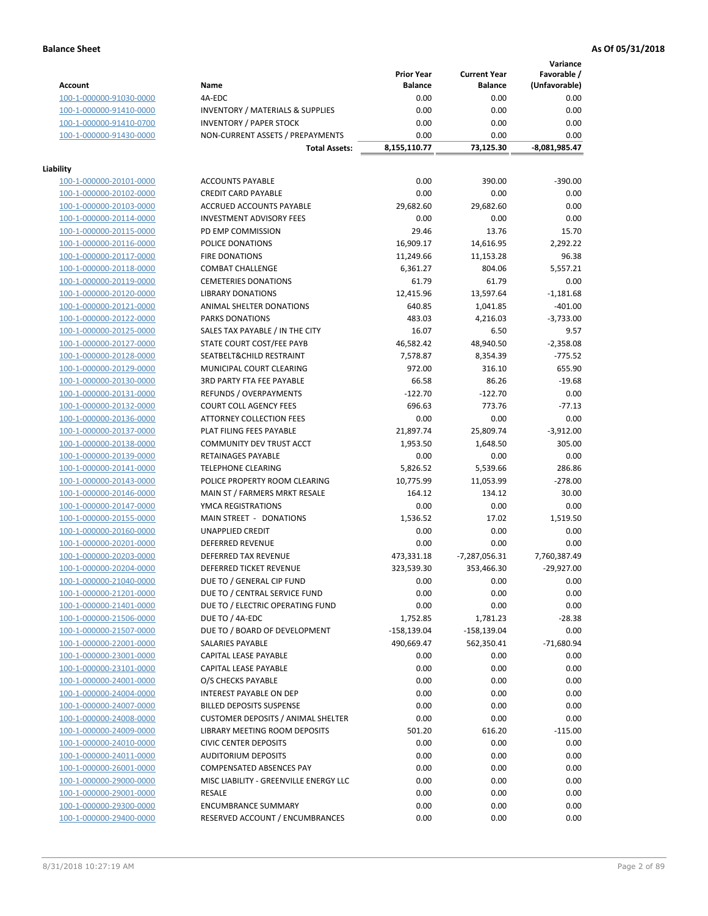**Balance Sheet** **As Of 05/31/2018**

| Account | Name | Prior Year Balance | Current Year Balance | Variance Favorable / (Unfavorable) |
|---|---|---|---|---|
| 100-1-000000-91030-0000 | 4A-EDC | 0.00 | 0.00 | 0.00 |
| 100-1-000000-91410-0000 | INVENTORY / MATERIALS & SUPPLIES | 0.00 | 0.00 | 0.00 |
| 100-1-000000-91410-0700 | INVENTORY / PAPER STOCK | 0.00 | 0.00 | 0.00 |
| 100-1-000000-91430-0000 | NON-CURRENT ASSETS / PREPAYMENTS | 0.00 | 0.00 | 0.00 |
| | **Total Assets:** | 8,155,110.77 | 73,125.30 | -8,081,985.47 |

**Liability**

| Account | Name | Prior Year Balance | Current Year Balance | Variance Favorable / (Unfavorable) |
|---|---|---|---|---|
| 100-1-000000-20101-0000 | ACCOUNTS PAYABLE | 0.00 | 390.00 | -390.00 |
| 100-1-000000-20102-0000 | CREDIT CARD PAYABLE | 0.00 | 0.00 | 0.00 |
| 100-1-000000-20103-0000 | ACCRUED ACCOUNTS PAYABLE | 29,682.60 | 29,682.60 | 0.00 |
| 100-1-000000-20114-0000 | INVESTMENT ADVISORY FEES | 0.00 | 0.00 | 0.00 |
| 100-1-000000-20115-0000 | PD EMP COMMISSION | 29.46 | 13.76 | 15.70 |
| 100-1-000000-20116-0000 | POLICE DONATIONS | 16,909.17 | 14,616.95 | 2,292.22 |
| 100-1-000000-20117-0000 | FIRE DONATIONS | 11,249.66 | 11,153.28 | 96.38 |
| 100-1-000000-20118-0000 | COMBAT CHALLENGE | 6,361.27 | 804.06 | 5,557.21 |
| 100-1-000000-20119-0000 | CEMETERIES DONATIONS | 61.79 | 61.79 | 0.00 |
| 100-1-000000-20120-0000 | LIBRARY DONATIONS | 12,415.96 | 13,597.64 | -1,181.68 |
| 100-1-000000-20121-0000 | ANIMAL SHELTER DONATIONS | 640.85 | 1,041.85 | -401.00 |
| 100-1-000000-20122-0000 | PARKS DONATIONS | 483.03 | 4,216.03 | -3,733.00 |
| 100-1-000000-20125-0000 | SALES TAX PAYABLE / IN THE CITY | 16.07 | 6.50 | 9.57 |
| 100-1-000000-20127-0000 | STATE COURT COST/FEE PAYB | 46,582.42 | 48,940.50 | -2,358.08 |
| 100-1-000000-20128-0000 | SEATBELT&CHILD RESTRAINT | 7,578.87 | 8,354.39 | -775.52 |
| 100-1-000000-20129-0000 | MUNICIPAL COURT CLEARING | 972.00 | 316.10 | 655.90 |
| 100-1-000000-20130-0000 | 3RD PARTY FTA FEE PAYABLE | 66.58 | 86.26 | -19.68 |
| 100-1-000000-20131-0000 | REFUNDS / OVERPAYMENTS | -122.70 | -122.70 | 0.00 |
| 100-1-000000-20132-0000 | COURT COLL AGENCY FEES | 696.63 | 773.76 | -77.13 |
| 100-1-000000-20136-0000 | ATTORNEY COLLECTION FEES | 0.00 | 0.00 | 0.00 |
| 100-1-000000-20137-0000 | PLAT FILING FEES PAYABLE | 21,897.74 | 25,809.74 | -3,912.00 |
| 100-1-000000-20138-0000 | COMMUNITY DEV TRUST ACCT | 1,953.50 | 1,648.50 | 305.00 |
| 100-1-000000-20139-0000 | RETAINAGES PAYABLE | 0.00 | 0.00 | 0.00 |
| 100-1-000000-20141-0000 | TELEPHONE CLEARING | 5,826.52 | 5,539.66 | 286.86 |
| 100-1-000000-20143-0000 | POLICE PROPERTY ROOM CLEARING | 10,775.99 | 11,053.99 | -278.00 |
| 100-1-000000-20146-0000 | MAIN ST / FARMERS MRKT RESALE | 164.12 | 134.12 | 30.00 |
| 100-1-000000-20147-0000 | YMCA REGISTRATIONS | 0.00 | 0.00 | 0.00 |
| 100-1-000000-20155-0000 | MAIN STREET - DONATIONS | 1,536.52 | 17.02 | 1,519.50 |
| 100-1-000000-20160-0000 | UNAPPLIED CREDIT | 0.00 | 0.00 | 0.00 |
| 100-1-000000-20201-0000 | DEFERRED REVENUE | 0.00 | 0.00 | 0.00 |
| 100-1-000000-20203-0000 | DEFERRED TAX REVENUE | 473,331.18 | -7,287,056.31 | 7,760,387.49 |
| 100-1-000000-20204-0000 | DEFERRED TICKET REVENUE | 323,539.30 | 353,466.30 | -29,927.00 |
| 100-1-000000-21040-0000 | DUE TO / GENERAL CIP FUND | 0.00 | 0.00 | 0.00 |
| 100-1-000000-21201-0000 | DUE TO / CENTRAL SERVICE FUND | 0.00 | 0.00 | 0.00 |
| 100-1-000000-21401-0000 | DUE TO / ELECTRIC OPERATING FUND | 0.00 | 0.00 | 0.00 |
| 100-1-000000-21506-0000 | DUE TO / 4A-EDC | 1,752.85 | 1,781.23 | -28.38 |
| 100-1-000000-21507-0000 | DUE TO / BOARD OF DEVELOPMENT | -158,139.04 | -158,139.04 | 0.00 |
| 100-1-000000-22001-0000 | SALARIES PAYABLE | 490,669.47 | 562,350.41 | -71,680.94 |
| 100-1-000000-23001-0000 | CAPITAL LEASE PAYABLE | 0.00 | 0.00 | 0.00 |
| 100-1-000000-23101-0000 | CAPITAL LEASE PAYABLE | 0.00 | 0.00 | 0.00 |
| 100-1-000000-24001-0000 | O/S CHECKS PAYABLE | 0.00 | 0.00 | 0.00 |
| 100-1-000000-24004-0000 | INTEREST PAYABLE ON DEP | 0.00 | 0.00 | 0.00 |
| 100-1-000000-24007-0000 | BILLED DEPOSITS SUSPENSE | 0.00 | 0.00 | 0.00 |
| 100-1-000000-24008-0000 | CUSTOMER DEPOSITS / ANIMAL SHELTER | 0.00 | 0.00 | 0.00 |
| 100-1-000000-24009-0000 | LIBRARY MEETING ROOM DEPOSITS | 501.20 | 616.20 | -115.00 |
| 100-1-000000-24010-0000 | CIVIC CENTER DEPOSITS | 0.00 | 0.00 | 0.00 |
| 100-1-000000-24011-0000 | AUDITORIUM DEPOSITS | 0.00 | 0.00 | 0.00 |
| 100-1-000000-26001-0000 | COMPENSATED ABSENCES PAY | 0.00 | 0.00 | 0.00 |
| 100-1-000000-29000-0000 | MISC LIABILITY - GREENVILLE ENERGY LLC | 0.00 | 0.00 | 0.00 |
| 100-1-000000-29001-0000 | RESALE | 0.00 | 0.00 | 0.00 |
| 100-1-000000-29300-0000 | ENCUMBRANCE SUMMARY | 0.00 | 0.00 | 0.00 |
| 100-1-000000-29400-0000 | RESERVED ACCOUNT / ENCUMBRANCES | 0.00 | 0.00 | 0.00 |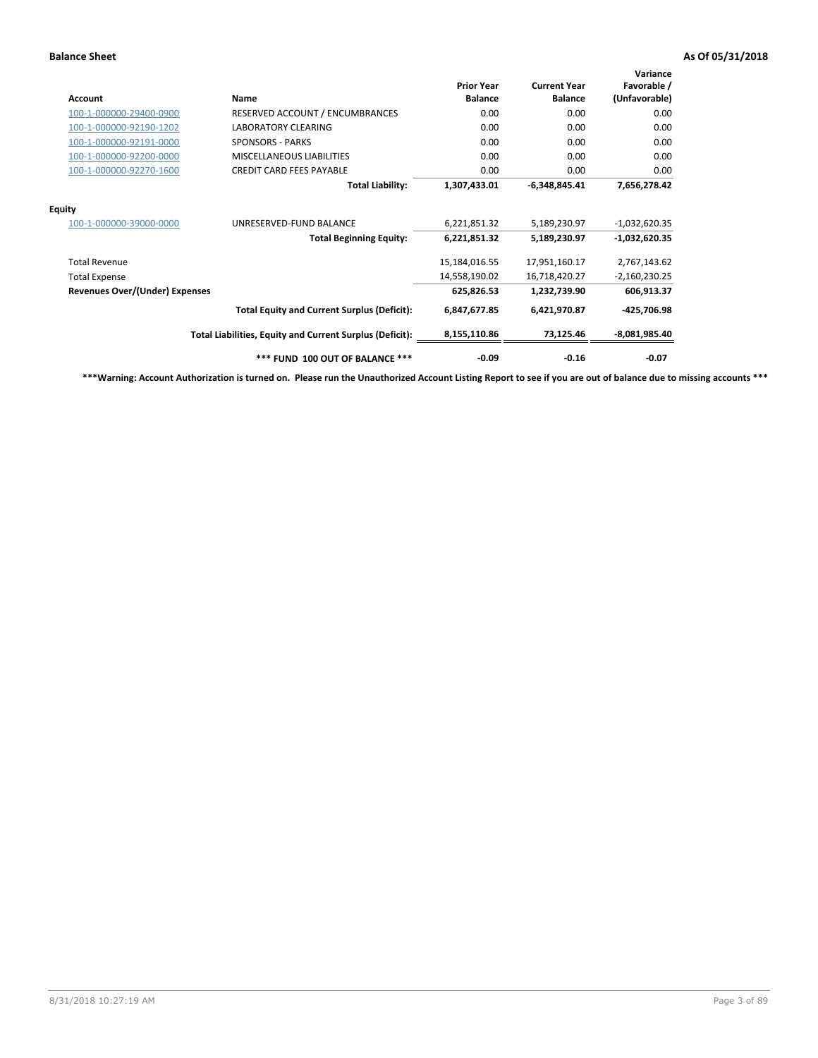**Balance Sheet** **As Of 05/31/2018**

| Account | Name | Prior Year Balance | Current Year Balance | Variance Favorable / (Unfavorable) |
|---|---|---|---|---|
| 100-1-000000-29400-0900 | RESERVED ACCOUNT / ENCUMBRANCES | 0.00 | 0.00 | 0.00 |
| 100-1-000000-92190-1202 | LABORATORY CLEARING | 0.00 | 0.00 | 0.00 |
| 100-1-000000-92191-0000 | SPONSORS - PARKS | 0.00 | 0.00 | 0.00 |
| 100-1-000000-92200-0000 | MISCELLANEOUS LIABILITIES | 0.00 | 0.00 | 0.00 |
| 100-1-000000-92270-1600 | CREDIT CARD FEES PAYABLE | 0.00 | 0.00 | 0.00 |
| | **Total Liability:** | **1,307,433.01** | **-6,348,845.41** | **7,656,278.42** |
| **Equity** | | | | |
| 100-1-000000-39000-0000 | UNRESERVED-FUND BALANCE | 6,221,851.32 | 5,189,230.97 | -1,032,620.35 |
| | **Total Beginning Equity:** | **6,221,851.32** | **5,189,230.97** | **-1,032,620.35** |
| Total Revenue | | 15,184,016.55 | 17,951,160.17 | 2,767,143.62 |
| Total Expense | | 14,558,190.02 | 16,718,420.27 | -2,160,230.25 |
| **Revenues Over/(Under) Expenses** | | **625,826.53** | **1,232,739.90** | **606,913.37** |
| | **Total Equity and Current Surplus (Deficit):** | **6,847,677.85** | **6,421,970.87** | **-425,706.98** |
| | **Total Liabilities, Equity and Current Surplus (Deficit):** | **8,155,110.86** | **73,125.46** | **-8,081,985.40** |
| | **\*\*\* FUND 100 OUT OF BALANCE \*\*\*** | **-0.09** | **-0.16** | **-0.07** |

**\*\*\*Warning: Account Authorization is turned on. Please run the Unauthorized Account Listing Report to see if you are out of balance due to missing accounts \*\*\***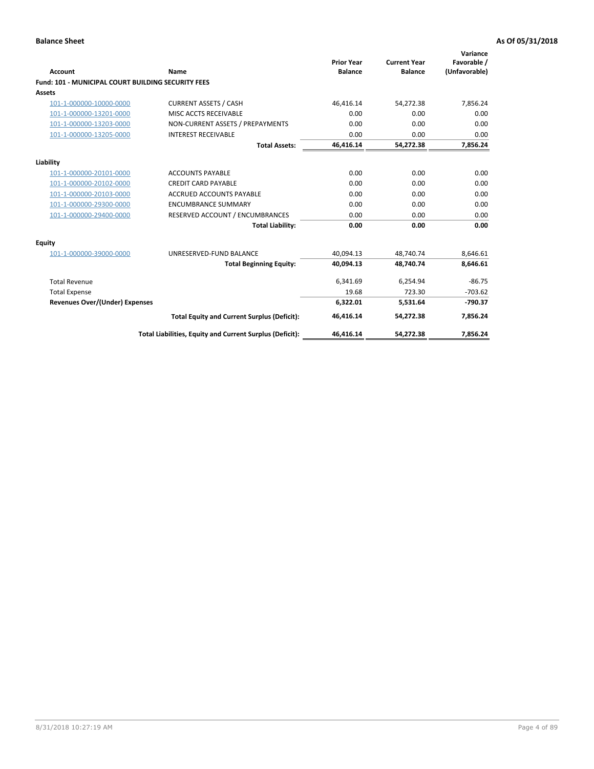**Balance Sheet** | **As Of 05/31/2018**

| Account | Name | Prior Year Balance | Current Year Balance | Variance Favorable / (Unfavorable) |
|---|---|---|---|---|
| **Fund: 101 - MUNICIPAL COURT BUILDING SECURITY FEES** | | | | |
| **Assets** | | | | |
| 101-1-000000-10000-0000 | CURRENT ASSETS / CASH | 46,416.14 | 54,272.38 | 7,856.24 |
| 101-1-000000-13201-0000 | MISC ACCTS RECEIVABLE | 0.00 | 0.00 | 0.00 |
| 101-1-000000-13203-0000 | NON-CURRENT ASSETS / PREPAYMENTS | 0.00 | 0.00 | 0.00 |
| 101-1-000000-13205-0000 | INTEREST RECEIVABLE | 0.00 | 0.00 | 0.00 |
| | **Total Assets:** | **46,416.14** | **54,272.38** | **7,856.24** |
| **Liability** | | | | |
| 101-1-000000-20101-0000 | ACCOUNTS PAYABLE | 0.00 | 0.00 | 0.00 |
| 101-1-000000-20102-0000 | CREDIT CARD PAYABLE | 0.00 | 0.00 | 0.00 |
| 101-1-000000-20103-0000 | ACCRUED ACCOUNTS PAYABLE | 0.00 | 0.00 | 0.00 |
| 101-1-000000-29300-0000 | ENCUMBRANCE SUMMARY | 0.00 | 0.00 | 0.00 |
| 101-1-000000-29400-0000 | RESERVED ACCOUNT / ENCUMBRANCES | 0.00 | 0.00 | 0.00 |
| | **Total Liability:** | **0.00** | **0.00** | **0.00** |
| **Equity** | | | | |
| 101-1-000000-39000-0000 | UNRESERVED-FUND BALANCE | 40,094.13 | 48,740.74 | 8,646.61 |
| | **Total Beginning Equity:** | **40,094.13** | **48,740.74** | **8,646.61** |
| Total Revenue | | 6,341.69 | 6,254.94 | -86.75 |
| Total Expense | | 19.68 | 723.30 | -703.62 |
| **Revenues Over/(Under) Expenses** | | **6,322.01** | **5,531.64** | **-790.37** |
| | **Total Equity and Current Surplus (Deficit):** | **46,416.14** | **54,272.38** | **7,856.24** |
| | **Total Liabilities, Equity and Current Surplus (Deficit):** | **46,416.14** | **54,272.38** | **7,856.24** |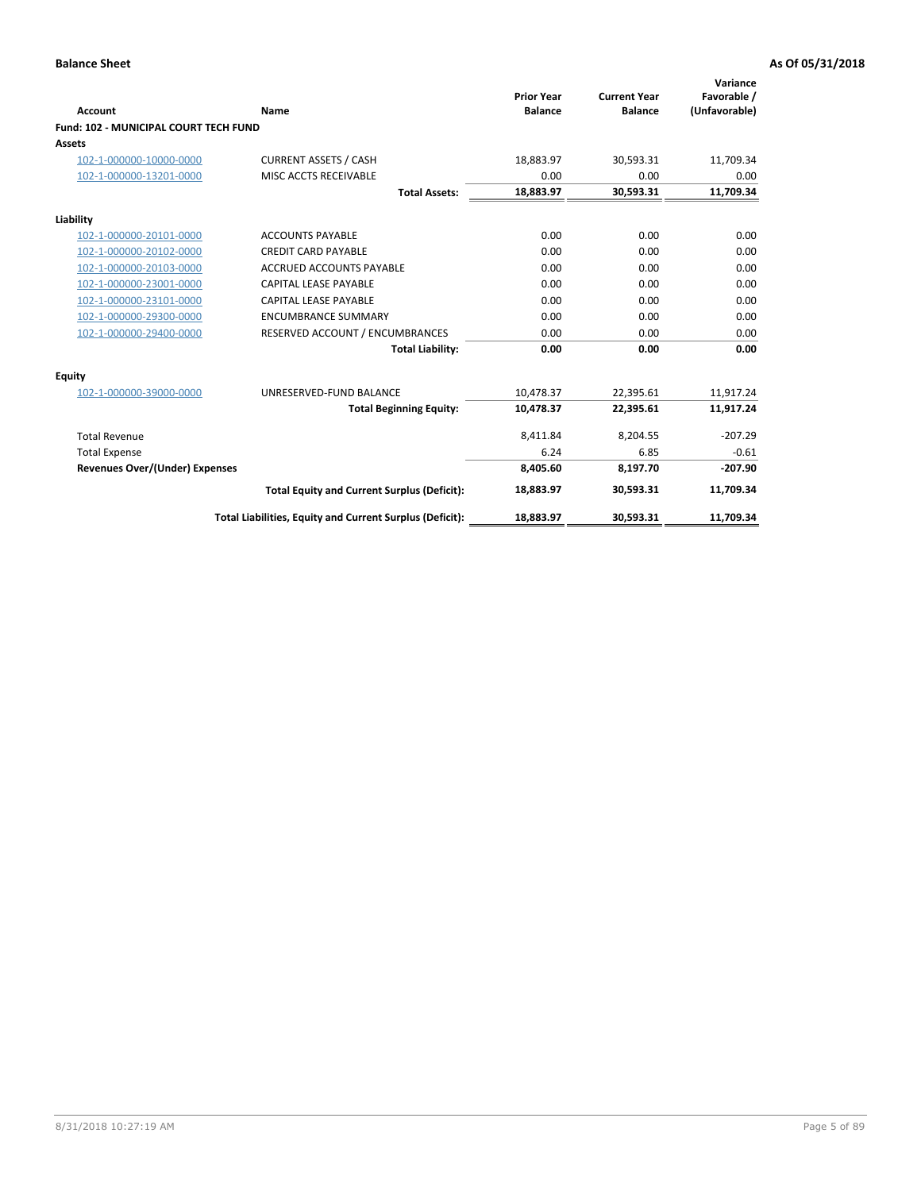**Balance Sheet** **As Of 05/31/2018**

| Account | Name | Prior Year Balance | Current Year Balance | Variance Favorable / (Unfavorable) |
|---|---|---|---|---|
| **Fund: 102 - MUNICIPAL COURT TECH FUND** | | | | |
| **Assets** | | | | |
| 102-1-000000-10000-0000 | CURRENT ASSETS / CASH | 18,883.97 | 30,593.31 | 11,709.34 |
| 102-1-000000-13201-0000 | MISC ACCTS RECEIVABLE | 0.00 | 0.00 | 0.00 |
| | **Total Assets:** | **18,883.97** | **30,593.31** | **11,709.34** |
| **Liability** | | | | |
| 102-1-000000-20101-0000 | ACCOUNTS PAYABLE | 0.00 | 0.00 | 0.00 |
| 102-1-000000-20102-0000 | CREDIT CARD PAYABLE | 0.00 | 0.00 | 0.00 |
| 102-1-000000-20103-0000 | ACCRUED ACCOUNTS PAYABLE | 0.00 | 0.00 | 0.00 |
| 102-1-000000-23001-0000 | CAPITAL LEASE PAYABLE | 0.00 | 0.00 | 0.00 |
| 102-1-000000-23101-0000 | CAPITAL LEASE PAYABLE | 0.00 | 0.00 | 0.00 |
| 102-1-000000-29300-0000 | ENCUMBRANCE SUMMARY | 0.00 | 0.00 | 0.00 |
| 102-1-000000-29400-0000 | RESERVED ACCOUNT / ENCUMBRANCES | 0.00 | 0.00 | 0.00 |
| | **Total Liability:** | **0.00** | **0.00** | **0.00** |
| **Equity** | | | | |
| 102-1-000000-39000-0000 | UNRESERVED-FUND BALANCE | 10,478.37 | 22,395.61 | 11,917.24 |
| | **Total Beginning Equity:** | **10,478.37** | **22,395.61** | **11,917.24** |
| Total Revenue | | 8,411.84 | 8,204.55 | -207.29 |
| Total Expense | | 6.24 | 6.85 | -0.61 |
| **Revenues Over/(Under) Expenses** | | **8,405.60** | **8,197.70** | **-207.90** |
| | **Total Equity and Current Surplus (Deficit):** | **18,883.97** | **30,593.31** | **11,709.34** |
| | **Total Liabilities, Equity and Current Surplus (Deficit):** | **18,883.97** | **30,593.31** | **11,709.34** |

8/31/2018 10:27:19 AM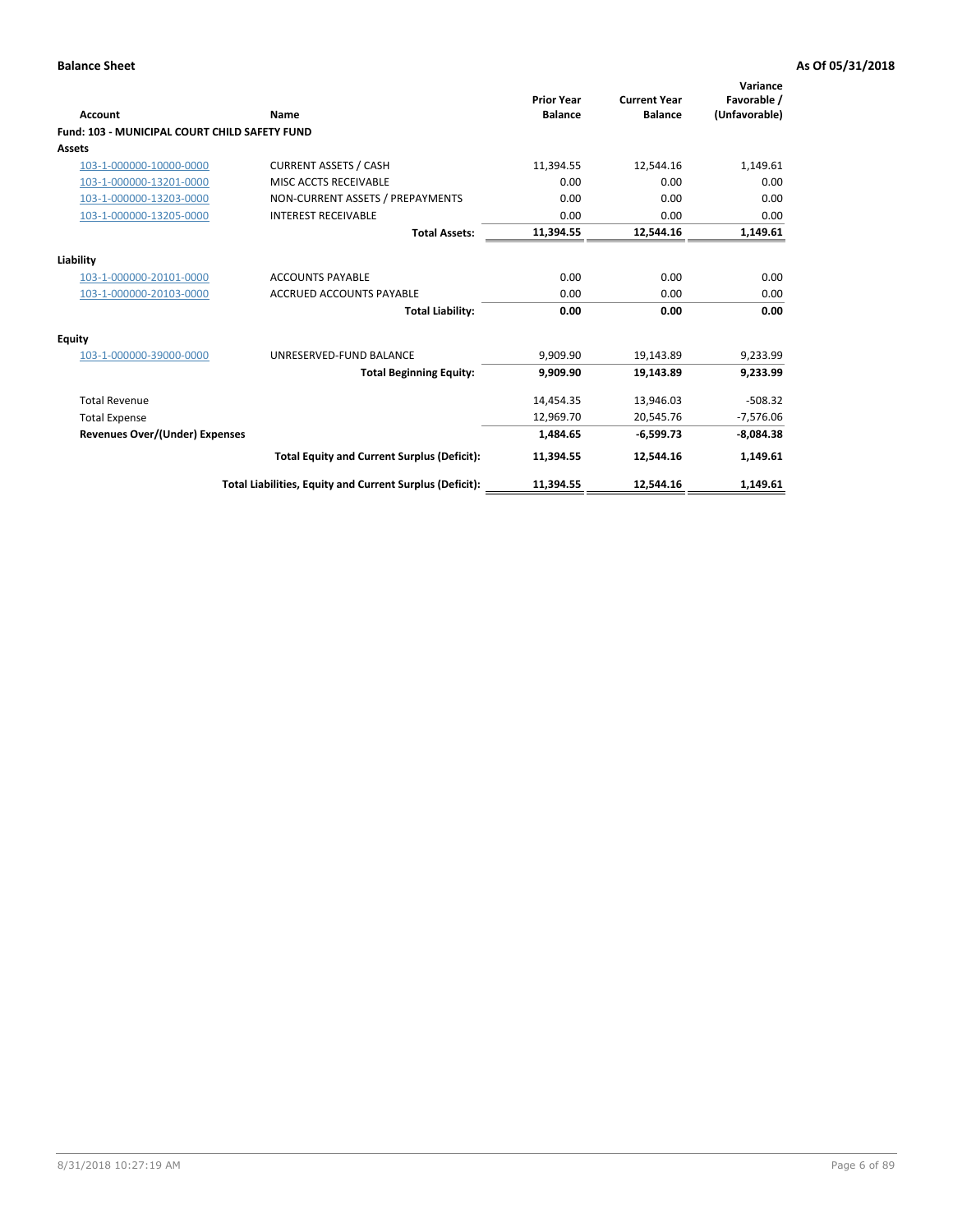**Balance Sheet** **As Of 05/31/2018**

| Account | Name | Prior Year Balance | Current Year Balance | Variance Favorable / (Unfavorable) |
|---|---|---|---|---|
| **Fund: 103 - MUNICIPAL COURT CHILD SAFETY FUND** | | | | |
| **Assets** | | | | |
| 103-1-000000-10000-0000 | CURRENT ASSETS / CASH | 11,394.55 | 12,544.16 | 1,149.61 |
| 103-1-000000-13201-0000 | MISC ACCTS RECEIVABLE | 0.00 | 0.00 | 0.00 |
| 103-1-000000-13203-0000 | NON-CURRENT ASSETS / PREPAYMENTS | 0.00 | 0.00 | 0.00 |
| 103-1-000000-13205-0000 | INTEREST RECEIVABLE | 0.00 | 0.00 | 0.00 |
| | **Total Assets:** | **11,394.55** | **12,544.16** | **1,149.61** |
| **Liability** | | | | |
| 103-1-000000-20101-0000 | ACCOUNTS PAYABLE | 0.00 | 0.00 | 0.00 |
| 103-1-000000-20103-0000 | ACCRUED ACCOUNTS PAYABLE | 0.00 | 0.00 | 0.00 |
| | **Total Liability:** | **0.00** | **0.00** | **0.00** |
| **Equity** | | | | |
| 103-1-000000-39000-0000 | UNRESERVED-FUND BALANCE | 9,909.90 | 19,143.89 | 9,233.99 |
| | **Total Beginning Equity:** | **9,909.90** | **19,143.89** | **9,233.99** |
| Total Revenue | | 14,454.35 | 13,946.03 | -508.32 |
| Total Expense | | 12,969.70 | 20,545.76 | -7,576.06 |
| **Revenues Over/(Under) Expenses** | | **1,484.65** | **-6,599.73** | **-8,084.38** |
| | **Total Equity and Current Surplus (Deficit):** | **11,394.55** | **12,544.16** | **1,149.61** |
| | **Total Liabilities, Equity and Current Surplus (Deficit):** | **11,394.55** | **12,544.16** | **1,149.61** |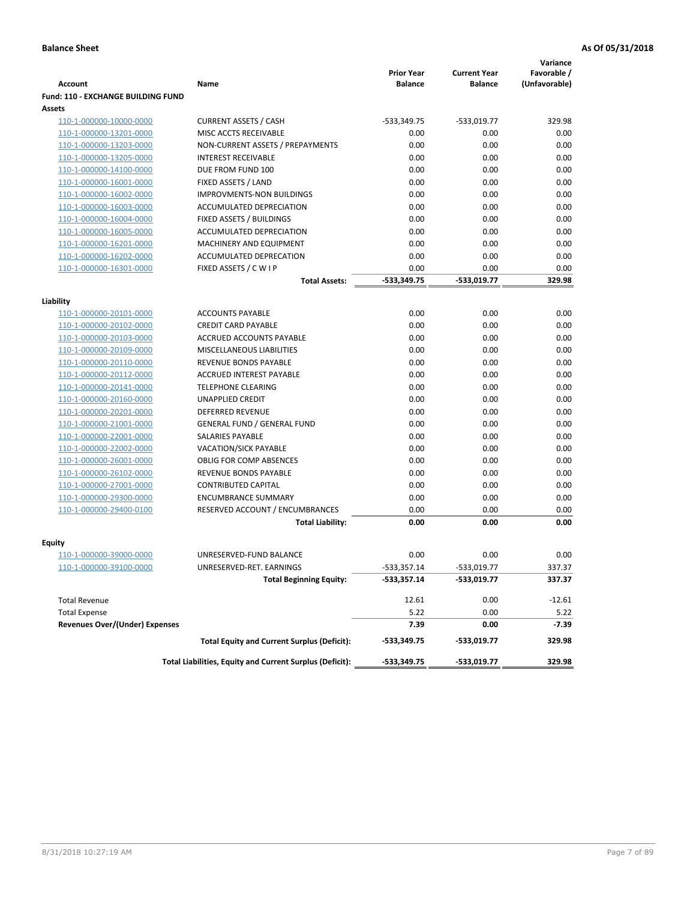**Balance Sheet** **As Of 05/31/2018**

| Account | Name | Prior Year Balance | Current Year Balance | Variance Favorable / (Unfavorable) |
|---|---|---|---|---|
| **Fund: 110 - EXCHANGE BUILDING FUND** | | | | |
| **Assets** | | | | |
| 110-1-000000-10000-0000 | CURRENT ASSETS / CASH | -533,349.75 | -533,019.77 | 329.98 |
| 110-1-000000-13201-0000 | MISC ACCTS RECEIVABLE | 0.00 | 0.00 | 0.00 |
| 110-1-000000-13203-0000 | NON-CURRENT ASSETS / PREPAYMENTS | 0.00 | 0.00 | 0.00 |
| 110-1-000000-13205-0000 | INTEREST RECEIVABLE | 0.00 | 0.00 | 0.00 |
| 110-1-000000-14100-0000 | DUE FROM FUND 100 | 0.00 | 0.00 | 0.00 |
| 110-1-000000-16001-0000 | FIXED ASSETS / LAND | 0.00 | 0.00 | 0.00 |
| 110-1-000000-16002-0000 | IMPROVMENTS-NON BUILDINGS | 0.00 | 0.00 | 0.00 |
| 110-1-000000-16003-0000 | ACCUMULATED DEPRECIATION | 0.00 | 0.00 | 0.00 |
| 110-1-000000-16004-0000 | FIXED ASSETS / BUILDINGS | 0.00 | 0.00 | 0.00 |
| 110-1-000000-16005-0000 | ACCUMULATED DEPRECIATION | 0.00 | 0.00 | 0.00 |
| 110-1-000000-16201-0000 | MACHINERY AND EQUIPMENT | 0.00 | 0.00 | 0.00 |
| 110-1-000000-16202-0000 | ACCUMULATED DEPRECATION | 0.00 | 0.00 | 0.00 |
| 110-1-000000-16301-0000 | FIXED ASSETS / C W I P | 0.00 | 0.00 | 0.00 |
| | **Total Assets:** | **-533,349.75** | **-533,019.77** | **329.98** |
| **Liability** | | | | |
| 110-1-000000-20101-0000 | ACCOUNTS PAYABLE | 0.00 | 0.00 | 0.00 |
| 110-1-000000-20102-0000 | CREDIT CARD PAYABLE | 0.00 | 0.00 | 0.00 |
| 110-1-000000-20103-0000 | ACCRUED ACCOUNTS PAYABLE | 0.00 | 0.00 | 0.00 |
| 110-1-000000-20109-0000 | MISCELLANEOUS LIABILITIES | 0.00 | 0.00 | 0.00 |
| 110-1-000000-20110-0000 | REVENUE BONDS PAYABLE | 0.00 | 0.00 | 0.00 |
| 110-1-000000-20112-0000 | ACCRUED INTEREST PAYABLE | 0.00 | 0.00 | 0.00 |
| 110-1-000000-20141-0000 | TELEPHONE CLEARING | 0.00 | 0.00 | 0.00 |
| 110-1-000000-20160-0000 | UNAPPLIED CREDIT | 0.00 | 0.00 | 0.00 |
| 110-1-000000-20201-0000 | DEFERRED REVENUE | 0.00 | 0.00 | 0.00 |
| 110-1-000000-21001-0000 | GENERAL FUND / GENERAL FUND | 0.00 | 0.00 | 0.00 |
| 110-1-000000-22001-0000 | SALARIES PAYABLE | 0.00 | 0.00 | 0.00 |
| 110-1-000000-22002-0000 | VACATION/SICK PAYABLE | 0.00 | 0.00 | 0.00 |
| 110-1-000000-26001-0000 | OBLIG FOR COMP ABSENCES | 0.00 | 0.00 | 0.00 |
| 110-1-000000-26102-0000 | REVENUE BONDS PAYABLE | 0.00 | 0.00 | 0.00 |
| 110-1-000000-27001-0000 | CONTRIBUTED CAPITAL | 0.00 | 0.00 | 0.00 |
| 110-1-000000-29300-0000 | ENCUMBRANCE SUMMARY | 0.00 | 0.00 | 0.00 |
| 110-1-000000-29400-0100 | RESERVED ACCOUNT / ENCUMBRANCES | 0.00 | 0.00 | 0.00 |
| | **Total Liability:** | **0.00** | **0.00** | **0.00** |
| **Equity** | | | | |
| 110-1-000000-39000-0000 | UNRESERVED-FUND BALANCE | 0.00 | 0.00 | 0.00 |
| 110-1-000000-39100-0000 | UNRESERVED-RET. EARNINGS | -533,357.14 | -533,019.77 | 337.37 |
| | **Total Beginning Equity:** | **-533,357.14** | **-533,019.77** | **337.37** |
| Total Revenue | | 12.61 | 0.00 | -12.61 |
| Total Expense | | 5.22 | 0.00 | 5.22 |
| **Revenues Over/(Under) Expenses** | | **7.39** | **0.00** | **-7.39** |
| | **Total Equity and Current Surplus (Deficit):** | **-533,349.75** | **-533,019.77** | **329.98** |
| | **Total Liabilities, Equity and Current Surplus (Deficit):** | **-533,349.75** | **-533,019.77** | **329.98** |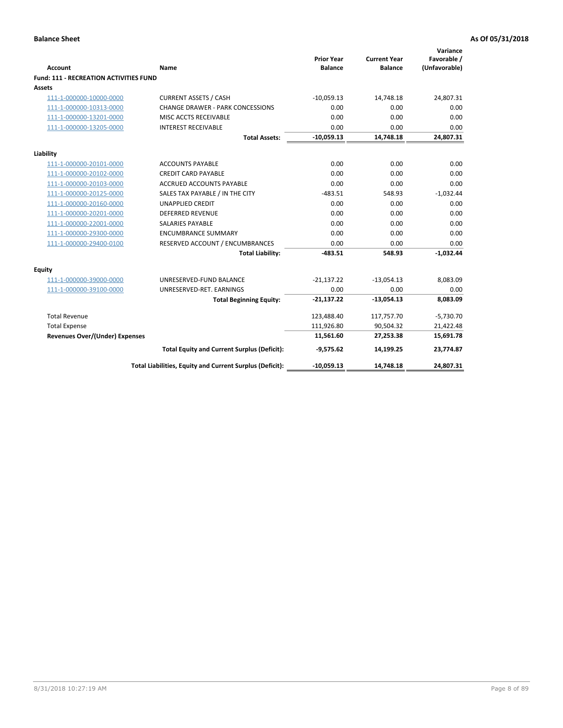**Balance Sheet** **As Of 05/31/2018**

| Account | Name | Prior Year Balance | Current Year Balance | Variance Favorable / (Unfavorable) |
|---|---|---|---|---|
| **Fund: 111 - RECREATION ACTIVITIES FUND** | | | | |
| **Assets** | | | | |
| 111-1-000000-10000-0000 | CURRENT ASSETS / CASH | -10,059.13 | 14,748.18 | 24,807.31 |
| 111-1-000000-10313-0000 | CHANGE DRAWER - PARK CONCESSIONS | 0.00 | 0.00 | 0.00 |
| 111-1-000000-13201-0000 | MISC ACCTS RECEIVABLE | 0.00 | 0.00 | 0.00 |
| 111-1-000000-13205-0000 | INTEREST RECEIVABLE | 0.00 | 0.00 | 0.00 |
| | **Total Assets:** | **-10,059.13** | **14,748.18** | **24,807.31** |
| **Liability** | | | | |
| 111-1-000000-20101-0000 | ACCOUNTS PAYABLE | 0.00 | 0.00 | 0.00 |
| 111-1-000000-20102-0000 | CREDIT CARD PAYABLE | 0.00 | 0.00 | 0.00 |
| 111-1-000000-20103-0000 | ACCRUED ACCOUNTS PAYABLE | 0.00 | 0.00 | 0.00 |
| 111-1-000000-20125-0000 | SALES TAX PAYABLE / IN THE CITY | -483.51 | 548.93 | -1,032.44 |
| 111-1-000000-20160-0000 | UNAPPLIED CREDIT | 0.00 | 0.00 | 0.00 |
| 111-1-000000-20201-0000 | DEFERRED REVENUE | 0.00 | 0.00 | 0.00 |
| 111-1-000000-22001-0000 | SALARIES PAYABLE | 0.00 | 0.00 | 0.00 |
| 111-1-000000-29300-0000 | ENCUMBRANCE SUMMARY | 0.00 | 0.00 | 0.00 |
| 111-1-000000-29400-0100 | RESERVED ACCOUNT / ENCUMBRANCES | 0.00 | 0.00 | 0.00 |
| | **Total Liability:** | **-483.51** | **548.93** | **-1,032.44** |
| **Equity** | | | | |
| 111-1-000000-39000-0000 | UNRESERVED-FUND BALANCE | -21,137.22 | -13,054.13 | 8,083.09 |
| 111-1-000000-39100-0000 | UNRESERVED-RET. EARNINGS | 0.00 | 0.00 | 0.00 |
| | **Total Beginning Equity:** | **-21,137.22** | **-13,054.13** | **8,083.09** |
| Total Revenue | | 123,488.40 | 117,757.70 | -5,730.70 |
| Total Expense | | 111,926.80 | 90,504.32 | 21,422.48 |
| **Revenues Over/(Under) Expenses** | | **11,561.60** | **27,253.38** | **15,691.78** |
| | **Total Equity and Current Surplus (Deficit):** | **-9,575.62** | **14,199.25** | **23,774.87** |
| | **Total Liabilities, Equity and Current Surplus (Deficit):** | **-10,059.13** | **14,748.18** | **24,807.31** |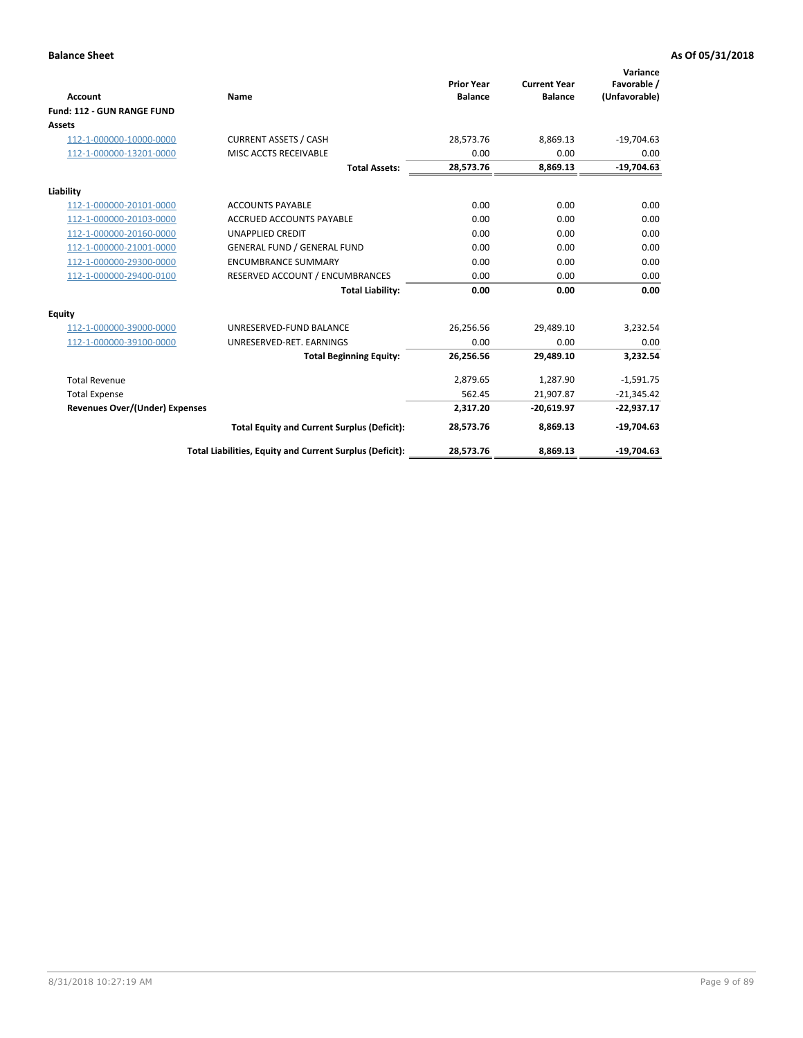**Balance Sheet** **As Of 05/31/2018**

| Account | Name | Prior Year Balance | Current Year Balance | Variance Favorable / (Unfavorable) |
|---|---|---|---|---|
| **Fund: 112 - GUN RANGE FUND** | | | | |
| **Assets** | | | | |
| 112-1-000000-10000-0000 | CURRENT ASSETS / CASH | 28,573.76 | 8,869.13 | -19,704.63 |
| 112-1-000000-13201-0000 | MISC ACCTS RECEIVABLE | 0.00 | 0.00 | 0.00 |
| | **Total Assets:** | **28,573.76** | **8,869.13** | **-19,704.63** |
| **Liability** | | | | |
| 112-1-000000-20101-0000 | ACCOUNTS PAYABLE | 0.00 | 0.00 | 0.00 |
| 112-1-000000-20103-0000 | ACCRUED ACCOUNTS PAYABLE | 0.00 | 0.00 | 0.00 |
| 112-1-000000-20160-0000 | UNAPPLIED CREDIT | 0.00 | 0.00 | 0.00 |
| 112-1-000000-21001-0000 | GENERAL FUND / GENERAL FUND | 0.00 | 0.00 | 0.00 |
| 112-1-000000-29300-0000 | ENCUMBRANCE SUMMARY | 0.00 | 0.00 | 0.00 |
| 112-1-000000-29400-0100 | RESERVED ACCOUNT / ENCUMBRANCES | 0.00 | 0.00 | 0.00 |
| | **Total Liability:** | **0.00** | **0.00** | **0.00** |
| **Equity** | | | | |
| 112-1-000000-39000-0000 | UNRESERVED-FUND BALANCE | 26,256.56 | 29,489.10 | 3,232.54 |
| 112-1-000000-39100-0000 | UNRESERVED-RET. EARNINGS | 0.00 | 0.00 | 0.00 |
| | **Total Beginning Equity:** | **26,256.56** | **29,489.10** | **3,232.54** |
| Total Revenue | | 2,879.65 | 1,287.90 | -1,591.75 |
| Total Expense | | 562.45 | 21,907.87 | -21,345.42 |
| **Revenues Over/(Under) Expenses** | | **2,317.20** | **-20,619.97** | **-22,937.17** |
| | **Total Equity and Current Surplus (Deficit):** | **28,573.76** | **8,869.13** | **-19,704.63** |
| | **Total Liabilities, Equity and Current Surplus (Deficit):** | **28,573.76** | **8,869.13** | **-19,704.63** |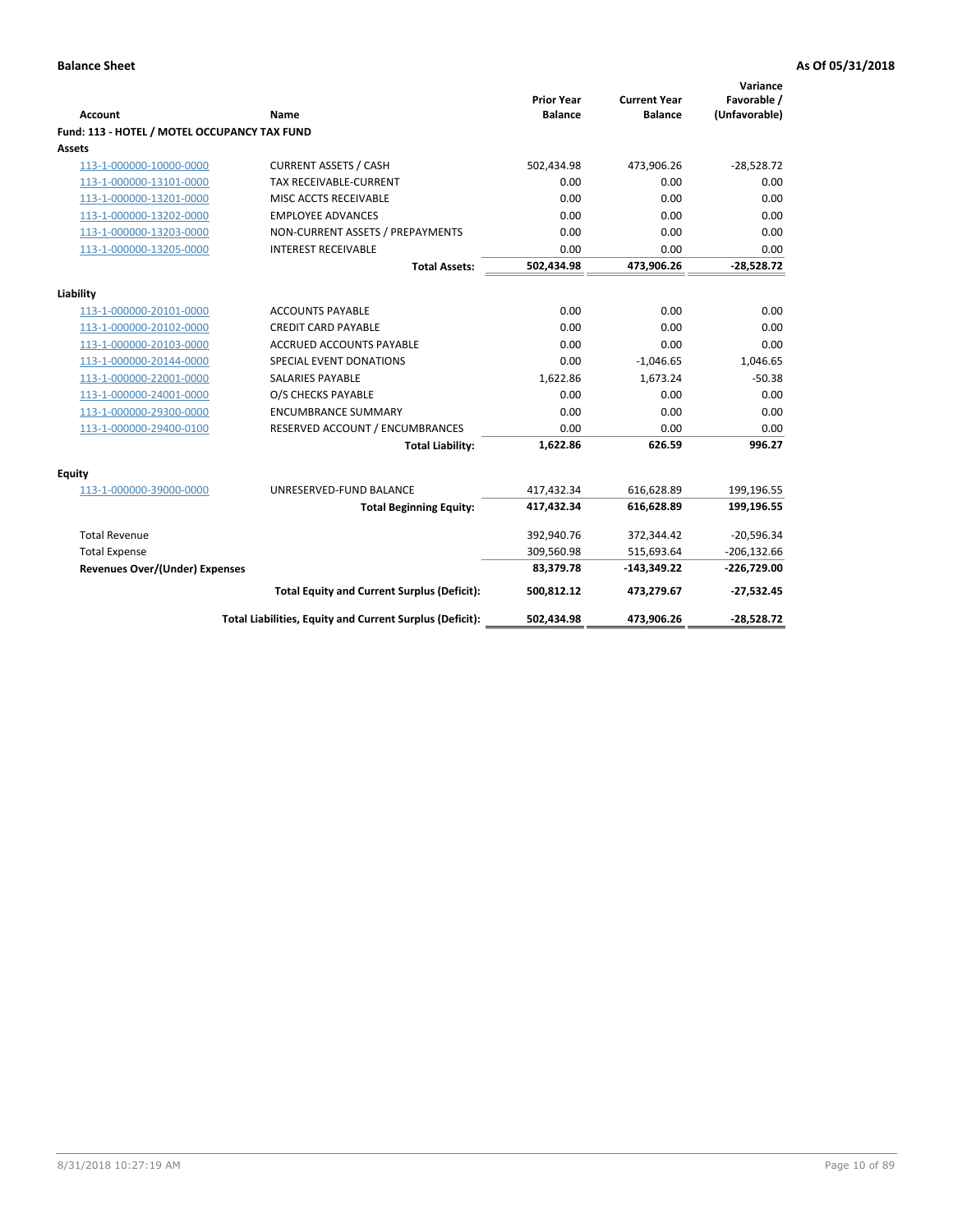**Balance Sheet** | **As Of 05/31/2018**

| Account | Name | Prior Year Balance | Current Year Balance | Variance Favorable / (Unfavorable) |
|---|---|---|---|---|
| **Fund: 113 - HOTEL / MOTEL OCCUPANCY TAX FUND** | | | | |
| **Assets** | | | | |
| 113-1-000000-10000-0000 | CURRENT ASSETS / CASH | 502,434.98 | 473,906.26 | -28,528.72 |
| 113-1-000000-13101-0000 | TAX RECEIVABLE-CURRENT | 0.00 | 0.00 | 0.00 |
| 113-1-000000-13201-0000 | MISC ACCTS RECEIVABLE | 0.00 | 0.00 | 0.00 |
| 113-1-000000-13202-0000 | EMPLOYEE ADVANCES | 0.00 | 0.00 | 0.00 |
| 113-1-000000-13203-0000 | NON-CURRENT ASSETS / PREPAYMENTS | 0.00 | 0.00 | 0.00 |
| 113-1-000000-13205-0000 | INTEREST RECEIVABLE | 0.00 | 0.00 | 0.00 |
| | **Total Assets:** | **502,434.98** | **473,906.26** | **-28,528.72** |
| **Liability** | | | | |
| 113-1-000000-20101-0000 | ACCOUNTS PAYABLE | 0.00 | 0.00 | 0.00 |
| 113-1-000000-20102-0000 | CREDIT CARD PAYABLE | 0.00 | 0.00 | 0.00 |
| 113-1-000000-20103-0000 | ACCRUED ACCOUNTS PAYABLE | 0.00 | 0.00 | 0.00 |
| 113-1-000000-20144-0000 | SPECIAL EVENT DONATIONS | 0.00 | -1,046.65 | 1,046.65 |
| 113-1-000000-22001-0000 | SALARIES PAYABLE | 1,622.86 | 1,673.24 | -50.38 |
| 113-1-000000-24001-0000 | O/S CHECKS PAYABLE | 0.00 | 0.00 | 0.00 |
| 113-1-000000-29300-0000 | ENCUMBRANCE SUMMARY | 0.00 | 0.00 | 0.00 |
| 113-1-000000-29400-0100 | RESERVED ACCOUNT / ENCUMBRANCES | 0.00 | 0.00 | 0.00 |
| | **Total Liability:** | **1,622.86** | **626.59** | **996.27** |
| **Equity** | | | | |
| 113-1-000000-39000-0000 | UNRESERVED-FUND BALANCE | 417,432.34 | 616,628.89 | 199,196.55 |
| | **Total Beginning Equity:** | **417,432.34** | **616,628.89** | **199,196.55** |
| Total Revenue | | 392,940.76 | 372,344.42 | -20,596.34 |
| Total Expense | | 309,560.98 | 515,693.64 | -206,132.66 |
| **Revenues Over/(Under) Expenses** | | **83,379.78** | **-143,349.22** | **-226,729.00** |
| | **Total Equity and Current Surplus (Deficit):** | **500,812.12** | **473,279.67** | **-27,532.45** |
| | **Total Liabilities, Equity and Current Surplus (Deficit):** | **502,434.98** | **473,906.26** | **-28,528.72** |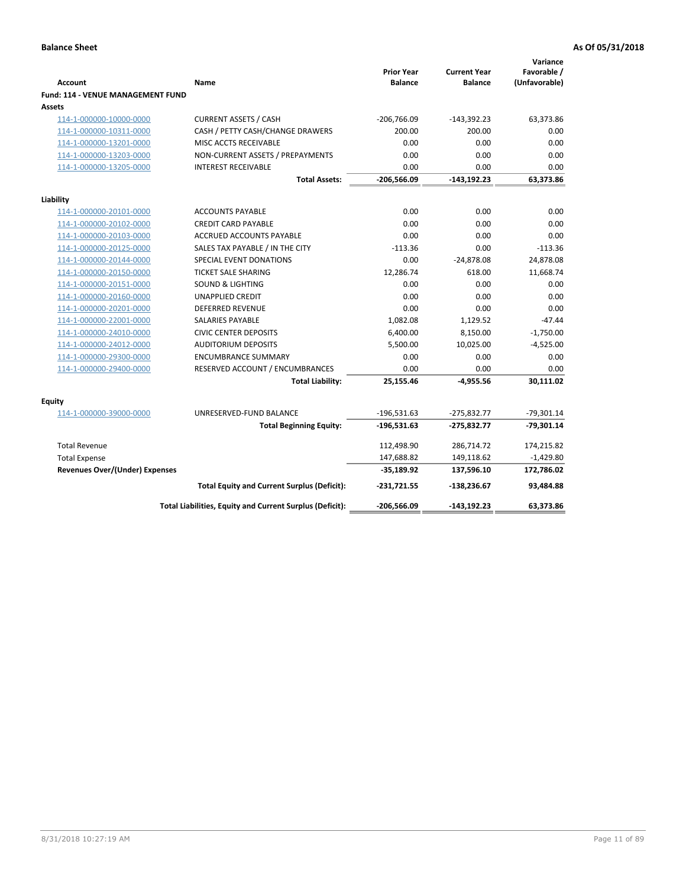**Balance Sheet** **As Of 05/31/2018**

| Account | Name | Prior Year Balance | Current Year Balance | Variance Favorable / (Unfavorable) |
|---|---|---|---|---|
| **Fund: 114 - VENUE MANAGEMENT FUND** | | | | |
| **Assets** | | | | |
| 114-1-000000-10000-0000 | CURRENT ASSETS / CASH | -206,766.09 | -143,392.23 | 63,373.86 |
| 114-1-000000-10311-0000 | CASH / PETTY CASH/CHANGE DRAWERS | 200.00 | 200.00 | 0.00 |
| 114-1-000000-13201-0000 | MISC ACCTS RECEIVABLE | 0.00 | 0.00 | 0.00 |
| 114-1-000000-13203-0000 | NON-CURRENT ASSETS / PREPAYMENTS | 0.00 | 0.00 | 0.00 |
| 114-1-000000-13205-0000 | INTEREST RECEIVABLE | 0.00 | 0.00 | 0.00 |
| | **Total Assets:** | **-206,566.09** | **-143,192.23** | **63,373.86** |
| **Liability** | | | | |
| 114-1-000000-20101-0000 | ACCOUNTS PAYABLE | 0.00 | 0.00 | 0.00 |
| 114-1-000000-20102-0000 | CREDIT CARD PAYABLE | 0.00 | 0.00 | 0.00 |
| 114-1-000000-20103-0000 | ACCRUED ACCOUNTS PAYABLE | 0.00 | 0.00 | 0.00 |
| 114-1-000000-20125-0000 | SALES TAX PAYABLE / IN THE CITY | -113.36 | 0.00 | -113.36 |
| 114-1-000000-20144-0000 | SPECIAL EVENT DONATIONS | 0.00 | -24,878.08 | 24,878.08 |
| 114-1-000000-20150-0000 | TICKET SALE SHARING | 12,286.74 | 618.00 | 11,668.74 |
| 114-1-000000-20151-0000 | SOUND & LIGHTING | 0.00 | 0.00 | 0.00 |
| 114-1-000000-20160-0000 | UNAPPLIED CREDIT | 0.00 | 0.00 | 0.00 |
| 114-1-000000-20201-0000 | DEFERRED REVENUE | 0.00 | 0.00 | 0.00 |
| 114-1-000000-22001-0000 | SALARIES PAYABLE | 1,082.08 | 1,129.52 | -47.44 |
| 114-1-000000-24010-0000 | CIVIC CENTER DEPOSITS | 6,400.00 | 8,150.00 | -1,750.00 |
| 114-1-000000-24012-0000 | AUDITORIUM DEPOSITS | 5,500.00 | 10,025.00 | -4,525.00 |
| 114-1-000000-29300-0000 | ENCUMBRANCE SUMMARY | 0.00 | 0.00 | 0.00 |
| 114-1-000000-29400-0000 | RESERVED ACCOUNT / ENCUMBRANCES | 0.00 | 0.00 | 0.00 |
| | **Total Liability:** | **25,155.46** | **-4,955.56** | **30,111.02** |
| **Equity** | | | | |
| 114-1-000000-39000-0000 | UNRESERVED-FUND BALANCE | -196,531.63 | -275,832.77 | -79,301.14 |
| | **Total Beginning Equity:** | **-196,531.63** | **-275,832.77** | **-79,301.14** |
| Total Revenue | | 112,498.90 | 286,714.72 | 174,215.82 |
| Total Expense | | 147,688.82 | 149,118.62 | -1,429.80 |
| **Revenues Over/(Under) Expenses** | | **-35,189.92** | **137,596.10** | **172,786.02** |
| | **Total Equity and Current Surplus (Deficit):** | **-231,721.55** | **-138,236.67** | **93,484.88** |
| | **Total Liabilities, Equity and Current Surplus (Deficit):** | **-206,566.09** | **-143,192.23** | **63,373.86** |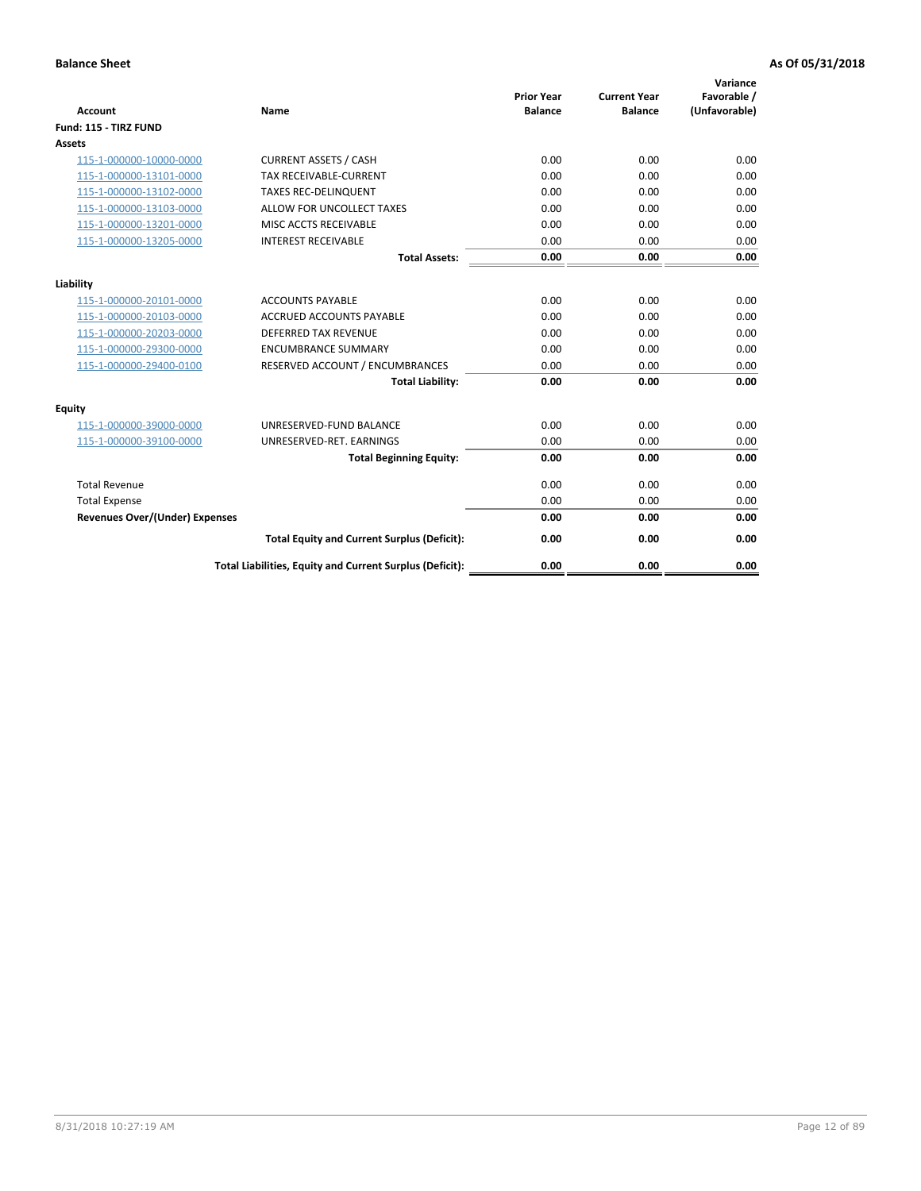**Balance Sheet** **As Of 05/31/2018**

| Account | Name | Prior Year Balance | Current Year Balance | Variance Favorable / (Unfavorable) |
|---|---|---|---|---|
| **Fund: 115 - TIRZ FUND** | | | | |
| **Assets** | | | | |
| 115-1-000000-10000-0000 | CURRENT ASSETS / CASH | 0.00 | 0.00 | 0.00 |
| 115-1-000000-13101-0000 | TAX RECEIVABLE-CURRENT | 0.00 | 0.00 | 0.00 |
| 115-1-000000-13102-0000 | TAXES REC-DELINQUENT | 0.00 | 0.00 | 0.00 |
| 115-1-000000-13103-0000 | ALLOW FOR UNCOLLECT TAXES | 0.00 | 0.00 | 0.00 |
| 115-1-000000-13201-0000 | MISC ACCTS RECEIVABLE | 0.00 | 0.00 | 0.00 |
| 115-1-000000-13205-0000 | INTEREST RECEIVABLE | 0.00 | 0.00 | 0.00 |
| | **Total Assets:** | **0.00** | **0.00** | **0.00** |
| **Liability** | | | | |
| 115-1-000000-20101-0000 | ACCOUNTS PAYABLE | 0.00 | 0.00 | 0.00 |
| 115-1-000000-20103-0000 | ACCRUED ACCOUNTS PAYABLE | 0.00 | 0.00 | 0.00 |
| 115-1-000000-20203-0000 | DEFERRED TAX REVENUE | 0.00 | 0.00 | 0.00 |
| 115-1-000000-29300-0000 | ENCUMBRANCE SUMMARY | 0.00 | 0.00 | 0.00 |
| 115-1-000000-29400-0100 | RESERVED ACCOUNT / ENCUMBRANCES | 0.00 | 0.00 | 0.00 |
| | **Total Liability:** | **0.00** | **0.00** | **0.00** |
| **Equity** | | | | |
| 115-1-000000-39000-0000 | UNRESERVED-FUND BALANCE | 0.00 | 0.00 | 0.00 |
| 115-1-000000-39100-0000 | UNRESERVED-RET. EARNINGS | 0.00 | 0.00 | 0.00 |
| | **Total Beginning Equity:** | **0.00** | **0.00** | **0.00** |
| Total Revenue | | 0.00 | 0.00 | 0.00 |
| Total Expense | | 0.00 | 0.00 | 0.00 |
| **Revenues Over/(Under) Expenses** | | **0.00** | **0.00** | **0.00** |
| | **Total Equity and Current Surplus (Deficit):** | **0.00** | **0.00** | **0.00** |
| | **Total Liabilities, Equity and Current Surplus (Deficit):** | **0.00** | **0.00** | **0.00** |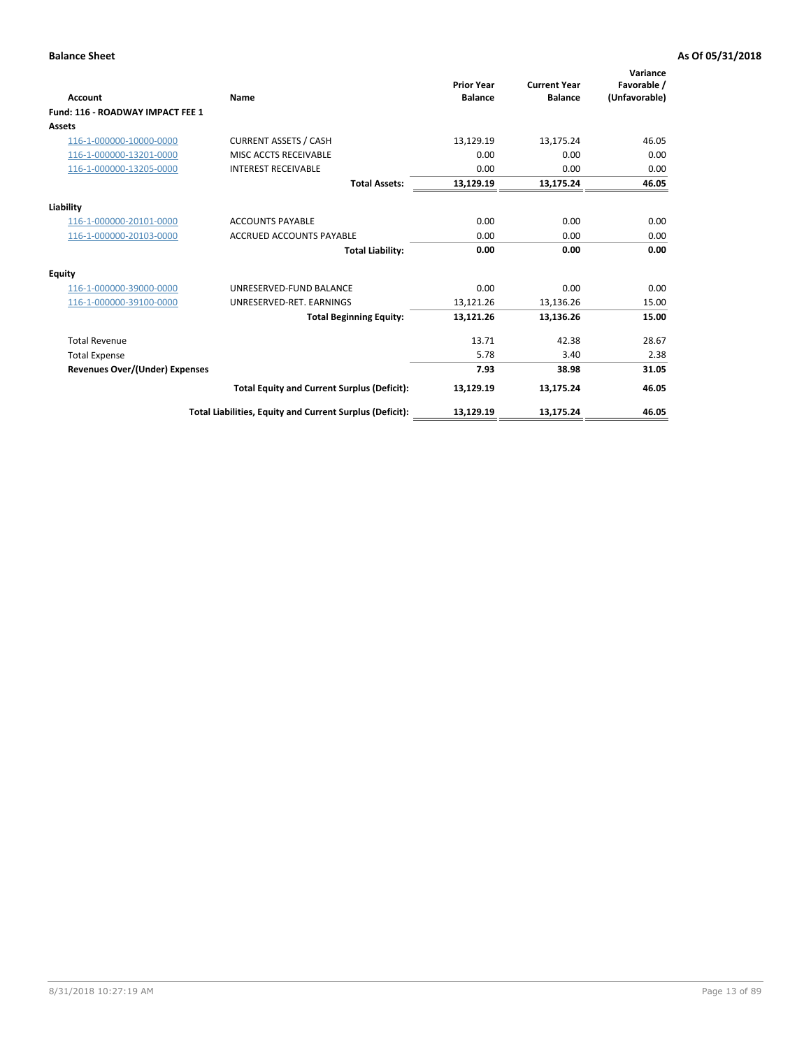**Balance Sheet** **As Of 05/31/2018**

| Account | Name | Prior Year Balance | Current Year Balance | Variance Favorable / (Unfavorable) |
|---|---|---|---|---|
| **Fund: 116 - ROADWAY IMPACT FEE 1** | | | | |
| **Assets** | | | | |
| 116-1-000000-10000-0000 | CURRENT ASSETS / CASH | 13,129.19 | 13,175.24 | 46.05 |
| 116-1-000000-13201-0000 | MISC ACCTS RECEIVABLE | 0.00 | 0.00 | 0.00 |
| 116-1-000000-13205-0000 | INTEREST RECEIVABLE | 0.00 | 0.00 | 0.00 |
| | **Total Assets:** | **13,129.19** | **13,175.24** | **46.05** |
| **Liability** | | | | |
| 116-1-000000-20101-0000 | ACCOUNTS PAYABLE | 0.00 | 0.00 | 0.00 |
| 116-1-000000-20103-0000 | ACCRUED ACCOUNTS PAYABLE | 0.00 | 0.00 | 0.00 |
| | **Total Liability:** | **0.00** | **0.00** | **0.00** |
| **Equity** | | | | |
| 116-1-000000-39000-0000 | UNRESERVED-FUND BALANCE | 0.00 | 0.00 | 0.00 |
| 116-1-000000-39100-0000 | UNRESERVED-RET. EARNINGS | 13,121.26 | 13,136.26 | 15.00 |
| | **Total Beginning Equity:** | **13,121.26** | **13,136.26** | **15.00** |
| Total Revenue | | 13.71 | 42.38 | 28.67 |
| Total Expense | | 5.78 | 3.40 | 2.38 |
| **Revenues Over/(Under) Expenses** | | **7.93** | **38.98** | **31.05** |
| | **Total Equity and Current Surplus (Deficit):** | **13,129.19** | **13,175.24** | **46.05** |
| | **Total Liabilities, Equity and Current Surplus (Deficit):** | **13,129.19** | **13,175.24** | **46.05** |

8/31/2018 10:27:19 AM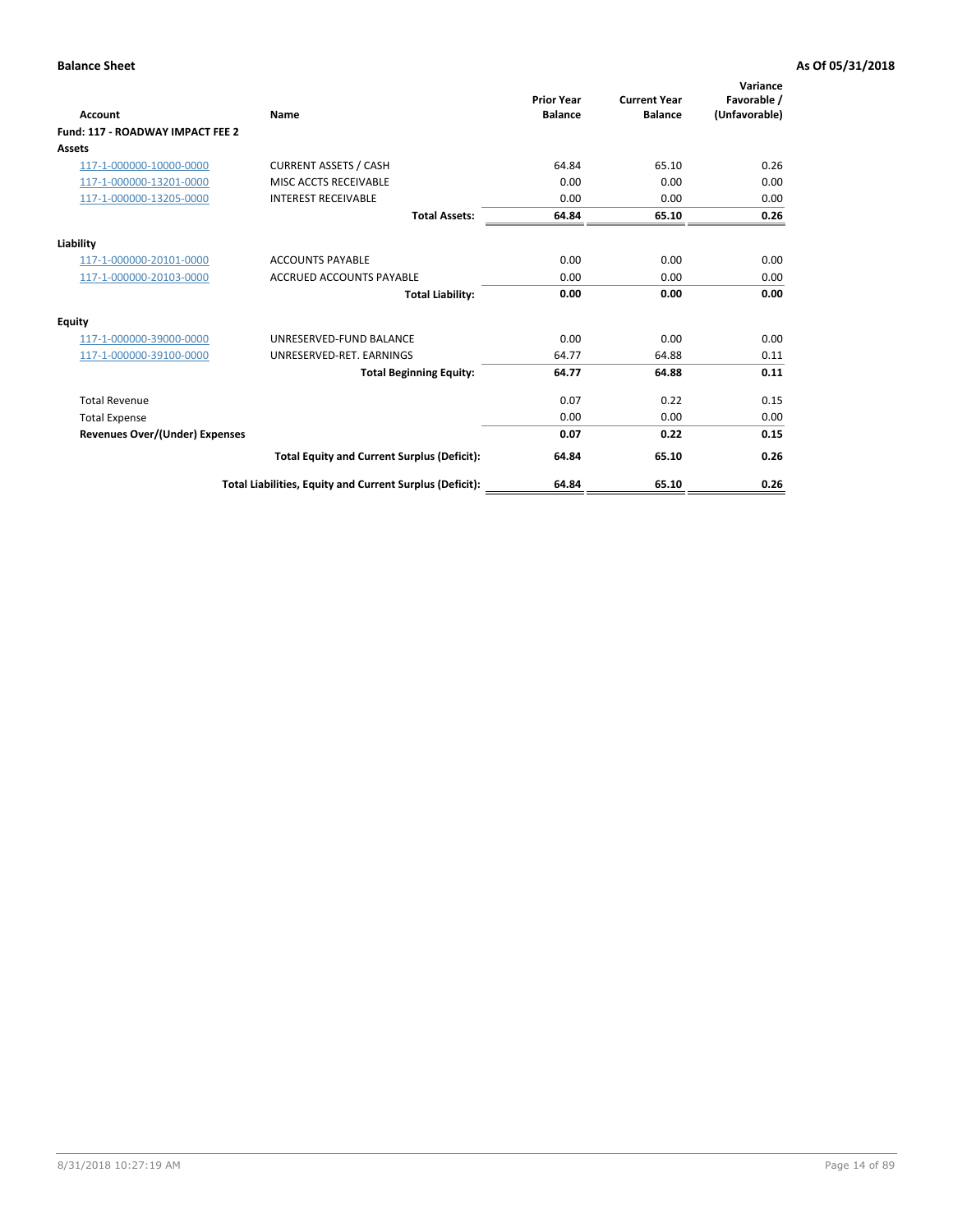**Balance Sheet** **As Of 05/31/2018**

| Account | Name | Prior Year Balance | Current Year Balance | Variance Favorable / (Unfavorable) |
|---|---|---|---|---|
| **Fund: 117 - ROADWAY IMPACT FEE 2** | | | | |
| **Assets** | | | | |
| 117-1-000000-10000-0000 | CURRENT ASSETS / CASH | 64.84 | 65.10 | 0.26 |
| 117-1-000000-13201-0000 | MISC ACCTS RECEIVABLE | 0.00 | 0.00 | 0.00 |
| 117-1-000000-13205-0000 | INTEREST RECEIVABLE | 0.00 | 0.00 | 0.00 |
| | **Total Assets:** | **64.84** | **65.10** | **0.26** |
| **Liability** | | | | |
| 117-1-000000-20101-0000 | ACCOUNTS PAYABLE | 0.00 | 0.00 | 0.00 |
| 117-1-000000-20103-0000 | ACCRUED ACCOUNTS PAYABLE | 0.00 | 0.00 | 0.00 |
| | **Total Liability:** | **0.00** | **0.00** | **0.00** |
| **Equity** | | | | |
| 117-1-000000-39000-0000 | UNRESERVED-FUND BALANCE | 0.00 | 0.00 | 0.00 |
| 117-1-000000-39100-0000 | UNRESERVED-RET. EARNINGS | 64.77 | 64.88 | 0.11 |
| | **Total Beginning Equity:** | **64.77** | **64.88** | **0.11** |
| Total Revenue | | 0.07 | 0.22 | 0.15 |
| Total Expense | | 0.00 | 0.00 | 0.00 |
| **Revenues Over/(Under) Expenses** | | **0.07** | **0.22** | **0.15** |
| | **Total Equity and Current Surplus (Deficit):** | **64.84** | **65.10** | **0.26** |
| | **Total Liabilities, Equity and Current Surplus (Deficit):** | **64.84** | **65.10** | **0.26** |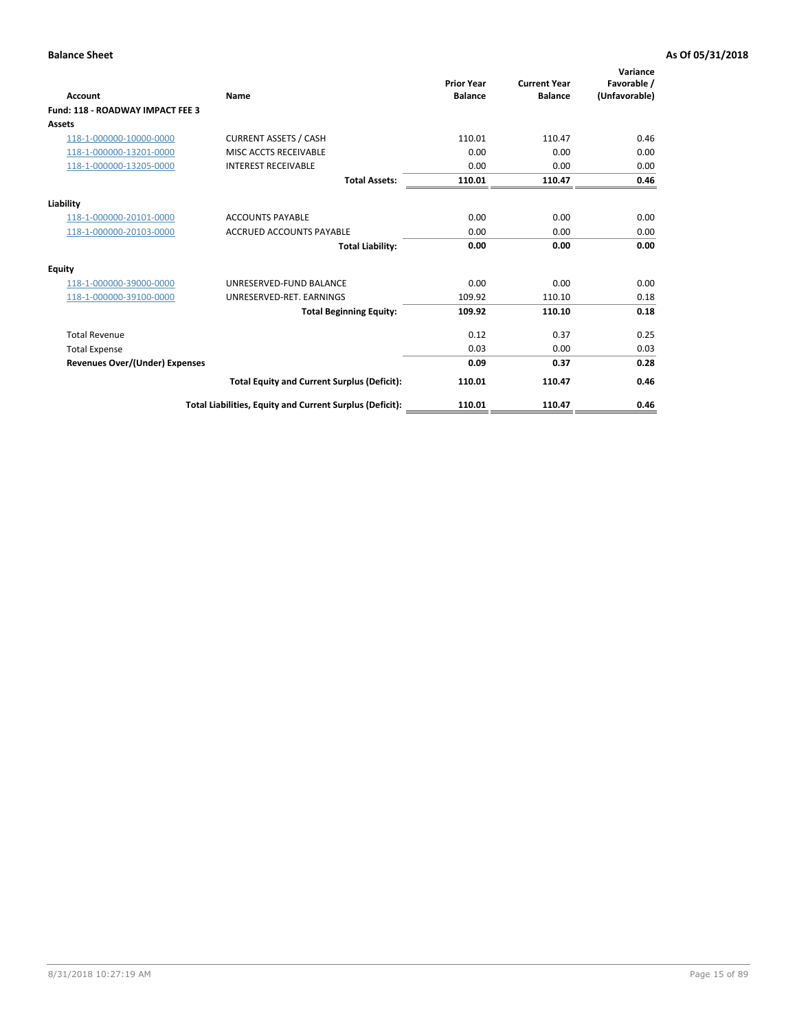**Balance Sheet** **As Of 05/31/2018**

| Account | Name | Prior Year Balance | Current Year Balance | Variance Favorable / (Unfavorable) |
|---|---|---|---|---|
| **Fund: 118 - ROADWAY IMPACT FEE 3** | | | | |
| **Assets** | | | | |
| 118-1-000000-10000-0000 | CURRENT ASSETS / CASH | 110.01 | 110.47 | 0.46 |
| 118-1-000000-13201-0000 | MISC ACCTS RECEIVABLE | 0.00 | 0.00 | 0.00 |
| 118-1-000000-13205-0000 | INTEREST RECEIVABLE | 0.00 | 0.00 | 0.00 |
| | **Total Assets:** | **110.01** | **110.47** | **0.46** |
| **Liability** | | | | |
| 118-1-000000-20101-0000 | ACCOUNTS PAYABLE | 0.00 | 0.00 | 0.00 |
| 118-1-000000-20103-0000 | ACCRUED ACCOUNTS PAYABLE | 0.00 | 0.00 | 0.00 |
| | **Total Liability:** | **0.00** | **0.00** | **0.00** |
| **Equity** | | | | |
| 118-1-000000-39000-0000 | UNRESERVED-FUND BALANCE | 0.00 | 0.00 | 0.00 |
| 118-1-000000-39100-0000 | UNRESERVED-RET. EARNINGS | 109.92 | 110.10 | 0.18 |
| | **Total Beginning Equity:** | **109.92** | **110.10** | **0.18** |
| Total Revenue | | 0.12 | 0.37 | 0.25 |
| Total Expense | | 0.03 | 0.00 | 0.03 |
| **Revenues Over/(Under) Expenses** | | **0.09** | **0.37** | **0.28** |
| | **Total Equity and Current Surplus (Deficit):** | **110.01** | **110.47** | **0.46** |
| | **Total Liabilities, Equity and Current Surplus (Deficit):** | **110.01** | **110.47** | **0.46** |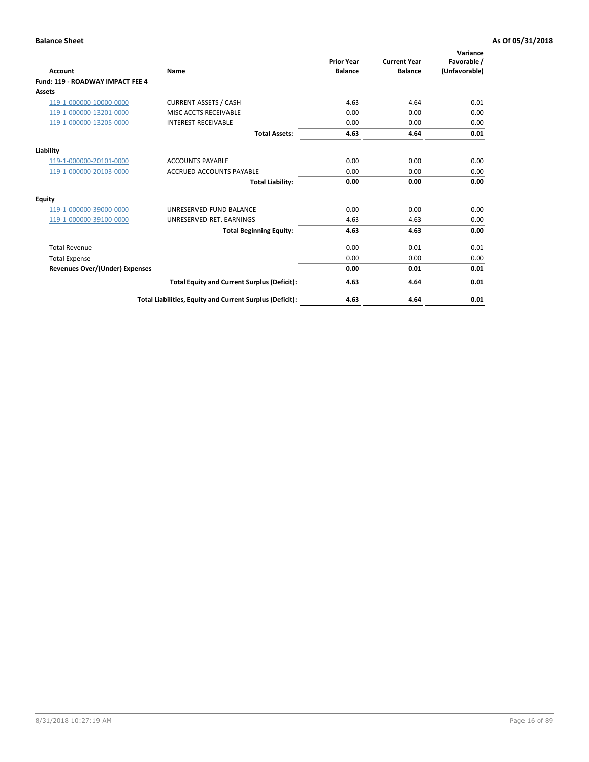**Balance Sheet** | **As Of 05/31/2018**

| Account | Name | Prior Year Balance | Current Year Balance | Variance Favorable / (Unfavorable) |
|---|---|---|---|---|
| **Fund: 119 - ROADWAY IMPACT FEE 4** | | | | |
| **Assets** | | | | |
| 119-1-000000-10000-0000 | CURRENT ASSETS / CASH | 4.63 | 4.64 | 0.01 |
| 119-1-000000-13201-0000 | MISC ACCTS RECEIVABLE | 0.00 | 0.00 | 0.00 |
| 119-1-000000-13205-0000 | INTEREST RECEIVABLE | 0.00 | 0.00 | 0.00 |
| | **Total Assets:** | **4.63** | **4.64** | **0.01** |
| **Liability** | | | | |
| 119-1-000000-20101-0000 | ACCOUNTS PAYABLE | 0.00 | 0.00 | 0.00 |
| 119-1-000000-20103-0000 | ACCRUED ACCOUNTS PAYABLE | 0.00 | 0.00 | 0.00 |
| | **Total Liability:** | **0.00** | **0.00** | **0.00** |
| **Equity** | | | | |
| 119-1-000000-39000-0000 | UNRESERVED-FUND BALANCE | 0.00 | 0.00 | 0.00 |
| 119-1-000000-39100-0000 | UNRESERVED-RET. EARNINGS | 4.63 | 4.63 | 0.00 |
| | **Total Beginning Equity:** | **4.63** | **4.63** | **0.00** |
| Total Revenue | | 0.00 | 0.01 | 0.01 |
| Total Expense | | 0.00 | 0.00 | 0.00 |
| **Revenues Over/(Under) Expenses** | | **0.00** | **0.01** | **0.01** |
| | **Total Equity and Current Surplus (Deficit):** | **4.63** | **4.64** | **0.01** |
| | **Total Liabilities, Equity and Current Surplus (Deficit):** | **4.63** | **4.64** | **0.01** |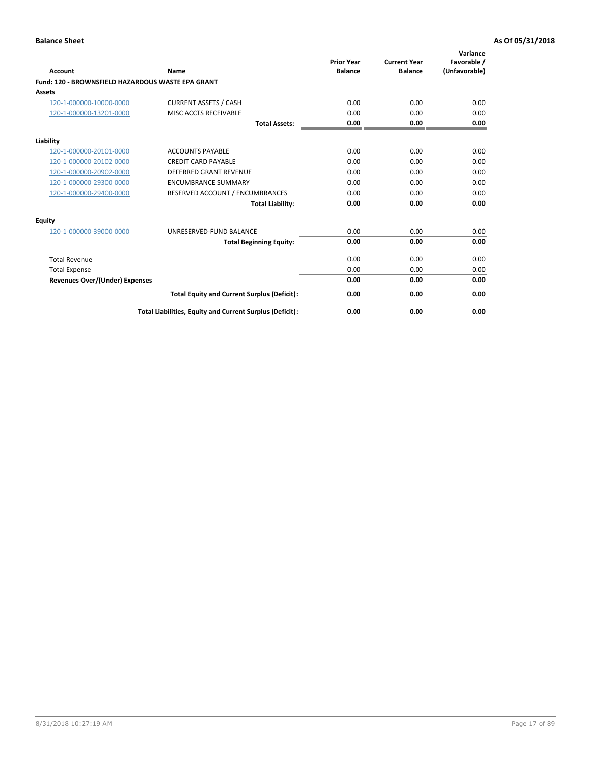**Balance Sheet** | **As Of 05/31/2018**

| Account | Name | Prior Year Balance | Current Year Balance | Variance Favorable / (Unfavorable) |
|---|---|---|---|---|
| **Fund: 120 - BROWNSFIELD HAZARDOUS WASTE EPA GRANT** | | | | |
| **Assets** | | | | |
| 120-1-000000-10000-0000 | CURRENT ASSETS / CASH | 0.00 | 0.00 | 0.00 |
| 120-1-000000-13201-0000 | MISC ACCTS RECEIVABLE | 0.00 | 0.00 | 0.00 |
| | **Total Assets:** | **0.00** | **0.00** | **0.00** |
| **Liability** | | | | |
| 120-1-000000-20101-0000 | ACCOUNTS PAYABLE | 0.00 | 0.00 | 0.00 |
| 120-1-000000-20102-0000 | CREDIT CARD PAYABLE | 0.00 | 0.00 | 0.00 |
| 120-1-000000-20902-0000 | DEFERRED GRANT REVENUE | 0.00 | 0.00 | 0.00 |
| 120-1-000000-29300-0000 | ENCUMBRANCE SUMMARY | 0.00 | 0.00 | 0.00 |
| 120-1-000000-29400-0000 | RESERVED ACCOUNT / ENCUMBRANCES | 0.00 | 0.00 | 0.00 |
| | **Total Liability:** | **0.00** | **0.00** | **0.00** |
| **Equity** | | | | |
| 120-1-000000-39000-0000 | UNRESERVED-FUND BALANCE | 0.00 | 0.00 | 0.00 |
| | **Total Beginning Equity:** | **0.00** | **0.00** | **0.00** |
| Total Revenue | | 0.00 | 0.00 | 0.00 |
| Total Expense | | 0.00 | 0.00 | 0.00 |
| **Revenues Over/(Under) Expenses** | | **0.00** | **0.00** | **0.00** |
| | **Total Equity and Current Surplus (Deficit):** | **0.00** | **0.00** | **0.00** |
| | **Total Liabilities, Equity and Current Surplus (Deficit):** | **0.00** | **0.00** | **0.00** |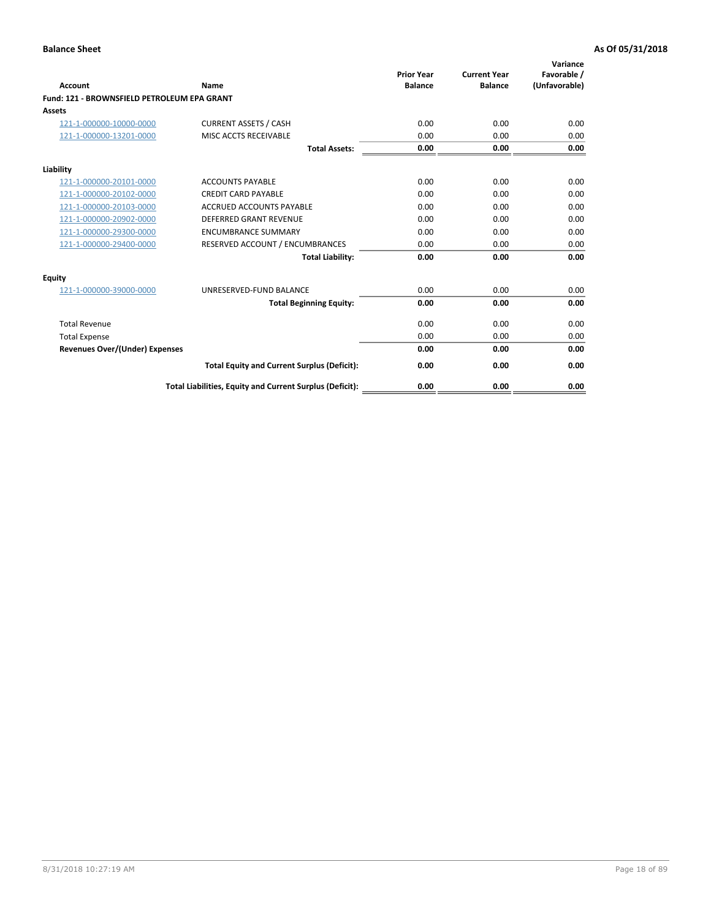**Balance Sheet** **As Of 05/31/2018**

| Account | Name | Prior Year Balance | Current Year Balance | Variance Favorable / (Unfavorable) |
|---|---|---|---|---|
| **Fund: 121 - BROWNSFIELD PETROLEUM EPA GRANT** | | | | |
| **Assets** | | | | |
| 121-1-000000-10000-0000 | CURRENT ASSETS / CASH | 0.00 | 0.00 | 0.00 |
| 121-1-000000-13201-0000 | MISC ACCTS RECEIVABLE | 0.00 | 0.00 | 0.00 |
| | **Total Assets:** | **0.00** | **0.00** | **0.00** |
| **Liability** | | | | |
| 121-1-000000-20101-0000 | ACCOUNTS PAYABLE | 0.00 | 0.00 | 0.00 |
| 121-1-000000-20102-0000 | CREDIT CARD PAYABLE | 0.00 | 0.00 | 0.00 |
| 121-1-000000-20103-0000 | ACCRUED ACCOUNTS PAYABLE | 0.00 | 0.00 | 0.00 |
| 121-1-000000-20902-0000 | DEFERRED GRANT REVENUE | 0.00 | 0.00 | 0.00 |
| 121-1-000000-29300-0000 | ENCUMBRANCE SUMMARY | 0.00 | 0.00 | 0.00 |
| 121-1-000000-29400-0000 | RESERVED ACCOUNT / ENCUMBRANCES | 0.00 | 0.00 | 0.00 |
| | **Total Liability:** | **0.00** | **0.00** | **0.00** |
| **Equity** | | | | |
| 121-1-000000-39000-0000 | UNRESERVED-FUND BALANCE | 0.00 | 0.00 | 0.00 |
| | **Total Beginning Equity:** | **0.00** | **0.00** | **0.00** |
| Total Revenue | | 0.00 | 0.00 | 0.00 |
| Total Expense | | 0.00 | 0.00 | 0.00 |
| **Revenues Over/(Under) Expenses** | | **0.00** | **0.00** | **0.00** |
| | **Total Equity and Current Surplus (Deficit):** | **0.00** | **0.00** | **0.00** |
| | **Total Liabilities, Equity and Current Surplus (Deficit):** | **0.00** | **0.00** | **0.00** |

8/31/2018 10:27:19 AM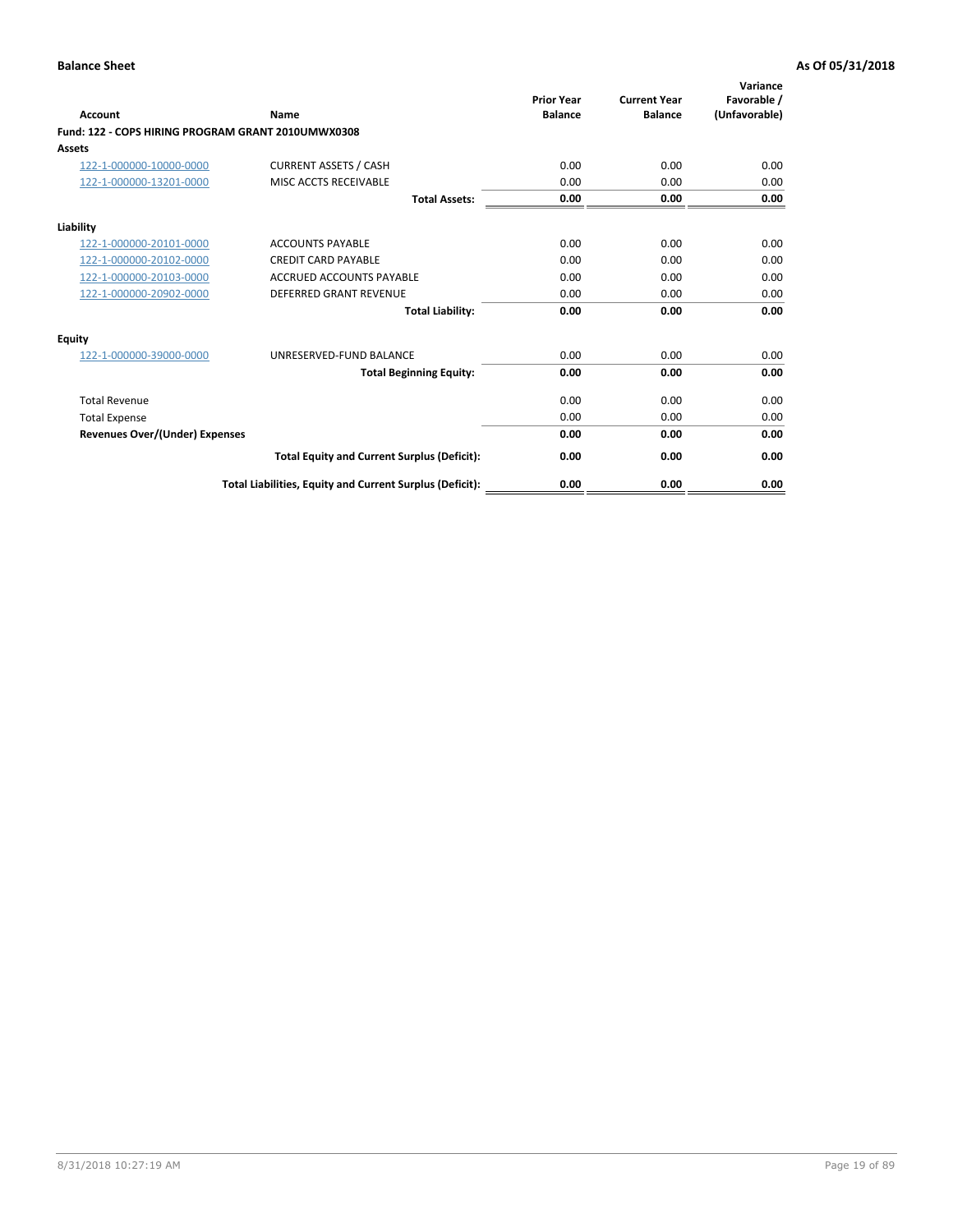**Balance Sheet** **As Of 05/31/2018**

| Account | Name | Prior Year Balance | Current Year Balance | Variance Favorable / (Unfavorable) |
|---|---|---|---|---|
| **Fund: 122 - COPS HIRING PROGRAM GRANT 2010UMWX0308** | | | | |
| **Assets** | | | | |
| 122-1-000000-10000-0000 | CURRENT ASSETS / CASH | 0.00 | 0.00 | 0.00 |
| 122-1-000000-13201-0000 | MISC ACCTS RECEIVABLE | 0.00 | 0.00 | 0.00 |
| | **Total Assets:** | **0.00** | **0.00** | **0.00** |
| **Liability** | | | | |
| 122-1-000000-20101-0000 | ACCOUNTS PAYABLE | 0.00 | 0.00 | 0.00 |
| 122-1-000000-20102-0000 | CREDIT CARD PAYABLE | 0.00 | 0.00 | 0.00 |
| 122-1-000000-20103-0000 | ACCRUED ACCOUNTS PAYABLE | 0.00 | 0.00 | 0.00 |
| 122-1-000000-20902-0000 | DEFERRED GRANT REVENUE | 0.00 | 0.00 | 0.00 |
| | **Total Liability:** | **0.00** | **0.00** | **0.00** |
| **Equity** | | | | |
| 122-1-000000-39000-0000 | UNRESERVED-FUND BALANCE | 0.00 | 0.00 | 0.00 |
| | **Total Beginning Equity:** | **0.00** | **0.00** | **0.00** |
| Total Revenue | | 0.00 | 0.00 | 0.00 |
| Total Expense | | 0.00 | 0.00 | 0.00 |
| **Revenues Over/(Under) Expenses** | | **0.00** | **0.00** | **0.00** |
| | **Total Equity and Current Surplus (Deficit):** | **0.00** | **0.00** | **0.00** |
| | **Total Liabilities, Equity and Current Surplus (Deficit):** | **0.00** | **0.00** | **0.00** |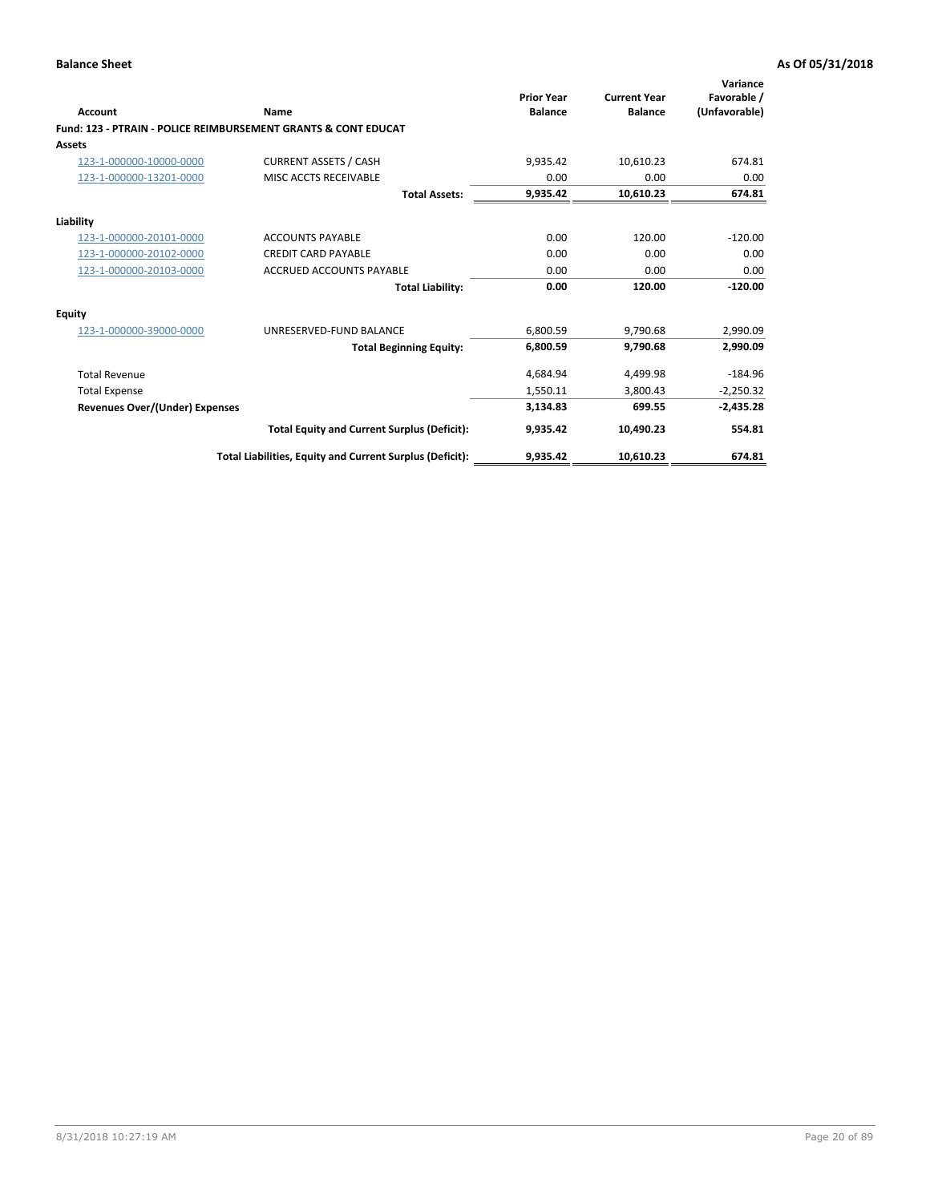**Balance Sheet** **As Of 05/31/2018**

| Account | Name | Prior Year Balance | Current Year Balance | Variance Favorable / (Unfavorable) |
|---|---|---|---|---|
| **Fund: 123 - PTRAIN - POLICE REIMBURSEMENT GRANTS & CONT EDUCAT** | | | | |
| **Assets** | | | | |
| 123-1-000000-10000-0000 | CURRENT ASSETS / CASH | 9,935.42 | 10,610.23 | 674.81 |
| 123-1-000000-13201-0000 | MISC ACCTS RECEIVABLE | 0.00 | 0.00 | 0.00 |
| | **Total Assets:** | **9,935.42** | **10,610.23** | **674.81** |
| **Liability** | | | | |
| 123-1-000000-20101-0000 | ACCOUNTS PAYABLE | 0.00 | 120.00 | -120.00 |
| 123-1-000000-20102-0000 | CREDIT CARD PAYABLE | 0.00 | 0.00 | 0.00 |
| 123-1-000000-20103-0000 | ACCRUED ACCOUNTS PAYABLE | 0.00 | 0.00 | 0.00 |
| | **Total Liability:** | **0.00** | **120.00** | **-120.00** |
| **Equity** | | | | |
| 123-1-000000-39000-0000 | UNRESERVED-FUND BALANCE | 6,800.59 | 9,790.68 | 2,990.09 |
| | **Total Beginning Equity:** | **6,800.59** | **9,790.68** | **2,990.09** |
| Total Revenue | | 4,684.94 | 4,499.98 | -184.96 |
| Total Expense | | 1,550.11 | 3,800.43 | -2,250.32 |
| **Revenues Over/(Under) Expenses** | | **3,134.83** | **699.55** | **-2,435.28** |
| | **Total Equity and Current Surplus (Deficit):** | **9,935.42** | **10,490.23** | **554.81** |
| | **Total Liabilities, Equity and Current Surplus (Deficit):** | **9,935.42** | **10,610.23** | **674.81** |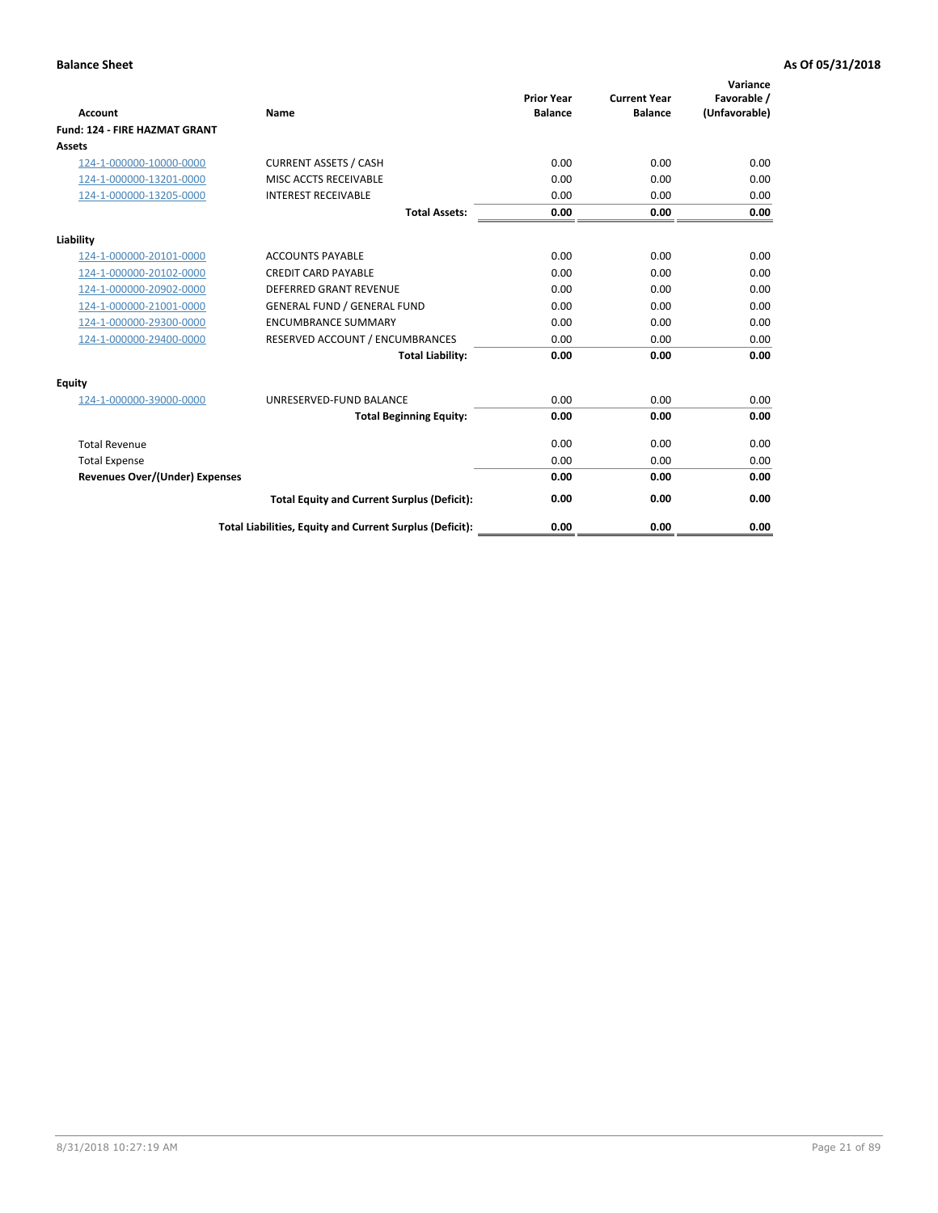**Balance Sheet** | **As Of 05/31/2018**

| Account | Name | Prior Year Balance | Current Year Balance | Variance Favorable / (Unfavorable) |
|---|---|---|---|---|
| **Fund: 124 - FIRE HAZMAT GRANT** | | | | |
| **Assets** | | | | |
| 124-1-000000-10000-0000 | CURRENT ASSETS / CASH | 0.00 | 0.00 | 0.00 |
| 124-1-000000-13201-0000 | MISC ACCTS RECEIVABLE | 0.00 | 0.00 | 0.00 |
| 124-1-000000-13205-0000 | INTEREST RECEIVABLE | 0.00 | 0.00 | 0.00 |
| | **Total Assets:** | **0.00** | **0.00** | **0.00** |
| **Liability** | | | | |
| 124-1-000000-20101-0000 | ACCOUNTS PAYABLE | 0.00 | 0.00 | 0.00 |
| 124-1-000000-20102-0000 | CREDIT CARD PAYABLE | 0.00 | 0.00 | 0.00 |
| 124-1-000000-20902-0000 | DEFERRED GRANT REVENUE | 0.00 | 0.00 | 0.00 |
| 124-1-000000-21001-0000 | GENERAL FUND / GENERAL FUND | 0.00 | 0.00 | 0.00 |
| 124-1-000000-29300-0000 | ENCUMBRANCE SUMMARY | 0.00 | 0.00 | 0.00 |
| 124-1-000000-29400-0000 | RESERVED ACCOUNT / ENCUMBRANCES | 0.00 | 0.00 | 0.00 |
| | **Total Liability:** | **0.00** | **0.00** | **0.00** |
| **Equity** | | | | |
| 124-1-000000-39000-0000 | UNRESERVED-FUND BALANCE | 0.00 | 0.00 | 0.00 |
| | **Total Beginning Equity:** | **0.00** | **0.00** | **0.00** |
| Total Revenue | | 0.00 | 0.00 | 0.00 |
| Total Expense | | 0.00 | 0.00 | 0.00 |
| **Revenues Over/(Under) Expenses** | | **0.00** | **0.00** | **0.00** |
| | **Total Equity and Current Surplus (Deficit):** | **0.00** | **0.00** | **0.00** |
| | **Total Liabilities, Equity and Current Surplus (Deficit):** | **0.00** | **0.00** | **0.00** |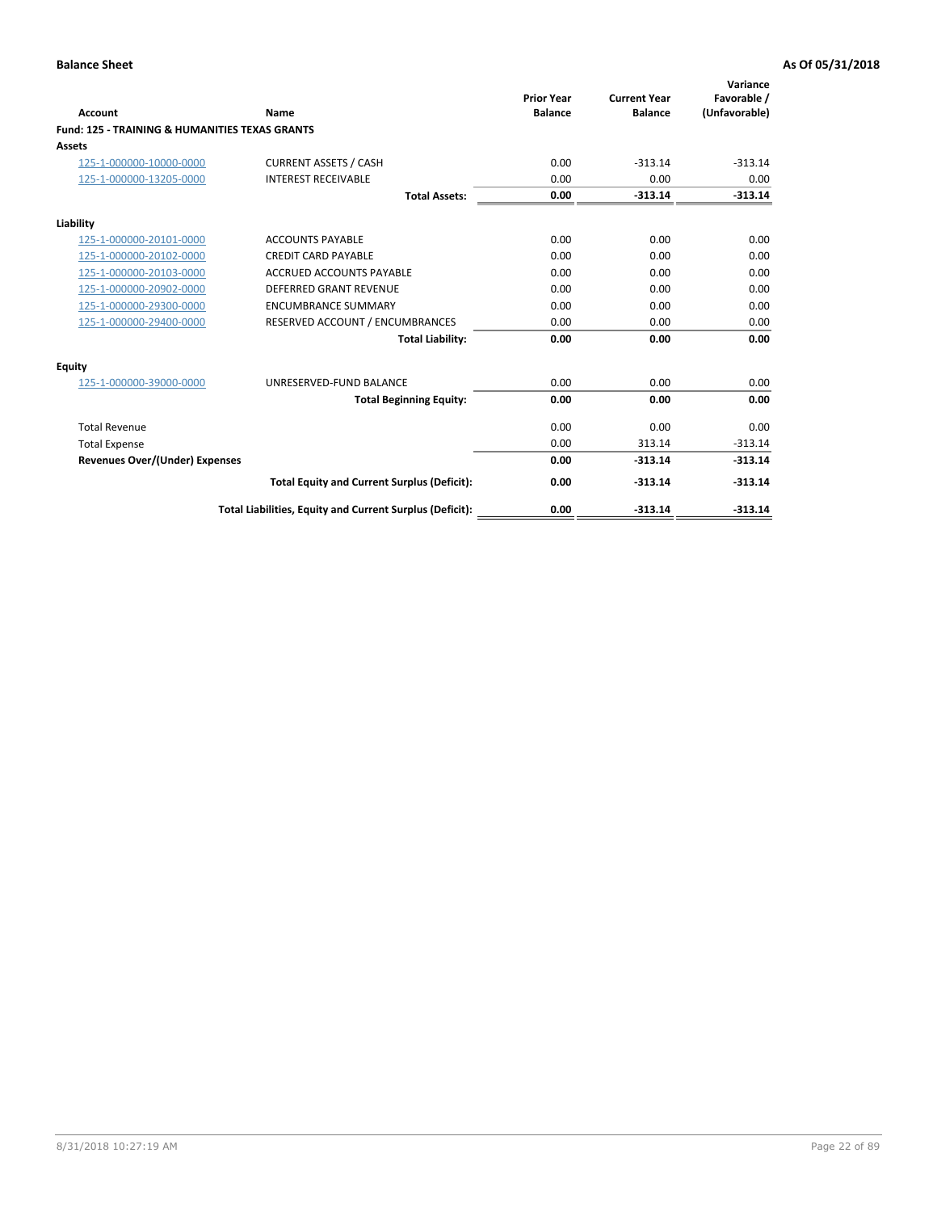**Balance Sheet** **As Of 05/31/2018**

| Account | Name | Prior Year Balance | Current Year Balance | Variance Favorable / (Unfavorable) |
|---|---|---|---|---|
| **Fund: 125 - TRAINING & HUMANITIES TEXAS GRANTS** | | | | |
| **Assets** | | | | |
| 125-1-000000-10000-0000 | CURRENT ASSETS / CASH | 0.00 | -313.14 | -313.14 |
| 125-1-000000-13205-0000 | INTEREST RECEIVABLE | 0.00 | 0.00 | 0.00 |
| | **Total Assets:** | **0.00** | **-313.14** | **-313.14** |
| **Liability** | | | | |
| 125-1-000000-20101-0000 | ACCOUNTS PAYABLE | 0.00 | 0.00 | 0.00 |
| 125-1-000000-20102-0000 | CREDIT CARD PAYABLE | 0.00 | 0.00 | 0.00 |
| 125-1-000000-20103-0000 | ACCRUED ACCOUNTS PAYABLE | 0.00 | 0.00 | 0.00 |
| 125-1-000000-20902-0000 | DEFERRED GRANT REVENUE | 0.00 | 0.00 | 0.00 |
| 125-1-000000-29300-0000 | ENCUMBRANCE SUMMARY | 0.00 | 0.00 | 0.00 |
| 125-1-000000-29400-0000 | RESERVED ACCOUNT / ENCUMBRANCES | 0.00 | 0.00 | 0.00 |
| | **Total Liability:** | **0.00** | **0.00** | **0.00** |
| **Equity** | | | | |
| 125-1-000000-39000-0000 | UNRESERVED-FUND BALANCE | 0.00 | 0.00 | 0.00 |
| | **Total Beginning Equity:** | **0.00** | **0.00** | **0.00** |
| Total Revenue | | 0.00 | 0.00 | 0.00 |
| Total Expense | | 0.00 | 313.14 | -313.14 |
| **Revenues Over/(Under) Expenses** | | **0.00** | **-313.14** | **-313.14** |
| | **Total Equity and Current Surplus (Deficit):** | **0.00** | **-313.14** | **-313.14** |
| | **Total Liabilities, Equity and Current Surplus (Deficit):** | **0.00** | **-313.14** | **-313.14** |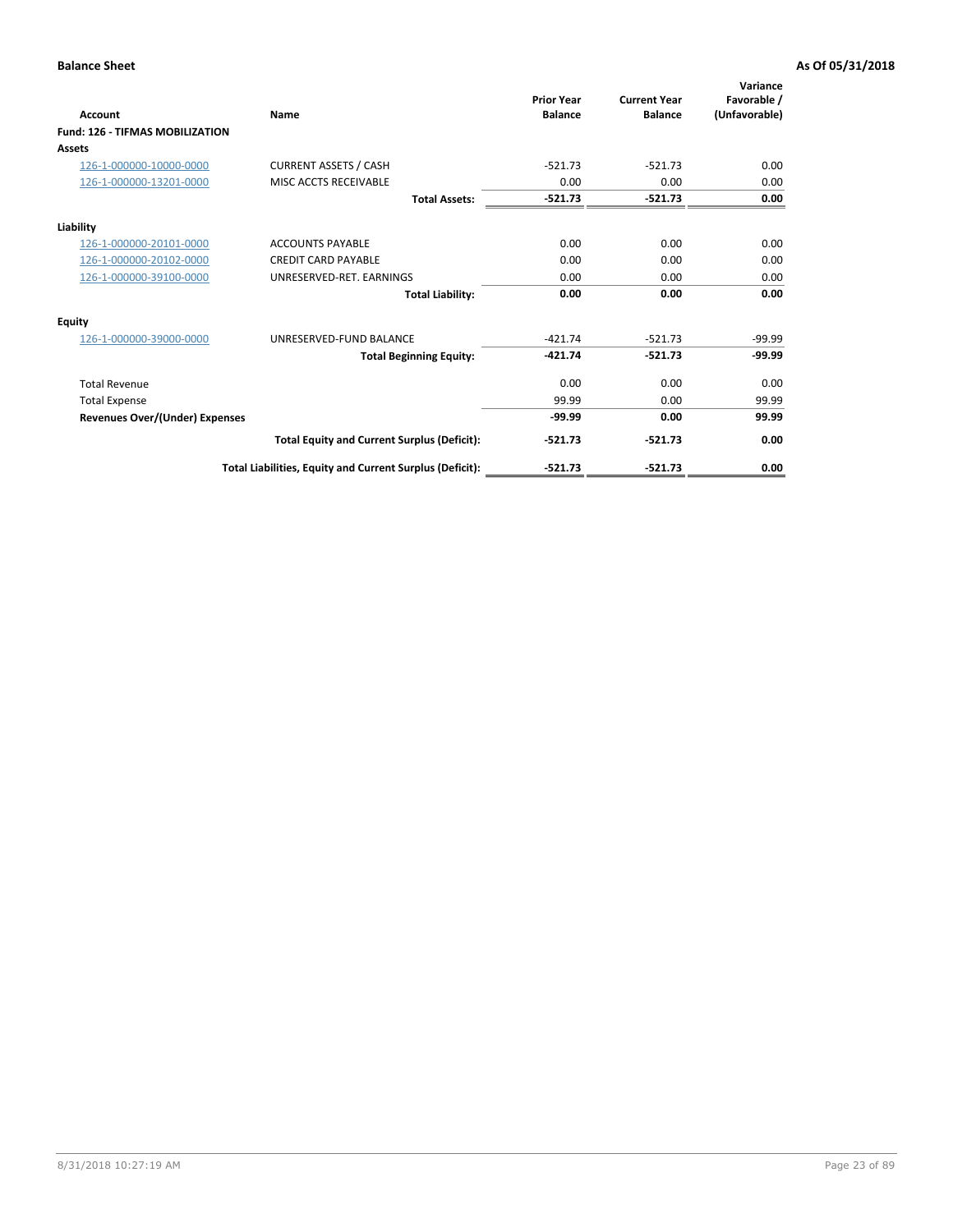**Balance Sheet** — As Of 05/31/2018

| Account | Name | Prior Year Balance | Current Year Balance | Variance Favorable / (Unfavorable) |
|---|---|---|---|---|
| **Fund: 126 - TIFMAS MOBILIZATION** | | | | |
| **Assets** | | | | |
| 126-1-000000-10000-0000 | CURRENT ASSETS / CASH | -521.73 | -521.73 | 0.00 |
| 126-1-000000-13201-0000 | MISC ACCTS RECEIVABLE | 0.00 | 0.00 | 0.00 |
| | **Total Assets:** | **-521.73** | **-521.73** | **0.00** |
| **Liability** | | | | |
| 126-1-000000-20101-0000 | ACCOUNTS PAYABLE | 0.00 | 0.00 | 0.00 |
| 126-1-000000-20102-0000 | CREDIT CARD PAYABLE | 0.00 | 0.00 | 0.00 |
| 126-1-000000-39100-0000 | UNRESERVED-RET. EARNINGS | 0.00 | 0.00 | 0.00 |
| | **Total Liability:** | **0.00** | **0.00** | **0.00** |
| **Equity** | | | | |
| 126-1-000000-39000-0000 | UNRESERVED-FUND BALANCE | -421.74 | -521.73 | -99.99 |
| | **Total Beginning Equity:** | **-421.74** | **-521.73** | **-99.99** |
| Total Revenue | | 0.00 | 0.00 | 0.00 |
| Total Expense | | 99.99 | 0.00 | 99.99 |
| **Revenues Over/(Under) Expenses** | | **-99.99** | **0.00** | **99.99** |
| | **Total Equity and Current Surplus (Deficit):** | **-521.73** | **-521.73** | **0.00** |
| | **Total Liabilities, Equity and Current Surplus (Deficit):** | **-521.73** | **-521.73** | **0.00** |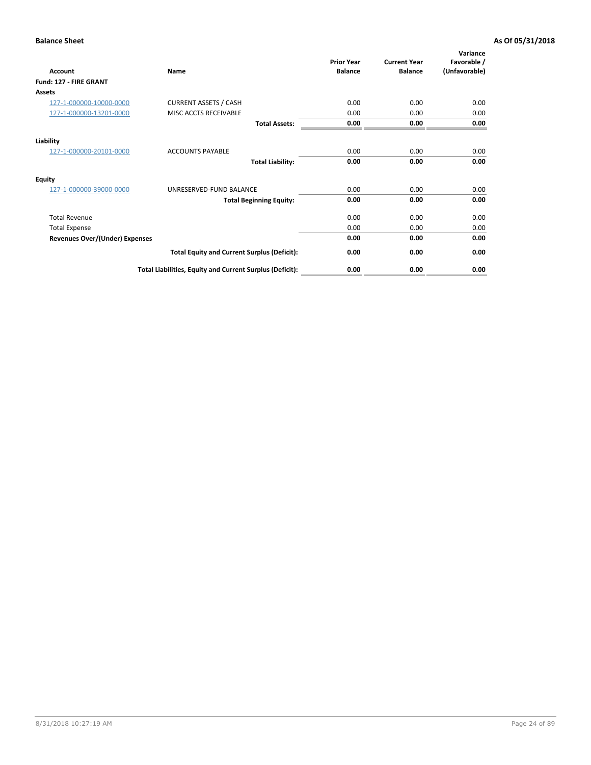**Balance Sheet** | **As Of 05/31/2018**

| Account | Name | Prior Year Balance | Current Year Balance | Variance Favorable / (Unfavorable) |
|---|---|---|---|---|
| **Fund: 127 - FIRE GRANT** | | | | |
| **Assets** | | | | |
| 127-1-000000-10000-0000 | CURRENT ASSETS / CASH | 0.00 | 0.00 | 0.00 |
| 127-1-000000-13201-0000 | MISC ACCTS RECEIVABLE | 0.00 | 0.00 | 0.00 |
| | **Total Assets:** | **0.00** | **0.00** | **0.00** |
| **Liability** | | | | |
| 127-1-000000-20101-0000 | ACCOUNTS PAYABLE | 0.00 | 0.00 | 0.00 |
| | **Total Liability:** | **0.00** | **0.00** | **0.00** |
| **Equity** | | | | |
| 127-1-000000-39000-0000 | UNRESERVED-FUND BALANCE | 0.00 | 0.00 | 0.00 |
| | **Total Beginning Equity:** | **0.00** | **0.00** | **0.00** |
| Total Revenue | | 0.00 | 0.00 | 0.00 |
| Total Expense | | 0.00 | 0.00 | 0.00 |
| **Revenues Over/(Under) Expenses** | | **0.00** | **0.00** | **0.00** |
| | **Total Equity and Current Surplus (Deficit):** | **0.00** | **0.00** | **0.00** |
| | **Total Liabilities, Equity and Current Surplus (Deficit):** | **0.00** | **0.00** | **0.00** |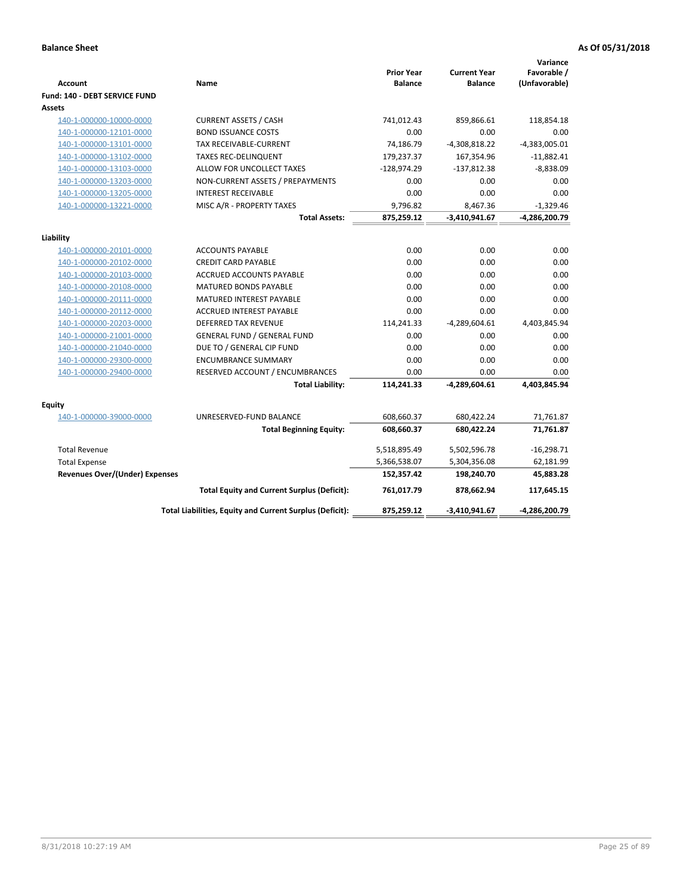**Balance Sheet** **As Of 05/31/2018**

| Account | Name | Prior Year Balance | Current Year Balance | Variance Favorable / (Unfavorable) |
|---|---|---|---|---|
| **Fund: 140 - DEBT SERVICE FUND** | | | | |
| **Assets** | | | | |
| 140-1-000000-10000-0000 | CURRENT ASSETS / CASH | 741,012.43 | 859,866.61 | 118,854.18 |
| 140-1-000000-12101-0000 | BOND ISSUANCE COSTS | 0.00 | 0.00 | 0.00 |
| 140-1-000000-13101-0000 | TAX RECEIVABLE-CURRENT | 74,186.79 | -4,308,818.22 | -4,383,005.01 |
| 140-1-000000-13102-0000 | TAXES REC-DELINQUENT | 179,237.37 | 167,354.96 | -11,882.41 |
| 140-1-000000-13103-0000 | ALLOW FOR UNCOLLECT TAXES | -128,974.29 | -137,812.38 | -8,838.09 |
| 140-1-000000-13203-0000 | NON-CURRENT ASSETS / PREPAYMENTS | 0.00 | 0.00 | 0.00 |
| 140-1-000000-13205-0000 | INTEREST RECEIVABLE | 0.00 | 0.00 | 0.00 |
| 140-1-000000-13221-0000 | MISC A/R - PROPERTY TAXES | 9,796.82 | 8,467.36 | -1,329.46 |
| | **Total Assets:** | **875,259.12** | **-3,410,941.67** | **-4,286,200.79** |
| **Liability** | | | | |
| 140-1-000000-20101-0000 | ACCOUNTS PAYABLE | 0.00 | 0.00 | 0.00 |
| 140-1-000000-20102-0000 | CREDIT CARD PAYABLE | 0.00 | 0.00 | 0.00 |
| 140-1-000000-20103-0000 | ACCRUED ACCOUNTS PAYABLE | 0.00 | 0.00 | 0.00 |
| 140-1-000000-20108-0000 | MATURED BONDS PAYABLE | 0.00 | 0.00 | 0.00 |
| 140-1-000000-20111-0000 | MATURED INTEREST PAYABLE | 0.00 | 0.00 | 0.00 |
| 140-1-000000-20112-0000 | ACCRUED INTEREST PAYABLE | 0.00 | 0.00 | 0.00 |
| 140-1-000000-20203-0000 | DEFERRED TAX REVENUE | 114,241.33 | -4,289,604.61 | 4,403,845.94 |
| 140-1-000000-21001-0000 | GENERAL FUND / GENERAL FUND | 0.00 | 0.00 | 0.00 |
| 140-1-000000-21040-0000 | DUE TO / GENERAL CIP FUND | 0.00 | 0.00 | 0.00 |
| 140-1-000000-29300-0000 | ENCUMBRANCE SUMMARY | 0.00 | 0.00 | 0.00 |
| 140-1-000000-29400-0000 | RESERVED ACCOUNT / ENCUMBRANCES | 0.00 | 0.00 | 0.00 |
| | **Total Liability:** | **114,241.33** | **-4,289,604.61** | **4,403,845.94** |
| **Equity** | | | | |
| 140-1-000000-39000-0000 | UNRESERVED-FUND BALANCE | 608,660.37 | 680,422.24 | 71,761.87 |
| | **Total Beginning Equity:** | **608,660.37** | **680,422.24** | **71,761.87** |
| Total Revenue | | 5,518,895.49 | 5,502,596.78 | -16,298.71 |
| Total Expense | | 5,366,538.07 | 5,304,356.08 | 62,181.99 |
| **Revenues Over/(Under) Expenses** | | **152,357.42** | **198,240.70** | **45,883.28** |
| | **Total Equity and Current Surplus (Deficit):** | **761,017.79** | **878,662.94** | **117,645.15** |
| | **Total Liabilities, Equity and Current Surplus (Deficit):** | **875,259.12** | **-3,410,941.67** | **-4,286,200.79** |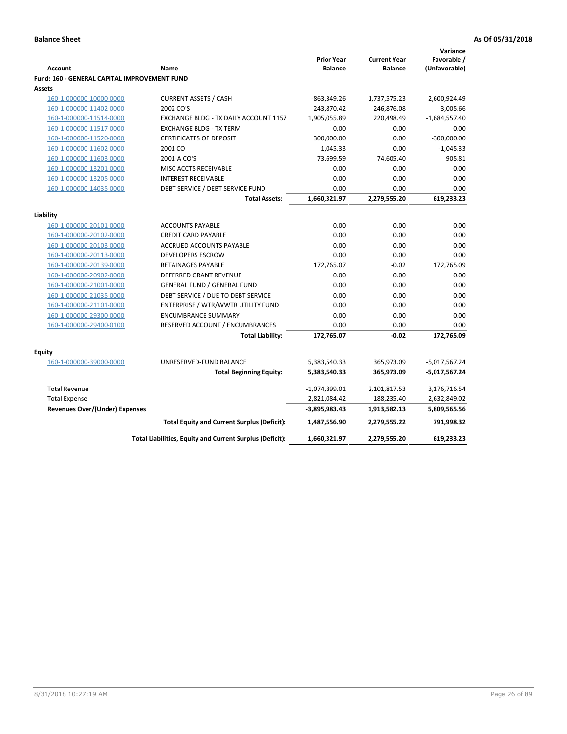**Balance Sheet** **As Of 05/31/2018**

| Account | Name | Prior Year Balance | Current Year Balance | Variance Favorable / (Unfavorable) |
|---|---|---|---|---|
| **Fund: 160 - GENERAL CAPITAL IMPROVEMENT FUND** | | | | |
| **Assets** | | | | |
| 160-1-000000-10000-0000 | CURRENT ASSETS / CASH | -863,349.26 | 1,737,575.23 | 2,600,924.49 |
| 160-1-000000-11402-0000 | 2002 CO'S | 243,870.42 | 246,876.08 | 3,005.66 |
| 160-1-000000-11514-0000 | EXCHANGE BLDG - TX DAILY ACCOUNT 1157 | 1,905,055.89 | 220,498.49 | -1,684,557.40 |
| 160-1-000000-11517-0000 | EXCHANGE BLDG - TX TERM | 0.00 | 0.00 | 0.00 |
| 160-1-000000-11520-0000 | CERTIFICATES OF DEPOSIT | 300,000.00 | 0.00 | -300,000.00 |
| 160-1-000000-11602-0000 | 2001 CO | 1,045.33 | 0.00 | -1,045.33 |
| 160-1-000000-11603-0000 | 2001-A CO'S | 73,699.59 | 74,605.40 | 905.81 |
| 160-1-000000-13201-0000 | MISC ACCTS RECEIVABLE | 0.00 | 0.00 | 0.00 |
| 160-1-000000-13205-0000 | INTEREST RECEIVABLE | 0.00 | 0.00 | 0.00 |
| 160-1-000000-14035-0000 | DEBT SERVICE / DEBT SERVICE FUND | 0.00 | 0.00 | 0.00 |
| | **Total Assets:** | **1,660,321.97** | **2,279,555.20** | **619,233.23** |
| **Liability** | | | | |
| 160-1-000000-20101-0000 | ACCOUNTS PAYABLE | 0.00 | 0.00 | 0.00 |
| 160-1-000000-20102-0000 | CREDIT CARD PAYABLE | 0.00 | 0.00 | 0.00 |
| 160-1-000000-20103-0000 | ACCRUED ACCOUNTS PAYABLE | 0.00 | 0.00 | 0.00 |
| 160-1-000000-20113-0000 | DEVELOPERS ESCROW | 0.00 | 0.00 | 0.00 |
| 160-1-000000-20139-0000 | RETAINAGES PAYABLE | 172,765.07 | -0.02 | 172,765.09 |
| 160-1-000000-20902-0000 | DEFERRED GRANT REVENUE | 0.00 | 0.00 | 0.00 |
| 160-1-000000-21001-0000 | GENERAL FUND / GENERAL FUND | 0.00 | 0.00 | 0.00 |
| 160-1-000000-21035-0000 | DEBT SERVICE / DUE TO DEBT SERVICE | 0.00 | 0.00 | 0.00 |
| 160-1-000000-21101-0000 | ENTERPRISE / WTR/WWTR UTILITY FUND | 0.00 | 0.00 | 0.00 |
| 160-1-000000-29300-0000 | ENCUMBRANCE SUMMARY | 0.00 | 0.00 | 0.00 |
| 160-1-000000-29400-0100 | RESERVED ACCOUNT / ENCUMBRANCES | 0.00 | 0.00 | 0.00 |
| | **Total Liability:** | **172,765.07** | **-0.02** | **172,765.09** |
| **Equity** | | | | |
| 160-1-000000-39000-0000 | UNRESERVED-FUND BALANCE | 5,383,540.33 | 365,973.09 | -5,017,567.24 |
| | **Total Beginning Equity:** | **5,383,540.33** | **365,973.09** | **-5,017,567.24** |
| Total Revenue | | -1,074,899.01 | 2,101,817.53 | 3,176,716.54 |
| Total Expense | | 2,821,084.42 | 188,235.40 | 2,632,849.02 |
| **Revenues Over/(Under) Expenses** | | **-3,895,983.43** | **1,913,582.13** | **5,809,565.56** |
| | **Total Equity and Current Surplus (Deficit):** | **1,487,556.90** | **2,279,555.22** | **791,998.32** |
| | **Total Liabilities, Equity and Current Surplus (Deficit):** | **1,660,321.97** | **2,279,555.20** | **619,233.23** |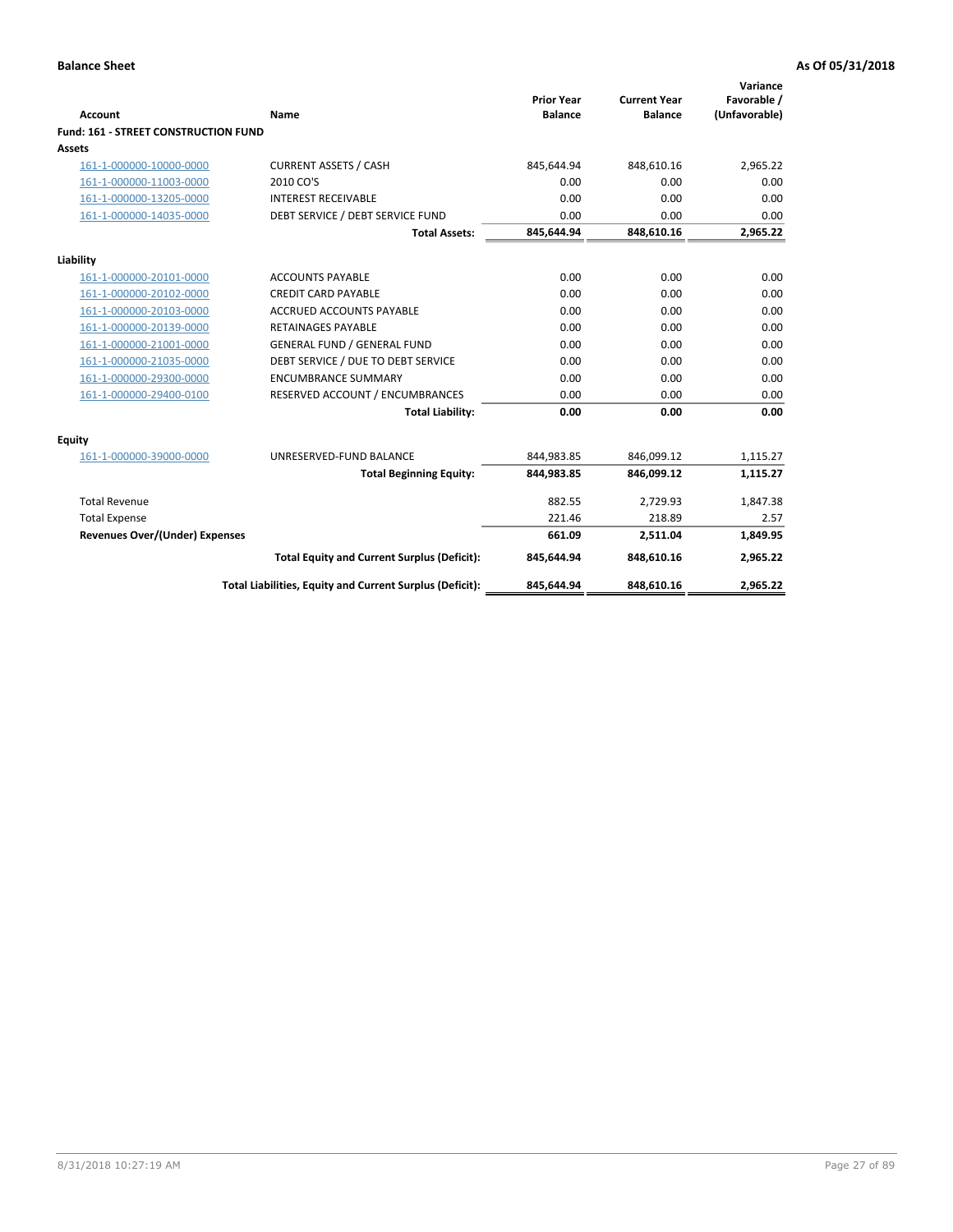**Balance Sheet** — **As Of 05/31/2018**

| Account | Name | Prior Year Balance | Current Year Balance | Variance Favorable / (Unfavorable) |
|---|---|---|---|---|
| **Fund: 161 - STREET CONSTRUCTION FUND** | | | | |
| **Assets** | | | | |
| 161-1-000000-10000-0000 | CURRENT ASSETS / CASH | 845,644.94 | 848,610.16 | 2,965.22 |
| 161-1-000000-11003-0000 | 2010 CO'S | 0.00 | 0.00 | 0.00 |
| 161-1-000000-13205-0000 | INTEREST RECEIVABLE | 0.00 | 0.00 | 0.00 |
| 161-1-000000-14035-0000 | DEBT SERVICE / DEBT SERVICE FUND | 0.00 | 0.00 | 0.00 |
| | **Total Assets:** | **845,644.94** | **848,610.16** | **2,965.22** |
| **Liability** | | | | |
| 161-1-000000-20101-0000 | ACCOUNTS PAYABLE | 0.00 | 0.00 | 0.00 |
| 161-1-000000-20102-0000 | CREDIT CARD PAYABLE | 0.00 | 0.00 | 0.00 |
| 161-1-000000-20103-0000 | ACCRUED ACCOUNTS PAYABLE | 0.00 | 0.00 | 0.00 |
| 161-1-000000-20139-0000 | RETAINAGES PAYABLE | 0.00 | 0.00 | 0.00 |
| 161-1-000000-21001-0000 | GENERAL FUND / GENERAL FUND | 0.00 | 0.00 | 0.00 |
| 161-1-000000-21035-0000 | DEBT SERVICE / DUE TO DEBT SERVICE | 0.00 | 0.00 | 0.00 |
| 161-1-000000-29300-0000 | ENCUMBRANCE SUMMARY | 0.00 | 0.00 | 0.00 |
| 161-1-000000-29400-0100 | RESERVED ACCOUNT / ENCUMBRANCES | 0.00 | 0.00 | 0.00 |
| | **Total Liability:** | **0.00** | **0.00** | **0.00** |
| **Equity** | | | | |
| 161-1-000000-39000-0000 | UNRESERVED-FUND BALANCE | 844,983.85 | 846,099.12 | 1,115.27 |
| | **Total Beginning Equity:** | **844,983.85** | **846,099.12** | **1,115.27** |
| Total Revenue | | 882.55 | 2,729.93 | 1,847.38 |
| Total Expense | | 221.46 | 218.89 | 2.57 |
| **Revenues Over/(Under) Expenses** | | **661.09** | **2,511.04** | **1,849.95** |
| | **Total Equity and Current Surplus (Deficit):** | **845,644.94** | **848,610.16** | **2,965.22** |
| | **Total Liabilities, Equity and Current Surplus (Deficit):** | **845,644.94** | **848,610.16** | **2,965.22** |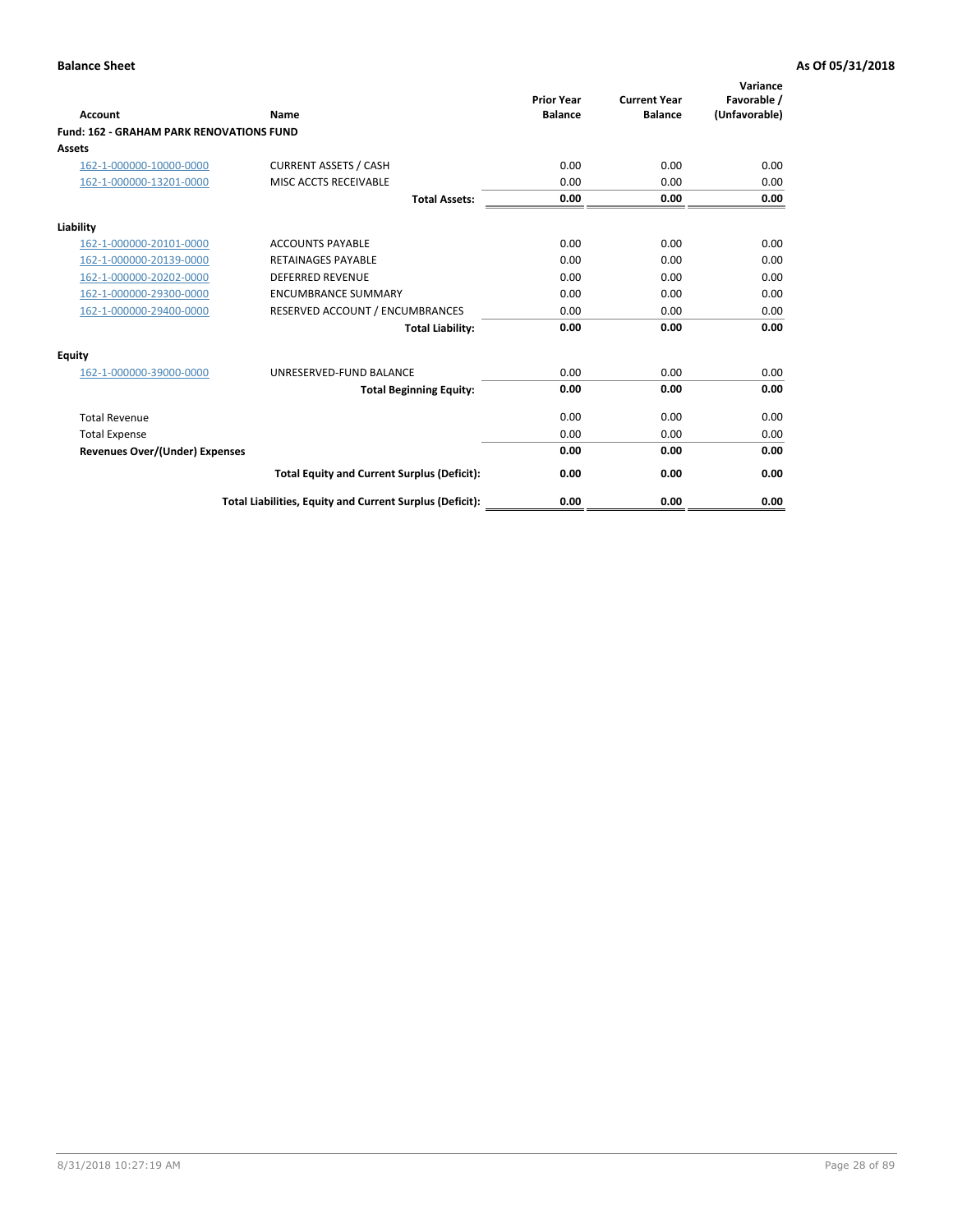**Balance Sheet** **As Of 05/31/2018**

| Account | Name | Prior Year Balance | Current Year Balance | Variance Favorable / (Unfavorable) |
|---|---|---|---|---|
| **Fund: 162 - GRAHAM PARK RENOVATIONS FUND** | | | | |
| **Assets** | | | | |
| 162-1-000000-10000-0000 | CURRENT ASSETS / CASH | 0.00 | 0.00 | 0.00 |
| 162-1-000000-13201-0000 | MISC ACCTS RECEIVABLE | 0.00 | 0.00 | 0.00 |
| | **Total Assets:** | **0.00** | **0.00** | **0.00** |
| **Liability** | | | | |
| 162-1-000000-20101-0000 | ACCOUNTS PAYABLE | 0.00 | 0.00 | 0.00 |
| 162-1-000000-20139-0000 | RETAINAGES PAYABLE | 0.00 | 0.00 | 0.00 |
| 162-1-000000-20202-0000 | DEFERRED REVENUE | 0.00 | 0.00 | 0.00 |
| 162-1-000000-29300-0000 | ENCUMBRANCE SUMMARY | 0.00 | 0.00 | 0.00 |
| 162-1-000000-29400-0000 | RESERVED ACCOUNT / ENCUMBRANCES | 0.00 | 0.00 | 0.00 |
| | **Total Liability:** | **0.00** | **0.00** | **0.00** |
| **Equity** | | | | |
| 162-1-000000-39000-0000 | UNRESERVED-FUND BALANCE | 0.00 | 0.00 | 0.00 |
| | **Total Beginning Equity:** | **0.00** | **0.00** | **0.00** |
| Total Revenue | | 0.00 | 0.00 | 0.00 |
| Total Expense | | 0.00 | 0.00 | 0.00 |
| **Revenues Over/(Under) Expenses** | | **0.00** | **0.00** | **0.00** |
| | **Total Equity and Current Surplus (Deficit):** | **0.00** | **0.00** | **0.00** |
| | **Total Liabilities, Equity and Current Surplus (Deficit):** | **0.00** | **0.00** | **0.00** |

8/31/2018 10:27:19 AM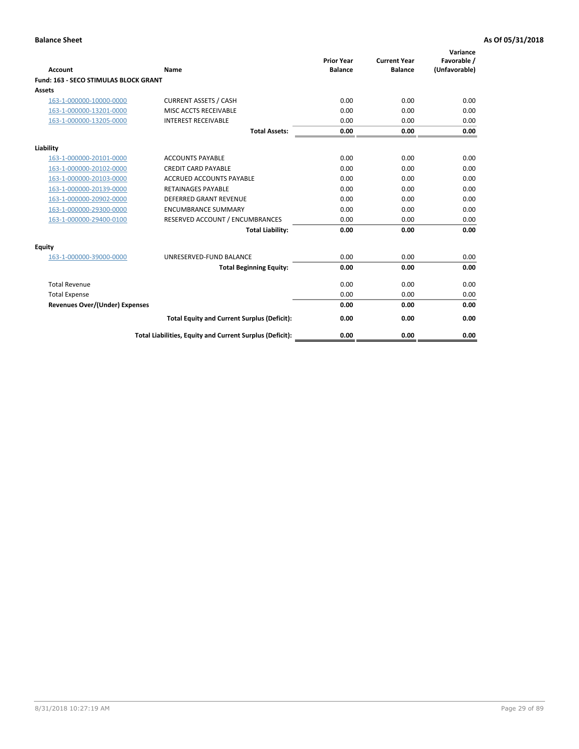**Balance Sheet** **As Of 05/31/2018**

| Account | Name | Prior Year Balance | Current Year Balance | Variance Favorable / (Unfavorable) |
|---|---|---|---|---|
| **Fund: 163 - SECO STIMULAS BLOCK GRANT** | | | | |
| **Assets** | | | | |
| 163-1-000000-10000-0000 | CURRENT ASSETS / CASH | 0.00 | 0.00 | 0.00 |
| 163-1-000000-13201-0000 | MISC ACCTS RECEIVABLE | 0.00 | 0.00 | 0.00 |
| 163-1-000000-13205-0000 | INTEREST RECEIVABLE | 0.00 | 0.00 | 0.00 |
| | **Total Assets:** | **0.00** | **0.00** | **0.00** |
| **Liability** | | | | |
| 163-1-000000-20101-0000 | ACCOUNTS PAYABLE | 0.00 | 0.00 | 0.00 |
| 163-1-000000-20102-0000 | CREDIT CARD PAYABLE | 0.00 | 0.00 | 0.00 |
| 163-1-000000-20103-0000 | ACCRUED ACCOUNTS PAYABLE | 0.00 | 0.00 | 0.00 |
| 163-1-000000-20139-0000 | RETAINAGES PAYABLE | 0.00 | 0.00 | 0.00 |
| 163-1-000000-20902-0000 | DEFERRED GRANT REVENUE | 0.00 | 0.00 | 0.00 |
| 163-1-000000-29300-0000 | ENCUMBRANCE SUMMARY | 0.00 | 0.00 | 0.00 |
| 163-1-000000-29400-0100 | RESERVED ACCOUNT / ENCUMBRANCES | 0.00 | 0.00 | 0.00 |
| | **Total Liability:** | **0.00** | **0.00** | **0.00** |
| **Equity** | | | | |
| 163-1-000000-39000-0000 | UNRESERVED-FUND BALANCE | 0.00 | 0.00 | 0.00 |
| | **Total Beginning Equity:** | **0.00** | **0.00** | **0.00** |
| Total Revenue | | 0.00 | 0.00 | 0.00 |
| Total Expense | | 0.00 | 0.00 | 0.00 |
| **Revenues Over/(Under) Expenses** | | **0.00** | **0.00** | **0.00** |
| | **Total Equity and Current Surplus (Deficit):** | **0.00** | **0.00** | **0.00** |
| | **Total Liabilities, Equity and Current Surplus (Deficit):** | **0.00** | **0.00** | **0.00** |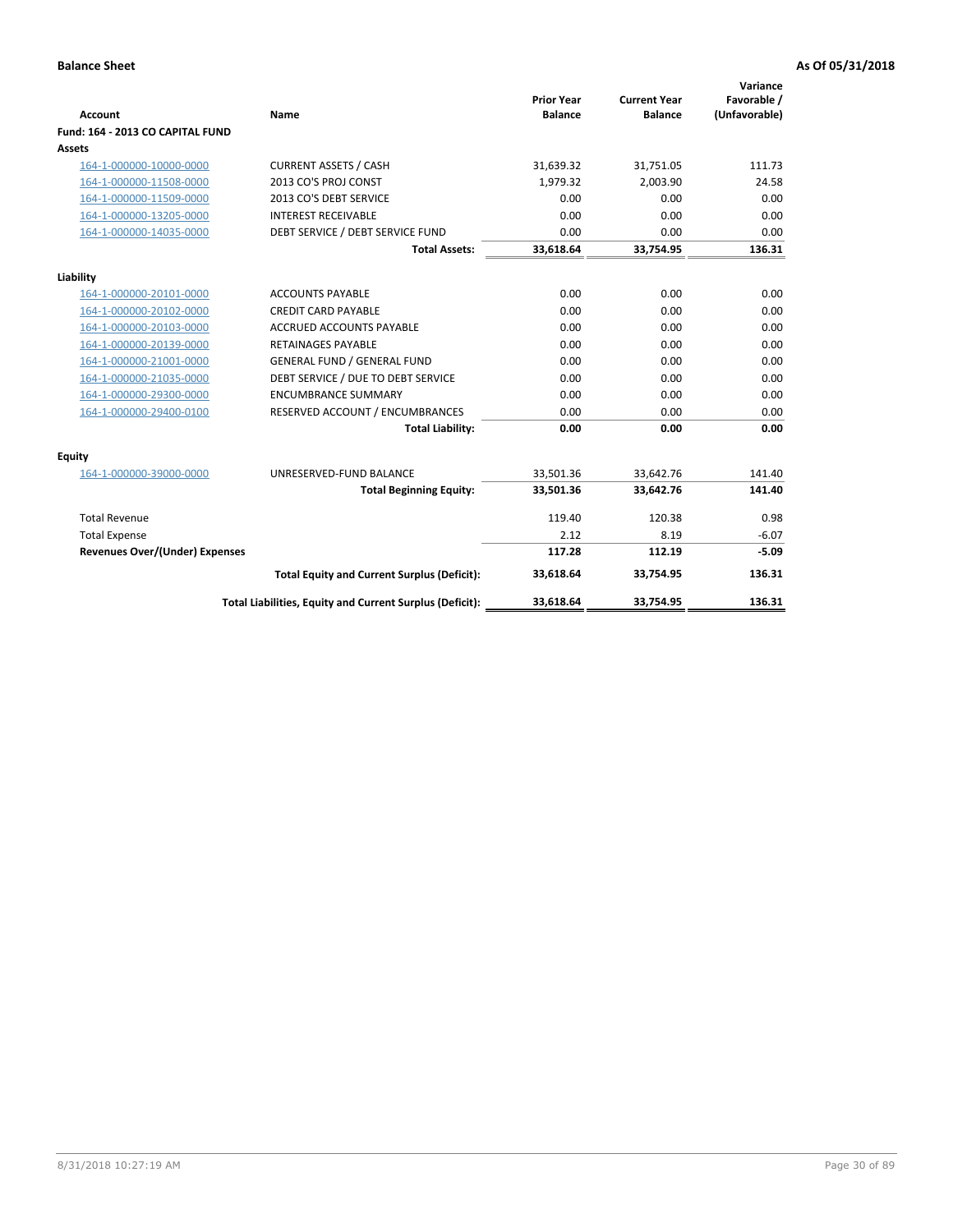**Balance Sheet** **As Of 05/31/2018**

| Account | Name | Prior Year Balance | Current Year Balance | Variance Favorable / (Unfavorable) |
|---|---|---|---|---|
| **Fund: 164 - 2013 CO CAPITAL FUND** | | | | |
| **Assets** | | | | |
| 164-1-000000-10000-0000 | CURRENT ASSETS / CASH | 31,639.32 | 31,751.05 | 111.73 |
| 164-1-000000-11508-0000 | 2013 CO'S PROJ CONST | 1,979.32 | 2,003.90 | 24.58 |
| 164-1-000000-11509-0000 | 2013 CO'S DEBT SERVICE | 0.00 | 0.00 | 0.00 |
| 164-1-000000-13205-0000 | INTEREST RECEIVABLE | 0.00 | 0.00 | 0.00 |
| 164-1-000000-14035-0000 | DEBT SERVICE / DEBT SERVICE FUND | 0.00 | 0.00 | 0.00 |
| | **Total Assets:** | **33,618.64** | **33,754.95** | **136.31** |
| **Liability** | | | | |
| 164-1-000000-20101-0000 | ACCOUNTS PAYABLE | 0.00 | 0.00 | 0.00 |
| 164-1-000000-20102-0000 | CREDIT CARD PAYABLE | 0.00 | 0.00 | 0.00 |
| 164-1-000000-20103-0000 | ACCRUED ACCOUNTS PAYABLE | 0.00 | 0.00 | 0.00 |
| 164-1-000000-20139-0000 | RETAINAGES PAYABLE | 0.00 | 0.00 | 0.00 |
| 164-1-000000-21001-0000 | GENERAL FUND / GENERAL FUND | 0.00 | 0.00 | 0.00 |
| 164-1-000000-21035-0000 | DEBT SERVICE / DUE TO DEBT SERVICE | 0.00 | 0.00 | 0.00 |
| 164-1-000000-29300-0000 | ENCUMBRANCE SUMMARY | 0.00 | 0.00 | 0.00 |
| 164-1-000000-29400-0100 | RESERVED ACCOUNT / ENCUMBRANCES | 0.00 | 0.00 | 0.00 |
| | **Total Liability:** | **0.00** | **0.00** | **0.00** |
| **Equity** | | | | |
| 164-1-000000-39000-0000 | UNRESERVED-FUND BALANCE | 33,501.36 | 33,642.76 | 141.40 |
| | **Total Beginning Equity:** | **33,501.36** | **33,642.76** | **141.40** |
| Total Revenue | | 119.40 | 120.38 | 0.98 |
| Total Expense | | 2.12 | 8.19 | -6.07 |
| **Revenues Over/(Under) Expenses** | | **117.28** | **112.19** | **-5.09** |
| | **Total Equity and Current Surplus (Deficit):** | **33,618.64** | **33,754.95** | **136.31** |
| | **Total Liabilities, Equity and Current Surplus (Deficit):** | **33,618.64** | **33,754.95** | **136.31** |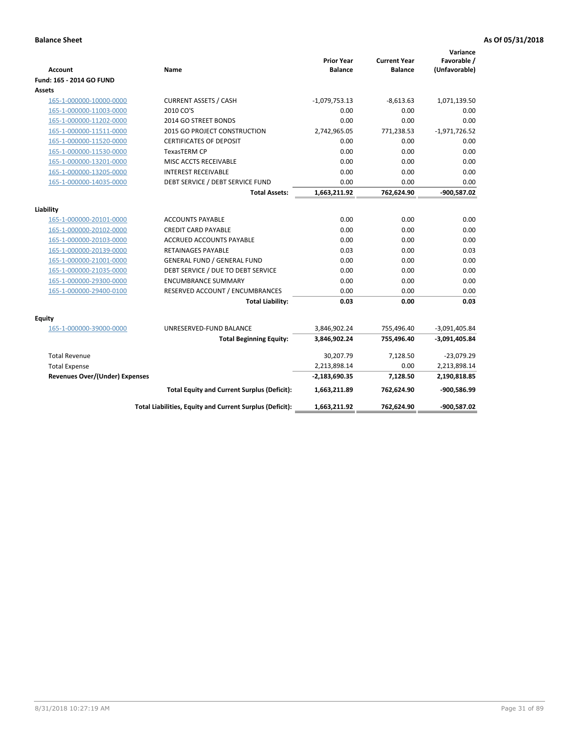**Balance Sheet** **As Of 05/31/2018**

| Account | Name | Prior Year Balance | Current Year Balance | Variance Favorable / (Unfavorable) |
|---|---|---|---|---|
| **Fund: 165 - 2014 GO FUND** | | | | |
| **Assets** | | | | |
| 165-1-000000-10000-0000 | CURRENT ASSETS / CASH | -1,079,753.13 | -8,613.63 | 1,071,139.50 |
| 165-1-000000-11003-0000 | 2010 CO'S | 0.00 | 0.00 | 0.00 |
| 165-1-000000-11202-0000 | 2014 GO STREET BONDS | 0.00 | 0.00 | 0.00 |
| 165-1-000000-11511-0000 | 2015 GO PROJECT CONSTRUCTION | 2,742,965.05 | 771,238.53 | -1,971,726.52 |
| 165-1-000000-11520-0000 | CERTIFICATES OF DEPOSIT | 0.00 | 0.00 | 0.00 |
| 165-1-000000-11530-0000 | TexasTERM CP | 0.00 | 0.00 | 0.00 |
| 165-1-000000-13201-0000 | MISC ACCTS RECEIVABLE | 0.00 | 0.00 | 0.00 |
| 165-1-000000-13205-0000 | INTEREST RECEIVABLE | 0.00 | 0.00 | 0.00 |
| 165-1-000000-14035-0000 | DEBT SERVICE / DEBT SERVICE FUND | 0.00 | 0.00 | 0.00 |
| | **Total Assets:** | **1,663,211.92** | **762,624.90** | **-900,587.02** |
| **Liability** | | | | |
| 165-1-000000-20101-0000 | ACCOUNTS PAYABLE | 0.00 | 0.00 | 0.00 |
| 165-1-000000-20102-0000 | CREDIT CARD PAYABLE | 0.00 | 0.00 | 0.00 |
| 165-1-000000-20103-0000 | ACCRUED ACCOUNTS PAYABLE | 0.00 | 0.00 | 0.00 |
| 165-1-000000-20139-0000 | RETAINAGES PAYABLE | 0.03 | 0.00 | 0.03 |
| 165-1-000000-21001-0000 | GENERAL FUND / GENERAL FUND | 0.00 | 0.00 | 0.00 |
| 165-1-000000-21035-0000 | DEBT SERVICE / DUE TO DEBT SERVICE | 0.00 | 0.00 | 0.00 |
| 165-1-000000-29300-0000 | ENCUMBRANCE SUMMARY | 0.00 | 0.00 | 0.00 |
| 165-1-000000-29400-0100 | RESERVED ACCOUNT / ENCUMBRANCES | 0.00 | 0.00 | 0.00 |
| | **Total Liability:** | **0.03** | **0.00** | **0.03** |
| **Equity** | | | | |
| 165-1-000000-39000-0000 | UNRESERVED-FUND BALANCE | 3,846,902.24 | 755,496.40 | -3,091,405.84 |
| | **Total Beginning Equity:** | **3,846,902.24** | **755,496.40** | **-3,091,405.84** |
| Total Revenue | | 30,207.79 | 7,128.50 | -23,079.29 |
| Total Expense | | 2,213,898.14 | 0.00 | 2,213,898.14 |
| **Revenues Over/(Under) Expenses** | | **-2,183,690.35** | **7,128.50** | **2,190,818.85** |
| | **Total Equity and Current Surplus (Deficit):** | **1,663,211.89** | **762,624.90** | **-900,586.99** |
| | **Total Liabilities, Equity and Current Surplus (Deficit):** | **1,663,211.92** | **762,624.90** | **-900,587.02** |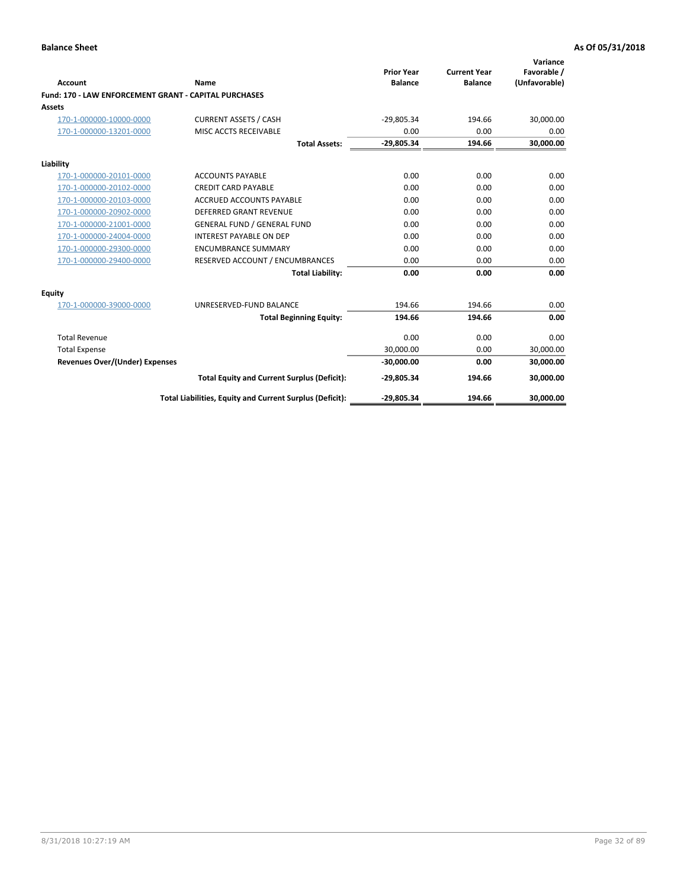**Balance Sheet** **As Of 05/31/2018**

| Account | Name | Prior Year Balance | Current Year Balance | Variance Favorable / (Unfavorable) |
|---|---|---|---|---|
| **Fund: 170 - LAW ENFORCEMENT GRANT - CAPITAL PURCHASES** | | | | |
| **Assets** | | | | |
| 170-1-000000-10000-0000 | CURRENT ASSETS / CASH | -29,805.34 | 194.66 | 30,000.00 |
| 170-1-000000-13201-0000 | MISC ACCTS RECEIVABLE | 0.00 | 0.00 | 0.00 |
| | **Total Assets:** | **-29,805.34** | **194.66** | **30,000.00** |
| **Liability** | | | | |
| 170-1-000000-20101-0000 | ACCOUNTS PAYABLE | 0.00 | 0.00 | 0.00 |
| 170-1-000000-20102-0000 | CREDIT CARD PAYABLE | 0.00 | 0.00 | 0.00 |
| 170-1-000000-20103-0000 | ACCRUED ACCOUNTS PAYABLE | 0.00 | 0.00 | 0.00 |
| 170-1-000000-20902-0000 | DEFERRED GRANT REVENUE | 0.00 | 0.00 | 0.00 |
| 170-1-000000-21001-0000 | GENERAL FUND / GENERAL FUND | 0.00 | 0.00 | 0.00 |
| 170-1-000000-24004-0000 | INTEREST PAYABLE ON DEP | 0.00 | 0.00 | 0.00 |
| 170-1-000000-29300-0000 | ENCUMBRANCE SUMMARY | 0.00 | 0.00 | 0.00 |
| 170-1-000000-29400-0000 | RESERVED ACCOUNT / ENCUMBRANCES | 0.00 | 0.00 | 0.00 |
| | **Total Liability:** | **0.00** | **0.00** | **0.00** |
| **Equity** | | | | |
| 170-1-000000-39000-0000 | UNRESERVED-FUND BALANCE | 194.66 | 194.66 | 0.00 |
| | **Total Beginning Equity:** | **194.66** | **194.66** | **0.00** |
| Total Revenue | | 0.00 | 0.00 | 0.00 |
| Total Expense | | 30,000.00 | 0.00 | 30,000.00 |
| **Revenues Over/(Under) Expenses** | | **-30,000.00** | **0.00** | **30,000.00** |
| | **Total Equity and Current Surplus (Deficit):** | **-29,805.34** | **194.66** | **30,000.00** |
| | **Total Liabilities, Equity and Current Surplus (Deficit):** | **-29,805.34** | **194.66** | **30,000.00** |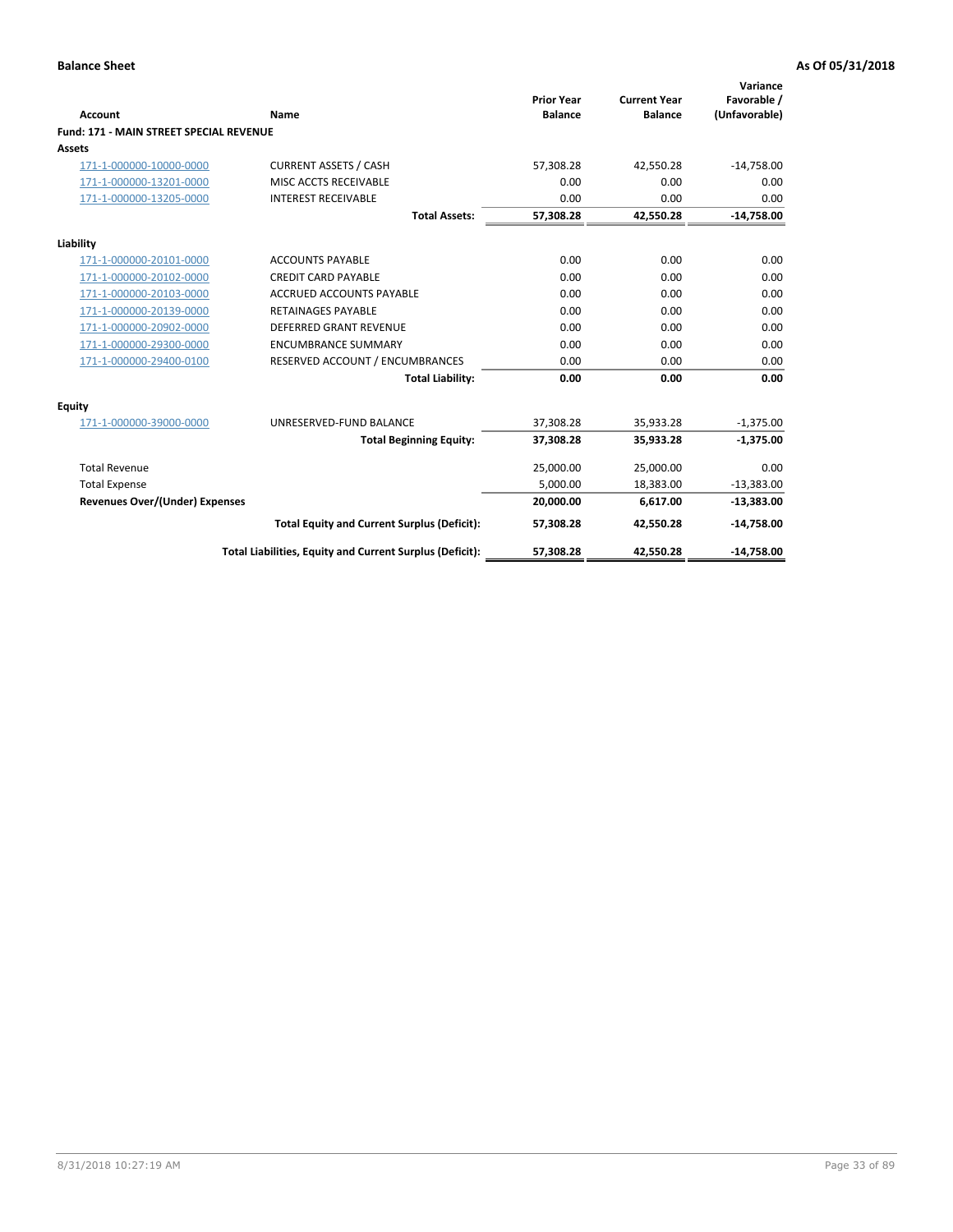**Balance Sheet** | **As Of 05/31/2018**

| Account | Name | Prior Year Balance | Current Year Balance | Variance Favorable / (Unfavorable) |
|---|---|---|---|---|
| **Fund: 171 - MAIN STREET SPECIAL REVENUE** | | | | |
| **Assets** | | | | |
| 171-1-000000-10000-0000 | CURRENT ASSETS / CASH | 57,308.28 | 42,550.28 | -14,758.00 |
| 171-1-000000-13201-0000 | MISC ACCTS RECEIVABLE | 0.00 | 0.00 | 0.00 |
| 171-1-000000-13205-0000 | INTEREST RECEIVABLE | 0.00 | 0.00 | 0.00 |
| | **Total Assets:** | **57,308.28** | **42,550.28** | **-14,758.00** |
| **Liability** | | | | |
| 171-1-000000-20101-0000 | ACCOUNTS PAYABLE | 0.00 | 0.00 | 0.00 |
| 171-1-000000-20102-0000 | CREDIT CARD PAYABLE | 0.00 | 0.00 | 0.00 |
| 171-1-000000-20103-0000 | ACCRUED ACCOUNTS PAYABLE | 0.00 | 0.00 | 0.00 |
| 171-1-000000-20139-0000 | RETAINAGES PAYABLE | 0.00 | 0.00 | 0.00 |
| 171-1-000000-20902-0000 | DEFERRED GRANT REVENUE | 0.00 | 0.00 | 0.00 |
| 171-1-000000-29300-0000 | ENCUMBRANCE SUMMARY | 0.00 | 0.00 | 0.00 |
| 171-1-000000-29400-0100 | RESERVED ACCOUNT / ENCUMBRANCES | 0.00 | 0.00 | 0.00 |
| | **Total Liability:** | **0.00** | **0.00** | **0.00** |
| **Equity** | | | | |
| 171-1-000000-39000-0000 | UNRESERVED-FUND BALANCE | 37,308.28 | 35,933.28 | -1,375.00 |
| | **Total Beginning Equity:** | **37,308.28** | **35,933.28** | **-1,375.00** |
| Total Revenue | | 25,000.00 | 25,000.00 | 0.00 |
| Total Expense | | 5,000.00 | 18,383.00 | -13,383.00 |
| **Revenues Over/(Under) Expenses** | | **20,000.00** | **6,617.00** | **-13,383.00** |
| | **Total Equity and Current Surplus (Deficit):** | **57,308.28** | **42,550.28** | **-14,758.00** |
| | **Total Liabilities, Equity and Current Surplus (Deficit):** | **57,308.28** | **42,550.28** | **-14,758.00** |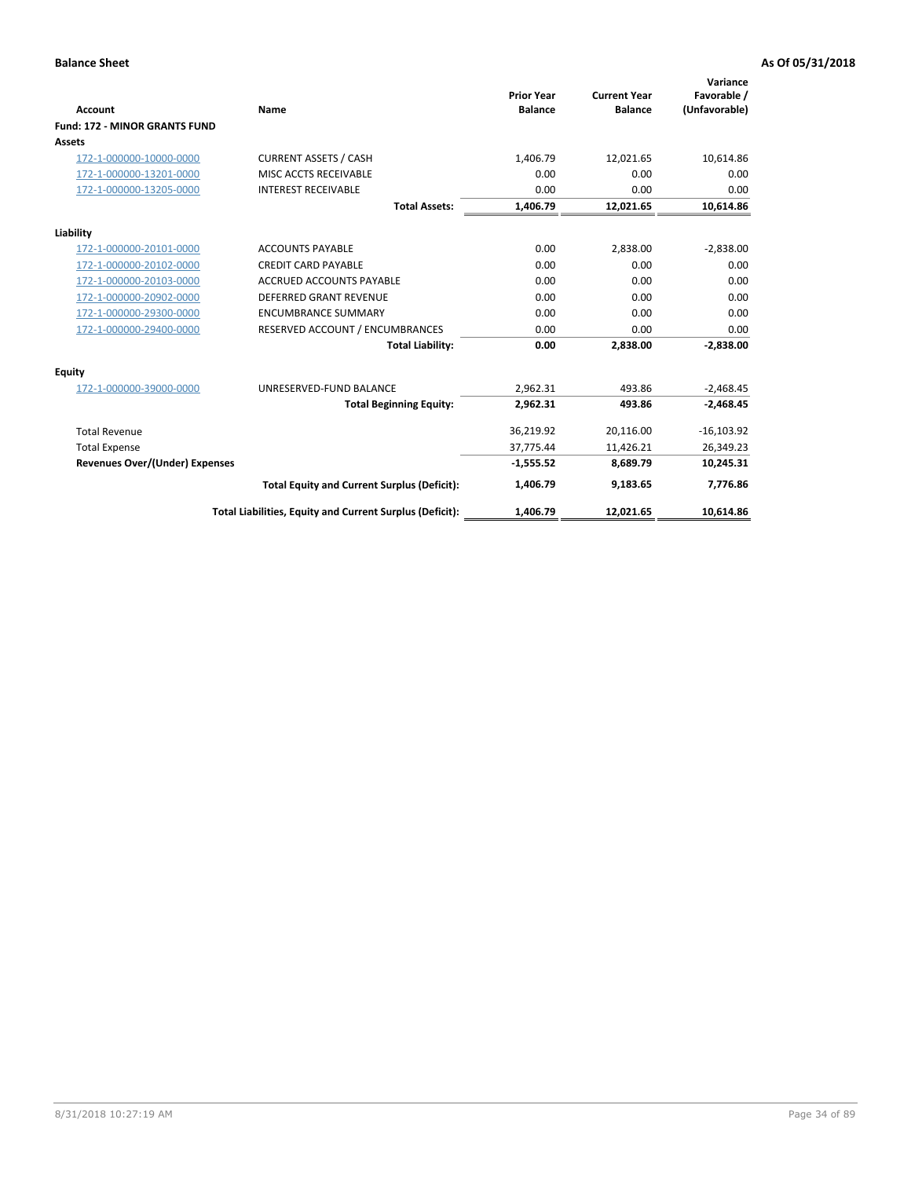**Balance Sheet** | **As Of 05/31/2018**

| Account | Name | Prior Year Balance | Current Year Balance | Variance Favorable / (Unfavorable) |
|---|---|---|---|---|
| **Fund: 172 - MINOR GRANTS FUND** | | | | |
| **Assets** | | | | |
| 172-1-000000-10000-0000 | CURRENT ASSETS / CASH | 1,406.79 | 12,021.65 | 10,614.86 |
| 172-1-000000-13201-0000 | MISC ACCTS RECEIVABLE | 0.00 | 0.00 | 0.00 |
| 172-1-000000-13205-0000 | INTEREST RECEIVABLE | 0.00 | 0.00 | 0.00 |
| | **Total Assets:** | **1,406.79** | **12,021.65** | **10,614.86** |
| **Liability** | | | | |
| 172-1-000000-20101-0000 | ACCOUNTS PAYABLE | 0.00 | 2,838.00 | -2,838.00 |
| 172-1-000000-20102-0000 | CREDIT CARD PAYABLE | 0.00 | 0.00 | 0.00 |
| 172-1-000000-20103-0000 | ACCRUED ACCOUNTS PAYABLE | 0.00 | 0.00 | 0.00 |
| 172-1-000000-20902-0000 | DEFERRED GRANT REVENUE | 0.00 | 0.00 | 0.00 |
| 172-1-000000-29300-0000 | ENCUMBRANCE SUMMARY | 0.00 | 0.00 | 0.00 |
| 172-1-000000-29400-0000 | RESERVED ACCOUNT / ENCUMBRANCES | 0.00 | 0.00 | 0.00 |
| | **Total Liability:** | **0.00** | **2,838.00** | **-2,838.00** |
| **Equity** | | | | |
| 172-1-000000-39000-0000 | UNRESERVED-FUND BALANCE | 2,962.31 | 493.86 | -2,468.45 |
| | **Total Beginning Equity:** | **2,962.31** | **493.86** | **-2,468.45** |
| Total Revenue | | 36,219.92 | 20,116.00 | -16,103.92 |
| Total Expense | | 37,775.44 | 11,426.21 | 26,349.23 |
| **Revenues Over/(Under) Expenses** | | **-1,555.52** | **8,689.79** | **10,245.31** |
| | **Total Equity and Current Surplus (Deficit):** | **1,406.79** | **9,183.65** | **7,776.86** |
| | **Total Liabilities, Equity and Current Surplus (Deficit):** | **1,406.79** | **12,021.65** | **10,614.86** |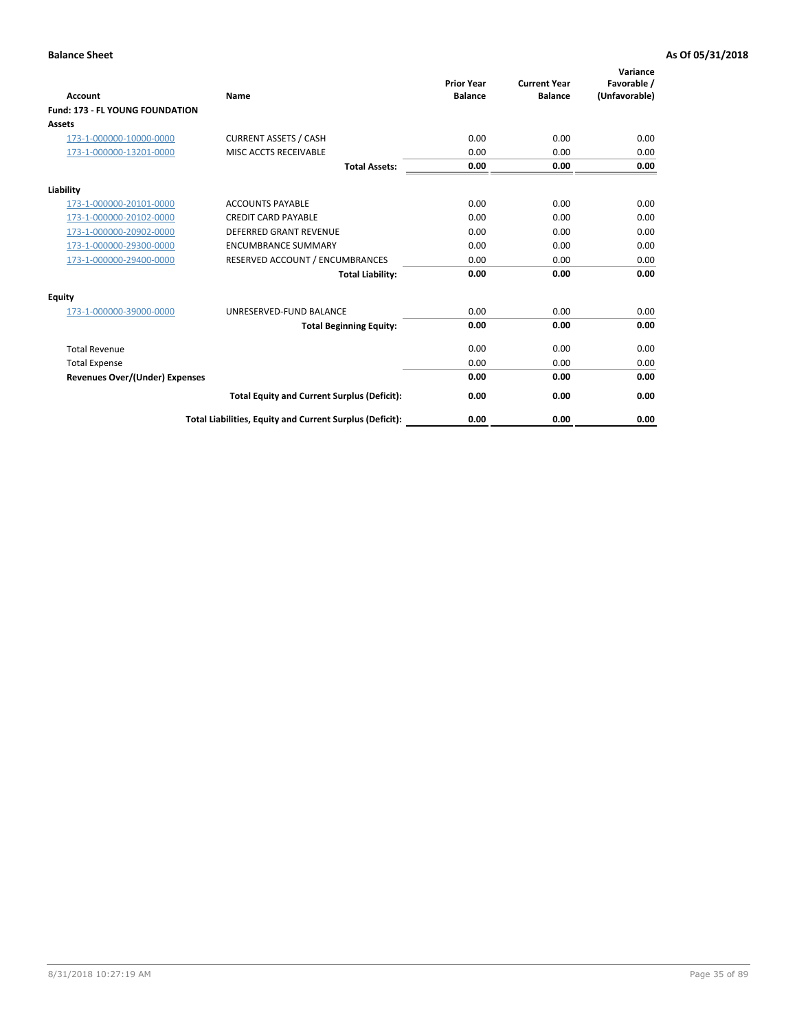**Balance Sheet** **As Of 05/31/2018**

| Account | Name | Prior Year Balance | Current Year Balance | Variance Favorable / (Unfavorable) |
|---|---|---|---|---|
| **Fund: 173 - FL YOUNG FOUNDATION** | | | | |
| **Assets** | | | | |
| 173-1-000000-10000-0000 | CURRENT ASSETS / CASH | 0.00 | 0.00 | 0.00 |
| 173-1-000000-13201-0000 | MISC ACCTS RECEIVABLE | 0.00 | 0.00 | 0.00 |
| | **Total Assets:** | **0.00** | **0.00** | **0.00** |
| **Liability** | | | | |
| 173-1-000000-20101-0000 | ACCOUNTS PAYABLE | 0.00 | 0.00 | 0.00 |
| 173-1-000000-20102-0000 | CREDIT CARD PAYABLE | 0.00 | 0.00 | 0.00 |
| 173-1-000000-20902-0000 | DEFERRED GRANT REVENUE | 0.00 | 0.00 | 0.00 |
| 173-1-000000-29300-0000 | ENCUMBRANCE SUMMARY | 0.00 | 0.00 | 0.00 |
| 173-1-000000-29400-0000 | RESERVED ACCOUNT / ENCUMBRANCES | 0.00 | 0.00 | 0.00 |
| | **Total Liability:** | **0.00** | **0.00** | **0.00** |
| **Equity** | | | | |
| 173-1-000000-39000-0000 | UNRESERVED-FUND BALANCE | 0.00 | 0.00 | 0.00 |
| | **Total Beginning Equity:** | **0.00** | **0.00** | **0.00** |
| Total Revenue | | 0.00 | 0.00 | 0.00 |
| Total Expense | | 0.00 | 0.00 | 0.00 |
| **Revenues Over/(Under) Expenses** | | **0.00** | **0.00** | **0.00** |
| | **Total Equity and Current Surplus (Deficit):** | **0.00** | **0.00** | **0.00** |
| | **Total Liabilities, Equity and Current Surplus (Deficit):** | **0.00** | **0.00** | **0.00** |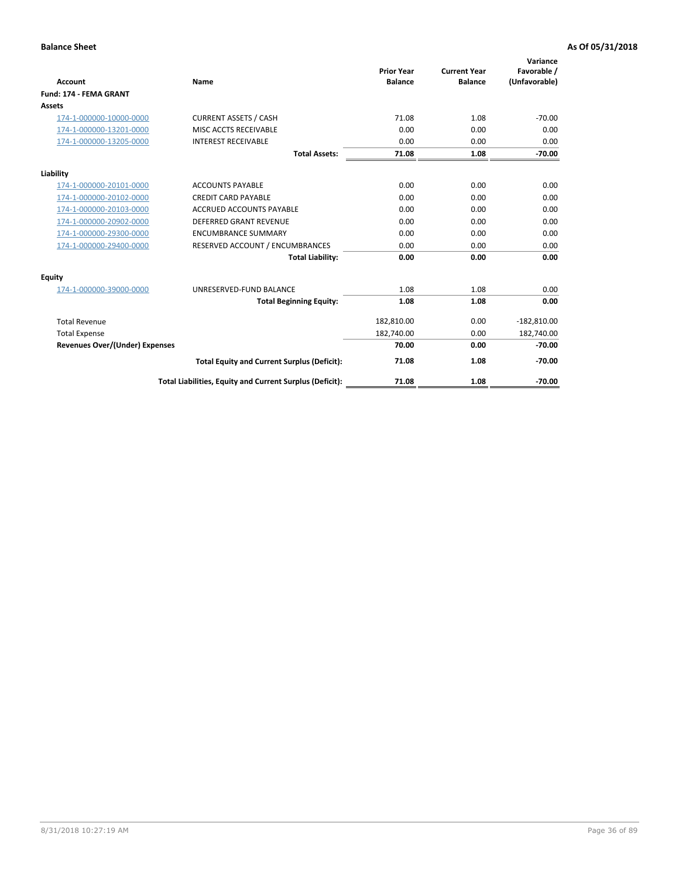**Balance Sheet** **As Of 05/31/2018**

| Account | Name | Prior Year Balance | Current Year Balance | Variance Favorable / (Unfavorable) |
|---|---|---|---|---|
| **Fund: 174 - FEMA GRANT** | | | | |
| **Assets** | | | | |
| 174-1-000000-10000-0000 | CURRENT ASSETS / CASH | 71.08 | 1.08 | -70.00 |
| 174-1-000000-13201-0000 | MISC ACCTS RECEIVABLE | 0.00 | 0.00 | 0.00 |
| 174-1-000000-13205-0000 | INTEREST RECEIVABLE | 0.00 | 0.00 | 0.00 |
| | **Total Assets:** | **71.08** | **1.08** | **-70.00** |
| **Liability** | | | | |
| 174-1-000000-20101-0000 | ACCOUNTS PAYABLE | 0.00 | 0.00 | 0.00 |
| 174-1-000000-20102-0000 | CREDIT CARD PAYABLE | 0.00 | 0.00 | 0.00 |
| 174-1-000000-20103-0000 | ACCRUED ACCOUNTS PAYABLE | 0.00 | 0.00 | 0.00 |
| 174-1-000000-20902-0000 | DEFERRED GRANT REVENUE | 0.00 | 0.00 | 0.00 |
| 174-1-000000-29300-0000 | ENCUMBRANCE SUMMARY | 0.00 | 0.00 | 0.00 |
| 174-1-000000-29400-0000 | RESERVED ACCOUNT / ENCUMBRANCES | 0.00 | 0.00 | 0.00 |
| | **Total Liability:** | **0.00** | **0.00** | **0.00** |
| **Equity** | | | | |
| 174-1-000000-39000-0000 | UNRESERVED-FUND BALANCE | 1.08 | 1.08 | 0.00 |
| | **Total Beginning Equity:** | **1.08** | **1.08** | **0.00** |
| Total Revenue | | 182,810.00 | 0.00 | -182,810.00 |
| Total Expense | | 182,740.00 | 0.00 | 182,740.00 |
| **Revenues Over/(Under) Expenses** | | **70.00** | **0.00** | **-70.00** |
| | **Total Equity and Current Surplus (Deficit):** | **71.08** | **1.08** | **-70.00** |
| | **Total Liabilities, Equity and Current Surplus (Deficit):** | **71.08** | **1.08** | **-70.00** |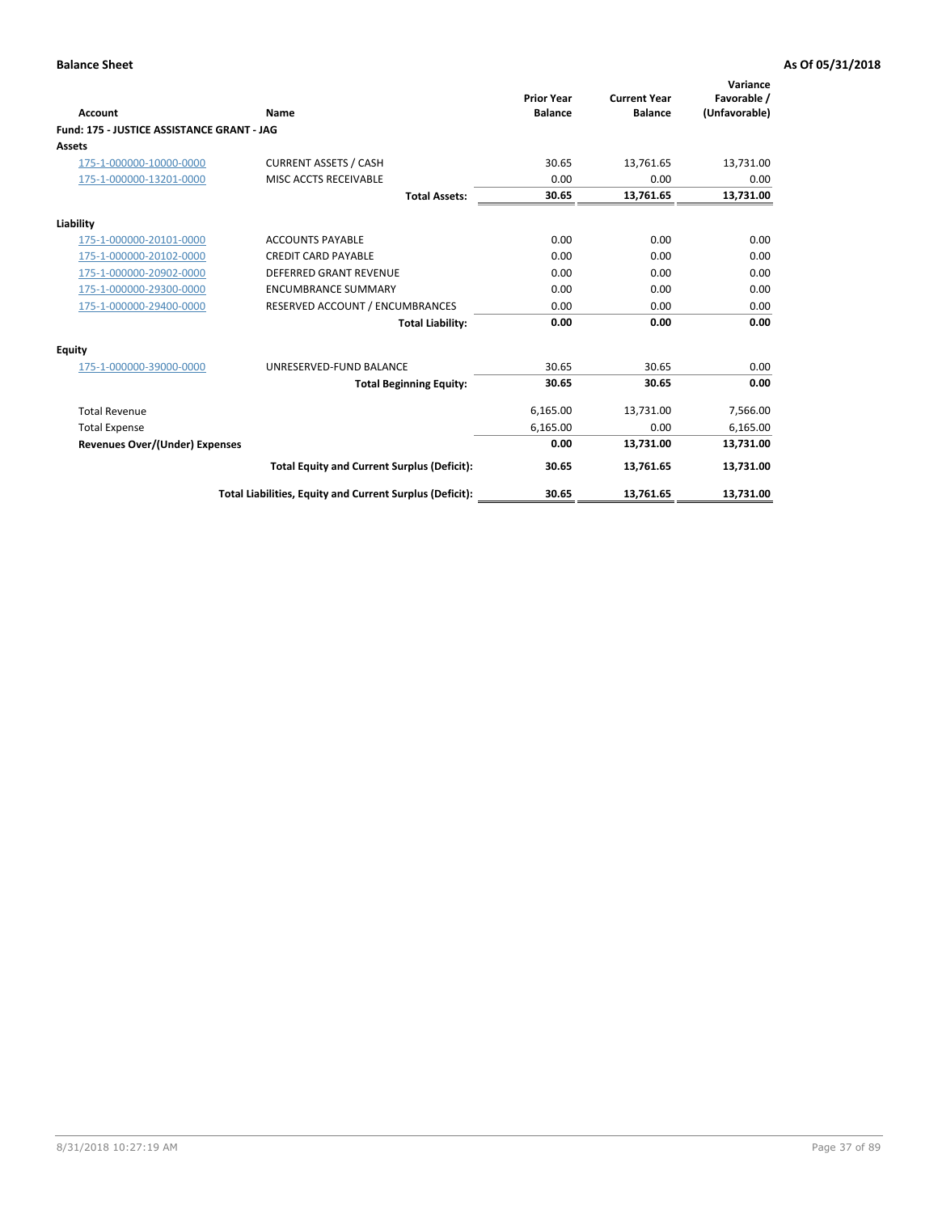**Balance Sheet** | **As Of 05/31/2018**

| Account | Name | Prior Year Balance | Current Year Balance | Variance Favorable / (Unfavorable) |
|---|---|---|---|---|
| **Fund: 175 - JUSTICE ASSISTANCE GRANT - JAG** | | | | |
| **Assets** | | | | |
| 175-1-000000-10000-0000 | CURRENT ASSETS / CASH | 30.65 | 13,761.65 | 13,731.00 |
| 175-1-000000-13201-0000 | MISC ACCTS RECEIVABLE | 0.00 | 0.00 | 0.00 |
| | **Total Assets:** | **30.65** | **13,761.65** | **13,731.00** |
| **Liability** | | | | |
| 175-1-000000-20101-0000 | ACCOUNTS PAYABLE | 0.00 | 0.00 | 0.00 |
| 175-1-000000-20102-0000 | CREDIT CARD PAYABLE | 0.00 | 0.00 | 0.00 |
| 175-1-000000-20902-0000 | DEFERRED GRANT REVENUE | 0.00 | 0.00 | 0.00 |
| 175-1-000000-29300-0000 | ENCUMBRANCE SUMMARY | 0.00 | 0.00 | 0.00 |
| 175-1-000000-29400-0000 | RESERVED ACCOUNT / ENCUMBRANCES | 0.00 | 0.00 | 0.00 |
| | **Total Liability:** | **0.00** | **0.00** | **0.00** |
| **Equity** | | | | |
| 175-1-000000-39000-0000 | UNRESERVED-FUND BALANCE | 30.65 | 30.65 | 0.00 |
| | **Total Beginning Equity:** | **30.65** | **30.65** | **0.00** |
| Total Revenue | | 6,165.00 | 13,731.00 | 7,566.00 |
| Total Expense | | 6,165.00 | 0.00 | 6,165.00 |
| **Revenues Over/(Under) Expenses** | | **0.00** | **13,731.00** | **13,731.00** |
| | **Total Equity and Current Surplus (Deficit):** | **30.65** | **13,761.65** | **13,731.00** |
| | **Total Liabilities, Equity and Current Surplus (Deficit):** | **30.65** | **13,761.65** | **13,731.00** |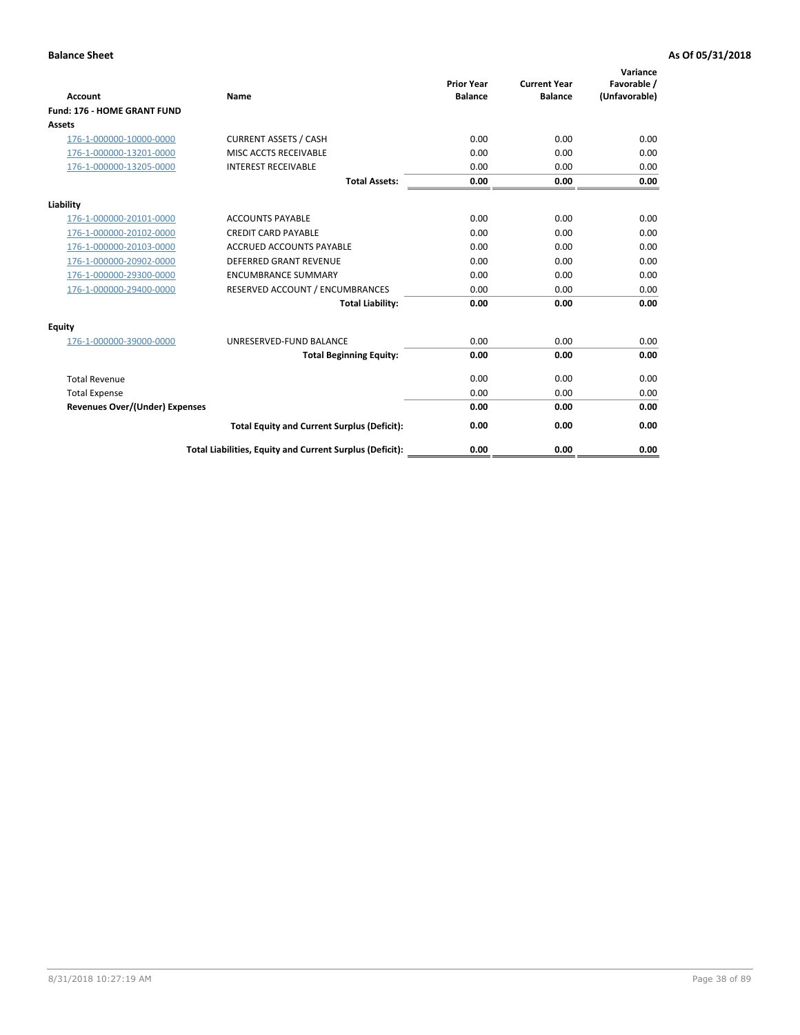**Balance Sheet** — **As Of 05/31/2018**

| Account | Name | Prior Year Balance | Current Year Balance | Variance Favorable / (Unfavorable) |
|---|---|---|---|---|
| **Fund: 176 - HOME GRANT FUND** | | | | |
| **Assets** | | | | |
| 176-1-000000-10000-0000 | CURRENT ASSETS / CASH | 0.00 | 0.00 | 0.00 |
| 176-1-000000-13201-0000 | MISC ACCTS RECEIVABLE | 0.00 | 0.00 | 0.00 |
| 176-1-000000-13205-0000 | INTEREST RECEIVABLE | 0.00 | 0.00 | 0.00 |
| | **Total Assets:** | **0.00** | **0.00** | **0.00** |
| **Liability** | | | | |
| 176-1-000000-20101-0000 | ACCOUNTS PAYABLE | 0.00 | 0.00 | 0.00 |
| 176-1-000000-20102-0000 | CREDIT CARD PAYABLE | 0.00 | 0.00 | 0.00 |
| 176-1-000000-20103-0000 | ACCRUED ACCOUNTS PAYABLE | 0.00 | 0.00 | 0.00 |
| 176-1-000000-20902-0000 | DEFERRED GRANT REVENUE | 0.00 | 0.00 | 0.00 |
| 176-1-000000-29300-0000 | ENCUMBRANCE SUMMARY | 0.00 | 0.00 | 0.00 |
| 176-1-000000-29400-0000 | RESERVED ACCOUNT / ENCUMBRANCES | 0.00 | 0.00 | 0.00 |
| | **Total Liability:** | **0.00** | **0.00** | **0.00** |
| **Equity** | | | | |
| 176-1-000000-39000-0000 | UNRESERVED-FUND BALANCE | 0.00 | 0.00 | 0.00 |
| | **Total Beginning Equity:** | **0.00** | **0.00** | **0.00** |
| Total Revenue | | 0.00 | 0.00 | 0.00 |
| Total Expense | | 0.00 | 0.00 | 0.00 |
| **Revenues Over/(Under) Expenses** | | **0.00** | **0.00** | **0.00** |
| | **Total Equity and Current Surplus (Deficit):** | **0.00** | **0.00** | **0.00** |
| | **Total Liabilities, Equity and Current Surplus (Deficit):** | **0.00** | **0.00** | **0.00** |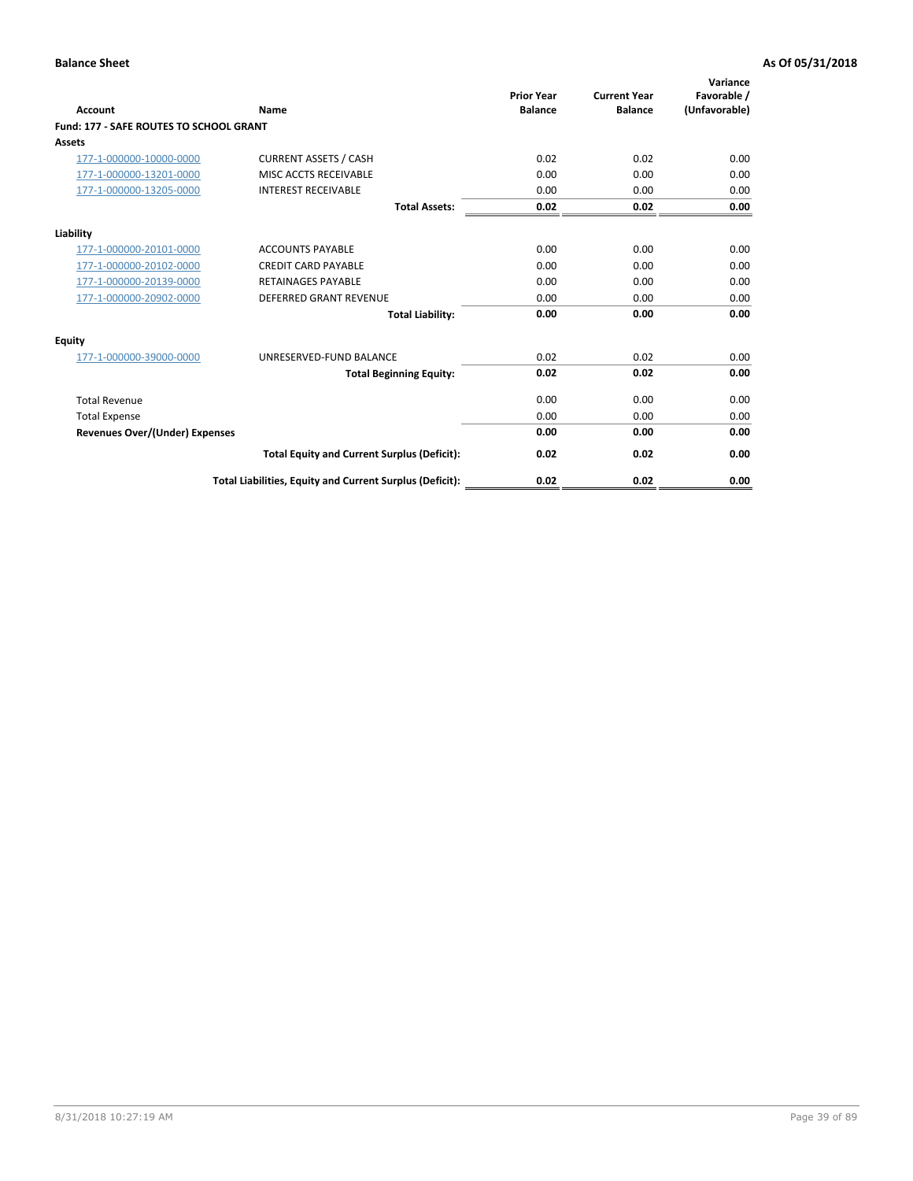**Balance Sheet** **As Of 05/31/2018**

| Account | Name | Prior Year Balance | Current Year Balance | Variance Favorable / (Unfavorable) |
|---|---|---|---|---|
| **Fund: 177 - SAFE ROUTES TO SCHOOL GRANT** | | | | |
| **Assets** | | | | |
| 177-1-000000-10000-0000 | CURRENT ASSETS / CASH | 0.02 | 0.02 | 0.00 |
| 177-1-000000-13201-0000 | MISC ACCTS RECEIVABLE | 0.00 | 0.00 | 0.00 |
| 177-1-000000-13205-0000 | INTEREST RECEIVABLE | 0.00 | 0.00 | 0.00 |
| | **Total Assets:** | **0.02** | **0.02** | **0.00** |
| **Liability** | | | | |
| 177-1-000000-20101-0000 | ACCOUNTS PAYABLE | 0.00 | 0.00 | 0.00 |
| 177-1-000000-20102-0000 | CREDIT CARD PAYABLE | 0.00 | 0.00 | 0.00 |
| 177-1-000000-20139-0000 | RETAINAGES PAYABLE | 0.00 | 0.00 | 0.00 |
| 177-1-000000-20902-0000 | DEFERRED GRANT REVENUE | 0.00 | 0.00 | 0.00 |
| | **Total Liability:** | **0.00** | **0.00** | **0.00** |
| **Equity** | | | | |
| 177-1-000000-39000-0000 | UNRESERVED-FUND BALANCE | 0.02 | 0.02 | 0.00 |
| | **Total Beginning Equity:** | **0.02** | **0.02** | **0.00** |
| Total Revenue | | 0.00 | 0.00 | 0.00 |
| Total Expense | | 0.00 | 0.00 | 0.00 |
| **Revenues Over/(Under) Expenses** | | **0.00** | **0.00** | **0.00** |
| | **Total Equity and Current Surplus (Deficit):** | **0.02** | **0.02** | **0.00** |
| | **Total Liabilities, Equity and Current Surplus (Deficit):** | **0.02** | **0.02** | **0.00** |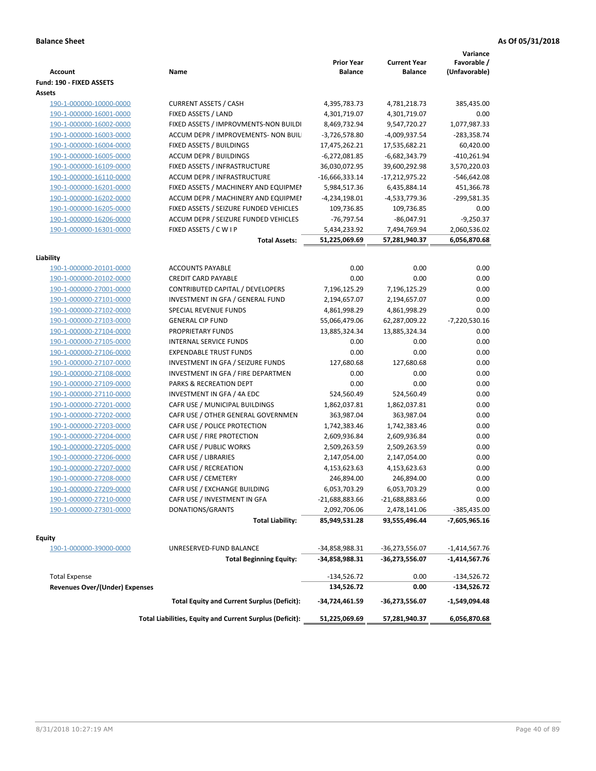**Balance Sheet** | **As Of 05/31/2018**

| Account | Name | Prior Year Balance | Current Year Balance | Variance Favorable / (Unfavorable) |
|---|---|---|---|---|
| **Fund: 190 - FIXED ASSETS** | | | | |
| **Assets** | | | | |
| 190-1-000000-10000-0000 | CURRENT ASSETS / CASH | 4,395,783.73 | 4,781,218.73 | 385,435.00 |
| 190-1-000000-16001-0000 | FIXED ASSETS / LAND | 4,301,719.07 | 4,301,719.07 | 0.00 |
| 190-1-000000-16002-0000 | FIXED ASSETS / IMPROVMENTS-NON BUILDI | 8,469,732.94 | 9,547,720.27 | 1,077,987.33 |
| 190-1-000000-16003-0000 | ACCUM DEPR / IMPROVEMENTS- NON BUIL | -3,726,578.80 | -4,009,937.54 | -283,358.74 |
| 190-1-000000-16004-0000 | FIXED ASSETS / BUILDINGS | 17,475,262.21 | 17,535,682.21 | 60,420.00 |
| 190-1-000000-16005-0000 | ACCUM DEPR / BUILDINGS | -6,272,081.85 | -6,682,343.79 | -410,261.94 |
| 190-1-000000-16109-0000 | FIXED ASSETS / INFRASTRUCTURE | 36,030,072.95 | 39,600,292.98 | 3,570,220.03 |
| 190-1-000000-16110-0000 | ACCUM DEPR / INFRASTRUCTURE | -16,666,333.14 | -17,212,975.22 | -546,642.08 |
| 190-1-000000-16201-0000 | FIXED ASSETS / MACHINERY AND EQUIPMEI | 5,984,517.36 | 6,435,884.14 | 451,366.78 |
| 190-1-000000-16202-0000 | ACCUM DEPR / MACHINERY AND EQUIPMEI | -4,234,198.01 | -4,533,779.36 | -299,581.35 |
| 190-1-000000-16205-0000 | FIXED ASSETS / SEIZURE FUNDED VEHICLES | 109,736.85 | 109,736.85 | 0.00 |
| 190-1-000000-16206-0000 | ACCUM DEPR / SEIZURE FUNDED VEHICLES | -76,797.54 | -86,047.91 | -9,250.37 |
| 190-1-000000-16301-0000 | FIXED ASSETS / C W I P | 5,434,233.92 | 7,494,769.94 | 2,060,536.02 |
| | **Total Assets:** | **51,225,069.69** | **57,281,940.37** | **6,056,870.68** |
| **Liability** | | | | |
| 190-1-000000-20101-0000 | ACCOUNTS PAYABLE | 0.00 | 0.00 | 0.00 |
| 190-1-000000-20102-0000 | CREDIT CARD PAYABLE | 0.00 | 0.00 | 0.00 |
| 190-1-000000-27001-0000 | CONTRIBUTED CAPITAL / DEVELOPERS | 7,196,125.29 | 7,196,125.29 | 0.00 |
| 190-1-000000-27101-0000 | INVESTMENT IN GFA / GENERAL FUND | 2,194,657.07 | 2,194,657.07 | 0.00 |
| 190-1-000000-27102-0000 | SPECIAL REVENUE FUNDS | 4,861,998.29 | 4,861,998.29 | 0.00 |
| 190-1-000000-27103-0000 | GENERAL CIP FUND | 55,066,479.06 | 62,287,009.22 | -7,220,530.16 |
| 190-1-000000-27104-0000 | PROPRIETARY FUNDS | 13,885,324.34 | 13,885,324.34 | 0.00 |
| 190-1-000000-27105-0000 | INTERNAL SERVICE FUNDS | 0.00 | 0.00 | 0.00 |
| 190-1-000000-27106-0000 | EXPENDABLE TRUST FUNDS | 0.00 | 0.00 | 0.00 |
| 190-1-000000-27107-0000 | INVESTMENT IN GFA / SEIZURE FUNDS | 127,680.68 | 127,680.68 | 0.00 |
| 190-1-000000-27108-0000 | INVESTMENT IN GFA / FIRE DEPARTMEN | 0.00 | 0.00 | 0.00 |
| 190-1-000000-27109-0000 | PARKS & RECREATION DEPT | 0.00 | 0.00 | 0.00 |
| 190-1-000000-27110-0000 | INVESTMENT IN GFA / 4A EDC | 524,560.49 | 524,560.49 | 0.00 |
| 190-1-000000-27201-0000 | CAFR USE / MUNICIPAL BUILDINGS | 1,862,037.81 | 1,862,037.81 | 0.00 |
| 190-1-000000-27202-0000 | CAFR USE / OTHER GENERAL GOVERNMEN | 363,987.04 | 363,987.04 | 0.00 |
| 190-1-000000-27203-0000 | CAFR USE / POLICE PROTECTION | 1,742,383.46 | 1,742,383.46 | 0.00 |
| 190-1-000000-27204-0000 | CAFR USE / FIRE PROTECTION | 2,609,936.84 | 2,609,936.84 | 0.00 |
| 190-1-000000-27205-0000 | CAFR USE / PUBLIC WORKS | 2,509,263.59 | 2,509,263.59 | 0.00 |
| 190-1-000000-27206-0000 | CAFR USE / LIBRARIES | 2,147,054.00 | 2,147,054.00 | 0.00 |
| 190-1-000000-27207-0000 | CAFR USE / RECREATION | 4,153,623.63 | 4,153,623.63 | 0.00 |
| 190-1-000000-27208-0000 | CAFR USE / CEMETERY | 246,894.00 | 246,894.00 | 0.00 |
| 190-1-000000-27209-0000 | CAFR USE / EXCHANGE BUILDING | 6,053,703.29 | 6,053,703.29 | 0.00 |
| 190-1-000000-27210-0000 | CAFR USE / INVESTMENT IN GFA | -21,688,883.66 | -21,688,883.66 | 0.00 |
| 190-1-000000-27301-0000 | DONATIONS/GRANTS | 2,092,706.06 | 2,478,141.06 | -385,435.00 |
| | **Total Liability:** | **85,949,531.28** | **93,555,496.44** | **-7,605,965.16** |
| **Equity** | | | | |
| 190-1-000000-39000-0000 | UNRESERVED-FUND BALANCE | -34,858,988.31 | -36,273,556.07 | -1,414,567.76 |
| | **Total Beginning Equity:** | **-34,858,988.31** | **-36,273,556.07** | **-1,414,567.76** |
| Total Expense | | -134,526.72 | 0.00 | -134,526.72 |
| **Revenues Over/(Under) Expenses** | | **134,526.72** | **0.00** | **-134,526.72** |
| | **Total Equity and Current Surplus (Deficit):** | **-34,724,461.59** | **-36,273,556.07** | **-1,549,094.48** |
| | **Total Liabilities, Equity and Current Surplus (Deficit):** | **51,225,069.69** | **57,281,940.37** | **6,056,870.68** |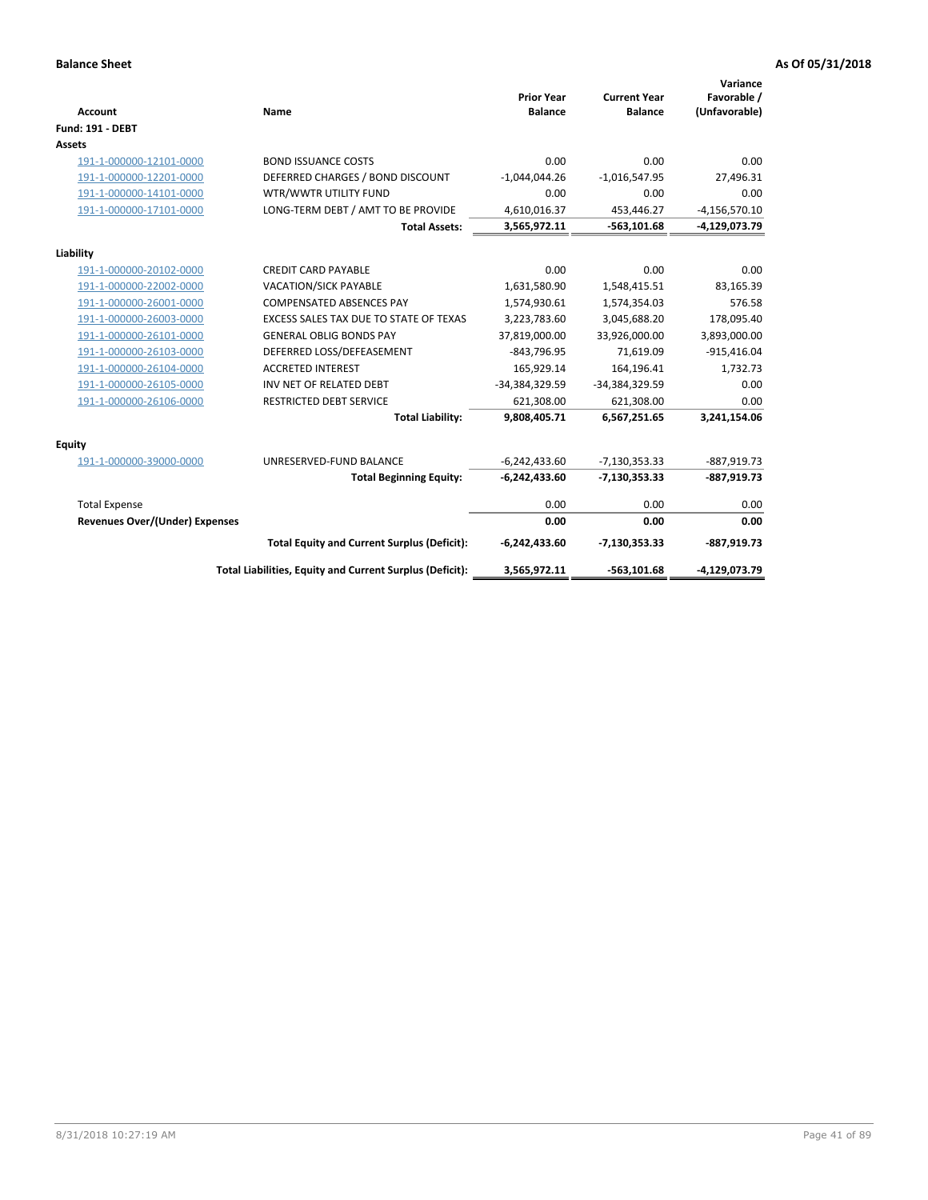**Balance Sheet** **As Of 05/31/2018**

| Account | Name | Prior Year Balance | Current Year Balance | Variance Favorable / (Unfavorable) |
|---|---|---|---|---|
| **Fund: 191 - DEBT** | | | | |
| **Assets** | | | | |
| 191-1-000000-12101-0000 | BOND ISSUANCE COSTS | 0.00 | 0.00 | 0.00 |
| 191-1-000000-12201-0000 | DEFERRED CHARGES / BOND DISCOUNT | -1,044,044.26 | -1,016,547.95 | 27,496.31 |
| 191-1-000000-14101-0000 | WTR/WWTR UTILITY FUND | 0.00 | 0.00 | 0.00 |
| 191-1-000000-17101-0000 | LONG-TERM DEBT / AMT TO BE PROVIDE | 4,610,016.37 | 453,446.27 | -4,156,570.10 |
| | **Total Assets:** | **3,565,972.11** | **-563,101.68** | **-4,129,073.79** |
| **Liability** | | | | |
| 191-1-000000-20102-0000 | CREDIT CARD PAYABLE | 0.00 | 0.00 | 0.00 |
| 191-1-000000-22002-0000 | VACATION/SICK PAYABLE | 1,631,580.90 | 1,548,415.51 | 83,165.39 |
| 191-1-000000-26001-0000 | COMPENSATED ABSENCES PAY | 1,574,930.61 | 1,574,354.03 | 576.58 |
| 191-1-000000-26003-0000 | EXCESS SALES TAX DUE TO STATE OF TEXAS | 3,223,783.60 | 3,045,688.20 | 178,095.40 |
| 191-1-000000-26101-0000 | GENERAL OBLIG BONDS PAY | 37,819,000.00 | 33,926,000.00 | 3,893,000.00 |
| 191-1-000000-26103-0000 | DEFERRED LOSS/DEFEASEMENT | -843,796.95 | 71,619.09 | -915,416.04 |
| 191-1-000000-26104-0000 | ACCRETED INTEREST | 165,929.14 | 164,196.41 | 1,732.73 |
| 191-1-000000-26105-0000 | INV NET OF RELATED DEBT | -34,384,329.59 | -34,384,329.59 | 0.00 |
| 191-1-000000-26106-0000 | RESTRICTED DEBT SERVICE | 621,308.00 | 621,308.00 | 0.00 |
| | **Total Liability:** | **9,808,405.71** | **6,567,251.65** | **3,241,154.06** |
| **Equity** | | | | |
| 191-1-000000-39000-0000 | UNRESERVED-FUND BALANCE | -6,242,433.60 | -7,130,353.33 | -887,919.73 |
| | **Total Beginning Equity:** | **-6,242,433.60** | **-7,130,353.33** | **-887,919.73** |
| Total Expense | | 0.00 | 0.00 | 0.00 |
| **Revenues Over/(Under) Expenses** | | **0.00** | **0.00** | **0.00** |
| | **Total Equity and Current Surplus (Deficit):** | **-6,242,433.60** | **-7,130,353.33** | **-887,919.73** |
| | **Total Liabilities, Equity and Current Surplus (Deficit):** | **3,565,972.11** | **-563,101.68** | **-4,129,073.79** |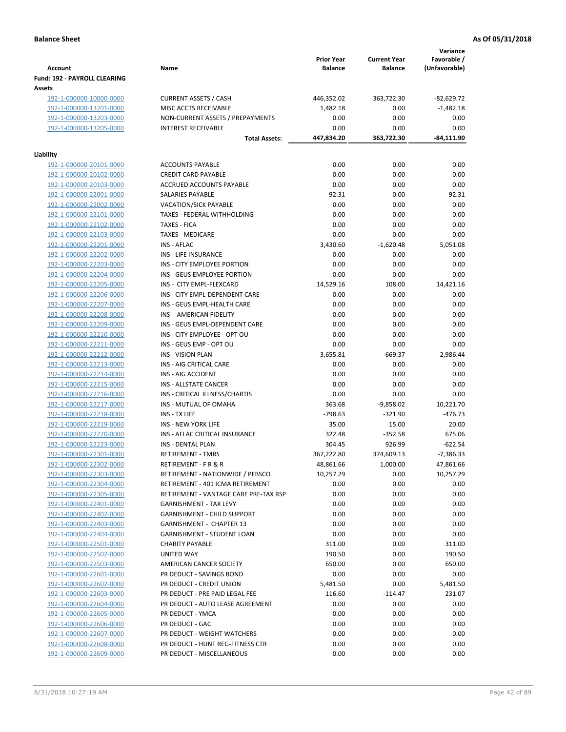**Balance Sheet** **As Of 05/31/2018**

| Account | Name | Prior Year Balance | Current Year Balance | Variance Favorable / (Unfavorable) |
|---|---|---|---|---|
| **Fund: 192 - PAYROLL CLEARING** | | | | |
| **Assets** | | | | |
| 192-1-000000-10000-0000 | CURRENT ASSETS / CASH | 446,352.02 | 363,722.30 | -82,629.72 |
| 192-1-000000-13201-0000 | MISC ACCTS RECEIVABLE | 1,482.18 | 0.00 | -1,482.18 |
| 192-1-000000-13203-0000 | NON-CURRENT ASSETS / PREPAYMENTS | 0.00 | 0.00 | 0.00 |
| 192-1-000000-13205-0000 | INTEREST RECEIVABLE | 0.00 | 0.00 | 0.00 |
| | **Total Assets:** | **447,834.20** | **363,722.30** | **-84,111.90** |
| **Liability** | | | | |
| 192-1-000000-20101-0000 | ACCOUNTS PAYABLE | 0.00 | 0.00 | 0.00 |
| 192-1-000000-20102-0000 | CREDIT CARD PAYABLE | 0.00 | 0.00 | 0.00 |
| 192-1-000000-20103-0000 | ACCRUED ACCOUNTS PAYABLE | 0.00 | 0.00 | 0.00 |
| 192-1-000000-22001-0000 | SALARIES PAYABLE | -92.31 | 0.00 | -92.31 |
| 192-1-000000-22002-0000 | VACATION/SICK PAYABLE | 0.00 | 0.00 | 0.00 |
| 192-1-000000-22101-0000 | TAXES - FEDERAL WITHHOLDING | 0.00 | 0.00 | 0.00 |
| 192-1-000000-22102-0000 | TAXES - FICA | 0.00 | 0.00 | 0.00 |
| 192-1-000000-22103-0000 | TAXES - MEDICARE | 0.00 | 0.00 | 0.00 |
| 192-1-000000-22201-0000 | INS - AFLAC | 3,430.60 | -1,620.48 | 5,051.08 |
| 192-1-000000-22202-0000 | INS - LIFE INSURANCE | 0.00 | 0.00 | 0.00 |
| 192-1-000000-22203-0000 | INS - CITY EMPLOYEE PORTION | 0.00 | 0.00 | 0.00 |
| 192-1-000000-22204-0000 | INS - GEUS EMPLOYEE PORTION | 0.00 | 0.00 | 0.00 |
| 192-1-000000-22205-0000 | INS - CITY EMPL-FLEXCARD | 14,529.16 | 108.00 | 14,421.16 |
| 192-1-000000-22206-0000 | INS - CITY EMPL-DEPENDENT CARE | 0.00 | 0.00 | 0.00 |
| 192-1-000000-22207-0000 | INS - GEUS EMPL-HEALTH CARE | 0.00 | 0.00 | 0.00 |
| 192-1-000000-22208-0000 | INS - AMERICAN FIDELITY | 0.00 | 0.00 | 0.00 |
| 192-1-000000-22209-0000 | INS - GEUS EMPL-DEPENDENT CARE | 0.00 | 0.00 | 0.00 |
| 192-1-000000-22210-0000 | INS - CITY EMPLOYEE - OPT OU | 0.00 | 0.00 | 0.00 |
| 192-1-000000-22211-0000 | INS - GEUS EMP - OPT OU | 0.00 | 0.00 | 0.00 |
| 192-1-000000-22212-0000 | INS - VISION PLAN | -3,655.81 | -669.37 | -2,986.44 |
| 192-1-000000-22213-0000 | INS - AIG CRITICAL CARE | 0.00 | 0.00 | 0.00 |
| 192-1-000000-22214-0000 | INS - AIG ACCIDENT | 0.00 | 0.00 | 0.00 |
| 192-1-000000-22215-0000 | INS - ALLSTATE CANCER | 0.00 | 0.00 | 0.00 |
| 192-1-000000-22216-0000 | INS - CRITICAL ILLNESS/CHARTIS | 0.00 | 0.00 | 0.00 |
| 192-1-000000-22217-0000 | INS - MUTUAL OF OMAHA | 363.68 | -9,858.02 | 10,221.70 |
| 192-1-000000-22218-0000 | INS - TX LIFE | -798.63 | -321.90 | -476.73 |
| 192-1-000000-22219-0000 | INS - NEW YORK LIFE | 35.00 | 15.00 | 20.00 |
| 192-1-000000-22220-0000 | INS - AFLAC CRITICAL INSURANCE | 322.48 | -352.58 | 675.06 |
| 192-1-000000-22223-0000 | INS - DENTAL PLAN | 304.45 | 926.99 | -622.54 |
| 192-1-000000-22301-0000 | RETIREMENT - TMRS | 367,222.80 | 374,609.13 | -7,386.33 |
| 192-1-000000-22302-0000 | RETIREMENT - F R & R | 48,861.66 | 1,000.00 | 47,861.66 |
| 192-1-000000-22303-0000 | RETIREMENT - NATIONWIDE / PEBSCO | 10,257.29 | 0.00 | 10,257.29 |
| 192-1-000000-22304-0000 | RETIREMENT - 401 ICMA RETIREMENT | 0.00 | 0.00 | 0.00 |
| 192-1-000000-22305-0000 | RETIREMENT - VANTAGE CARE PRE-TAX RSP | 0.00 | 0.00 | 0.00 |
| 192-1-000000-22401-0000 | GARNISHMENT - TAX LEVY | 0.00 | 0.00 | 0.00 |
| 192-1-000000-22402-0000 | GARNISHMENT - CHILD SUPPORT | 0.00 | 0.00 | 0.00 |
| 192-1-000000-22403-0000 | GARNISHMENT - CHAPTER 13 | 0.00 | 0.00 | 0.00 |
| 192-1-000000-22404-0000 | GARNISHMENT - STUDENT LOAN | 0.00 | 0.00 | 0.00 |
| 192-1-000000-22501-0000 | CHARITY PAYABLE | 311.00 | 0.00 | 311.00 |
| 192-1-000000-22502-0000 | UNITED WAY | 190.50 | 0.00 | 190.50 |
| 192-1-000000-22503-0000 | AMERICAN CANCER SOCIETY | 650.00 | 0.00 | 650.00 |
| 192-1-000000-22601-0000 | PR DEDUCT - SAVINGS BOND | 0.00 | 0.00 | 0.00 |
| 192-1-000000-22602-0000 | PR DEDUCT - CREDIT UNION | 5,481.50 | 0.00 | 5,481.50 |
| 192-1-000000-22603-0000 | PR DEDUCT - PRE PAID LEGAL FEE | 116.60 | -114.47 | 231.07 |
| 192-1-000000-22604-0000 | PR DEDUCT - AUTO LEASE AGREEMENT | 0.00 | 0.00 | 0.00 |
| 192-1-000000-22605-0000 | PR DEDUCT - YMCA | 0.00 | 0.00 | 0.00 |
| 192-1-000000-22606-0000 | PR DEDUCT - GAC | 0.00 | 0.00 | 0.00 |
| 192-1-000000-22607-0000 | PR DEDUCT - WEIGHT WATCHERS | 0.00 | 0.00 | 0.00 |
| 192-1-000000-22608-0000 | PR DEDUCT - HUNT REG-FITNESS CTR | 0.00 | 0.00 | 0.00 |
| 192-1-000000-22609-0000 | PR DEDUCT - MISCELLANEOUS | 0.00 | 0.00 | 0.00 |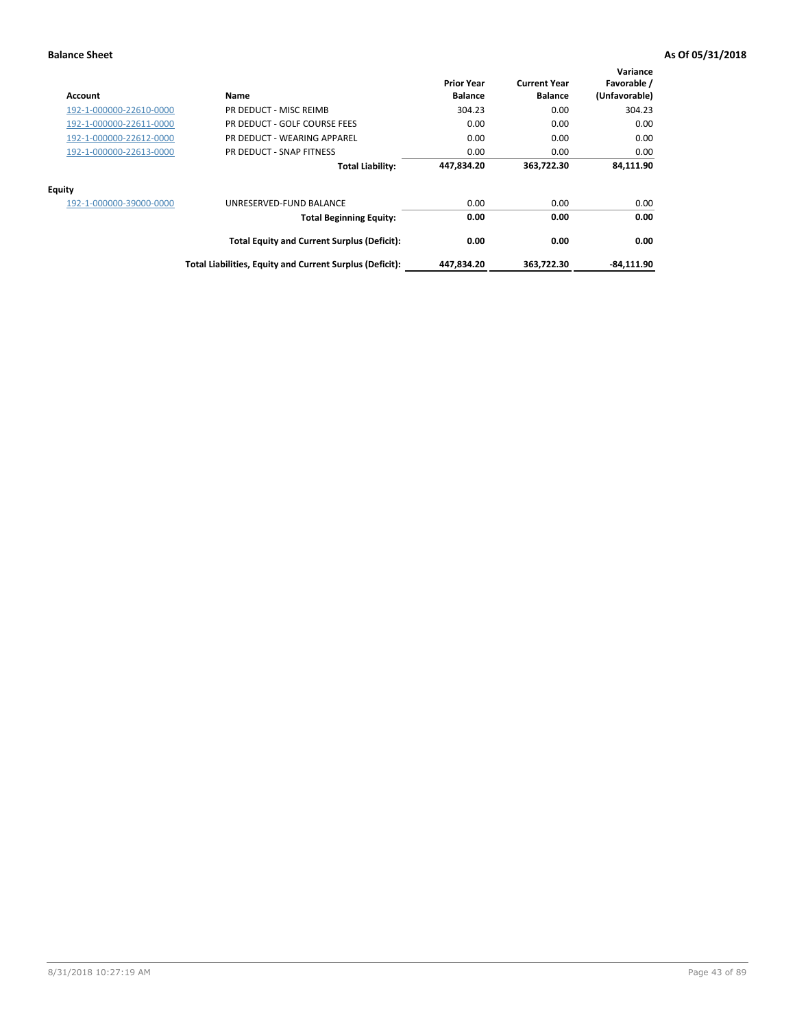**Balance Sheet** **As Of 05/31/2018**

| Account | Name | Prior Year Balance | Current Year Balance | Variance Favorable / (Unfavorable) |
|---|---|---|---|---|
| 192-1-000000-22610-0000 | PR DEDUCT - MISC REIMB | 304.23 | 0.00 | 304.23 |
| 192-1-000000-22611-0000 | PR DEDUCT - GOLF COURSE FEES | 0.00 | 0.00 | 0.00 |
| 192-1-000000-22612-0000 | PR DEDUCT - WEARING APPAREL | 0.00 | 0.00 | 0.00 |
| 192-1-000000-22613-0000 | PR DEDUCT - SNAP FITNESS | 0.00 | 0.00 | 0.00 |
| | **Total Liability:** | **447,834.20** | **363,722.30** | **84,111.90** |
| **Equity** | | | | |
| 192-1-000000-39000-0000 | UNRESERVED-FUND BALANCE | 0.00 | 0.00 | 0.00 |
| | **Total Beginning Equity:** | **0.00** | **0.00** | **0.00** |
| | **Total Equity and Current Surplus (Deficit):** | **0.00** | **0.00** | **0.00** |
| | **Total Liabilities, Equity and Current Surplus (Deficit):** | **447,834.20** | **363,722.30** | **-84,111.90** |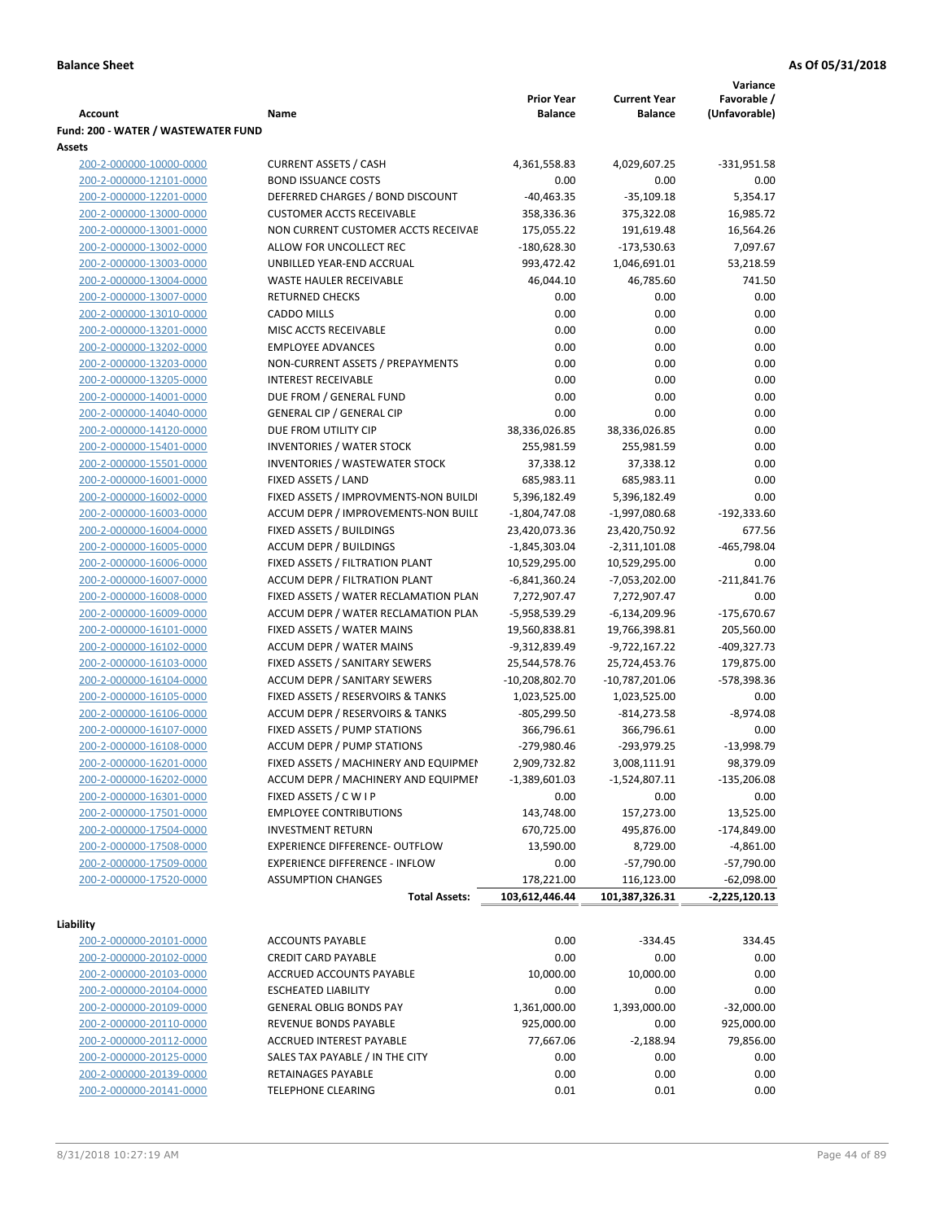**Balance Sheet** **As Of 05/31/2018**

| Account | Name | Prior Year Balance | Current Year Balance | Variance Favorable / (Unfavorable) |
|---|---|---|---|---|
| **Fund: 200 - WATER / WASTEWATER FUND** | | | | |
| **Assets** | | | | |
| 200-2-000000-10000-0000 | CURRENT ASSETS / CASH | 4,361,558.83 | 4,029,607.25 | -331,951.58 |
| 200-2-000000-12101-0000 | BOND ISSUANCE COSTS | 0.00 | 0.00 | 0.00 |
| 200-2-000000-12201-0000 | DEFERRED CHARGES / BOND DISCOUNT | -40,463.35 | -35,109.18 | 5,354.17 |
| 200-2-000000-13000-0000 | CUSTOMER ACCTS RECEIVABLE | 358,336.36 | 375,322.08 | 16,985.72 |
| 200-2-000000-13001-0000 | NON CURRENT CUSTOMER ACCTS RECEIVAE | 175,055.22 | 191,619.48 | 16,564.26 |
| 200-2-000000-13002-0000 | ALLOW FOR UNCOLLECT REC | -180,628.30 | -173,530.63 | 7,097.67 |
| 200-2-000000-13003-0000 | UNBILLED YEAR-END ACCRUAL | 993,472.42 | 1,046,691.01 | 53,218.59 |
| 200-2-000000-13004-0000 | WASTE HAULER RECEIVABLE | 46,044.10 | 46,785.60 | 741.50 |
| 200-2-000000-13007-0000 | RETURNED CHECKS | 0.00 | 0.00 | 0.00 |
| 200-2-000000-13010-0000 | CADDO MILLS | 0.00 | 0.00 | 0.00 |
| 200-2-000000-13201-0000 | MISC ACCTS RECEIVABLE | 0.00 | 0.00 | 0.00 |
| 200-2-000000-13202-0000 | EMPLOYEE ADVANCES | 0.00 | 0.00 | 0.00 |
| 200-2-000000-13203-0000 | NON-CURRENT ASSETS / PREPAYMENTS | 0.00 | 0.00 | 0.00 |
| 200-2-000000-13205-0000 | INTEREST RECEIVABLE | 0.00 | 0.00 | 0.00 |
| 200-2-000000-14001-0000 | DUE FROM / GENERAL FUND | 0.00 | 0.00 | 0.00 |
| 200-2-000000-14040-0000 | GENERAL CIP / GENERAL CIP | 0.00 | 0.00 | 0.00 |
| 200-2-000000-14120-0000 | DUE FROM UTILITY CIP | 38,336,026.85 | 38,336,026.85 | 0.00 |
| 200-2-000000-15401-0000 | INVENTORIES / WATER STOCK | 255,981.59 | 255,981.59 | 0.00 |
| 200-2-000000-15501-0000 | INVENTORIES / WASTEWATER STOCK | 37,338.12 | 37,338.12 | 0.00 |
| 200-2-000000-16001-0000 | FIXED ASSETS / LAND | 685,983.11 | 685,983.11 | 0.00 |
| 200-2-000000-16002-0000 | FIXED ASSETS / IMPROVMENTS-NON BUILDI | 5,396,182.49 | 5,396,182.49 | 0.00 |
| 200-2-000000-16003-0000 | ACCUM DEPR / IMPROVEMENTS-NON BUILI | -1,804,747.08 | -1,997,080.68 | -192,333.60 |
| 200-2-000000-16004-0000 | FIXED ASSETS / BUILDINGS | 23,420,073.36 | 23,420,750.92 | 677.56 |
| 200-2-000000-16005-0000 | ACCUM DEPR / BUILDINGS | -1,845,303.04 | -2,311,101.08 | -465,798.04 |
| 200-2-000000-16006-0000 | FIXED ASSETS / FILTRATION PLANT | 10,529,295.00 | 10,529,295.00 | 0.00 |
| 200-2-000000-16007-0000 | ACCUM DEPR / FILTRATION PLANT | -6,841,360.24 | -7,053,202.00 | -211,841.76 |
| 200-2-000000-16008-0000 | FIXED ASSETS / WATER RECLAMATION PLAN | 7,272,907.47 | 7,272,907.47 | 0.00 |
| 200-2-000000-16009-0000 | ACCUM DEPR / WATER RECLAMATION PLAN | -5,958,539.29 | -6,134,209.96 | -175,670.67 |
| 200-2-000000-16101-0000 | FIXED ASSETS / WATER MAINS | 19,560,838.81 | 19,766,398.81 | 205,560.00 |
| 200-2-000000-16102-0000 | ACCUM DEPR / WATER MAINS | -9,312,839.49 | -9,722,167.22 | -409,327.73 |
| 200-2-000000-16103-0000 | FIXED ASSETS / SANITARY SEWERS | 25,544,578.76 | 25,724,453.76 | 179,875.00 |
| 200-2-000000-16104-0000 | ACCUM DEPR / SANITARY SEWERS | -10,208,802.70 | -10,787,201.06 | -578,398.36 |
| 200-2-000000-16105-0000 | FIXED ASSETS / RESERVOIRS & TANKS | 1,023,525.00 | 1,023,525.00 | 0.00 |
| 200-2-000000-16106-0000 | ACCUM DEPR / RESERVOIRS & TANKS | -805,299.50 | -814,273.58 | -8,974.08 |
| 200-2-000000-16107-0000 | FIXED ASSETS / PUMP STATIONS | 366,796.61 | 366,796.61 | 0.00 |
| 200-2-000000-16108-0000 | ACCUM DEPR / PUMP STATIONS | -279,980.46 | -293,979.25 | -13,998.79 |
| 200-2-000000-16201-0000 | FIXED ASSETS / MACHINERY AND EQUIPMEI | 2,909,732.82 | 3,008,111.91 | 98,379.09 |
| 200-2-000000-16202-0000 | ACCUM DEPR / MACHINERY AND EQUIPMEI | -1,389,601.03 | -1,524,807.11 | -135,206.08 |
| 200-2-000000-16301-0000 | FIXED ASSETS / C W I P | 0.00 | 0.00 | 0.00 |
| 200-2-000000-17501-0000 | EMPLOYEE CONTRIBUTIONS | 143,748.00 | 157,273.00 | 13,525.00 |
| 200-2-000000-17504-0000 | INVESTMENT RETURN | 670,725.00 | 495,876.00 | -174,849.00 |
| 200-2-000000-17508-0000 | EXPERIENCE DIFFERENCE- OUTFLOW | 13,590.00 | 8,729.00 | -4,861.00 |
| 200-2-000000-17509-0000 | EXPERIENCE DIFFERENCE - INFLOW | 0.00 | -57,790.00 | -57,790.00 |
| 200-2-000000-17520-0000 | ASSUMPTION CHANGES | 178,221.00 | 116,123.00 | -62,098.00 |
| | **Total Assets:** | **103,612,446.44** | **101,387,326.31** | **-2,225,120.13** |
| **Liability** | | | | |
| 200-2-000000-20101-0000 | ACCOUNTS PAYABLE | 0.00 | -334.45 | 334.45 |
| 200-2-000000-20102-0000 | CREDIT CARD PAYABLE | 0.00 | 0.00 | 0.00 |
| 200-2-000000-20103-0000 | ACCRUED ACCOUNTS PAYABLE | 10,000.00 | 10,000.00 | 0.00 |
| 200-2-000000-20104-0000 | ESCHEATED LIABILITY | 0.00 | 0.00 | 0.00 |
| 200-2-000000-20109-0000 | GENERAL OBLIG BONDS PAY | 1,361,000.00 | 1,393,000.00 | -32,000.00 |
| 200-2-000000-20110-0000 | REVENUE BONDS PAYABLE | 925,000.00 | 0.00 | 925,000.00 |
| 200-2-000000-20112-0000 | ACCRUED INTEREST PAYABLE | 77,667.06 | -2,188.94 | 79,856.00 |
| 200-2-000000-20125-0000 | SALES TAX PAYABLE / IN THE CITY | 0.00 | 0.00 | 0.00 |
| 200-2-000000-20139-0000 | RETAINAGES PAYABLE | 0.00 | 0.00 | 0.00 |
| 200-2-000000-20141-0000 | TELEPHONE CLEARING | 0.01 | 0.01 | 0.00 |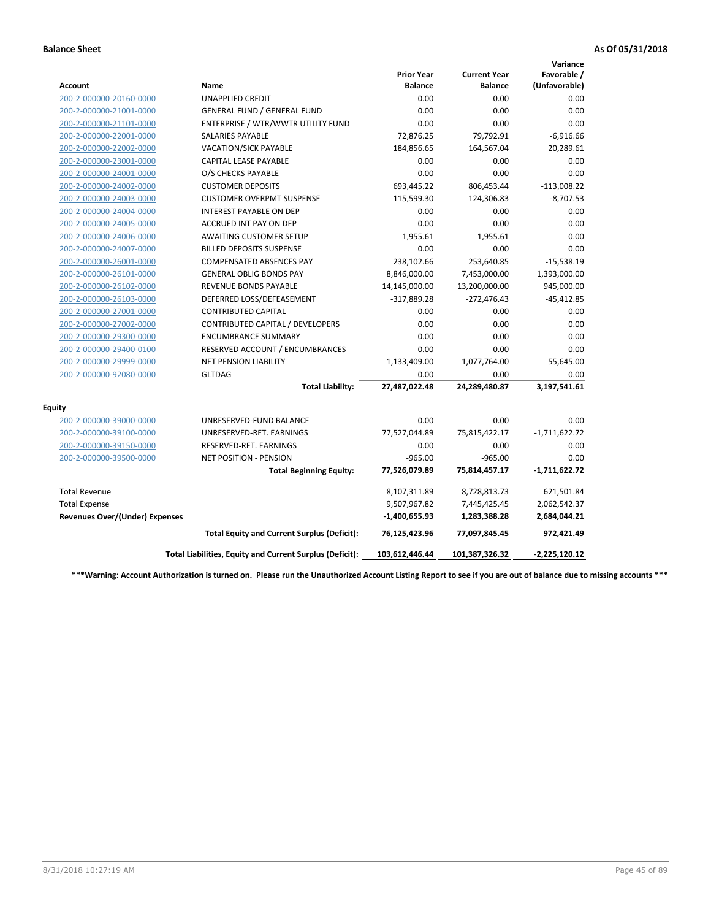**Balance Sheet** **As Of 05/31/2018**

| Account | Name | Prior Year Balance | Current Year Balance | Variance Favorable / (Unfavorable) |
|---|---|---|---|---|
| 200-2-000000-20160-0000 | UNAPPLIED CREDIT | 0.00 | 0.00 | 0.00 |
| 200-2-000000-21001-0000 | GENERAL FUND / GENERAL FUND | 0.00 | 0.00 | 0.00 |
| 200-2-000000-21101-0000 | ENTERPRISE / WTR/WWTR UTILITY FUND | 0.00 | 0.00 | 0.00 |
| 200-2-000000-22001-0000 | SALARIES PAYABLE | 72,876.25 | 79,792.91 | -6,916.66 |
| 200-2-000000-22002-0000 | VACATION/SICK PAYABLE | 184,856.65 | 164,567.04 | 20,289.61 |
| 200-2-000000-23001-0000 | CAPITAL LEASE PAYABLE | 0.00 | 0.00 | 0.00 |
| 200-2-000000-24001-0000 | O/S CHECKS PAYABLE | 0.00 | 0.00 | 0.00 |
| 200-2-000000-24002-0000 | CUSTOMER DEPOSITS | 693,445.22 | 806,453.44 | -113,008.22 |
| 200-2-000000-24003-0000 | CUSTOMER OVERPMT SUSPENSE | 115,599.30 | 124,306.83 | -8,707.53 |
| 200-2-000000-24004-0000 | INTEREST PAYABLE ON DEP | 0.00 | 0.00 | 0.00 |
| 200-2-000000-24005-0000 | ACCRUED INT PAY ON DEP | 0.00 | 0.00 | 0.00 |
| 200-2-000000-24006-0000 | AWAITING CUSTOMER SETUP | 1,955.61 | 1,955.61 | 0.00 |
| 200-2-000000-24007-0000 | BILLED DEPOSITS SUSPENSE | 0.00 | 0.00 | 0.00 |
| 200-2-000000-26001-0000 | COMPENSATED ABSENCES PAY | 238,102.66 | 253,640.85 | -15,538.19 |
| 200-2-000000-26101-0000 | GENERAL OBLIG BONDS PAY | 8,846,000.00 | 7,453,000.00 | 1,393,000.00 |
| 200-2-000000-26102-0000 | REVENUE BONDS PAYABLE | 14,145,000.00 | 13,200,000.00 | 945,000.00 |
| 200-2-000000-26103-0000 | DEFERRED LOSS/DEFEASEMENT | -317,889.28 | -272,476.43 | -45,412.85 |
| 200-2-000000-27001-0000 | CONTRIBUTED CAPITAL | 0.00 | 0.00 | 0.00 |
| 200-2-000000-27002-0000 | CONTRIBUTED CAPITAL / DEVELOPERS | 0.00 | 0.00 | 0.00 |
| 200-2-000000-29300-0000 | ENCUMBRANCE SUMMARY | 0.00 | 0.00 | 0.00 |
| 200-2-000000-29400-0100 | RESERVED ACCOUNT / ENCUMBRANCES | 0.00 | 0.00 | 0.00 |
| 200-2-000000-29999-0000 | NET PENSION LIABILITY | 1,133,409.00 | 1,077,764.00 | 55,645.00 |
| 200-2-000000-92080-0000 | GLTDAG | 0.00 | 0.00 | 0.00 |
| | **Total Liability:** | **27,487,022.48** | **24,289,480.87** | **3,197,541.61** |
| **Equity** | | | | |
| 200-2-000000-39000-0000 | UNRESERVED-FUND BALANCE | 0.00 | 0.00 | 0.00 |
| 200-2-000000-39100-0000 | UNRESERVED-RET. EARNINGS | 77,527,044.89 | 75,815,422.17 | -1,711,622.72 |
| 200-2-000000-39150-0000 | RESERVED-RET. EARNINGS | 0.00 | 0.00 | 0.00 |
| 200-2-000000-39500-0000 | NET POSITION - PENSION | -965.00 | -965.00 | 0.00 |
| | **Total Beginning Equity:** | **77,526,079.89** | **75,814,457.17** | **-1,711,622.72** |
| Total Revenue | | 8,107,311.89 | 8,728,813.73 | 621,501.84 |
| Total Expense | | 9,507,967.82 | 7,445,425.45 | 2,062,542.37 |
| **Revenues Over/(Under) Expenses** | | **-1,400,655.93** | **1,283,388.28** | **2,684,044.21** |
| | **Total Equity and Current Surplus (Deficit):** | **76,125,423.96** | **77,097,845.45** | **972,421.49** |
| | **Total Liabilities, Equity and Current Surplus (Deficit):** | **103,612,446.44** | **101,387,326.32** | **-2,225,120.12** |

**\*\*\*Warning: Account Authorization is turned on. Please run the Unauthorized Account Listing Report to see if you are out of balance due to missing accounts \*\*\***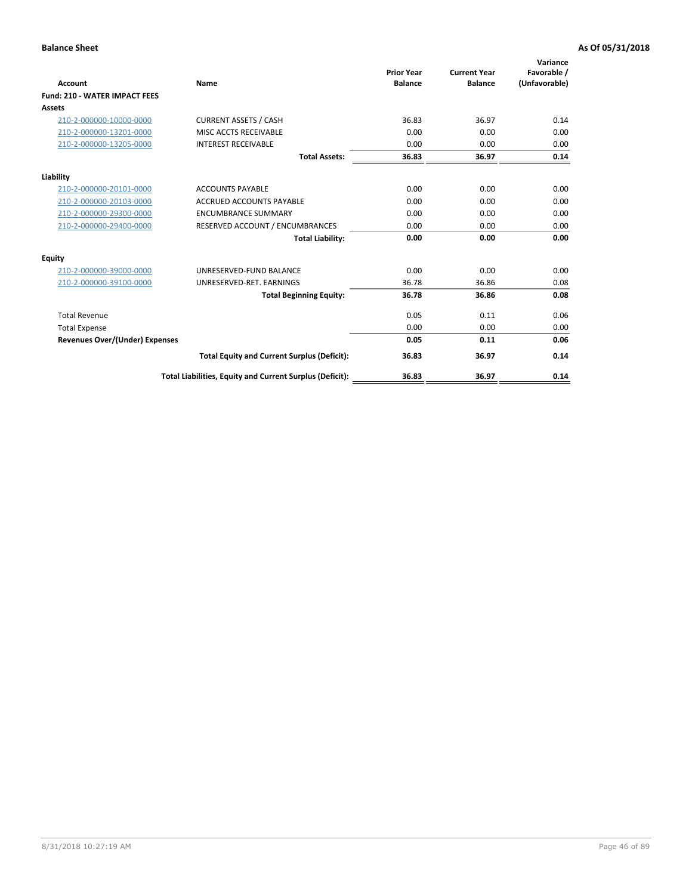**Balance Sheet** **As Of 05/31/2018**

| Account | Name | Prior Year Balance | Current Year Balance | Variance Favorable / (Unfavorable) |
|---|---|---|---|---|
| **Fund: 210 - WATER IMPACT FEES** | | | | |
| **Assets** | | | | |
| 210-2-000000-10000-0000 | CURRENT ASSETS / CASH | 36.83 | 36.97 | 0.14 |
| 210-2-000000-13201-0000 | MISC ACCTS RECEIVABLE | 0.00 | 0.00 | 0.00 |
| 210-2-000000-13205-0000 | INTEREST RECEIVABLE | 0.00 | 0.00 | 0.00 |
| | **Total Assets:** | **36.83** | **36.97** | **0.14** |
| **Liability** | | | | |
| 210-2-000000-20101-0000 | ACCOUNTS PAYABLE | 0.00 | 0.00 | 0.00 |
| 210-2-000000-20103-0000 | ACCRUED ACCOUNTS PAYABLE | 0.00 | 0.00 | 0.00 |
| 210-2-000000-29300-0000 | ENCUMBRANCE SUMMARY | 0.00 | 0.00 | 0.00 |
| 210-2-000000-29400-0000 | RESERVED ACCOUNT / ENCUMBRANCES | 0.00 | 0.00 | 0.00 |
| | **Total Liability:** | **0.00** | **0.00** | **0.00** |
| **Equity** | | | | |
| 210-2-000000-39000-0000 | UNRESERVED-FUND BALANCE | 0.00 | 0.00 | 0.00 |
| 210-2-000000-39100-0000 | UNRESERVED-RET. EARNINGS | 36.78 | 36.86 | 0.08 |
| | **Total Beginning Equity:** | **36.78** | **36.86** | **0.08** |
| Total Revenue | | 0.05 | 0.11 | 0.06 |
| Total Expense | | 0.00 | 0.00 | 0.00 |
| **Revenues Over/(Under) Expenses** | | **0.05** | **0.11** | **0.06** |
| | **Total Equity and Current Surplus (Deficit):** | **36.83** | **36.97** | **0.14** |
| | **Total Liabilities, Equity and Current Surplus (Deficit):** | **36.83** | **36.97** | **0.14** |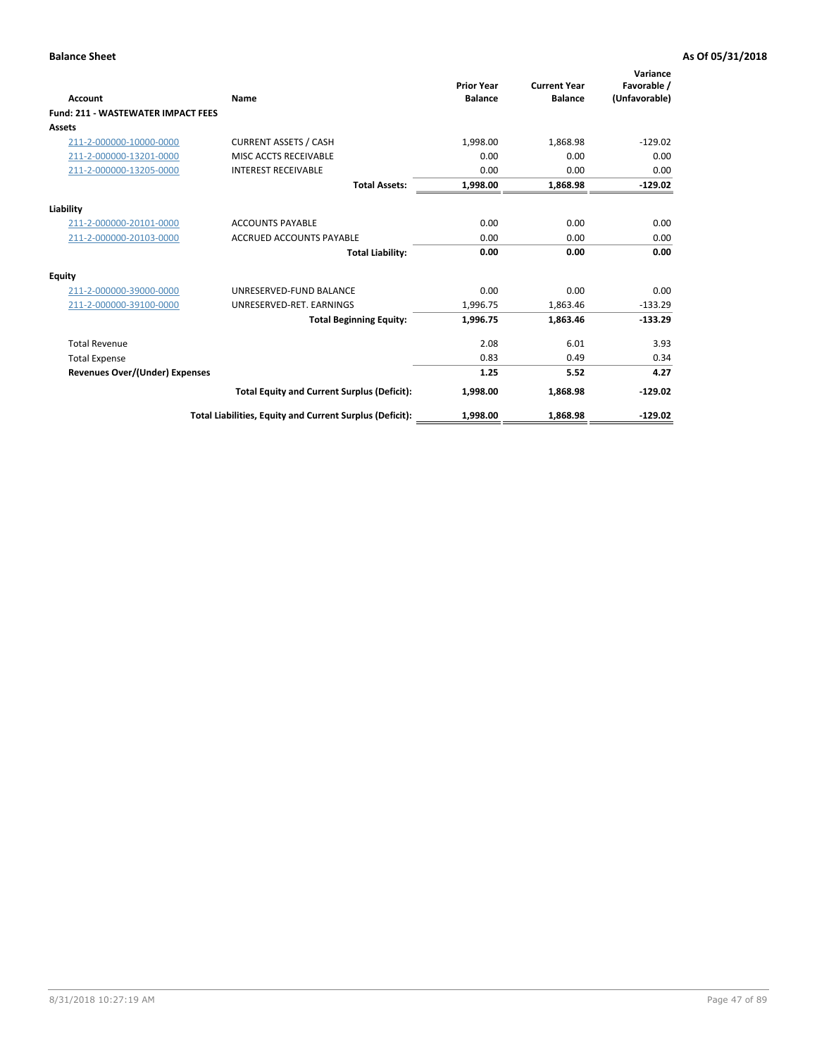**Balance Sheet** **As Of 05/31/2018**

| Account | Name | Prior Year Balance | Current Year Balance | Variance Favorable / (Unfavorable) |
|---|---|---|---|---|
| **Fund: 211 - WASTEWATER IMPACT FEES** | | | | |
| **Assets** | | | | |
| 211-2-000000-10000-0000 | CURRENT ASSETS / CASH | 1,998.00 | 1,868.98 | -129.02 |
| 211-2-000000-13201-0000 | MISC ACCTS RECEIVABLE | 0.00 | 0.00 | 0.00 |
| 211-2-000000-13205-0000 | INTEREST RECEIVABLE | 0.00 | 0.00 | 0.00 |
| | **Total Assets:** | **1,998.00** | **1,868.98** | **-129.02** |
| **Liability** | | | | |
| 211-2-000000-20101-0000 | ACCOUNTS PAYABLE | 0.00 | 0.00 | 0.00 |
| 211-2-000000-20103-0000 | ACCRUED ACCOUNTS PAYABLE | 0.00 | 0.00 | 0.00 |
| | **Total Liability:** | **0.00** | **0.00** | **0.00** |
| **Equity** | | | | |
| 211-2-000000-39000-0000 | UNRESERVED-FUND BALANCE | 0.00 | 0.00 | 0.00 |
| 211-2-000000-39100-0000 | UNRESERVED-RET. EARNINGS | 1,996.75 | 1,863.46 | -133.29 |
| | **Total Beginning Equity:** | **1,996.75** | **1,863.46** | **-133.29** |
| Total Revenue | | 2.08 | 6.01 | 3.93 |
| Total Expense | | 0.83 | 0.49 | 0.34 |
| **Revenues Over/(Under) Expenses** | | **1.25** | **5.52** | **4.27** |
| | **Total Equity and Current Surplus (Deficit):** | **1,998.00** | **1,868.98** | **-129.02** |
| | **Total Liabilities, Equity and Current Surplus (Deficit):** | **1,998.00** | **1,868.98** | **-129.02** |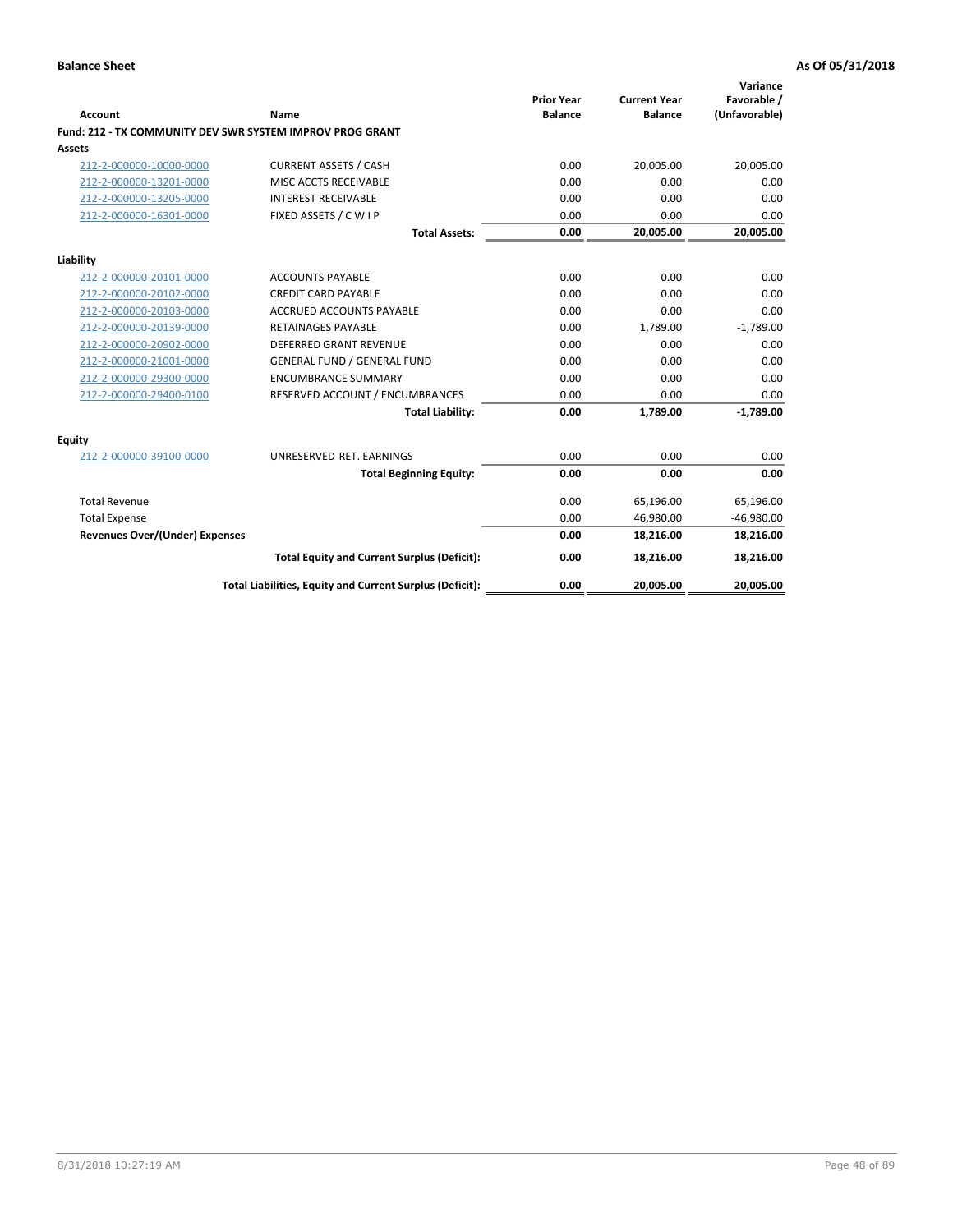**Balance Sheet** — As Of 05/31/2018

| Account | Name | Prior Year Balance | Current Year Balance | Variance Favorable / (Unfavorable) |
|---|---|---|---|---|
| **Fund: 212 - TX COMMUNITY DEV SWR SYSTEM IMPROV PROG GRANT** | | | | |
| **Assets** | | | | |
| 212-2-000000-10000-0000 | CURRENT ASSETS / CASH | 0.00 | 20,005.00 | 20,005.00 |
| 212-2-000000-13201-0000 | MISC ACCTS RECEIVABLE | 0.00 | 0.00 | 0.00 |
| 212-2-000000-13205-0000 | INTEREST RECEIVABLE | 0.00 | 0.00 | 0.00 |
| 212-2-000000-16301-0000 | FIXED ASSETS / C W I P | 0.00 | 0.00 | 0.00 |
| | **Total Assets:** | **0.00** | **20,005.00** | **20,005.00** |
| **Liability** | | | | |
| 212-2-000000-20101-0000 | ACCOUNTS PAYABLE | 0.00 | 0.00 | 0.00 |
| 212-2-000000-20102-0000 | CREDIT CARD PAYABLE | 0.00 | 0.00 | 0.00 |
| 212-2-000000-20103-0000 | ACCRUED ACCOUNTS PAYABLE | 0.00 | 0.00 | 0.00 |
| 212-2-000000-20139-0000 | RETAINAGES PAYABLE | 0.00 | 1,789.00 | -1,789.00 |
| 212-2-000000-20902-0000 | DEFERRED GRANT REVENUE | 0.00 | 0.00 | 0.00 |
| 212-2-000000-21001-0000 | GENERAL FUND / GENERAL FUND | 0.00 | 0.00 | 0.00 |
| 212-2-000000-29300-0000 | ENCUMBRANCE SUMMARY | 0.00 | 0.00 | 0.00 |
| 212-2-000000-29400-0100 | RESERVED ACCOUNT / ENCUMBRANCES | 0.00 | 0.00 | 0.00 |
| | **Total Liability:** | **0.00** | **1,789.00** | **-1,789.00** |
| **Equity** | | | | |
| 212-2-000000-39100-0000 | UNRESERVED-RET. EARNINGS | 0.00 | 0.00 | 0.00 |
| | **Total Beginning Equity:** | **0.00** | **0.00** | **0.00** |
| Total Revenue | | 0.00 | 65,196.00 | 65,196.00 |
| Total Expense | | 0.00 | 46,980.00 | -46,980.00 |
| **Revenues Over/(Under) Expenses** | | **0.00** | **18,216.00** | **18,216.00** |
| | **Total Equity and Current Surplus (Deficit):** | **0.00** | **18,216.00** | **18,216.00** |
| | **Total Liabilities, Equity and Current Surplus (Deficit):** | **0.00** | **20,005.00** | **20,005.00** |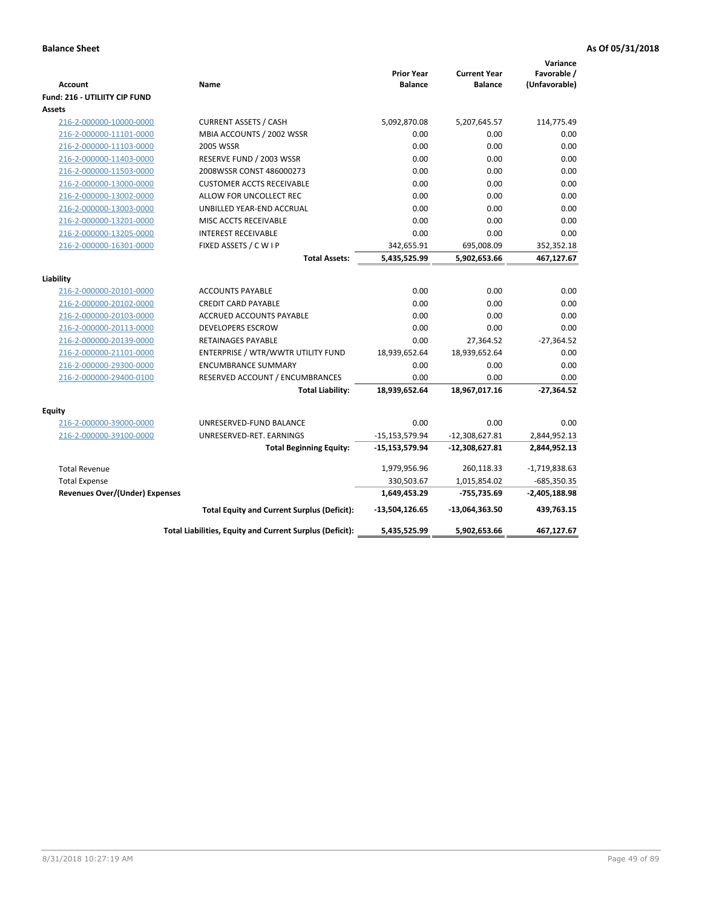**Balance Sheet** **As Of 05/31/2018**

| Account | Name | Prior Year Balance | Current Year Balance | Variance Favorable / (Unfavorable) |
|---|---|---|---|---|
| **Fund: 216 - UTILIITY CIP FUND** | | | | |
| **Assets** | | | | |
| 216-2-000000-10000-0000 | CURRENT ASSETS / CASH | 5,092,870.08 | 5,207,645.57 | 114,775.49 |
| 216-2-000000-11101-0000 | MBIA ACCOUNTS / 2002 WSSR | 0.00 | 0.00 | 0.00 |
| 216-2-000000-11103-0000 | 2005 WSSR | 0.00 | 0.00 | 0.00 |
| 216-2-000000-11403-0000 | RESERVE FUND / 2003 WSSR | 0.00 | 0.00 | 0.00 |
| 216-2-000000-11503-0000 | 2008WSSR CONST 486000273 | 0.00 | 0.00 | 0.00 |
| 216-2-000000-13000-0000 | CUSTOMER ACCTS RECEIVABLE | 0.00 | 0.00 | 0.00 |
| 216-2-000000-13002-0000 | ALLOW FOR UNCOLLECT REC | 0.00 | 0.00 | 0.00 |
| 216-2-000000-13003-0000 | UNBILLED YEAR-END ACCRUAL | 0.00 | 0.00 | 0.00 |
| 216-2-000000-13201-0000 | MISC ACCTS RECEIVABLE | 0.00 | 0.00 | 0.00 |
| 216-2-000000-13205-0000 | INTEREST RECEIVABLE | 0.00 | 0.00 | 0.00 |
| 216-2-000000-16301-0000 | FIXED ASSETS / C W I P | 342,655.91 | 695,008.09 | 352,352.18 |
| | **Total Assets:** | **5,435,525.99** | **5,902,653.66** | **467,127.67** |
| **Liability** | | | | |
| 216-2-000000-20101-0000 | ACCOUNTS PAYABLE | 0.00 | 0.00 | 0.00 |
| 216-2-000000-20102-0000 | CREDIT CARD PAYABLE | 0.00 | 0.00 | 0.00 |
| 216-2-000000-20103-0000 | ACCRUED ACCOUNTS PAYABLE | 0.00 | 0.00 | 0.00 |
| 216-2-000000-20113-0000 | DEVELOPERS ESCROW | 0.00 | 0.00 | 0.00 |
| 216-2-000000-20139-0000 | RETAINAGES PAYABLE | 0.00 | 27,364.52 | -27,364.52 |
| 216-2-000000-21101-0000 | ENTERPRISE / WTR/WWTR UTILITY FUND | 18,939,652.64 | 18,939,652.64 | 0.00 |
| 216-2-000000-29300-0000 | ENCUMBRANCE SUMMARY | 0.00 | 0.00 | 0.00 |
| 216-2-000000-29400-0100 | RESERVED ACCOUNT / ENCUMBRANCES | 0.00 | 0.00 | 0.00 |
| | **Total Liability:** | **18,939,652.64** | **18,967,017.16** | **-27,364.52** |
| **Equity** | | | | |
| 216-2-000000-39000-0000 | UNRESERVED-FUND BALANCE | 0.00 | 0.00 | 0.00 |
| 216-2-000000-39100-0000 | UNRESERVED-RET. EARNINGS | -15,153,579.94 | -12,308,627.81 | 2,844,952.13 |
| | **Total Beginning Equity:** | **-15,153,579.94** | **-12,308,627.81** | **2,844,952.13** |
| Total Revenue | | 1,979,956.96 | 260,118.33 | -1,719,838.63 |
| Total Expense | | 330,503.67 | 1,015,854.02 | -685,350.35 |
| **Revenues Over/(Under) Expenses** | | **1,649,453.29** | **-755,735.69** | **-2,405,188.98** |
| | **Total Equity and Current Surplus (Deficit):** | **-13,504,126.65** | **-13,064,363.50** | **439,763.15** |
| | **Total Liabilities, Equity and Current Surplus (Deficit):** | **5,435,525.99** | **5,902,653.66** | **467,127.67** |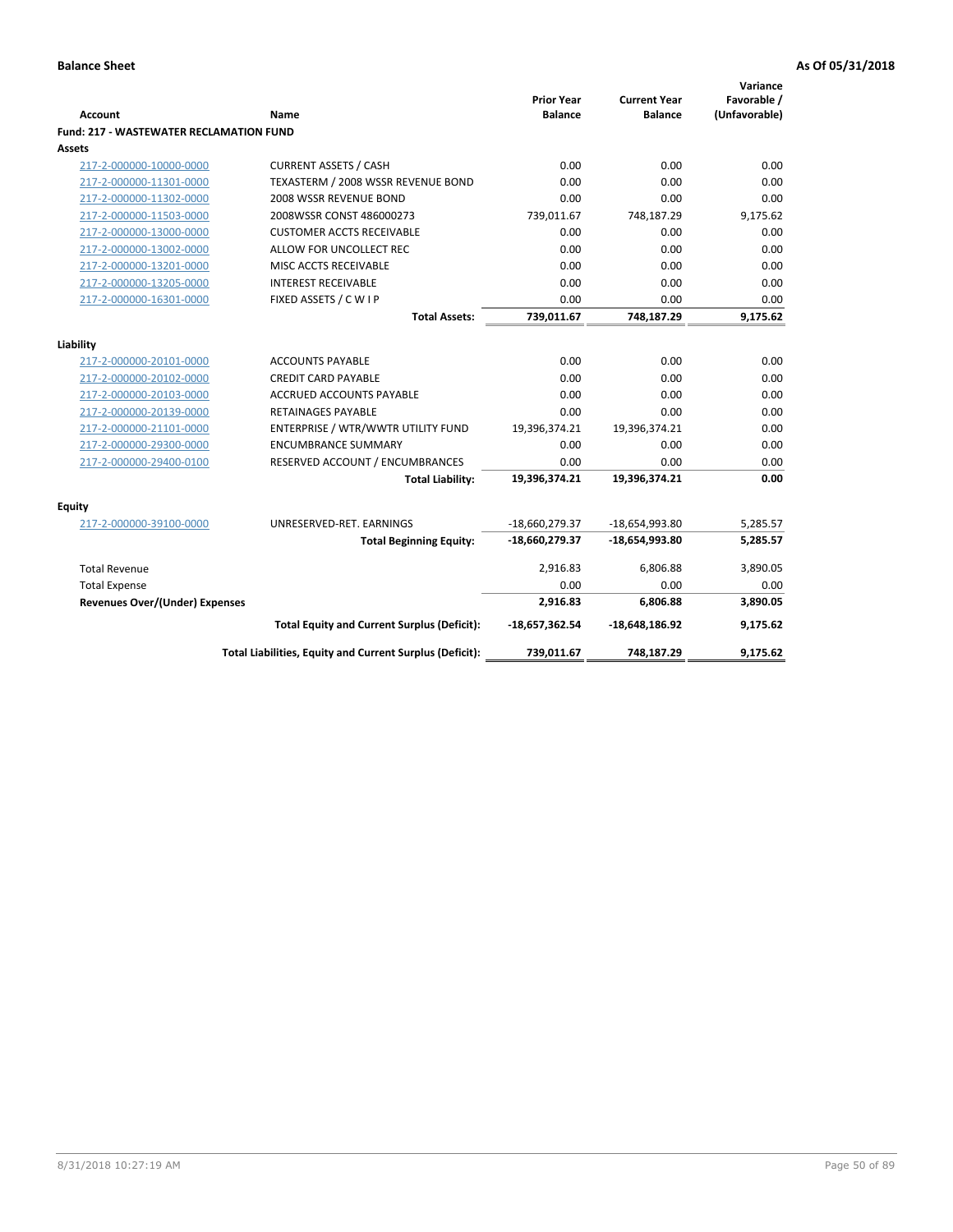**Balance Sheet** — **As Of 05/31/2018**

| Account | Name | Prior Year Balance | Current Year Balance | Variance Favorable / (Unfavorable) |
|---|---|---|---|---|
| **Fund: 217 - WASTEWATER RECLAMATION FUND** | | | | |
| **Assets** | | | | |
| 217-2-000000-10000-0000 | CURRENT ASSETS / CASH | 0.00 | 0.00 | 0.00 |
| 217-2-000000-11301-0000 | TEXASTERM / 2008 WSSR REVENUE BOND | 0.00 | 0.00 | 0.00 |
| 217-2-000000-11302-0000 | 2008 WSSR REVENUE BOND | 0.00 | 0.00 | 0.00 |
| 217-2-000000-11503-0000 | 2008WSSR CONST 486000273 | 739,011.67 | 748,187.29 | 9,175.62 |
| 217-2-000000-13000-0000 | CUSTOMER ACCTS RECEIVABLE | 0.00 | 0.00 | 0.00 |
| 217-2-000000-13002-0000 | ALLOW FOR UNCOLLECT REC | 0.00 | 0.00 | 0.00 |
| 217-2-000000-13201-0000 | MISC ACCTS RECEIVABLE | 0.00 | 0.00 | 0.00 |
| 217-2-000000-13205-0000 | INTEREST RECEIVABLE | 0.00 | 0.00 | 0.00 |
| 217-2-000000-16301-0000 | FIXED ASSETS / C W I P | 0.00 | 0.00 | 0.00 |
| | **Total Assets:** | **739,011.67** | **748,187.29** | **9,175.62** |
| **Liability** | | | | |
| 217-2-000000-20101-0000 | ACCOUNTS PAYABLE | 0.00 | 0.00 | 0.00 |
| 217-2-000000-20102-0000 | CREDIT CARD PAYABLE | 0.00 | 0.00 | 0.00 |
| 217-2-000000-20103-0000 | ACCRUED ACCOUNTS PAYABLE | 0.00 | 0.00 | 0.00 |
| 217-2-000000-20139-0000 | RETAINAGES PAYABLE | 0.00 | 0.00 | 0.00 |
| 217-2-000000-21101-0000 | ENTERPRISE / WTR/WWTR UTILITY FUND | 19,396,374.21 | 19,396,374.21 | 0.00 |
| 217-2-000000-29300-0000 | ENCUMBRANCE SUMMARY | 0.00 | 0.00 | 0.00 |
| 217-2-000000-29400-0100 | RESERVED ACCOUNT / ENCUMBRANCES | 0.00 | 0.00 | 0.00 |
| | **Total Liability:** | **19,396,374.21** | **19,396,374.21** | **0.00** |
| **Equity** | | | | |
| 217-2-000000-39100-0000 | UNRESERVED-RET. EARNINGS | -18,660,279.37 | -18,654,993.80 | 5,285.57 |
| | **Total Beginning Equity:** | **-18,660,279.37** | **-18,654,993.80** | **5,285.57** |
| Total Revenue | | 2,916.83 | 6,806.88 | 3,890.05 |
| Total Expense | | 0.00 | 0.00 | 0.00 |
| **Revenues Over/(Under) Expenses** | | **2,916.83** | **6,806.88** | **3,890.05** |
| | **Total Equity and Current Surplus (Deficit):** | **-18,657,362.54** | **-18,648,186.92** | **9,175.62** |
| | **Total Liabilities, Equity and Current Surplus (Deficit):** | **739,011.67** | **748,187.29** | **9,175.62** |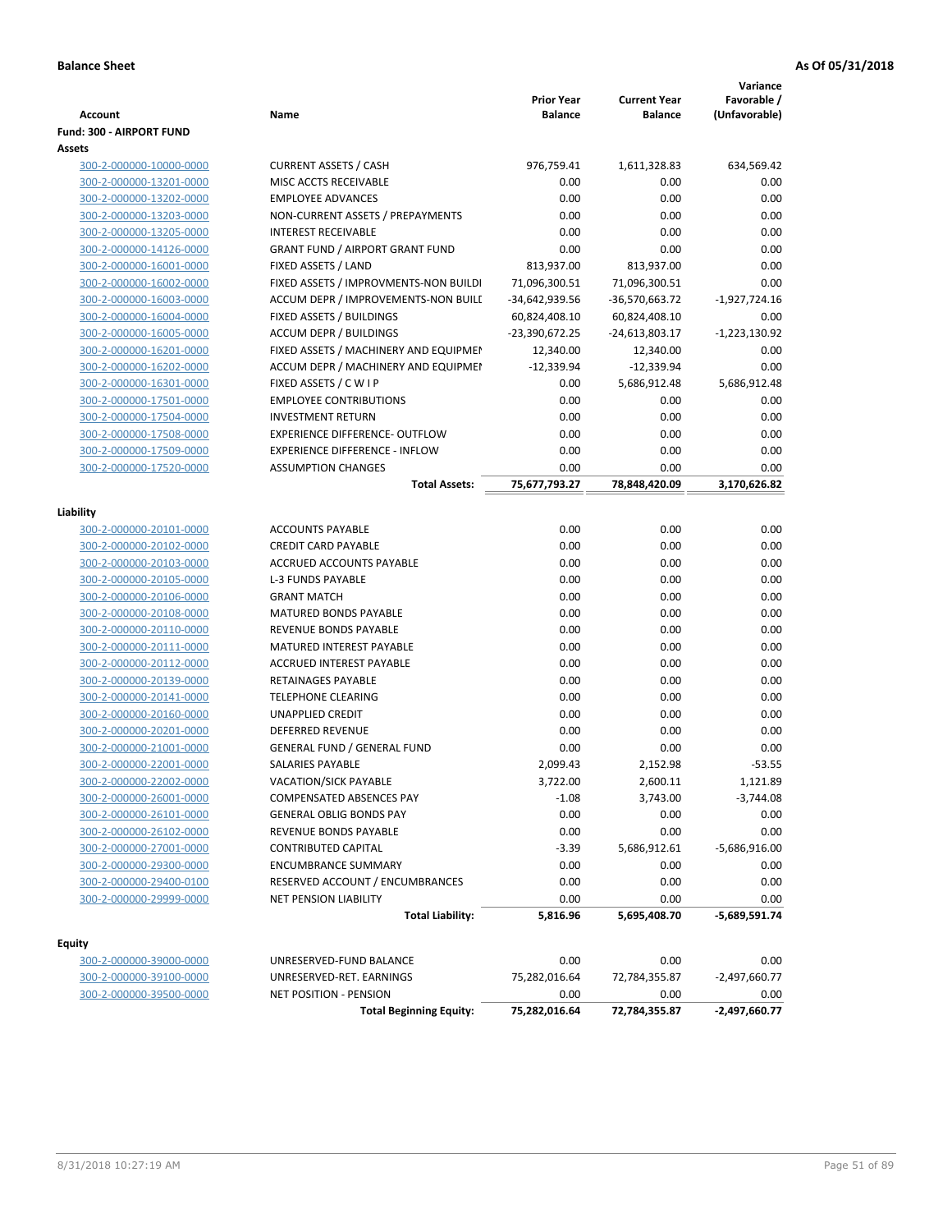**Balance Sheet** **As Of 05/31/2018**

| Account | Name | Prior Year Balance | Current Year Balance | Variance Favorable / (Unfavorable) |
|---|---|---|---|---|
| **Fund: 300 - AIRPORT FUND** | | | | |
| **Assets** | | | | |
| 300-2-000000-10000-0000 | CURRENT ASSETS / CASH | 976,759.41 | 1,611,328.83 | 634,569.42 |
| 300-2-000000-13201-0000 | MISC ACCTS RECEIVABLE | 0.00 | 0.00 | 0.00 |
| 300-2-000000-13202-0000 | EMPLOYEE ADVANCES | 0.00 | 0.00 | 0.00 |
| 300-2-000000-13203-0000 | NON-CURRENT ASSETS / PREPAYMENTS | 0.00 | 0.00 | 0.00 |
| 300-2-000000-13205-0000 | INTEREST RECEIVABLE | 0.00 | 0.00 | 0.00 |
| 300-2-000000-14126-0000 | GRANT FUND / AIRPORT GRANT FUND | 0.00 | 0.00 | 0.00 |
| 300-2-000000-16001-0000 | FIXED ASSETS / LAND | 813,937.00 | 813,937.00 | 0.00 |
| 300-2-000000-16002-0000 | FIXED ASSETS / IMPROVMENTS-NON BUILDI | 71,096,300.51 | 71,096,300.51 | 0.00 |
| 300-2-000000-16003-0000 | ACCUM DEPR / IMPROVEMENTS-NON BUILI | -34,642,939.56 | -36,570,663.72 | -1,927,724.16 |
| 300-2-000000-16004-0000 | FIXED ASSETS / BUILDINGS | 60,824,408.10 | 60,824,408.10 | 0.00 |
| 300-2-000000-16005-0000 | ACCUM DEPR / BUILDINGS | -23,390,672.25 | -24,613,803.17 | -1,223,130.92 |
| 300-2-000000-16201-0000 | FIXED ASSETS / MACHINERY AND EQUIPMEI | 12,340.00 | 12,340.00 | 0.00 |
| 300-2-000000-16202-0000 | ACCUM DEPR / MACHINERY AND EQUIPMEI | -12,339.94 | -12,339.94 | 0.00 |
| 300-2-000000-16301-0000 | FIXED ASSETS / C W I P | 0.00 | 5,686,912.48 | 5,686,912.48 |
| 300-2-000000-17501-0000 | EMPLOYEE CONTRIBUTIONS | 0.00 | 0.00 | 0.00 |
| 300-2-000000-17504-0000 | INVESTMENT RETURN | 0.00 | 0.00 | 0.00 |
| 300-2-000000-17508-0000 | EXPERIENCE DIFFERENCE- OUTFLOW | 0.00 | 0.00 | 0.00 |
| 300-2-000000-17509-0000 | EXPERIENCE DIFFERENCE - INFLOW | 0.00 | 0.00 | 0.00 |
| 300-2-000000-17520-0000 | ASSUMPTION CHANGES | 0.00 | 0.00 | 0.00 |
| | **Total Assets:** | **75,677,793.27** | **78,848,420.09** | **3,170,626.82** |
| **Liability** | | | | |
| 300-2-000000-20101-0000 | ACCOUNTS PAYABLE | 0.00 | 0.00 | 0.00 |
| 300-2-000000-20102-0000 | CREDIT CARD PAYABLE | 0.00 | 0.00 | 0.00 |
| 300-2-000000-20103-0000 | ACCRUED ACCOUNTS PAYABLE | 0.00 | 0.00 | 0.00 |
| 300-2-000000-20105-0000 | L-3 FUNDS PAYABLE | 0.00 | 0.00 | 0.00 |
| 300-2-000000-20106-0000 | GRANT MATCH | 0.00 | 0.00 | 0.00 |
| 300-2-000000-20108-0000 | MATURED BONDS PAYABLE | 0.00 | 0.00 | 0.00 |
| 300-2-000000-20110-0000 | REVENUE BONDS PAYABLE | 0.00 | 0.00 | 0.00 |
| 300-2-000000-20111-0000 | MATURED INTEREST PAYABLE | 0.00 | 0.00 | 0.00 |
| 300-2-000000-20112-0000 | ACCRUED INTEREST PAYABLE | 0.00 | 0.00 | 0.00 |
| 300-2-000000-20139-0000 | RETAINAGES PAYABLE | 0.00 | 0.00 | 0.00 |
| 300-2-000000-20141-0000 | TELEPHONE CLEARING | 0.00 | 0.00 | 0.00 |
| 300-2-000000-20160-0000 | UNAPPLIED CREDIT | 0.00 | 0.00 | 0.00 |
| 300-2-000000-20201-0000 | DEFERRED REVENUE | 0.00 | 0.00 | 0.00 |
| 300-2-000000-21001-0000 | GENERAL FUND / GENERAL FUND | 0.00 | 0.00 | 0.00 |
| 300-2-000000-22001-0000 | SALARIES PAYABLE | 2,099.43 | 2,152.98 | -53.55 |
| 300-2-000000-22002-0000 | VACATION/SICK PAYABLE | 3,722.00 | 2,600.11 | 1,121.89 |
| 300-2-000000-26001-0000 | COMPENSATED ABSENCES PAY | -1.08 | 3,743.00 | -3,744.08 |
| 300-2-000000-26101-0000 | GENERAL OBLIG BONDS PAY | 0.00 | 0.00 | 0.00 |
| 300-2-000000-26102-0000 | REVENUE BONDS PAYABLE | 0.00 | 0.00 | 0.00 |
| 300-2-000000-27001-0000 | CONTRIBUTED CAPITAL | -3.39 | 5,686,912.61 | -5,686,916.00 |
| 300-2-000000-29300-0000 | ENCUMBRANCE SUMMARY | 0.00 | 0.00 | 0.00 |
| 300-2-000000-29400-0100 | RESERVED ACCOUNT / ENCUMBRANCES | 0.00 | 0.00 | 0.00 |
| 300-2-000000-29999-0000 | NET PENSION LIABILITY | 0.00 | 0.00 | 0.00 |
| | **Total Liability:** | **5,816.96** | **5,695,408.70** | **-5,689,591.74** |
| **Equity** | | | | |
| 300-2-000000-39000-0000 | UNRESERVED-FUND BALANCE | 0.00 | 0.00 | 0.00 |
| 300-2-000000-39100-0000 | UNRESERVED-RET. EARNINGS | 75,282,016.64 | 72,784,355.87 | -2,497,660.77 |
| 300-2-000000-39500-0000 | NET POSITION - PENSION | 0.00 | 0.00 | 0.00 |
| | **Total Beginning Equity:** | **75,282,016.64** | **72,784,355.87** | **-2,497,660.77** |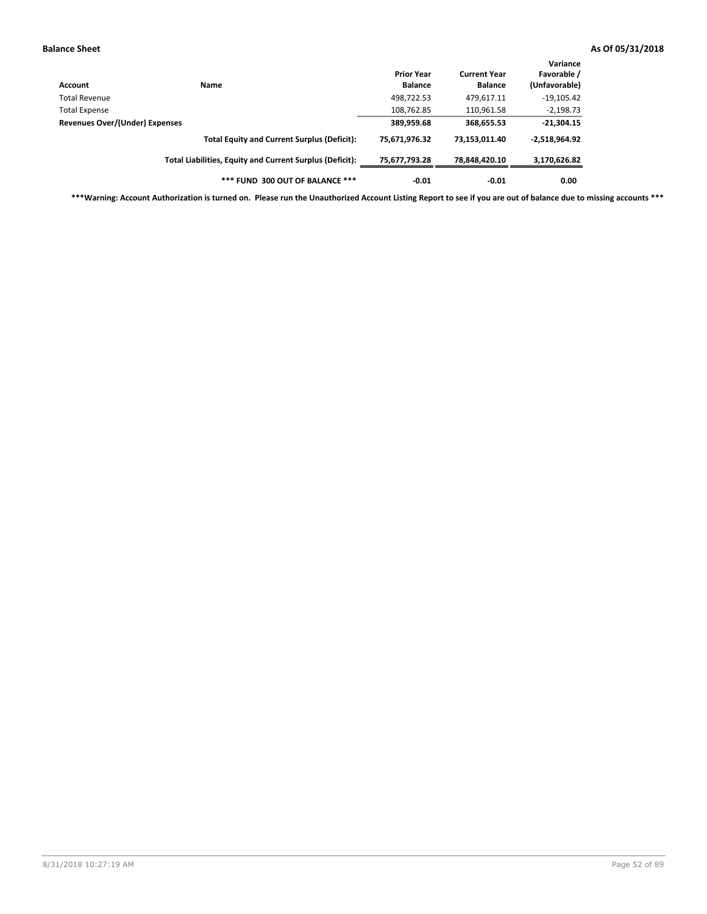| Account | Name | Prior Year Balance | Current Year Balance | Variance Favorable / (Unfavorable) |
|---|---|---|---|---|
| Total Revenue | | 498,722.53 | 479,617.11 | -19,105.42 |
| Total Expense | | 108,762.85 | 110,961.58 | -2,198.73 |
| **Revenues Over/(Under) Expenses** | | **389,959.68** | **368,655.53** | **-21,304.15** |
| | **Total Equity and Current Surplus (Deficit):** | **75,671,976.32** | **73,153,011.40** | **-2,518,964.92** |
| | **Total Liabilities, Equity and Current Surplus (Deficit):** | **75,677,793.28** | **78,848,420.10** | **3,170,626.82** |
| | **\*\*\* FUND 300 OUT OF BALANCE \*\*\*** | **-0.01** | **-0.01** | **0.00** |

**\*\*\*Warning: Account Authorization is turned on. Please run the Unauthorized Account Listing Report to see if you are out of balance due to missing accounts \*\*\***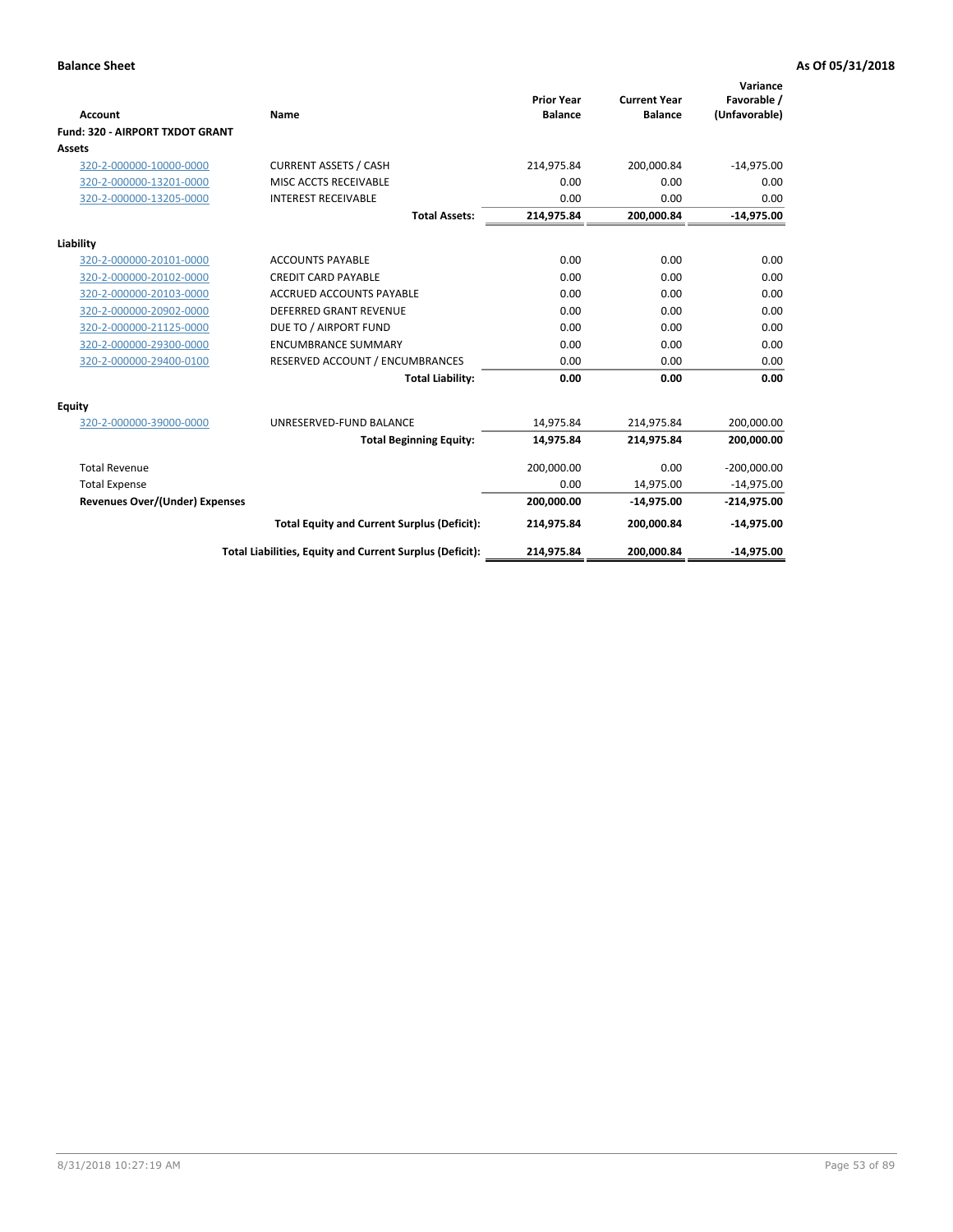**Balance Sheet** — As Of 05/31/2018

| Account | Name | Prior Year Balance | Current Year Balance | Variance Favorable / (Unfavorable) |
|---|---|---|---|---|
| **Fund: 320 - AIRPORT TXDOT GRANT** | | | | |
| **Assets** | | | | |
| 320-2-000000-10000-0000 | CURRENT ASSETS / CASH | 214,975.84 | 200,000.84 | -14,975.00 |
| 320-2-000000-13201-0000 | MISC ACCTS RECEIVABLE | 0.00 | 0.00 | 0.00 |
| 320-2-000000-13205-0000 | INTEREST RECEIVABLE | 0.00 | 0.00 | 0.00 |
| | **Total Assets:** | **214,975.84** | **200,000.84** | **-14,975.00** |
| **Liability** | | | | |
| 320-2-000000-20101-0000 | ACCOUNTS PAYABLE | 0.00 | 0.00 | 0.00 |
| 320-2-000000-20102-0000 | CREDIT CARD PAYABLE | 0.00 | 0.00 | 0.00 |
| 320-2-000000-20103-0000 | ACCRUED ACCOUNTS PAYABLE | 0.00 | 0.00 | 0.00 |
| 320-2-000000-20902-0000 | DEFERRED GRANT REVENUE | 0.00 | 0.00 | 0.00 |
| 320-2-000000-21125-0000 | DUE TO / AIRPORT FUND | 0.00 | 0.00 | 0.00 |
| 320-2-000000-29300-0000 | ENCUMBRANCE SUMMARY | 0.00 | 0.00 | 0.00 |
| 320-2-000000-29400-0100 | RESERVED ACCOUNT / ENCUMBRANCES | 0.00 | 0.00 | 0.00 |
| | **Total Liability:** | **0.00** | **0.00** | **0.00** |
| **Equity** | | | | |
| 320-2-000000-39000-0000 | UNRESERVED-FUND BALANCE | 14,975.84 | 214,975.84 | 200,000.00 |
| | **Total Beginning Equity:** | **14,975.84** | **214,975.84** | **200,000.00** |
| Total Revenue | | 200,000.00 | 0.00 | -200,000.00 |
| Total Expense | | 0.00 | 14,975.00 | -14,975.00 |
| **Revenues Over/(Under) Expenses** | | **200,000.00** | **-14,975.00** | **-214,975.00** |
| | **Total Equity and Current Surplus (Deficit):** | **214,975.84** | **200,000.84** | **-14,975.00** |
| | **Total Liabilities, Equity and Current Surplus (Deficit):** | **214,975.84** | **200,000.84** | **-14,975.00** |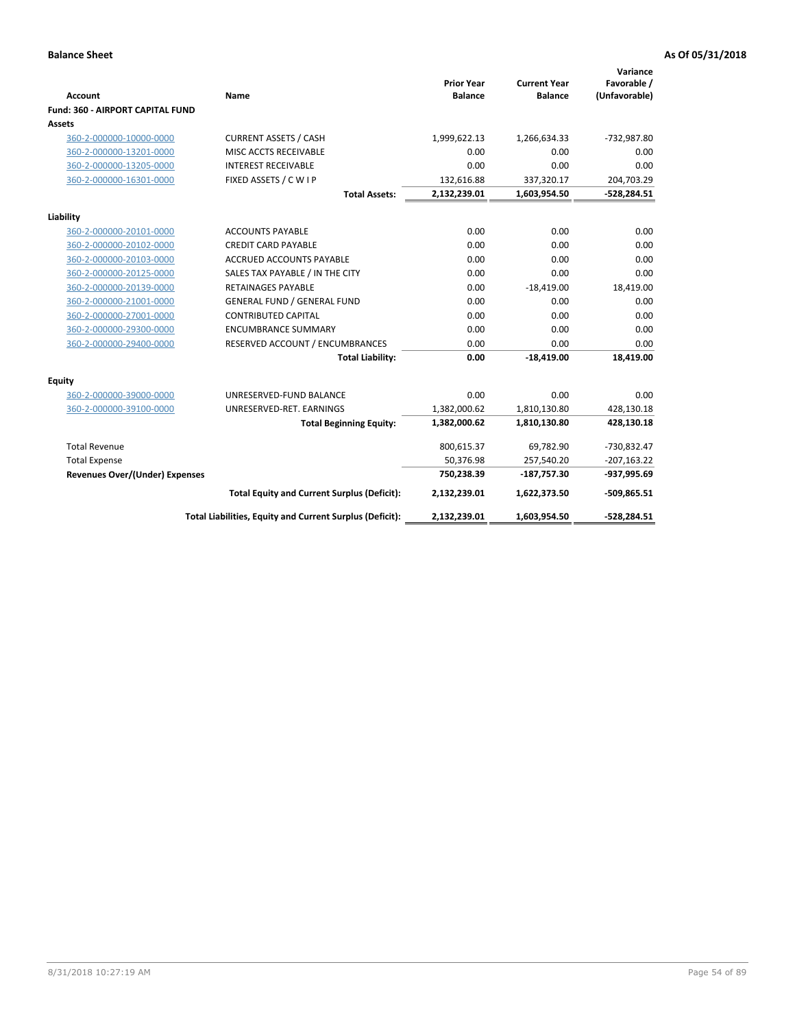**Balance Sheet** **As Of 05/31/2018**

| Account | Name | Prior Year Balance | Current Year Balance | Variance Favorable / (Unfavorable) |
|---|---|---|---|---|
| **Fund: 360 - AIRPORT CAPITAL FUND** | | | | |
| **Assets** | | | | |
| 360-2-000000-10000-0000 | CURRENT ASSETS / CASH | 1,999,622.13 | 1,266,634.33 | -732,987.80 |
| 360-2-000000-13201-0000 | MISC ACCTS RECEIVABLE | 0.00 | 0.00 | 0.00 |
| 360-2-000000-13205-0000 | INTEREST RECEIVABLE | 0.00 | 0.00 | 0.00 |
| 360-2-000000-16301-0000 | FIXED ASSETS / C W I P | 132,616.88 | 337,320.17 | 204,703.29 |
| | **Total Assets:** | **2,132,239.01** | **1,603,954.50** | **-528,284.51** |
| **Liability** | | | | |
| 360-2-000000-20101-0000 | ACCOUNTS PAYABLE | 0.00 | 0.00 | 0.00 |
| 360-2-000000-20102-0000 | CREDIT CARD PAYABLE | 0.00 | 0.00 | 0.00 |
| 360-2-000000-20103-0000 | ACCRUED ACCOUNTS PAYABLE | 0.00 | 0.00 | 0.00 |
| 360-2-000000-20125-0000 | SALES TAX PAYABLE / IN THE CITY | 0.00 | 0.00 | 0.00 |
| 360-2-000000-20139-0000 | RETAINAGES PAYABLE | 0.00 | -18,419.00 | 18,419.00 |
| 360-2-000000-21001-0000 | GENERAL FUND / GENERAL FUND | 0.00 | 0.00 | 0.00 |
| 360-2-000000-27001-0000 | CONTRIBUTED CAPITAL | 0.00 | 0.00 | 0.00 |
| 360-2-000000-29300-0000 | ENCUMBRANCE SUMMARY | 0.00 | 0.00 | 0.00 |
| 360-2-000000-29400-0000 | RESERVED ACCOUNT / ENCUMBRANCES | 0.00 | 0.00 | 0.00 |
| | **Total Liability:** | **0.00** | **-18,419.00** | **18,419.00** |
| **Equity** | | | | |
| 360-2-000000-39000-0000 | UNRESERVED-FUND BALANCE | 0.00 | 0.00 | 0.00 |
| 360-2-000000-39100-0000 | UNRESERVED-RET. EARNINGS | 1,382,000.62 | 1,810,130.80 | 428,130.18 |
| | **Total Beginning Equity:** | **1,382,000.62** | **1,810,130.80** | **428,130.18** |
| Total Revenue | | 800,615.37 | 69,782.90 | -730,832.47 |
| Total Expense | | 50,376.98 | 257,540.20 | -207,163.22 |
| **Revenues Over/(Under) Expenses** | | **750,238.39** | **-187,757.30** | **-937,995.69** |
| | **Total Equity and Current Surplus (Deficit):** | **2,132,239.01** | **1,622,373.50** | **-509,865.51** |
| | **Total Liabilities, Equity and Current Surplus (Deficit):** | **2,132,239.01** | **1,603,954.50** | **-528,284.51** |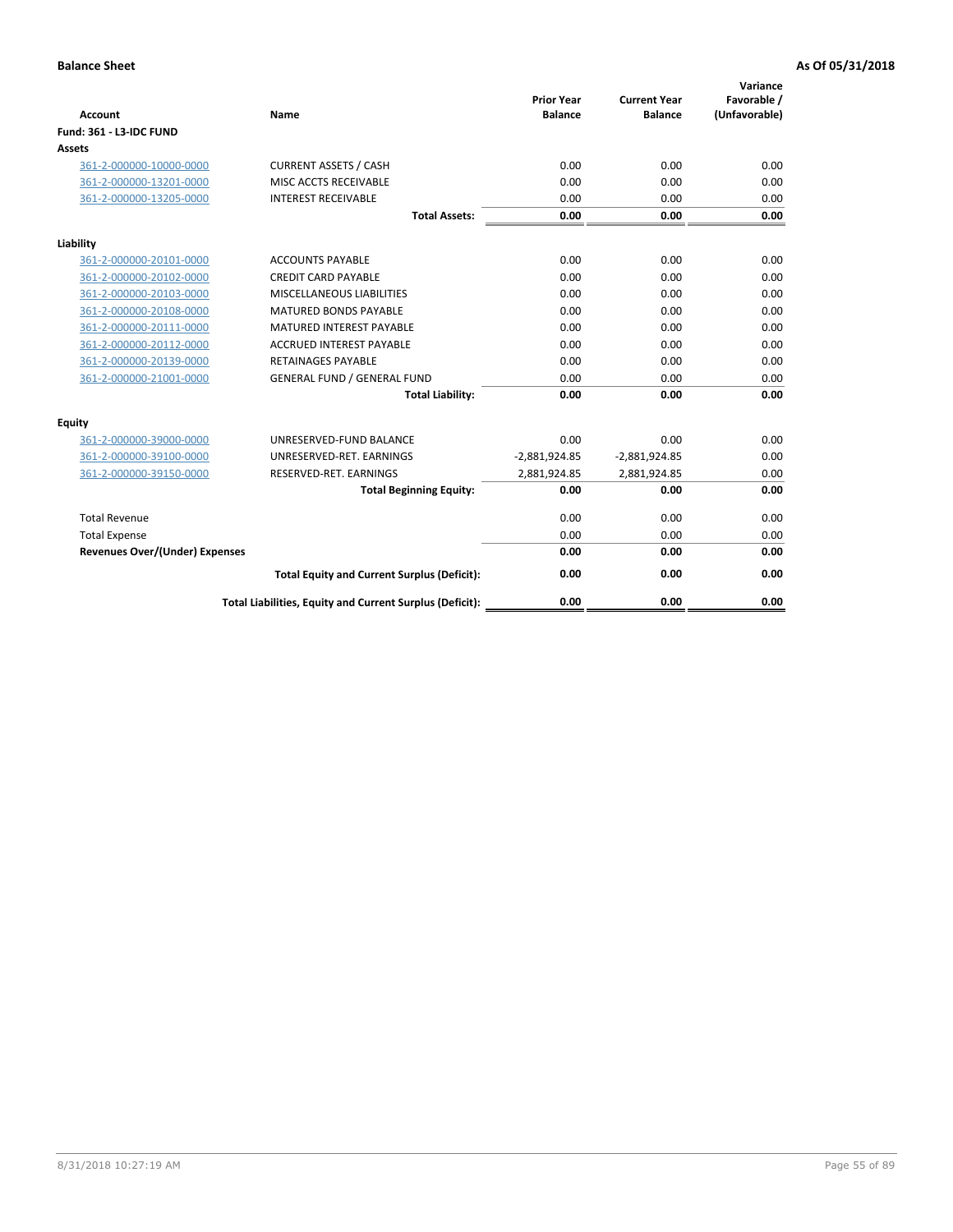**Balance Sheet** — **As Of 05/31/2018**

| Account | Name | Prior Year Balance | Current Year Balance | Variance Favorable / (Unfavorable) |
|---|---|---|---|---|
| **Fund: 361 - L3-IDC FUND** | | | | |
| **Assets** | | | | |
| 361-2-000000-10000-0000 | CURRENT ASSETS / CASH | 0.00 | 0.00 | 0.00 |
| 361-2-000000-13201-0000 | MISC ACCTS RECEIVABLE | 0.00 | 0.00 | 0.00 |
| 361-2-000000-13205-0000 | INTEREST RECEIVABLE | 0.00 | 0.00 | 0.00 |
| | **Total Assets:** | **0.00** | **0.00** | **0.00** |
| **Liability** | | | | |
| 361-2-000000-20101-0000 | ACCOUNTS PAYABLE | 0.00 | 0.00 | 0.00 |
| 361-2-000000-20102-0000 | CREDIT CARD PAYABLE | 0.00 | 0.00 | 0.00 |
| 361-2-000000-20103-0000 | MISCELLANEOUS LIABILITIES | 0.00 | 0.00 | 0.00 |
| 361-2-000000-20108-0000 | MATURED BONDS PAYABLE | 0.00 | 0.00 | 0.00 |
| 361-2-000000-20111-0000 | MATURED INTEREST PAYABLE | 0.00 | 0.00 | 0.00 |
| 361-2-000000-20112-0000 | ACCRUED INTEREST PAYABLE | 0.00 | 0.00 | 0.00 |
| 361-2-000000-20139-0000 | RETAINAGES PAYABLE | 0.00 | 0.00 | 0.00 |
| 361-2-000000-21001-0000 | GENERAL FUND / GENERAL FUND | 0.00 | 0.00 | 0.00 |
| | **Total Liability:** | **0.00** | **0.00** | **0.00** |
| **Equity** | | | | |
| 361-2-000000-39000-0000 | UNRESERVED-FUND BALANCE | 0.00 | 0.00 | 0.00 |
| 361-2-000000-39100-0000 | UNRESERVED-RET. EARNINGS | -2,881,924.85 | -2,881,924.85 | 0.00 |
| 361-2-000000-39150-0000 | RESERVED-RET. EARNINGS | 2,881,924.85 | 2,881,924.85 | 0.00 |
| | **Total Beginning Equity:** | **0.00** | **0.00** | **0.00** |
| Total Revenue | | 0.00 | 0.00 | 0.00 |
| Total Expense | | 0.00 | 0.00 | 0.00 |
| **Revenues Over/(Under) Expenses** | | **0.00** | **0.00** | **0.00** |
| | **Total Equity and Current Surplus (Deficit):** | **0.00** | **0.00** | **0.00** |
| | **Total Liabilities, Equity and Current Surplus (Deficit):** | **0.00** | **0.00** | **0.00** |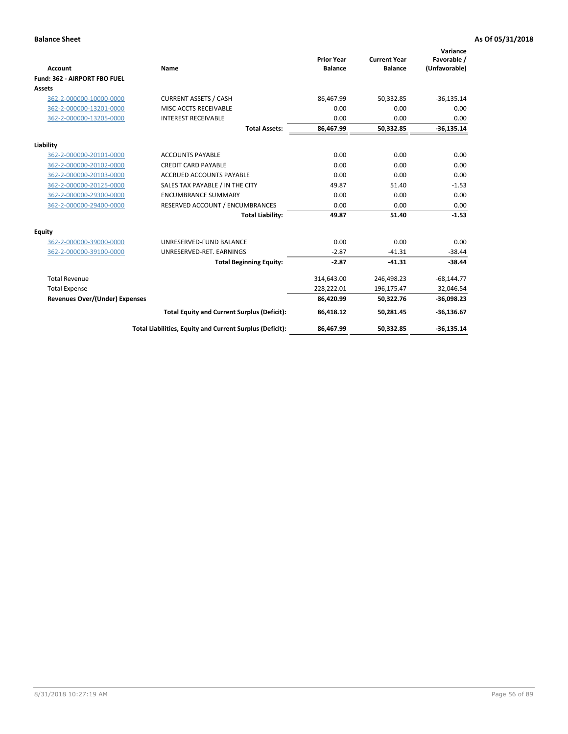**Balance Sheet** — **As Of 05/31/2018**

| Account | Name | Prior Year Balance | Current Year Balance | Variance Favorable / (Unfavorable) |
|---|---|---|---|---|
| **Fund: 362 - AIRPORT FBO FUEL** | | | | |
| **Assets** | | | | |
| 362-2-000000-10000-0000 | CURRENT ASSETS / CASH | 86,467.99 | 50,332.85 | -36,135.14 |
| 362-2-000000-13201-0000 | MISC ACCTS RECEIVABLE | 0.00 | 0.00 | 0.00 |
| 362-2-000000-13205-0000 | INTEREST RECEIVABLE | 0.00 | 0.00 | 0.00 |
| | **Total Assets:** | **86,467.99** | **50,332.85** | **-36,135.14** |
| **Liability** | | | | |
| 362-2-000000-20101-0000 | ACCOUNTS PAYABLE | 0.00 | 0.00 | 0.00 |
| 362-2-000000-20102-0000 | CREDIT CARD PAYABLE | 0.00 | 0.00 | 0.00 |
| 362-2-000000-20103-0000 | ACCRUED ACCOUNTS PAYABLE | 0.00 | 0.00 | 0.00 |
| 362-2-000000-20125-0000 | SALES TAX PAYABLE / IN THE CITY | 49.87 | 51.40 | -1.53 |
| 362-2-000000-29300-0000 | ENCUMBRANCE SUMMARY | 0.00 | 0.00 | 0.00 |
| 362-2-000000-29400-0000 | RESERVED ACCOUNT / ENCUMBRANCES | 0.00 | 0.00 | 0.00 |
| | **Total Liability:** | **49.87** | **51.40** | **-1.53** |
| **Equity** | | | | |
| 362-2-000000-39000-0000 | UNRESERVED-FUND BALANCE | 0.00 | 0.00 | 0.00 |
| 362-2-000000-39100-0000 | UNRESERVED-RET. EARNINGS | -2.87 | -41.31 | -38.44 |
| | **Total Beginning Equity:** | **-2.87** | **-41.31** | **-38.44** |
| Total Revenue | | 314,643.00 | 246,498.23 | -68,144.77 |
| Total Expense | | 228,222.01 | 196,175.47 | 32,046.54 |
| **Revenues Over/(Under) Expenses** | | **86,420.99** | **50,322.76** | **-36,098.23** |
| | **Total Equity and Current Surplus (Deficit):** | **86,418.12** | **50,281.45** | **-36,136.67** |
| | **Total Liabilities, Equity and Current Surplus (Deficit):** | **86,467.99** | **50,332.85** | **-36,135.14** |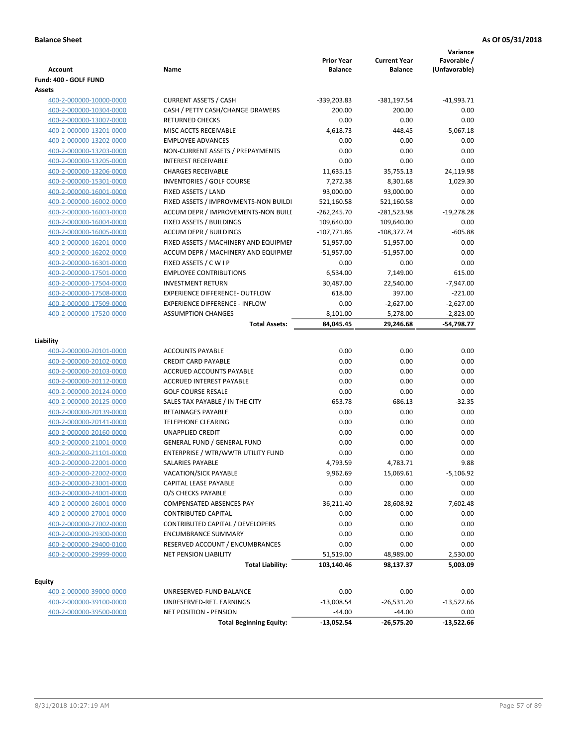**Balance Sheet** **As Of 05/31/2018**

| Account | Name | Prior Year Balance | Current Year Balance | Variance Favorable / (Unfavorable) |
|---|---|---|---|---|
| **Fund: 400 - GOLF FUND** | | | | |
| **Assets** | | | | |
| 400-2-000000-10000-0000 | CURRENT ASSETS / CASH | -339,203.83 | -381,197.54 | -41,993.71 |
| 400-2-000000-10304-0000 | CASH / PETTY CASH/CHANGE DRAWERS | 200.00 | 200.00 | 0.00 |
| 400-2-000000-13007-0000 | RETURNED CHECKS | 0.00 | 0.00 | 0.00 |
| 400-2-000000-13201-0000 | MISC ACCTS RECEIVABLE | 4,618.73 | -448.45 | -5,067.18 |
| 400-2-000000-13202-0000 | EMPLOYEE ADVANCES | 0.00 | 0.00 | 0.00 |
| 400-2-000000-13203-0000 | NON-CURRENT ASSETS / PREPAYMENTS | 0.00 | 0.00 | 0.00 |
| 400-2-000000-13205-0000 | INTEREST RECEIVABLE | 0.00 | 0.00 | 0.00 |
| 400-2-000000-13206-0000 | CHARGES RECEIVABLE | 11,635.15 | 35,755.13 | 24,119.98 |
| 400-2-000000-15301-0000 | INVENTORIES / GOLF COURSE | 7,272.38 | 8,301.68 | 1,029.30 |
| 400-2-000000-16001-0000 | FIXED ASSETS / LAND | 93,000.00 | 93,000.00 | 0.00 |
| 400-2-000000-16002-0000 | FIXED ASSETS / IMPROVMENTS-NON BUILDI | 521,160.58 | 521,160.58 | 0.00 |
| 400-2-000000-16003-0000 | ACCUM DEPR / IMPROVEMENTS-NON BUILI | -262,245.70 | -281,523.98 | -19,278.28 |
| 400-2-000000-16004-0000 | FIXED ASSETS / BUILDINGS | 109,640.00 | 109,640.00 | 0.00 |
| 400-2-000000-16005-0000 | ACCUM DEPR / BUILDINGS | -107,771.86 | -108,377.74 | -605.88 |
| 400-2-000000-16201-0000 | FIXED ASSETS / MACHINERY AND EQUIPMEI | 51,957.00 | 51,957.00 | 0.00 |
| 400-2-000000-16202-0000 | ACCUM DEPR / MACHINERY AND EQUIPMEI | -51,957.00 | -51,957.00 | 0.00 |
| 400-2-000000-16301-0000 | FIXED ASSETS / C W I P | 0.00 | 0.00 | 0.00 |
| 400-2-000000-17501-0000 | EMPLOYEE CONTRIBUTIONS | 6,534.00 | 7,149.00 | 615.00 |
| 400-2-000000-17504-0000 | INVESTMENT RETURN | 30,487.00 | 22,540.00 | -7,947.00 |
| 400-2-000000-17508-0000 | EXPERIENCE DIFFERENCE- OUTFLOW | 618.00 | 397.00 | -221.00 |
| 400-2-000000-17509-0000 | EXPERIENCE DIFFERENCE - INFLOW | 0.00 | -2,627.00 | -2,627.00 |
| 400-2-000000-17520-0000 | ASSUMPTION CHANGES | 8,101.00 | 5,278.00 | -2,823.00 |
| | **Total Assets:** | **84,045.45** | **29,246.68** | **-54,798.77** |
| **Liability** | | | | |
| 400-2-000000-20101-0000 | ACCOUNTS PAYABLE | 0.00 | 0.00 | 0.00 |
| 400-2-000000-20102-0000 | CREDIT CARD PAYABLE | 0.00 | 0.00 | 0.00 |
| 400-2-000000-20103-0000 | ACCRUED ACCOUNTS PAYABLE | 0.00 | 0.00 | 0.00 |
| 400-2-000000-20112-0000 | ACCRUED INTEREST PAYABLE | 0.00 | 0.00 | 0.00 |
| 400-2-000000-20124-0000 | GOLF COURSE RESALE | 0.00 | 0.00 | 0.00 |
| 400-2-000000-20125-0000 | SALES TAX PAYABLE / IN THE CITY | 653.78 | 686.13 | -32.35 |
| 400-2-000000-20139-0000 | RETAINAGES PAYABLE | 0.00 | 0.00 | 0.00 |
| 400-2-000000-20141-0000 | TELEPHONE CLEARING | 0.00 | 0.00 | 0.00 |
| 400-2-000000-20160-0000 | UNAPPLIED CREDIT | 0.00 | 0.00 | 0.00 |
| 400-2-000000-21001-0000 | GENERAL FUND / GENERAL FUND | 0.00 | 0.00 | 0.00 |
| 400-2-000000-21101-0000 | ENTERPRISE / WTR/WWTR UTILITY FUND | 0.00 | 0.00 | 0.00 |
| 400-2-000000-22001-0000 | SALARIES PAYABLE | 4,793.59 | 4,783.71 | 9.88 |
| 400-2-000000-22002-0000 | VACATION/SICK PAYABLE | 9,962.69 | 15,069.61 | -5,106.92 |
| 400-2-000000-23001-0000 | CAPITAL LEASE PAYABLE | 0.00 | 0.00 | 0.00 |
| 400-2-000000-24001-0000 | O/S CHECKS PAYABLE | 0.00 | 0.00 | 0.00 |
| 400-2-000000-26001-0000 | COMPENSATED ABSENCES PAY | 36,211.40 | 28,608.92 | 7,602.48 |
| 400-2-000000-27001-0000 | CONTRIBUTED CAPITAL | 0.00 | 0.00 | 0.00 |
| 400-2-000000-27002-0000 | CONTRIBUTED CAPITAL / DEVELOPERS | 0.00 | 0.00 | 0.00 |
| 400-2-000000-29300-0000 | ENCUMBRANCE SUMMARY | 0.00 | 0.00 | 0.00 |
| 400-2-000000-29400-0100 | RESERVED ACCOUNT / ENCUMBRANCES | 0.00 | 0.00 | 0.00 |
| 400-2-000000-29999-0000 | NET PENSION LIABILITY | 51,519.00 | 48,989.00 | 2,530.00 |
| | **Total Liability:** | **103,140.46** | **98,137.37** | **5,003.09** |
| **Equity** | | | | |
| 400-2-000000-39000-0000 | UNRESERVED-FUND BALANCE | 0.00 | 0.00 | 0.00 |
| 400-2-000000-39100-0000 | UNRESERVED-RET. EARNINGS | -13,008.54 | -26,531.20 | -13,522.66 |
| 400-2-000000-39500-0000 | NET POSITION - PENSION | -44.00 | -44.00 | 0.00 |
| | **Total Beginning Equity:** | **-13,052.54** | **-26,575.20** | **-13,522.66** |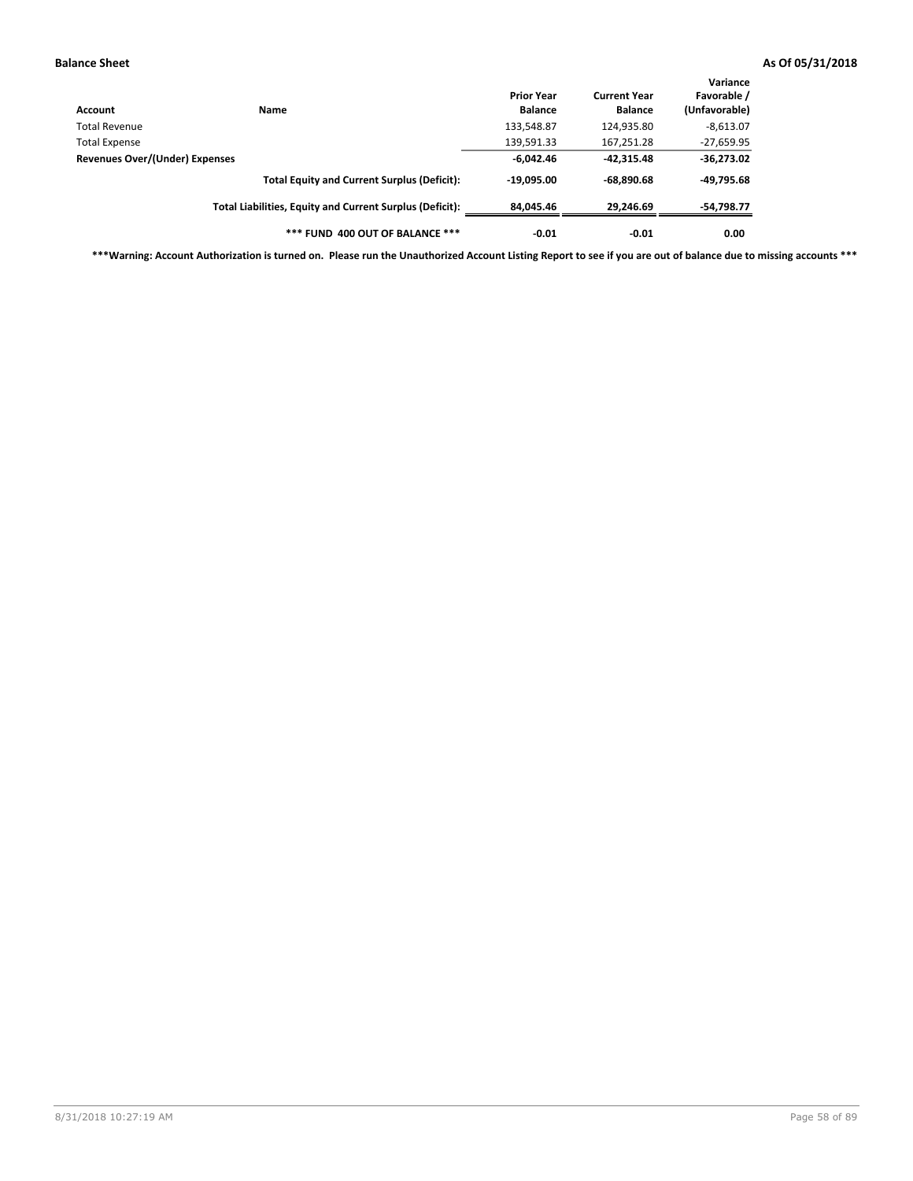**Balance Sheet** **As Of 05/31/2018**

| Account | Name | Prior Year Balance | Current Year Balance | Variance Favorable / (Unfavorable) |
|---|---|---|---|---|
| Total Revenue | | 133,548.87 | 124,935.80 | -8,613.07 |
| Total Expense | | 139,591.33 | 167,251.28 | -27,659.95 |
| **Revenues Over/(Under) Expenses** | | **-6,042.46** | **-42,315.48** | **-36,273.02** |
| | **Total Equity and Current Surplus (Deficit):** | **-19,095.00** | **-68,890.68** | **-49,795.68** |
| | **Total Liabilities, Equity and Current Surplus (Deficit):** | **84,045.46** | **29,246.69** | **-54,798.77** |
| | **\*\*\* FUND 400 OUT OF BALANCE \*\*\*** | **-0.01** | **-0.01** | **0.00** |

**\*\*\*Warning: Account Authorization is turned on. Please run the Unauthorized Account Listing Report to see if you are out of balance due to missing accounts \*\*\***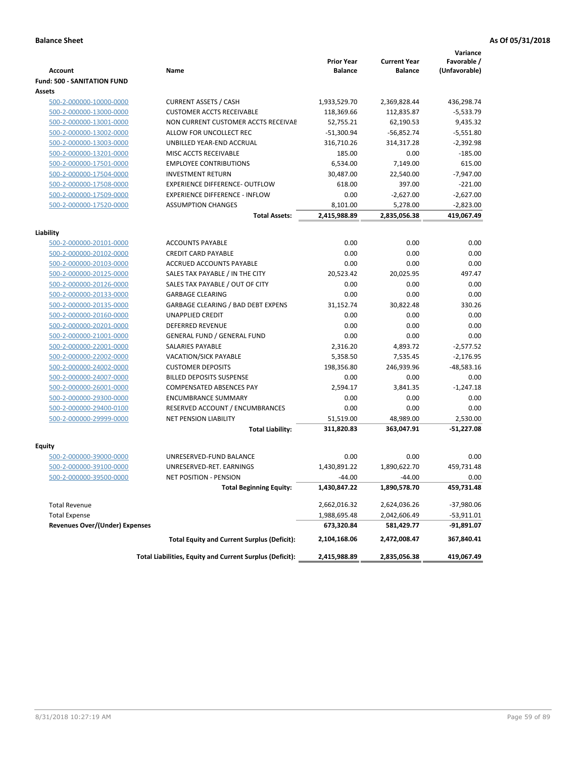**Balance Sheet** | **As Of 05/31/2018**

| Account | Name | Prior Year Balance | Current Year Balance | Variance Favorable / (Unfavorable) |
|---|---|---|---|---|
| **Fund: 500 - SANITATION FUND** | | | | |
| **Assets** | | | | |
| 500-2-000000-10000-0000 | CURRENT ASSETS / CASH | 1,933,529.70 | 2,369,828.44 | 436,298.74 |
| 500-2-000000-13000-0000 | CUSTOMER ACCTS RECEIVABLE | 118,369.66 | 112,835.87 | -5,533.79 |
| 500-2-000000-13001-0000 | NON CURRENT CUSTOMER ACCTS RECEIVAE | 52,755.21 | 62,190.53 | 9,435.32 |
| 500-2-000000-13002-0000 | ALLOW FOR UNCOLLECT REC | -51,300.94 | -56,852.74 | -5,551.80 |
| 500-2-000000-13003-0000 | UNBILLED YEAR-END ACCRUAL | 316,710.26 | 314,317.28 | -2,392.98 |
| 500-2-000000-13201-0000 | MISC ACCTS RECEIVABLE | 185.00 | 0.00 | -185.00 |
| 500-2-000000-17501-0000 | EMPLOYEE CONTRIBUTIONS | 6,534.00 | 7,149.00 | 615.00 |
| 500-2-000000-17504-0000 | INVESTMENT RETURN | 30,487.00 | 22,540.00 | -7,947.00 |
| 500-2-000000-17508-0000 | EXPERIENCE DIFFERENCE- OUTFLOW | 618.00 | 397.00 | -221.00 |
| 500-2-000000-17509-0000 | EXPERIENCE DIFFERENCE - INFLOW | 0.00 | -2,627.00 | -2,627.00 |
| 500-2-000000-17520-0000 | ASSUMPTION CHANGES | 8,101.00 | 5,278.00 | -2,823.00 |
| | **Total Assets:** | **2,415,988.89** | **2,835,056.38** | **419,067.49** |
| **Liability** | | | | |
| 500-2-000000-20101-0000 | ACCOUNTS PAYABLE | 0.00 | 0.00 | 0.00 |
| 500-2-000000-20102-0000 | CREDIT CARD PAYABLE | 0.00 | 0.00 | 0.00 |
| 500-2-000000-20103-0000 | ACCRUED ACCOUNTS PAYABLE | 0.00 | 0.00 | 0.00 |
| 500-2-000000-20125-0000 | SALES TAX PAYABLE / IN THE CITY | 20,523.42 | 20,025.95 | 497.47 |
| 500-2-000000-20126-0000 | SALES TAX PAYABLE / OUT OF CITY | 0.00 | 0.00 | 0.00 |
| 500-2-000000-20133-0000 | GARBAGE CLEARING | 0.00 | 0.00 | 0.00 |
| 500-2-000000-20135-0000 | GARBAGE CLEARING / BAD DEBT EXPENS | 31,152.74 | 30,822.48 | 330.26 |
| 500-2-000000-20160-0000 | UNAPPLIED CREDIT | 0.00 | 0.00 | 0.00 |
| 500-2-000000-20201-0000 | DEFERRED REVENUE | 0.00 | 0.00 | 0.00 |
| 500-2-000000-21001-0000 | GENERAL FUND / GENERAL FUND | 0.00 | 0.00 | 0.00 |
| 500-2-000000-22001-0000 | SALARIES PAYABLE | 2,316.20 | 4,893.72 | -2,577.52 |
| 500-2-000000-22002-0000 | VACATION/SICK PAYABLE | 5,358.50 | 7,535.45 | -2,176.95 |
| 500-2-000000-24002-0000 | CUSTOMER DEPOSITS | 198,356.80 | 246,939.96 | -48,583.16 |
| 500-2-000000-24007-0000 | BILLED DEPOSITS SUSPENSE | 0.00 | 0.00 | 0.00 |
| 500-2-000000-26001-0000 | COMPENSATED ABSENCES PAY | 2,594.17 | 3,841.35 | -1,247.18 |
| 500-2-000000-29300-0000 | ENCUMBRANCE SUMMARY | 0.00 | 0.00 | 0.00 |
| 500-2-000000-29400-0100 | RESERVED ACCOUNT / ENCUMBRANCES | 0.00 | 0.00 | 0.00 |
| 500-2-000000-29999-0000 | NET PENSION LIABILITY | 51,519.00 | 48,989.00 | 2,530.00 |
| | **Total Liability:** | **311,820.83** | **363,047.91** | **-51,227.08** |
| **Equity** | | | | |
| 500-2-000000-39000-0000 | UNRESERVED-FUND BALANCE | 0.00 | 0.00 | 0.00 |
| 500-2-000000-39100-0000 | UNRESERVED-RET. EARNINGS | 1,430,891.22 | 1,890,622.70 | 459,731.48 |
| 500-2-000000-39500-0000 | NET POSITION - PENSION | -44.00 | -44.00 | 0.00 |
| | **Total Beginning Equity:** | **1,430,847.22** | **1,890,578.70** | **459,731.48** |
| Total Revenue | | 2,662,016.32 | 2,624,036.26 | -37,980.06 |
| Total Expense | | 1,988,695.48 | 2,042,606.49 | -53,911.01 |
| **Revenues Over/(Under) Expenses** | | **673,320.84** | **581,429.77** | **-91,891.07** |
| | **Total Equity and Current Surplus (Deficit):** | **2,104,168.06** | **2,472,008.47** | **367,840.41** |
| | **Total Liabilities, Equity and Current Surplus (Deficit):** | **2,415,988.89** | **2,835,056.38** | **419,067.49** |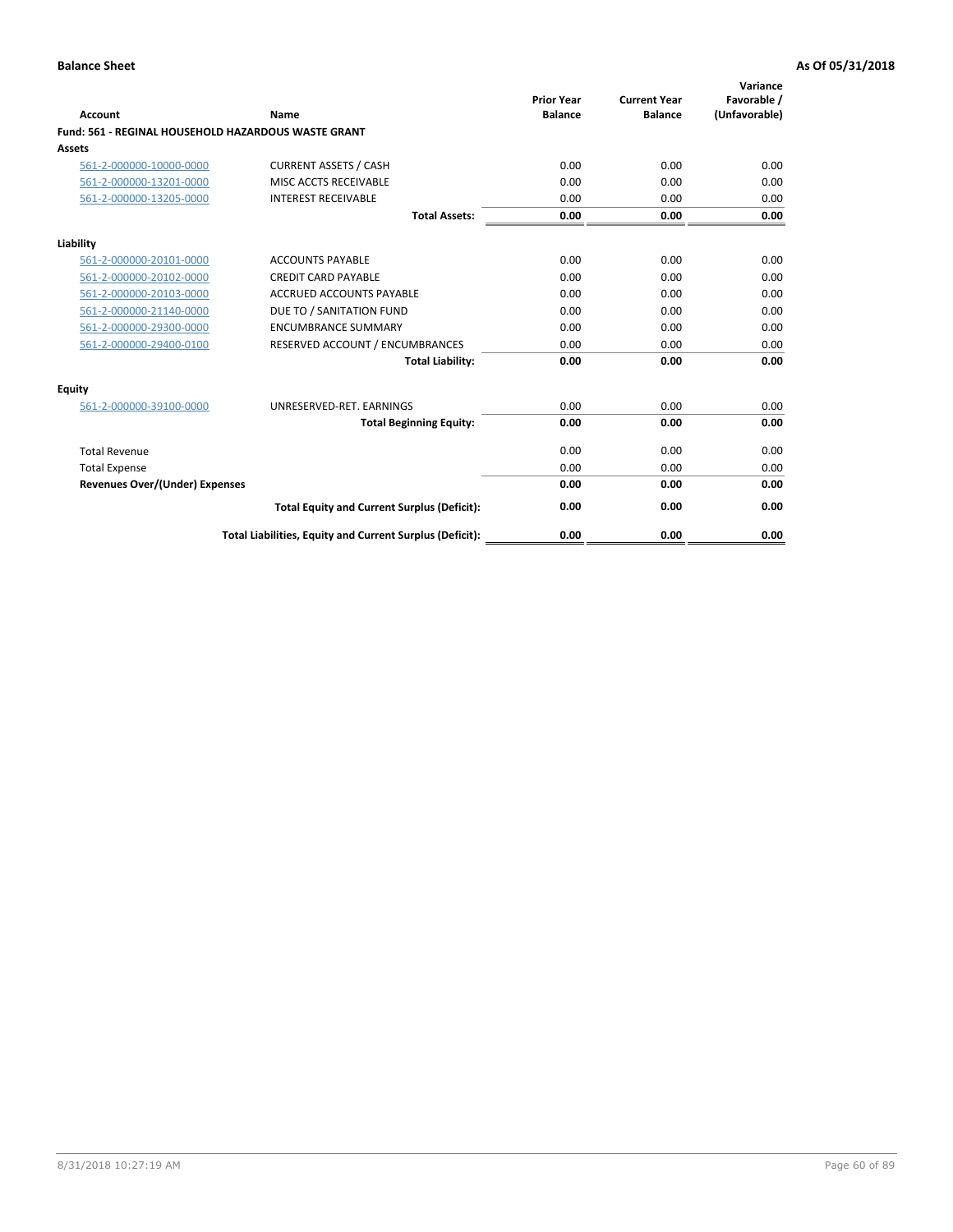**Balance Sheet** **As Of 05/31/2018**

| Account | Name | Prior Year Balance | Current Year Balance | Variance Favorable / (Unfavorable) |
|---|---|---|---|---|
| **Fund: 561 - REGINAL HOUSEHOLD HAZARDOUS WASTE GRANT** | | | | |
| **Assets** | | | | |
| 561-2-000000-10000-0000 | CURRENT ASSETS / CASH | 0.00 | 0.00 | 0.00 |
| 561-2-000000-13201-0000 | MISC ACCTS RECEIVABLE | 0.00 | 0.00 | 0.00 |
| 561-2-000000-13205-0000 | INTEREST RECEIVABLE | 0.00 | 0.00 | 0.00 |
| | **Total Assets:** | **0.00** | **0.00** | **0.00** |
| **Liability** | | | | |
| 561-2-000000-20101-0000 | ACCOUNTS PAYABLE | 0.00 | 0.00 | 0.00 |
| 561-2-000000-20102-0000 | CREDIT CARD PAYABLE | 0.00 | 0.00 | 0.00 |
| 561-2-000000-20103-0000 | ACCRUED ACCOUNTS PAYABLE | 0.00 | 0.00 | 0.00 |
| 561-2-000000-21140-0000 | DUE TO / SANITATION FUND | 0.00 | 0.00 | 0.00 |
| 561-2-000000-29300-0000 | ENCUMBRANCE SUMMARY | 0.00 | 0.00 | 0.00 |
| 561-2-000000-29400-0100 | RESERVED ACCOUNT / ENCUMBRANCES | 0.00 | 0.00 | 0.00 |
| | **Total Liability:** | **0.00** | **0.00** | **0.00** |
| **Equity** | | | | |
| 561-2-000000-39100-0000 | UNRESERVED-RET. EARNINGS | 0.00 | 0.00 | 0.00 |
| | **Total Beginning Equity:** | **0.00** | **0.00** | **0.00** |
| Total Revenue | | 0.00 | 0.00 | 0.00 |
| Total Expense | | 0.00 | 0.00 | 0.00 |
| **Revenues Over/(Under) Expenses** | | **0.00** | **0.00** | **0.00** |
| | **Total Equity and Current Surplus (Deficit):** | **0.00** | **0.00** | **0.00** |
| | **Total Liabilities, Equity and Current Surplus (Deficit):** | **0.00** | **0.00** | **0.00** |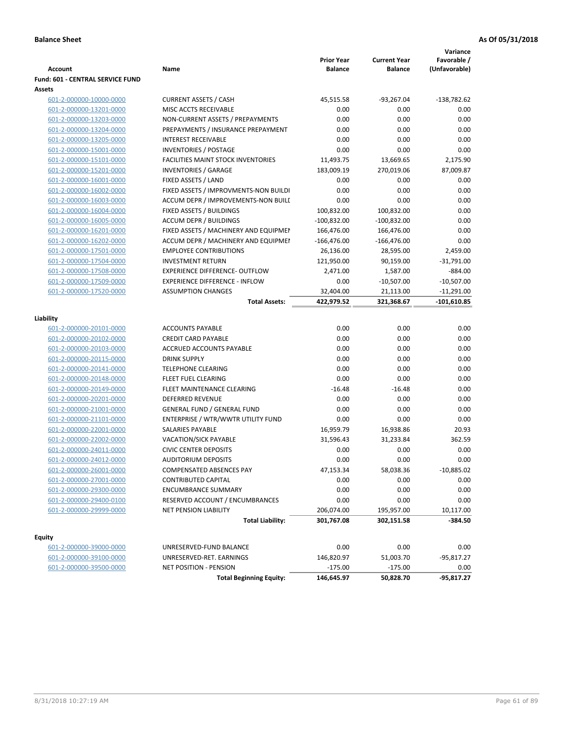**Balance Sheet** **As Of 05/31/2018**

| Account | Name | Prior Year Balance | Current Year Balance | Variance Favorable / (Unfavorable) |
|---|---|---|---|---|
| **Fund: 601 - CENTRAL SERVICE FUND** | | | | |
| **Assets** | | | | |
| 601-2-000000-10000-0000 | CURRENT ASSETS / CASH | 45,515.58 | -93,267.04 | -138,782.62 |
| 601-2-000000-13201-0000 | MISC ACCTS RECEIVABLE | 0.00 | 0.00 | 0.00 |
| 601-2-000000-13203-0000 | NON-CURRENT ASSETS / PREPAYMENTS | 0.00 | 0.00 | 0.00 |
| 601-2-000000-13204-0000 | PREPAYMENTS / INSURANCE PREPAYMENT | 0.00 | 0.00 | 0.00 |
| 601-2-000000-13205-0000 | INTEREST RECEIVABLE | 0.00 | 0.00 | 0.00 |
| 601-2-000000-15001-0000 | INVENTORIES / POSTAGE | 0.00 | 0.00 | 0.00 |
| 601-2-000000-15101-0000 | FACILITIES MAINT STOCK INVENTORIES | 11,493.75 | 13,669.65 | 2,175.90 |
| 601-2-000000-15201-0000 | INVENTORIES / GARAGE | 183,009.19 | 270,019.06 | 87,009.87 |
| 601-2-000000-16001-0000 | FIXED ASSETS / LAND | 0.00 | 0.00 | 0.00 |
| 601-2-000000-16002-0000 | FIXED ASSETS / IMPROVMENTS-NON BUILDI | 0.00 | 0.00 | 0.00 |
| 601-2-000000-16003-0000 | ACCUM DEPR / IMPROVEMENTS-NON BUILI | 0.00 | 0.00 | 0.00 |
| 601-2-000000-16004-0000 | FIXED ASSETS / BUILDINGS | 100,832.00 | 100,832.00 | 0.00 |
| 601-2-000000-16005-0000 | ACCUM DEPR / BUILDINGS | -100,832.00 | -100,832.00 | 0.00 |
| 601-2-000000-16201-0000 | FIXED ASSETS / MACHINERY AND EQUIPMEI | 166,476.00 | 166,476.00 | 0.00 |
| 601-2-000000-16202-0000 | ACCUM DEPR / MACHINERY AND EQUIPMEI | -166,476.00 | -166,476.00 | 0.00 |
| 601-2-000000-17501-0000 | EMPLOYEE CONTRIBUTIONS | 26,136.00 | 28,595.00 | 2,459.00 |
| 601-2-000000-17504-0000 | INVESTMENT RETURN | 121,950.00 | 90,159.00 | -31,791.00 |
| 601-2-000000-17508-0000 | EXPERIENCE DIFFERENCE- OUTFLOW | 2,471.00 | 1,587.00 | -884.00 |
| 601-2-000000-17509-0000 | EXPERIENCE DIFFERENCE - INFLOW | 0.00 | -10,507.00 | -10,507.00 |
| 601-2-000000-17520-0000 | ASSUMPTION CHANGES | 32,404.00 | 21,113.00 | -11,291.00 |
| | **Total Assets:** | **422,979.52** | **321,368.67** | **-101,610.85** |
| **Liability** | | | | |
| 601-2-000000-20101-0000 | ACCOUNTS PAYABLE | 0.00 | 0.00 | 0.00 |
| 601-2-000000-20102-0000 | CREDIT CARD PAYABLE | 0.00 | 0.00 | 0.00 |
| 601-2-000000-20103-0000 | ACCRUED ACCOUNTS PAYABLE | 0.00 | 0.00 | 0.00 |
| 601-2-000000-20115-0000 | DRINK SUPPLY | 0.00 | 0.00 | 0.00 |
| 601-2-000000-20141-0000 | TELEPHONE CLEARING | 0.00 | 0.00 | 0.00 |
| 601-2-000000-20148-0000 | FLEET FUEL CLEARING | 0.00 | 0.00 | 0.00 |
| 601-2-000000-20149-0000 | FLEET MAINTENANCE CLEARING | -16.48 | -16.48 | 0.00 |
| 601-2-000000-20201-0000 | DEFERRED REVENUE | 0.00 | 0.00 | 0.00 |
| 601-2-000000-21001-0000 | GENERAL FUND / GENERAL FUND | 0.00 | 0.00 | 0.00 |
| 601-2-000000-21101-0000 | ENTERPRISE / WTR/WWTR UTILITY FUND | 0.00 | 0.00 | 0.00 |
| 601-2-000000-22001-0000 | SALARIES PAYABLE | 16,959.79 | 16,938.86 | 20.93 |
| 601-2-000000-22002-0000 | VACATION/SICK PAYABLE | 31,596.43 | 31,233.84 | 362.59 |
| 601-2-000000-24011-0000 | CIVIC CENTER DEPOSITS | 0.00 | 0.00 | 0.00 |
| 601-2-000000-24012-0000 | AUDITORIUM DEPOSITS | 0.00 | 0.00 | 0.00 |
| 601-2-000000-26001-0000 | COMPENSATED ABSENCES PAY | 47,153.34 | 58,038.36 | -10,885.02 |
| 601-2-000000-27001-0000 | CONTRIBUTED CAPITAL | 0.00 | 0.00 | 0.00 |
| 601-2-000000-29300-0000 | ENCUMBRANCE SUMMARY | 0.00 | 0.00 | 0.00 |
| 601-2-000000-29400-0100 | RESERVED ACCOUNT / ENCUMBRANCES | 0.00 | 0.00 | 0.00 |
| 601-2-000000-29999-0000 | NET PENSION LIABILITY | 206,074.00 | 195,957.00 | 10,117.00 |
| | **Total Liability:** | **301,767.08** | **302,151.58** | **-384.50** |
| **Equity** | | | | |
| 601-2-000000-39000-0000 | UNRESERVED-FUND BALANCE | 0.00 | 0.00 | 0.00 |
| 601-2-000000-39100-0000 | UNRESERVED-RET. EARNINGS | 146,820.97 | 51,003.70 | -95,817.27 |
| 601-2-000000-39500-0000 | NET POSITION - PENSION | -175.00 | -175.00 | 0.00 |
| | **Total Beginning Equity:** | **146,645.97** | **50,828.70** | **-95,817.27** |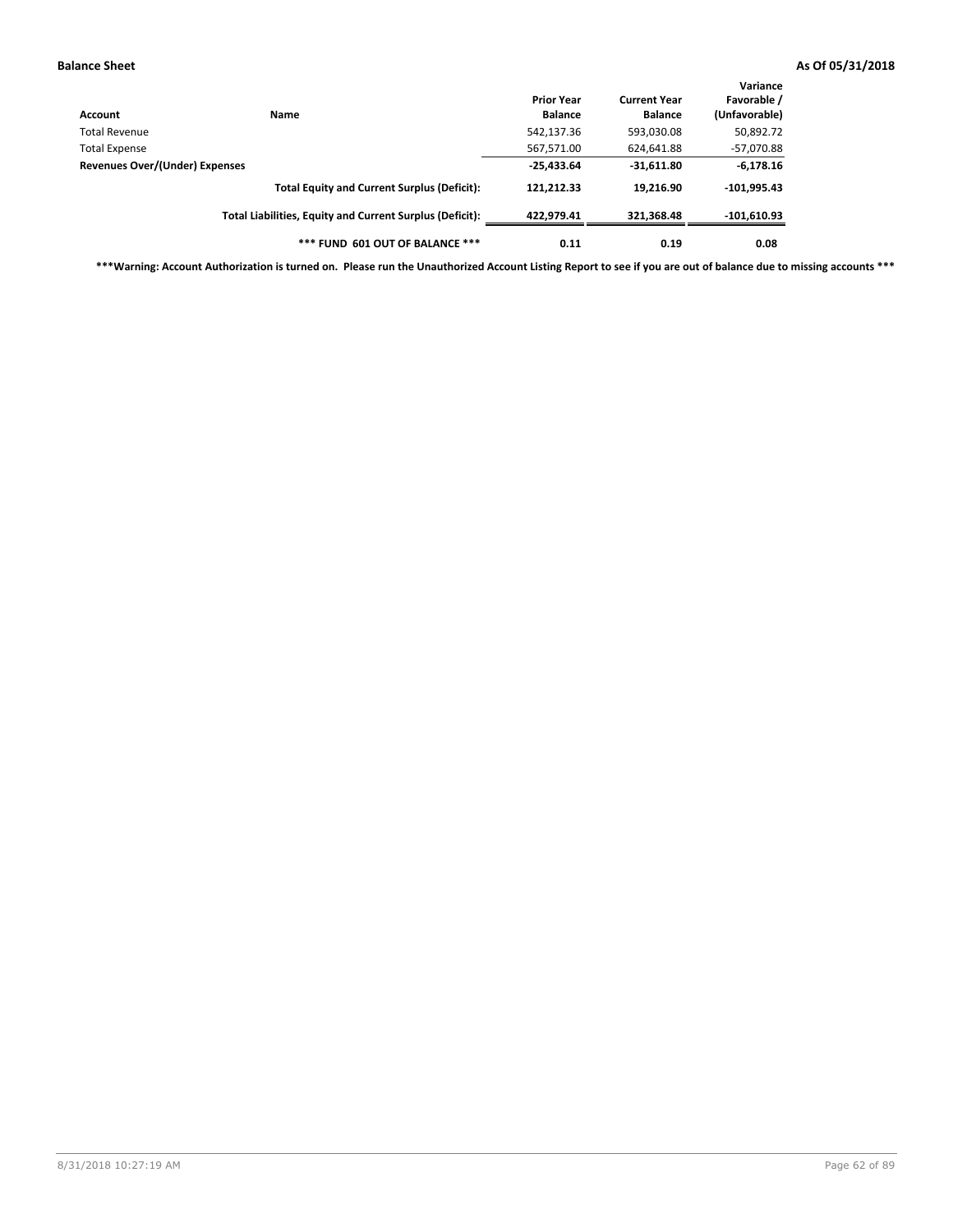**Balance Sheet** **As Of 05/31/2018**

| Account | Name | Prior Year Balance | Current Year Balance | Variance Favorable / (Unfavorable) |
|---|---|---|---|---|
| Total Revenue | | 542,137.36 | 593,030.08 | 50,892.72 |
| Total Expense | | 567,571.00 | 624,641.88 | -57,070.88 |
| **Revenues Over/(Under) Expenses** | | **-25,433.64** | **-31,611.80** | **-6,178.16** |
| | **Total Equity and Current Surplus (Deficit):** | **121,212.33** | **19,216.90** | **-101,995.43** |
| | **Total Liabilities, Equity and Current Surplus (Deficit):** | **422,979.41** | **321,368.48** | **-101,610.93** |
| | **\*\*\* FUND 601 OUT OF BALANCE \*\*\*** | **0.11** | **0.19** | **0.08** |

**\*\*\*Warning: Account Authorization is turned on. Please run the Unauthorized Account Listing Report to see if you are out of balance due to missing accounts \*\*\***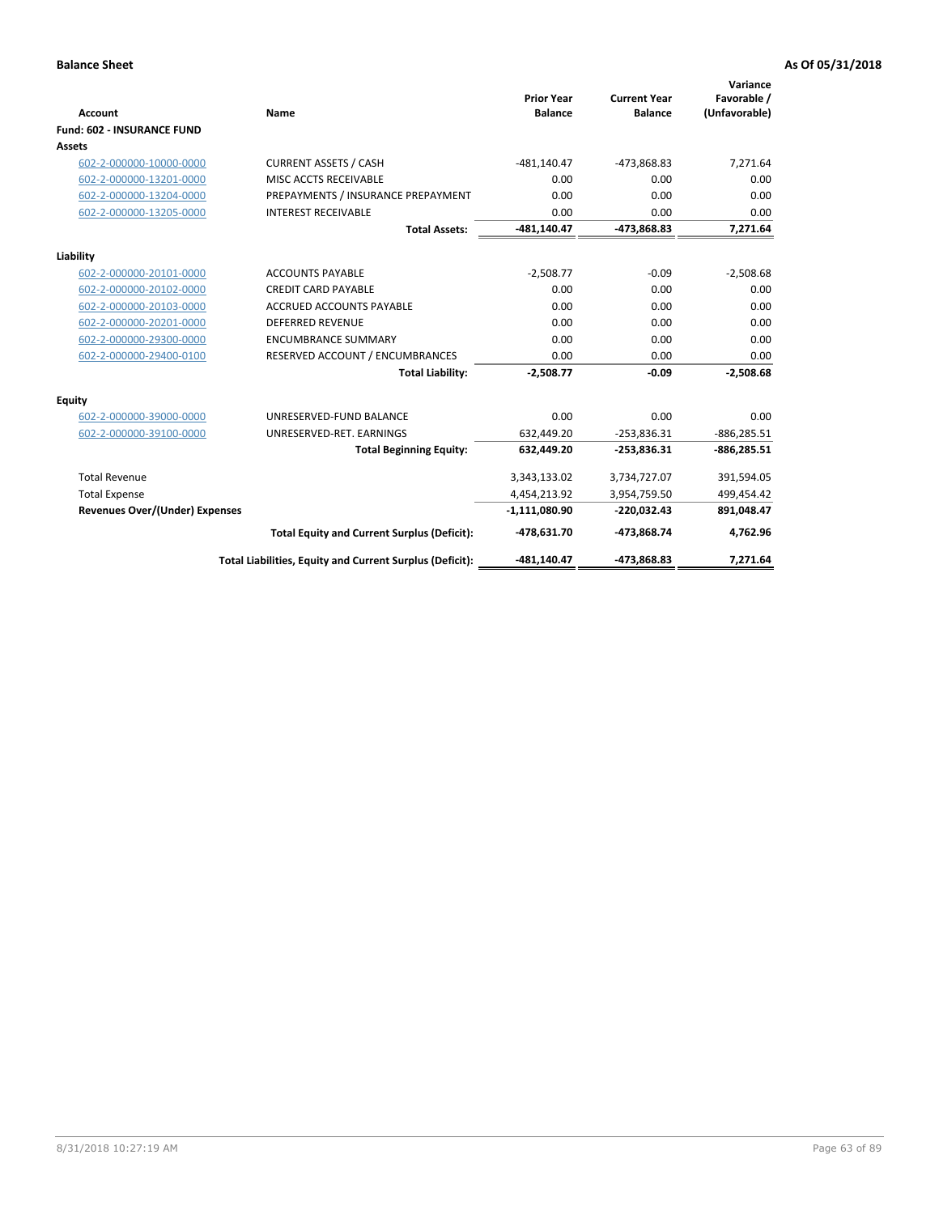**Balance Sheet** **As Of 05/31/2018**

| Account | Name | Prior Year Balance | Current Year Balance | Variance Favorable / (Unfavorable) |
|---|---|---|---|---|
| **Fund: 602 - INSURANCE FUND** | | | | |
| **Assets** | | | | |
| 602-2-000000-10000-0000 | CURRENT ASSETS / CASH | -481,140.47 | -473,868.83 | 7,271.64 |
| 602-2-000000-13201-0000 | MISC ACCTS RECEIVABLE | 0.00 | 0.00 | 0.00 |
| 602-2-000000-13204-0000 | PREPAYMENTS / INSURANCE PREPAYMENT | 0.00 | 0.00 | 0.00 |
| 602-2-000000-13205-0000 | INTEREST RECEIVABLE | 0.00 | 0.00 | 0.00 |
| | **Total Assets:** | **-481,140.47** | **-473,868.83** | **7,271.64** |
| **Liability** | | | | |
| 602-2-000000-20101-0000 | ACCOUNTS PAYABLE | -2,508.77 | -0.09 | -2,508.68 |
| 602-2-000000-20102-0000 | CREDIT CARD PAYABLE | 0.00 | 0.00 | 0.00 |
| 602-2-000000-20103-0000 | ACCRUED ACCOUNTS PAYABLE | 0.00 | 0.00 | 0.00 |
| 602-2-000000-20201-0000 | DEFERRED REVENUE | 0.00 | 0.00 | 0.00 |
| 602-2-000000-29300-0000 | ENCUMBRANCE SUMMARY | 0.00 | 0.00 | 0.00 |
| 602-2-000000-29400-0100 | RESERVED ACCOUNT / ENCUMBRANCES | 0.00 | 0.00 | 0.00 |
| | **Total Liability:** | **-2,508.77** | **-0.09** | **-2,508.68** |
| **Equity** | | | | |
| 602-2-000000-39000-0000 | UNRESERVED-FUND BALANCE | 0.00 | 0.00 | 0.00 |
| 602-2-000000-39100-0000 | UNRESERVED-RET. EARNINGS | 632,449.20 | -253,836.31 | -886,285.51 |
| | **Total Beginning Equity:** | **632,449.20** | **-253,836.31** | **-886,285.51** |
| Total Revenue | | 3,343,133.02 | 3,734,727.07 | 391,594.05 |
| Total Expense | | 4,454,213.92 | 3,954,759.50 | 499,454.42 |
| **Revenues Over/(Under) Expenses** | | **-1,111,080.90** | **-220,032.43** | **891,048.47** |
| | **Total Equity and Current Surplus (Deficit):** | **-478,631.70** | **-473,868.74** | **4,762.96** |
| | **Total Liabilities, Equity and Current Surplus (Deficit):** | **-481,140.47** | **-473,868.83** | **7,271.64** |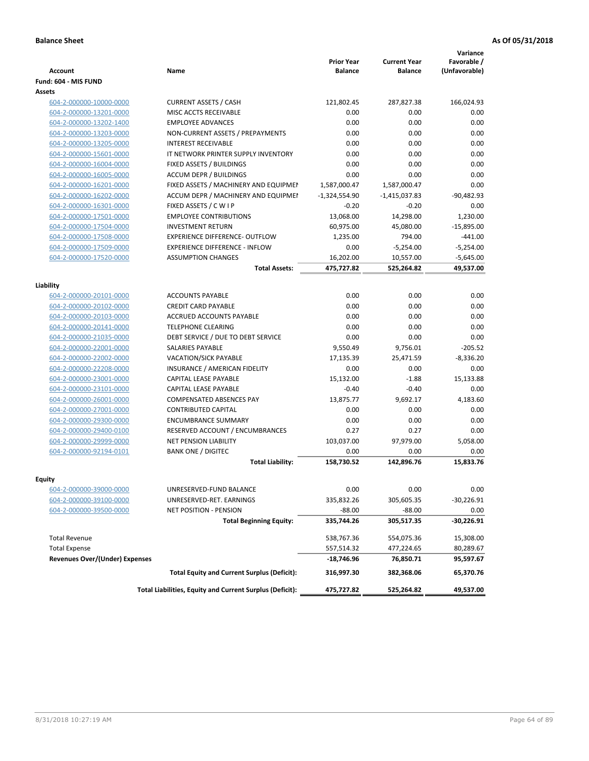**Balance Sheet** **As Of 05/31/2018**

| Account | Name | Prior Year Balance | Current Year Balance | Variance Favorable / (Unfavorable) |
|---|---|---|---|---|
| **Fund: 604 - MIS FUND** | | | | |
| **Assets** | | | | |
| 604-2-000000-10000-0000 | CURRENT ASSETS / CASH | 121,802.45 | 287,827.38 | 166,024.93 |
| 604-2-000000-13201-0000 | MISC ACCTS RECEIVABLE | 0.00 | 0.00 | 0.00 |
| 604-2-000000-13202-1400 | EMPLOYEE ADVANCES | 0.00 | 0.00 | 0.00 |
| 604-2-000000-13203-0000 | NON-CURRENT ASSETS / PREPAYMENTS | 0.00 | 0.00 | 0.00 |
| 604-2-000000-13205-0000 | INTEREST RECEIVABLE | 0.00 | 0.00 | 0.00 |
| 604-2-000000-15601-0000 | IT NETWORK PRINTER SUPPLY INVENTORY | 0.00 | 0.00 | 0.00 |
| 604-2-000000-16004-0000 | FIXED ASSETS / BUILDINGS | 0.00 | 0.00 | 0.00 |
| 604-2-000000-16005-0000 | ACCUM DEPR / BUILDINGS | 0.00 | 0.00 | 0.00 |
| 604-2-000000-16201-0000 | FIXED ASSETS / MACHINERY AND EQUIPMEI | 1,587,000.47 | 1,587,000.47 | 0.00 |
| 604-2-000000-16202-0000 | ACCUM DEPR / MACHINERY AND EQUIPMEI | -1,324,554.90 | -1,415,037.83 | -90,482.93 |
| 604-2-000000-16301-0000 | FIXED ASSETS / C W I P | -0.20 | -0.20 | 0.00 |
| 604-2-000000-17501-0000 | EMPLOYEE CONTRIBUTIONS | 13,068.00 | 14,298.00 | 1,230.00 |
| 604-2-000000-17504-0000 | INVESTMENT RETURN | 60,975.00 | 45,080.00 | -15,895.00 |
| 604-2-000000-17508-0000 | EXPERIENCE DIFFERENCE- OUTFLOW | 1,235.00 | 794.00 | -441.00 |
| 604-2-000000-17509-0000 | EXPERIENCE DIFFERENCE - INFLOW | 0.00 | -5,254.00 | -5,254.00 |
| 604-2-000000-17520-0000 | ASSUMPTION CHANGES | 16,202.00 | 10,557.00 | -5,645.00 |
| | **Total Assets:** | **475,727.82** | **525,264.82** | **49,537.00** |
| **Liability** | | | | |
| 604-2-000000-20101-0000 | ACCOUNTS PAYABLE | 0.00 | 0.00 | 0.00 |
| 604-2-000000-20102-0000 | CREDIT CARD PAYABLE | 0.00 | 0.00 | 0.00 |
| 604-2-000000-20103-0000 | ACCRUED ACCOUNTS PAYABLE | 0.00 | 0.00 | 0.00 |
| 604-2-000000-20141-0000 | TELEPHONE CLEARING | 0.00 | 0.00 | 0.00 |
| 604-2-000000-21035-0000 | DEBT SERVICE / DUE TO DEBT SERVICE | 0.00 | 0.00 | 0.00 |
| 604-2-000000-22001-0000 | SALARIES PAYABLE | 9,550.49 | 9,756.01 | -205.52 |
| 604-2-000000-22002-0000 | VACATION/SICK PAYABLE | 17,135.39 | 25,471.59 | -8,336.20 |
| 604-2-000000-22208-0000 | INSURANCE / AMERICAN FIDELITY | 0.00 | 0.00 | 0.00 |
| 604-2-000000-23001-0000 | CAPITAL LEASE PAYABLE | 15,132.00 | -1.88 | 15,133.88 |
| 604-2-000000-23101-0000 | CAPITAL LEASE PAYABLE | -0.40 | -0.40 | 0.00 |
| 604-2-000000-26001-0000 | COMPENSATED ABSENCES PAY | 13,875.77 | 9,692.17 | 4,183.60 |
| 604-2-000000-27001-0000 | CONTRIBUTED CAPITAL | 0.00 | 0.00 | 0.00 |
| 604-2-000000-29300-0000 | ENCUMBRANCE SUMMARY | 0.00 | 0.00 | 0.00 |
| 604-2-000000-29400-0100 | RESERVED ACCOUNT / ENCUMBRANCES | 0.27 | 0.27 | 0.00 |
| 604-2-000000-29999-0000 | NET PENSION LIABILITY | 103,037.00 | 97,979.00 | 5,058.00 |
| 604-2-000000-92194-0101 | BANK ONE / DIGITEC | 0.00 | 0.00 | 0.00 |
| | **Total Liability:** | **158,730.52** | **142,896.76** | **15,833.76** |
| **Equity** | | | | |
| 604-2-000000-39000-0000 | UNRESERVED-FUND BALANCE | 0.00 | 0.00 | 0.00 |
| 604-2-000000-39100-0000 | UNRESERVED-RET. EARNINGS | 335,832.26 | 305,605.35 | -30,226.91 |
| 604-2-000000-39500-0000 | NET POSITION - PENSION | -88.00 | -88.00 | 0.00 |
| | **Total Beginning Equity:** | **335,744.26** | **305,517.35** | **-30,226.91** |
| Total Revenue | | 538,767.36 | 554,075.36 | 15,308.00 |
| Total Expense | | 557,514.32 | 477,224.65 | 80,289.67 |
| **Revenues Over/(Under) Expenses** | | **-18,746.96** | **76,850.71** | **95,597.67** |
| | **Total Equity and Current Surplus (Deficit):** | **316,997.30** | **382,368.06** | **65,370.76** |
| | **Total Liabilities, Equity and Current Surplus (Deficit):** | **475,727.82** | **525,264.82** | **49,537.00** |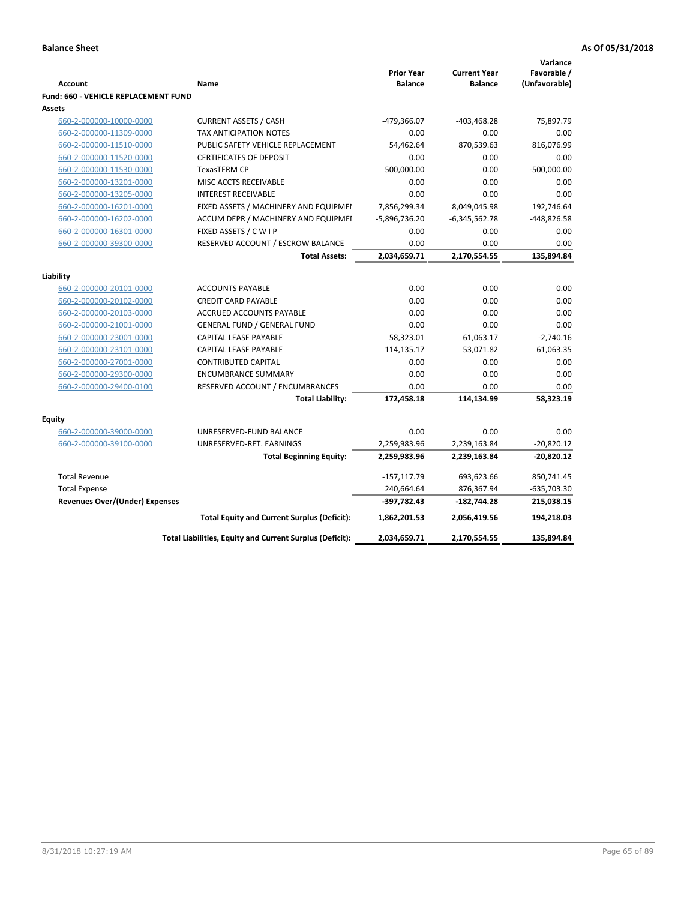**Balance Sheet** | **As Of 05/31/2018**

| Account | Name | Prior Year Balance | Current Year Balance | Variance Favorable / (Unfavorable) |
|---|---|---|---|---|
| **Fund: 660 - VEHICLE REPLACEMENT FUND** | | | | |
| **Assets** | | | | |
| 660-2-000000-10000-0000 | CURRENT ASSETS / CASH | -479,366.07 | -403,468.28 | 75,897.79 |
| 660-2-000000-11309-0000 | TAX ANTICIPATION NOTES | 0.00 | 0.00 | 0.00 |
| 660-2-000000-11510-0000 | PUBLIC SAFETY VEHICLE REPLACEMENT | 54,462.64 | 870,539.63 | 816,076.99 |
| 660-2-000000-11520-0000 | CERTIFICATES OF DEPOSIT | 0.00 | 0.00 | 0.00 |
| 660-2-000000-11530-0000 | TexasTERM CP | 500,000.00 | 0.00 | -500,000.00 |
| 660-2-000000-13201-0000 | MISC ACCTS RECEIVABLE | 0.00 | 0.00 | 0.00 |
| 660-2-000000-13205-0000 | INTEREST RECEIVABLE | 0.00 | 0.00 | 0.00 |
| 660-2-000000-16201-0000 | FIXED ASSETS / MACHINERY AND EQUIPMEN | 7,856,299.34 | 8,049,045.98 | 192,746.64 |
| 660-2-000000-16202-0000 | ACCUM DEPR / MACHINERY AND EQUIPMEI | -5,896,736.20 | -6,345,562.78 | -448,826.58 |
| 660-2-000000-16301-0000 | FIXED ASSETS / C W I P | 0.00 | 0.00 | 0.00 |
| 660-2-000000-39300-0000 | RESERVED ACCOUNT / ESCROW BALANCE | 0.00 | 0.00 | 0.00 |
| | **Total Assets:** | **2,034,659.71** | **2,170,554.55** | **135,894.84** |
| **Liability** | | | | |
| 660-2-000000-20101-0000 | ACCOUNTS PAYABLE | 0.00 | 0.00 | 0.00 |
| 660-2-000000-20102-0000 | CREDIT CARD PAYABLE | 0.00 | 0.00 | 0.00 |
| 660-2-000000-20103-0000 | ACCRUED ACCOUNTS PAYABLE | 0.00 | 0.00 | 0.00 |
| 660-2-000000-21001-0000 | GENERAL FUND / GENERAL FUND | 0.00 | 0.00 | 0.00 |
| 660-2-000000-23001-0000 | CAPITAL LEASE PAYABLE | 58,323.01 | 61,063.17 | -2,740.16 |
| 660-2-000000-23101-0000 | CAPITAL LEASE PAYABLE | 114,135.17 | 53,071.82 | 61,063.35 |
| 660-2-000000-27001-0000 | CONTRIBUTED CAPITAL | 0.00 | 0.00 | 0.00 |
| 660-2-000000-29300-0000 | ENCUMBRANCE SUMMARY | 0.00 | 0.00 | 0.00 |
| 660-2-000000-29400-0100 | RESERVED ACCOUNT / ENCUMBRANCES | 0.00 | 0.00 | 0.00 |
| | **Total Liability:** | **172,458.18** | **114,134.99** | **58,323.19** |
| **Equity** | | | | |
| 660-2-000000-39000-0000 | UNRESERVED-FUND BALANCE | 0.00 | 0.00 | 0.00 |
| 660-2-000000-39100-0000 | UNRESERVED-RET. EARNINGS | 2,259,983.96 | 2,239,163.84 | -20,820.12 |
| | **Total Beginning Equity:** | **2,259,983.96** | **2,239,163.84** | **-20,820.12** |
| Total Revenue | | -157,117.79 | 693,623.66 | 850,741.45 |
| Total Expense | | 240,664.64 | 876,367.94 | -635,703.30 |
| **Revenues Over/(Under) Expenses** | | **-397,782.43** | **-182,744.28** | **215,038.15** |
| | **Total Equity and Current Surplus (Deficit):** | **1,862,201.53** | **2,056,419.56** | **194,218.03** |
| | **Total Liabilities, Equity and Current Surplus (Deficit):** | **2,034,659.71** | **2,170,554.55** | **135,894.84** |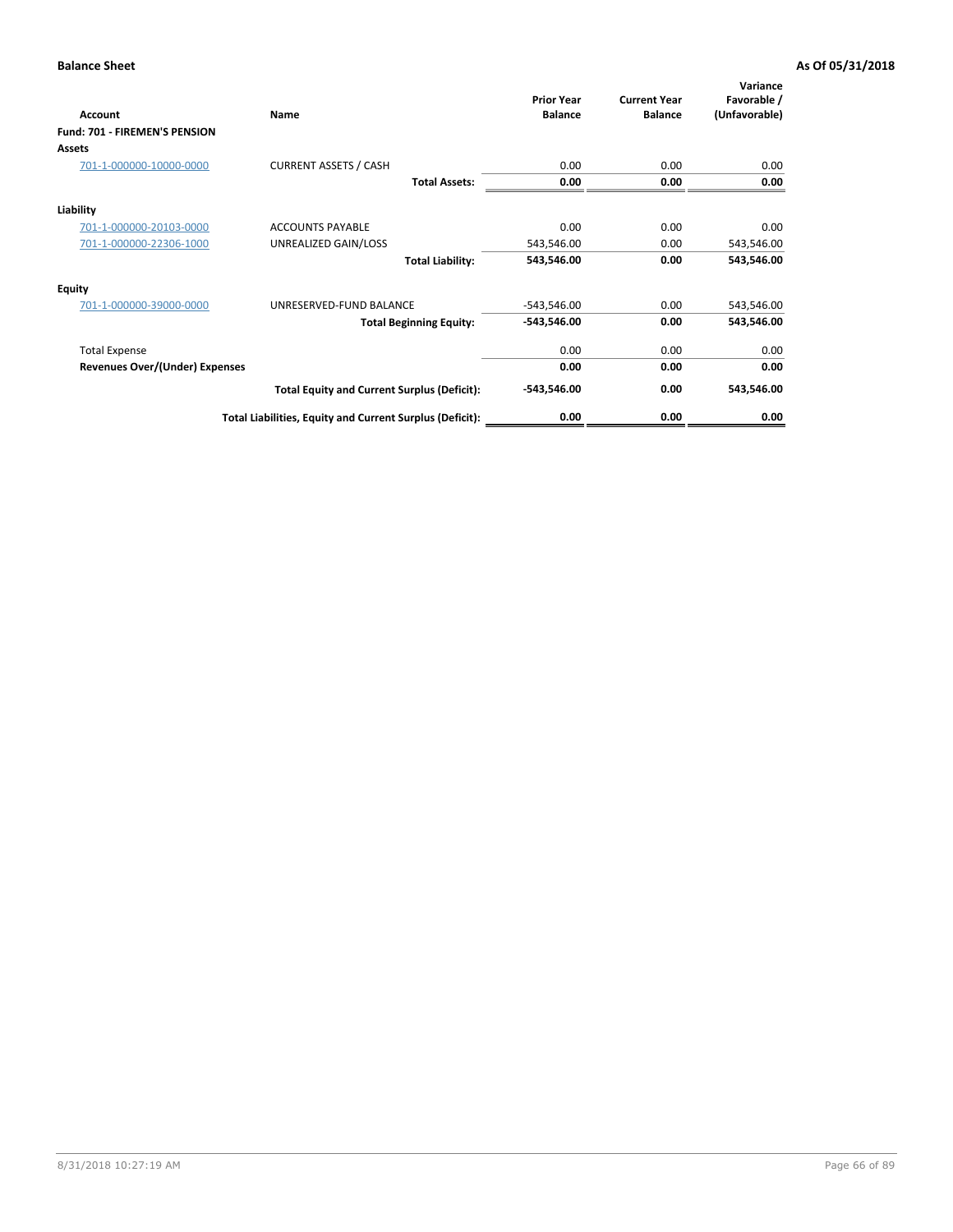**Balance Sheet** **As Of 05/31/2018**

| Account | Name | Prior Year Balance | Current Year Balance | Variance Favorable / (Unfavorable) |
|---|---|---|---|---|
| **Fund: 701 - FIREMEN'S PENSION** | | | | |
| **Assets** | | | | |
| 701-1-000000-10000-0000 | CURRENT ASSETS / CASH | 0.00 | 0.00 | 0.00 |
| | **Total Assets:** | **0.00** | **0.00** | **0.00** |
| **Liability** | | | | |
| 701-1-000000-20103-0000 | ACCOUNTS PAYABLE | 0.00 | 0.00 | 0.00 |
| 701-1-000000-22306-1000 | UNREALIZED GAIN/LOSS | 543,546.00 | 0.00 | 543,546.00 |
| | **Total Liability:** | **543,546.00** | **0.00** | **543,546.00** |
| **Equity** | | | | |
| 701-1-000000-39000-0000 | UNRESERVED-FUND BALANCE | -543,546.00 | 0.00 | 543,546.00 |
| | **Total Beginning Equity:** | **-543,546.00** | **0.00** | **543,546.00** |
| Total Expense | | 0.00 | 0.00 | 0.00 |
| **Revenues Over/(Under) Expenses** | | **0.00** | **0.00** | **0.00** |
| | **Total Equity and Current Surplus (Deficit):** | **-543,546.00** | **0.00** | **543,546.00** |
| | **Total Liabilities, Equity and Current Surplus (Deficit):** | **0.00** | **0.00** | **0.00** |

8/31/2018 10:27:19 AM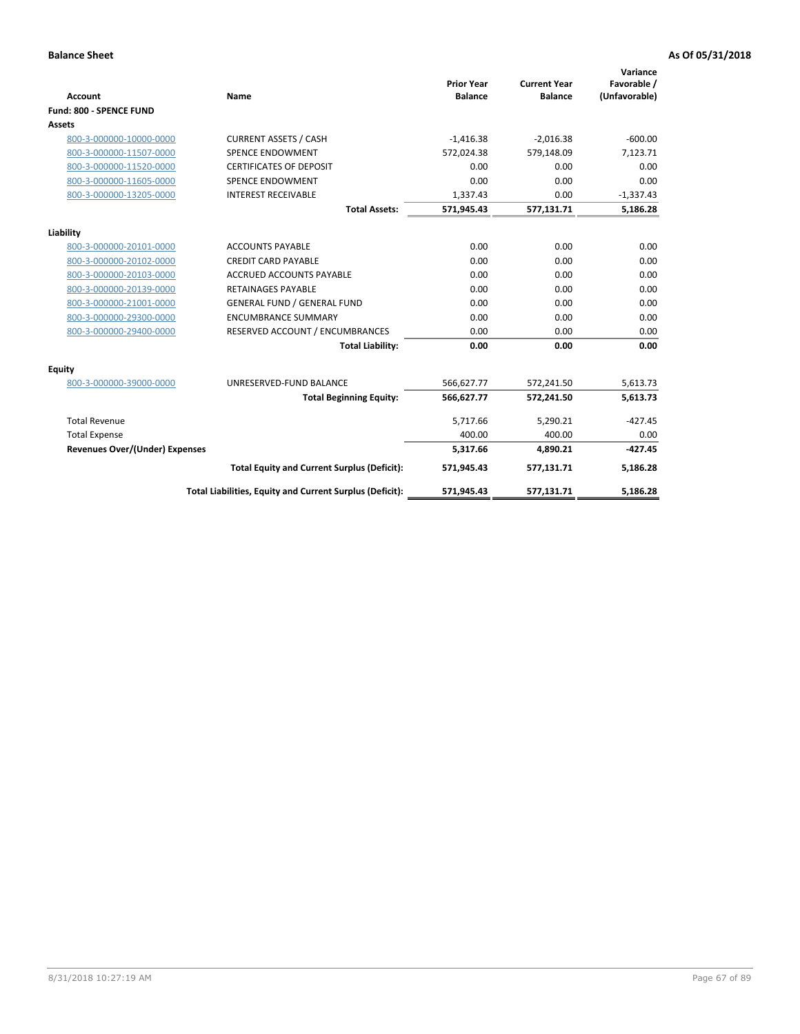**Balance Sheet** **As Of 05/31/2018**

| Account | Name | Prior Year Balance | Current Year Balance | Variance Favorable / (Unfavorable) |
|---|---|---|---|---|
| **Fund: 800 - SPENCE FUND** | | | | |
| **Assets** | | | | |
| 800-3-000000-10000-0000 | CURRENT ASSETS / CASH | -1,416.38 | -2,016.38 | -600.00 |
| 800-3-000000-11507-0000 | SPENCE ENDOWMENT | 572,024.38 | 579,148.09 | 7,123.71 |
| 800-3-000000-11520-0000 | CERTIFICATES OF DEPOSIT | 0.00 | 0.00 | 0.00 |
| 800-3-000000-11605-0000 | SPENCE ENDOWMENT | 0.00 | 0.00 | 0.00 |
| 800-3-000000-13205-0000 | INTEREST RECEIVABLE | 1,337.43 | 0.00 | -1,337.43 |
| | **Total Assets:** | **571,945.43** | **577,131.71** | **5,186.28** |
| **Liability** | | | | |
| 800-3-000000-20101-0000 | ACCOUNTS PAYABLE | 0.00 | 0.00 | 0.00 |
| 800-3-000000-20102-0000 | CREDIT CARD PAYABLE | 0.00 | 0.00 | 0.00 |
| 800-3-000000-20103-0000 | ACCRUED ACCOUNTS PAYABLE | 0.00 | 0.00 | 0.00 |
| 800-3-000000-20139-0000 | RETAINAGES PAYABLE | 0.00 | 0.00 | 0.00 |
| 800-3-000000-21001-0000 | GENERAL FUND / GENERAL FUND | 0.00 | 0.00 | 0.00 |
| 800-3-000000-29300-0000 | ENCUMBRANCE SUMMARY | 0.00 | 0.00 | 0.00 |
| 800-3-000000-29400-0000 | RESERVED ACCOUNT / ENCUMBRANCES | 0.00 | 0.00 | 0.00 |
| | **Total Liability:** | **0.00** | **0.00** | **0.00** |
| **Equity** | | | | |
| 800-3-000000-39000-0000 | UNRESERVED-FUND BALANCE | 566,627.77 | 572,241.50 | 5,613.73 |
| | **Total Beginning Equity:** | **566,627.77** | **572,241.50** | **5,613.73** |
| Total Revenue | | 5,717.66 | 5,290.21 | -427.45 |
| Total Expense | | 400.00 | 400.00 | 0.00 |
| **Revenues Over/(Under) Expenses** | | **5,317.66** | **4,890.21** | **-427.45** |
| | **Total Equity and Current Surplus (Deficit):** | **571,945.43** | **577,131.71** | **5,186.28** |
| | **Total Liabilities, Equity and Current Surplus (Deficit):** | **571,945.43** | **577,131.71** | **5,186.28** |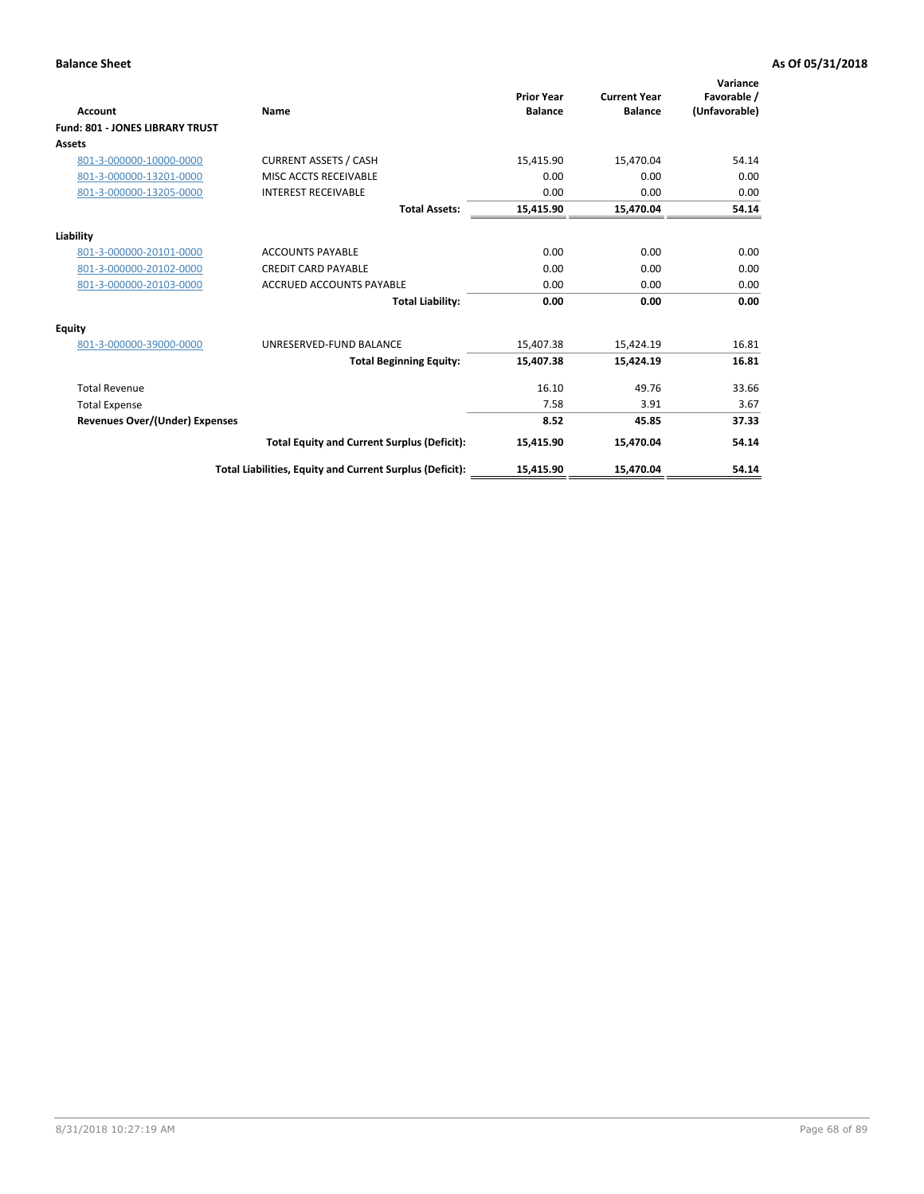**Balance Sheet** **As Of 05/31/2018**

| Account | Name | Prior Year Balance | Current Year Balance | Variance Favorable / (Unfavorable) |
|---|---|---|---|---|
| **Fund: 801 - JONES LIBRARY TRUST** | | | | |
| **Assets** | | | | |
| 801-3-000000-10000-0000 | CURRENT ASSETS / CASH | 15,415.90 | 15,470.04 | 54.14 |
| 801-3-000000-13201-0000 | MISC ACCTS RECEIVABLE | 0.00 | 0.00 | 0.00 |
| 801-3-000000-13205-0000 | INTEREST RECEIVABLE | 0.00 | 0.00 | 0.00 |
| | **Total Assets:** | **15,415.90** | **15,470.04** | **54.14** |
| **Liability** | | | | |
| 801-3-000000-20101-0000 | ACCOUNTS PAYABLE | 0.00 | 0.00 | 0.00 |
| 801-3-000000-20102-0000 | CREDIT CARD PAYABLE | 0.00 | 0.00 | 0.00 |
| 801-3-000000-20103-0000 | ACCRUED ACCOUNTS PAYABLE | 0.00 | 0.00 | 0.00 |
| | **Total Liability:** | **0.00** | **0.00** | **0.00** |
| **Equity** | | | | |
| 801-3-000000-39000-0000 | UNRESERVED-FUND BALANCE | 15,407.38 | 15,424.19 | 16.81 |
| | **Total Beginning Equity:** | **15,407.38** | **15,424.19** | **16.81** |
| Total Revenue | | 16.10 | 49.76 | 33.66 |
| Total Expense | | 7.58 | 3.91 | 3.67 |
| **Revenues Over/(Under) Expenses** | | **8.52** | **45.85** | **37.33** |
| | **Total Equity and Current Surplus (Deficit):** | **15,415.90** | **15,470.04** | **54.14** |
| | **Total Liabilities, Equity and Current Surplus (Deficit):** | **15,415.90** | **15,470.04** | **54.14** |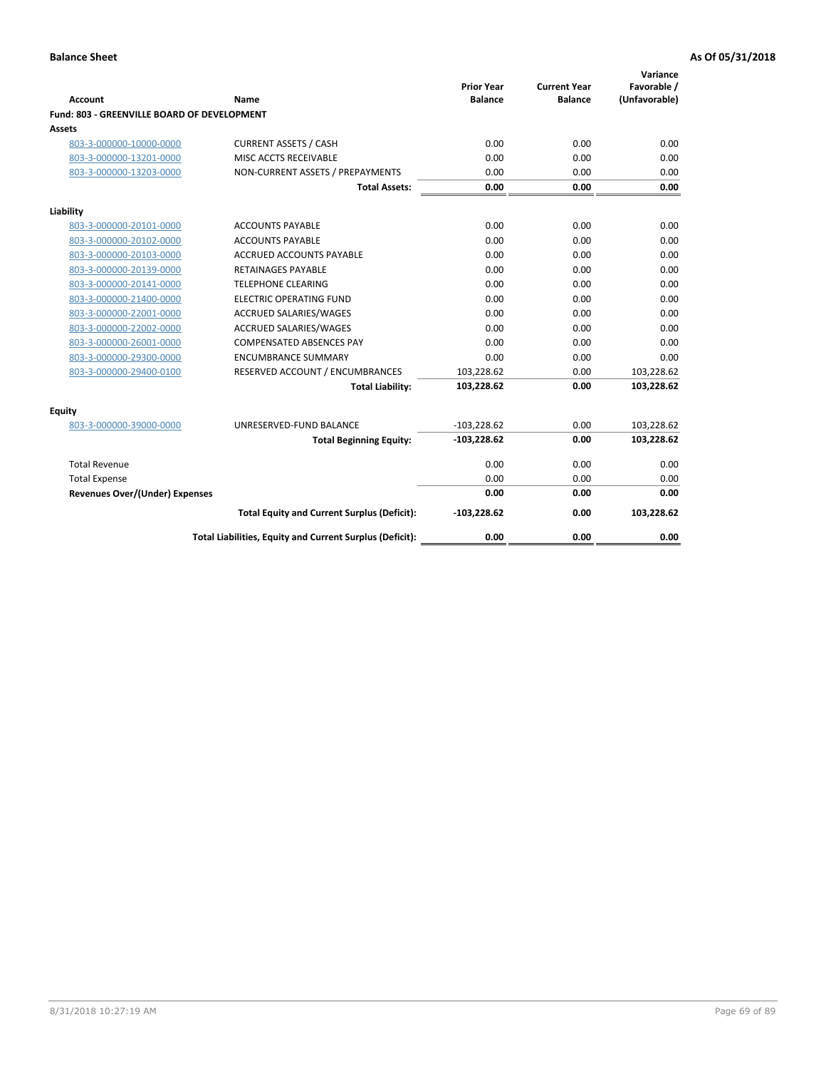**Balance Sheet** **As Of 05/31/2018**

| Account | Name | Prior Year Balance | Current Year Balance | Variance Favorable / (Unfavorable) |
|---|---|---|---|---|
| **Fund: 803 - GREENVILLE BOARD OF DEVELOPMENT** | | | | |
| **Assets** | | | | |
| 803-3-000000-10000-0000 | CURRENT ASSETS / CASH | 0.00 | 0.00 | 0.00 |
| 803-3-000000-13201-0000 | MISC ACCTS RECEIVABLE | 0.00 | 0.00 | 0.00 |
| 803-3-000000-13203-0000 | NON-CURRENT ASSETS / PREPAYMENTS | 0.00 | 0.00 | 0.00 |
| | **Total Assets:** | **0.00** | **0.00** | **0.00** |
| **Liability** | | | | |
| 803-3-000000-20101-0000 | ACCOUNTS PAYABLE | 0.00 | 0.00 | 0.00 |
| 803-3-000000-20102-0000 | ACCOUNTS PAYABLE | 0.00 | 0.00 | 0.00 |
| 803-3-000000-20103-0000 | ACCRUED ACCOUNTS PAYABLE | 0.00 | 0.00 | 0.00 |
| 803-3-000000-20139-0000 | RETAINAGES PAYABLE | 0.00 | 0.00 | 0.00 |
| 803-3-000000-20141-0000 | TELEPHONE CLEARING | 0.00 | 0.00 | 0.00 |
| 803-3-000000-21400-0000 | ELECTRIC OPERATING FUND | 0.00 | 0.00 | 0.00 |
| 803-3-000000-22001-0000 | ACCRUED SALARIES/WAGES | 0.00 | 0.00 | 0.00 |
| 803-3-000000-22002-0000 | ACCRUED SALARIES/WAGES | 0.00 | 0.00 | 0.00 |
| 803-3-000000-26001-0000 | COMPENSATED ABSENCES PAY | 0.00 | 0.00 | 0.00 |
| 803-3-000000-29300-0000 | ENCUMBRANCE SUMMARY | 0.00 | 0.00 | 0.00 |
| 803-3-000000-29400-0100 | RESERVED ACCOUNT / ENCUMBRANCES | 103,228.62 | 0.00 | 103,228.62 |
| | **Total Liability:** | **103,228.62** | **0.00** | **103,228.62** |
| **Equity** | | | | |
| 803-3-000000-39000-0000 | UNRESERVED-FUND BALANCE | -103,228.62 | 0.00 | 103,228.62 |
| | **Total Beginning Equity:** | **-103,228.62** | **0.00** | **103,228.62** |
| Total Revenue | | 0.00 | 0.00 | 0.00 |
| Total Expense | | 0.00 | 0.00 | 0.00 |
| **Revenues Over/(Under) Expenses** | | **0.00** | **0.00** | **0.00** |
| | **Total Equity and Current Surplus (Deficit):** | **-103,228.62** | **0.00** | **103,228.62** |
| | **Total Liabilities, Equity and Current Surplus (Deficit):** | **0.00** | **0.00** | **0.00** |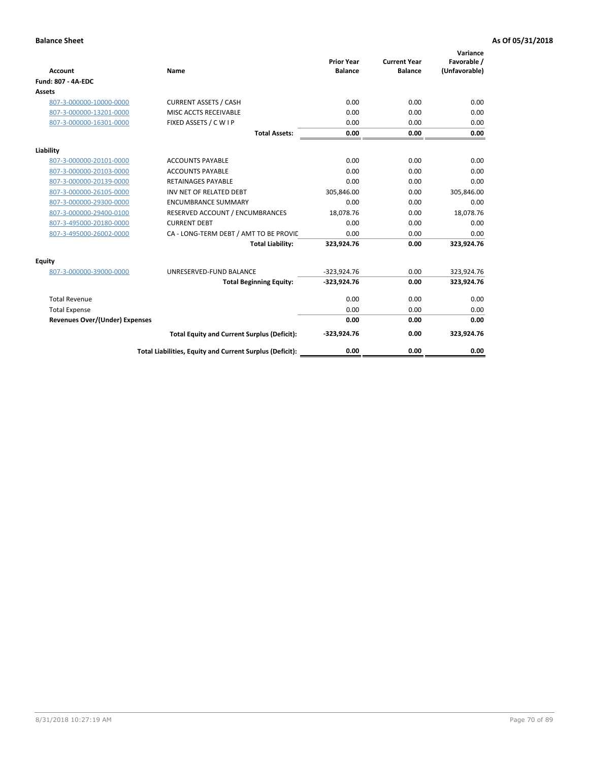**Balance Sheet** **As Of 05/31/2018**

| Account | Name | Prior Year Balance | Current Year Balance | Variance Favorable / (Unfavorable) |
|---|---|---|---|---|
| **Fund: 807 - 4A-EDC** | | | | |
| **Assets** | | | | |
| 807-3-000000-10000-0000 | CURRENT ASSETS / CASH | 0.00 | 0.00 | 0.00 |
| 807-3-000000-13201-0000 | MISC ACCTS RECEIVABLE | 0.00 | 0.00 | 0.00 |
| 807-3-000000-16301-0000 | FIXED ASSETS / C W I P | 0.00 | 0.00 | 0.00 |
| | **Total Assets:** | **0.00** | **0.00** | **0.00** |
| **Liability** | | | | |
| 807-3-000000-20101-0000 | ACCOUNTS PAYABLE | 0.00 | 0.00 | 0.00 |
| 807-3-000000-20103-0000 | ACCOUNTS PAYABLE | 0.00 | 0.00 | 0.00 |
| 807-3-000000-20139-0000 | RETAINAGES PAYABLE | 0.00 | 0.00 | 0.00 |
| 807-3-000000-26105-0000 | INV NET OF RELATED DEBT | 305,846.00 | 0.00 | 305,846.00 |
| 807-3-000000-29300-0000 | ENCUMBRANCE SUMMARY | 0.00 | 0.00 | 0.00 |
| 807-3-000000-29400-0100 | RESERVED ACCOUNT / ENCUMBRANCES | 18,078.76 | 0.00 | 18,078.76 |
| 807-3-495000-20180-0000 | CURRENT DEBT | 0.00 | 0.00 | 0.00 |
| 807-3-495000-26002-0000 | CA - LONG-TERM DEBT / AMT TO BE PROVIL | 0.00 | 0.00 | 0.00 |
| | **Total Liability:** | **323,924.76** | **0.00** | **323,924.76** |
| **Equity** | | | | |
| 807-3-000000-39000-0000 | UNRESERVED-FUND BALANCE | -323,924.76 | 0.00 | 323,924.76 |
| | **Total Beginning Equity:** | **-323,924.76** | **0.00** | **323,924.76** |
| Total Revenue | | 0.00 | 0.00 | 0.00 |
| Total Expense | | 0.00 | 0.00 | 0.00 |
| **Revenues Over/(Under) Expenses** | | **0.00** | **0.00** | **0.00** |
| | **Total Equity and Current Surplus (Deficit):** | **-323,924.76** | **0.00** | **323,924.76** |
| | **Total Liabilities, Equity and Current Surplus (Deficit):** | **0.00** | **0.00** | **0.00** |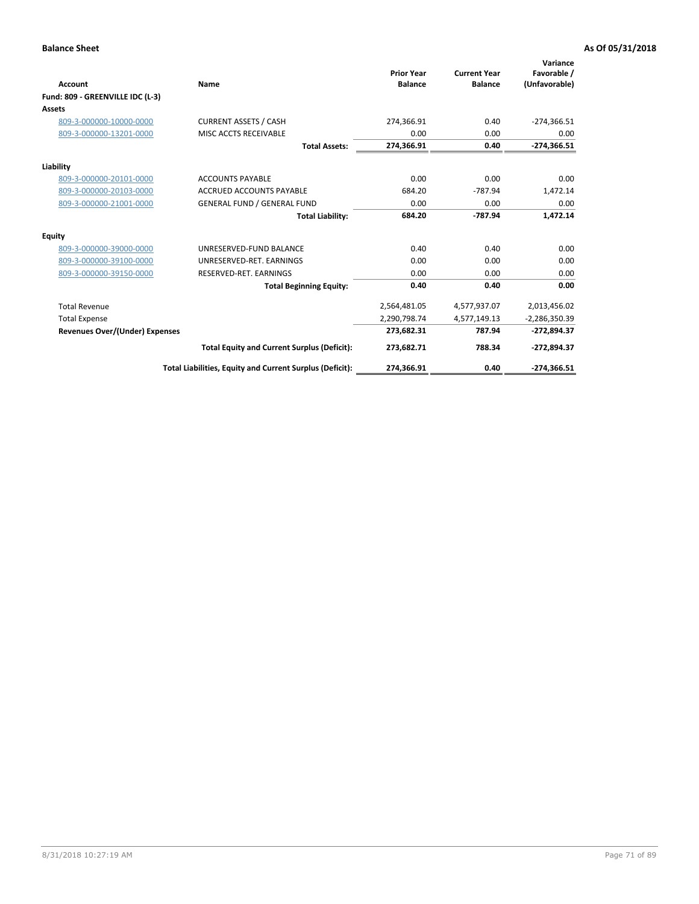**Balance Sheet** **As Of 05/31/2018**

| Account | Name | Prior Year Balance | Current Year Balance | Variance Favorable / (Unfavorable) |
|---|---|---|---|---|
| **Fund: 809 - GREENVILLE IDC (L-3)** | | | | |
| **Assets** | | | | |
| 809-3-000000-10000-0000 | CURRENT ASSETS / CASH | 274,366.91 | 0.40 | -274,366.51 |
| 809-3-000000-13201-0000 | MISC ACCTS RECEIVABLE | 0.00 | 0.00 | 0.00 |
| | **Total Assets:** | **274,366.91** | **0.40** | **-274,366.51** |
| **Liability** | | | | |
| 809-3-000000-20101-0000 | ACCOUNTS PAYABLE | 0.00 | 0.00 | 0.00 |
| 809-3-000000-20103-0000 | ACCRUED ACCOUNTS PAYABLE | 684.20 | -787.94 | 1,472.14 |
| 809-3-000000-21001-0000 | GENERAL FUND / GENERAL FUND | 0.00 | 0.00 | 0.00 |
| | **Total Liability:** | **684.20** | **-787.94** | **1,472.14** |
| **Equity** | | | | |
| 809-3-000000-39000-0000 | UNRESERVED-FUND BALANCE | 0.40 | 0.40 | 0.00 |
| 809-3-000000-39100-0000 | UNRESERVED-RET. EARNINGS | 0.00 | 0.00 | 0.00 |
| 809-3-000000-39150-0000 | RESERVED-RET. EARNINGS | 0.00 | 0.00 | 0.00 |
| | **Total Beginning Equity:** | **0.40** | **0.40** | **0.00** |
| Total Revenue | | 2,564,481.05 | 4,577,937.07 | 2,013,456.02 |
| Total Expense | | 2,290,798.74 | 4,577,149.13 | -2,286,350.39 |
| **Revenues Over/(Under) Expenses** | | **273,682.31** | **787.94** | **-272,894.37** |
| | **Total Equity and Current Surplus (Deficit):** | **273,682.71** | **788.34** | **-272,894.37** |
| | **Total Liabilities, Equity and Current Surplus (Deficit):** | **274,366.91** | **0.40** | **-274,366.51** |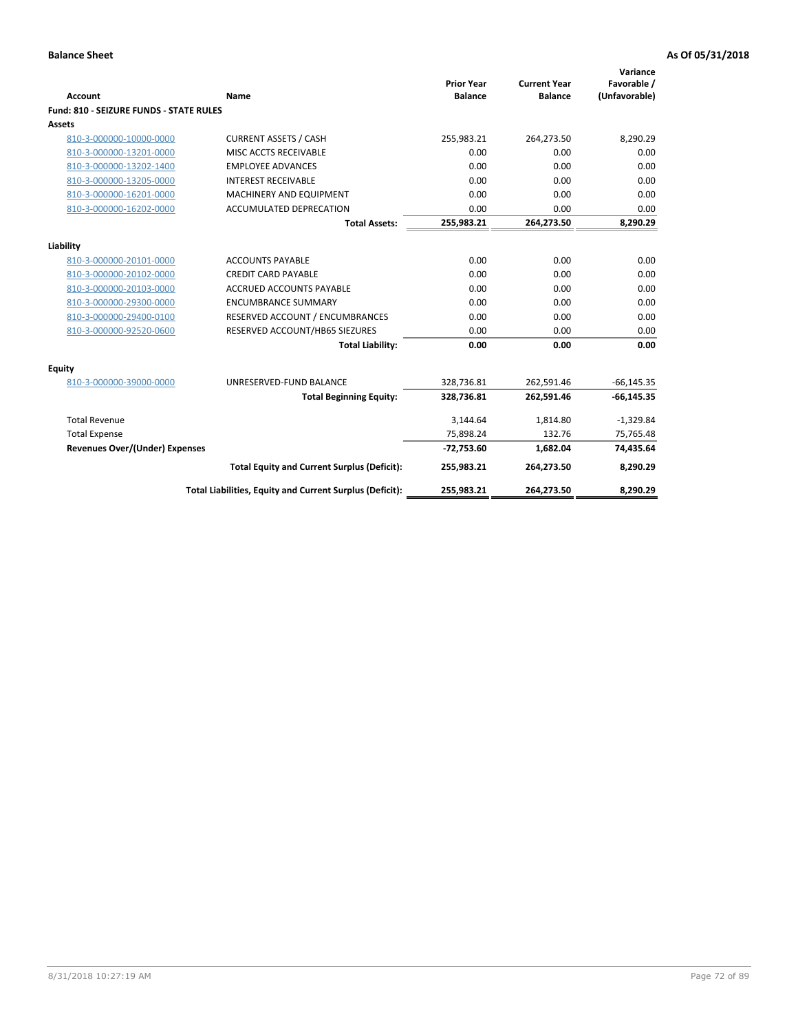**Balance Sheet** **As Of 05/31/2018**

| Account | Name | Prior Year Balance | Current Year Balance | Variance Favorable / (Unfavorable) |
|---|---|---|---|---|
| **Fund: 810 - SEIZURE FUNDS - STATE RULES** | | | | |
| **Assets** | | | | |
| 810-3-000000-10000-0000 | CURRENT ASSETS / CASH | 255,983.21 | 264,273.50 | 8,290.29 |
| 810-3-000000-13201-0000 | MISC ACCTS RECEIVABLE | 0.00 | 0.00 | 0.00 |
| 810-3-000000-13202-1400 | EMPLOYEE ADVANCES | 0.00 | 0.00 | 0.00 |
| 810-3-000000-13205-0000 | INTEREST RECEIVABLE | 0.00 | 0.00 | 0.00 |
| 810-3-000000-16201-0000 | MACHINERY AND EQUIPMENT | 0.00 | 0.00 | 0.00 |
| 810-3-000000-16202-0000 | ACCUMULATED DEPRECATION | 0.00 | 0.00 | 0.00 |
| | **Total Assets:** | **255,983.21** | **264,273.50** | **8,290.29** |
| **Liability** | | | | |
| 810-3-000000-20101-0000 | ACCOUNTS PAYABLE | 0.00 | 0.00 | 0.00 |
| 810-3-000000-20102-0000 | CREDIT CARD PAYABLE | 0.00 | 0.00 | 0.00 |
| 810-3-000000-20103-0000 | ACCRUED ACCOUNTS PAYABLE | 0.00 | 0.00 | 0.00 |
| 810-3-000000-29300-0000 | ENCUMBRANCE SUMMARY | 0.00 | 0.00 | 0.00 |
| 810-3-000000-29400-0100 | RESERVED ACCOUNT / ENCUMBRANCES | 0.00 | 0.00 | 0.00 |
| 810-3-000000-92520-0600 | RESERVED ACCOUNT/HB65 SIEZURES | 0.00 | 0.00 | 0.00 |
| | **Total Liability:** | **0.00** | **0.00** | **0.00** |
| **Equity** | | | | |
| 810-3-000000-39000-0000 | UNRESERVED-FUND BALANCE | 328,736.81 | 262,591.46 | -66,145.35 |
| | **Total Beginning Equity:** | **328,736.81** | **262,591.46** | **-66,145.35** |
| Total Revenue | | 3,144.64 | 1,814.80 | -1,329.84 |
| Total Expense | | 75,898.24 | 132.76 | 75,765.48 |
| **Revenues Over/(Under) Expenses** | | **-72,753.60** | **1,682.04** | **74,435.64** |
| | **Total Equity and Current Surplus (Deficit):** | **255,983.21** | **264,273.50** | **8,290.29** |
| | **Total Liabilities, Equity and Current Surplus (Deficit):** | **255,983.21** | **264,273.50** | **8,290.29** |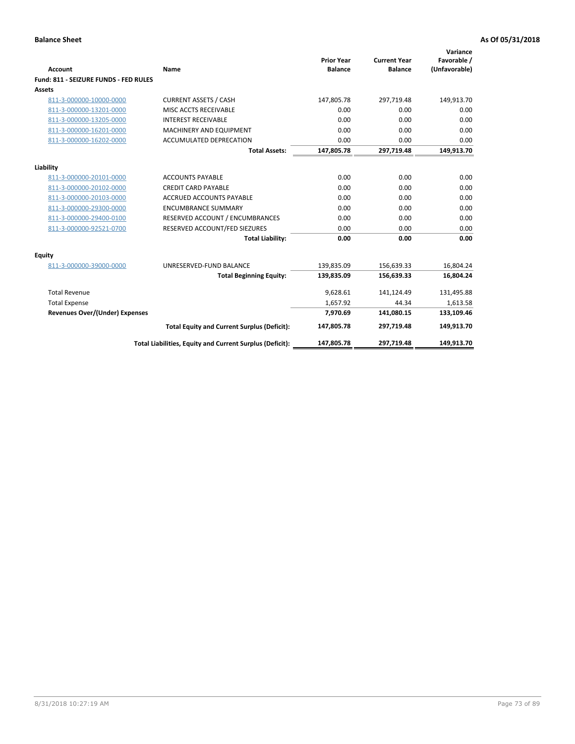**Balance Sheet** **As Of 05/31/2018**

| Account | Name | Prior Year Balance | Current Year Balance | Variance Favorable / (Unfavorable) |
|---|---|---|---|---|
| **Fund: 811 - SEIZURE FUNDS - FED RULES** | | | | |
| **Assets** | | | | |
| 811-3-000000-10000-0000 | CURRENT ASSETS / CASH | 147,805.78 | 297,719.48 | 149,913.70 |
| 811-3-000000-13201-0000 | MISC ACCTS RECEIVABLE | 0.00 | 0.00 | 0.00 |
| 811-3-000000-13205-0000 | INTEREST RECEIVABLE | 0.00 | 0.00 | 0.00 |
| 811-3-000000-16201-0000 | MACHINERY AND EQUIPMENT | 0.00 | 0.00 | 0.00 |
| 811-3-000000-16202-0000 | ACCUMULATED DEPRECATION | 0.00 | 0.00 | 0.00 |
| | **Total Assets:** | **147,805.78** | **297,719.48** | **149,913.70** |
| **Liability** | | | | |
| 811-3-000000-20101-0000 | ACCOUNTS PAYABLE | 0.00 | 0.00 | 0.00 |
| 811-3-000000-20102-0000 | CREDIT CARD PAYABLE | 0.00 | 0.00 | 0.00 |
| 811-3-000000-20103-0000 | ACCRUED ACCOUNTS PAYABLE | 0.00 | 0.00 | 0.00 |
| 811-3-000000-29300-0000 | ENCUMBRANCE SUMMARY | 0.00 | 0.00 | 0.00 |
| 811-3-000000-29400-0100 | RESERVED ACCOUNT / ENCUMBRANCES | 0.00 | 0.00 | 0.00 |
| 811-3-000000-92521-0700 | RESERVED ACCOUNT/FED SIEZURES | 0.00 | 0.00 | 0.00 |
| | **Total Liability:** | **0.00** | **0.00** | **0.00** |
| **Equity** | | | | |
| 811-3-000000-39000-0000 | UNRESERVED-FUND BALANCE | 139,835.09 | 156,639.33 | 16,804.24 |
| | **Total Beginning Equity:** | **139,835.09** | **156,639.33** | **16,804.24** |
| Total Revenue | | 9,628.61 | 141,124.49 | 131,495.88 |
| Total Expense | | 1,657.92 | 44.34 | 1,613.58 |
| **Revenues Over/(Under) Expenses** | | **7,970.69** | **141,080.15** | **133,109.46** |
| | **Total Equity and Current Surplus (Deficit):** | **147,805.78** | **297,719.48** | **149,913.70** |
| | **Total Liabilities, Equity and Current Surplus (Deficit):** | **147,805.78** | **297,719.48** | **149,913.70** |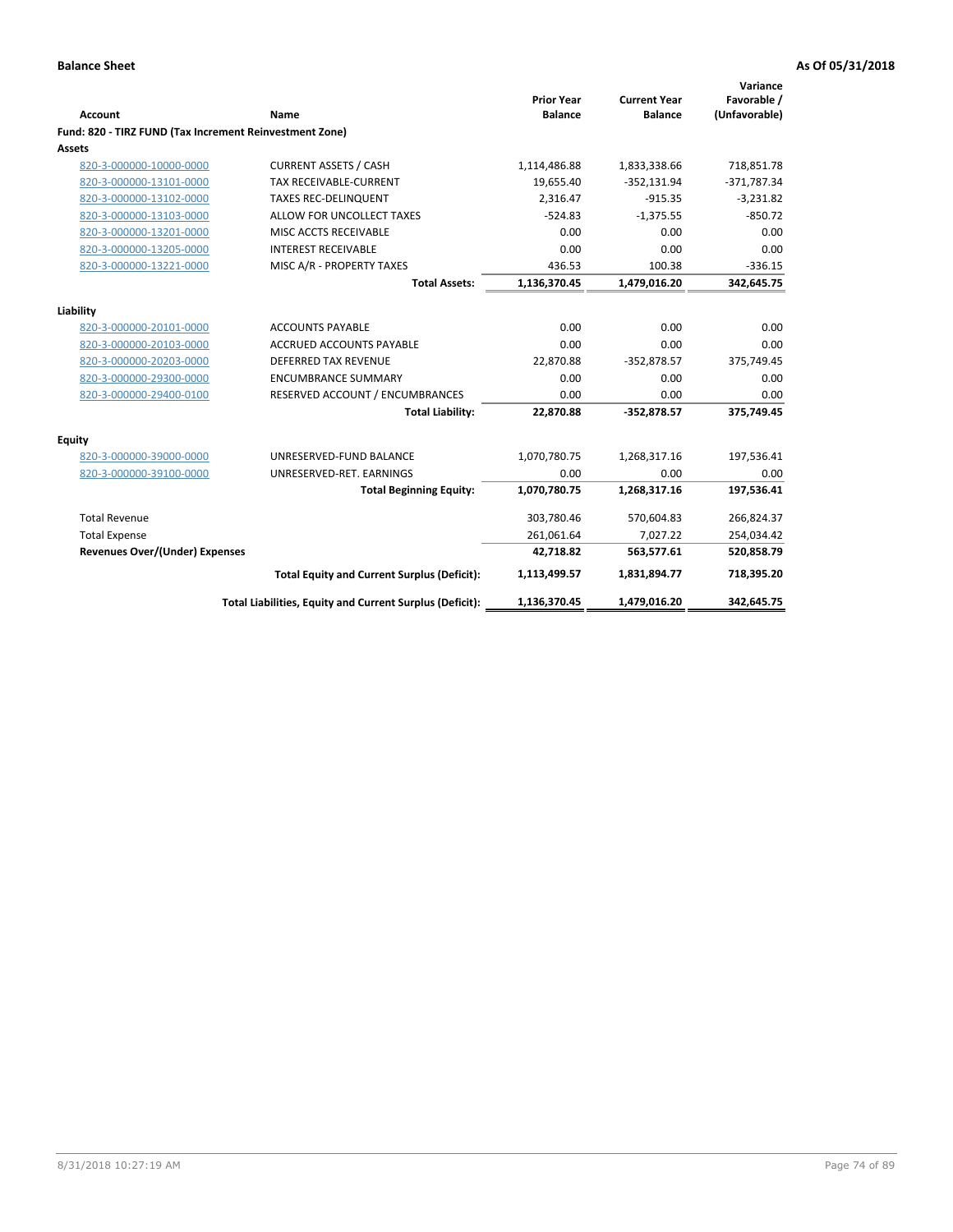**Balance Sheet** **As Of 05/31/2018**

| Account | Name | Prior Year Balance | Current Year Balance | Variance Favorable / (Unfavorable) |
|---|---|---|---|---|
| **Fund: 820 - TIRZ FUND (Tax Increment Reinvestment Zone)** | | | | |
| **Assets** | | | | |
| 820-3-000000-10000-0000 | CURRENT ASSETS / CASH | 1,114,486.88 | 1,833,338.66 | 718,851.78 |
| 820-3-000000-13101-0000 | TAX RECEIVABLE-CURRENT | 19,655.40 | -352,131.94 | -371,787.34 |
| 820-3-000000-13102-0000 | TAXES REC-DELINQUENT | 2,316.47 | -915.35 | -3,231.82 |
| 820-3-000000-13103-0000 | ALLOW FOR UNCOLLECT TAXES | -524.83 | -1,375.55 | -850.72 |
| 820-3-000000-13201-0000 | MISC ACCTS RECEIVABLE | 0.00 | 0.00 | 0.00 |
| 820-3-000000-13205-0000 | INTEREST RECEIVABLE | 0.00 | 0.00 | 0.00 |
| 820-3-000000-13221-0000 | MISC A/R - PROPERTY TAXES | 436.53 | 100.38 | -336.15 |
| | **Total Assets:** | **1,136,370.45** | **1,479,016.20** | **342,645.75** |
| **Liability** | | | | |
| 820-3-000000-20101-0000 | ACCOUNTS PAYABLE | 0.00 | 0.00 | 0.00 |
| 820-3-000000-20103-0000 | ACCRUED ACCOUNTS PAYABLE | 0.00 | 0.00 | 0.00 |
| 820-3-000000-20203-0000 | DEFERRED TAX REVENUE | 22,870.88 | -352,878.57 | 375,749.45 |
| 820-3-000000-29300-0000 | ENCUMBRANCE SUMMARY | 0.00 | 0.00 | 0.00 |
| 820-3-000000-29400-0100 | RESERVED ACCOUNT / ENCUMBRANCES | 0.00 | 0.00 | 0.00 |
| | **Total Liability:** | **22,870.88** | **-352,878.57** | **375,749.45** |
| **Equity** | | | | |
| 820-3-000000-39000-0000 | UNRESERVED-FUND BALANCE | 1,070,780.75 | 1,268,317.16 | 197,536.41 |
| 820-3-000000-39100-0000 | UNRESERVED-RET. EARNINGS | 0.00 | 0.00 | 0.00 |
| | **Total Beginning Equity:** | **1,070,780.75** | **1,268,317.16** | **197,536.41** |
| Total Revenue | | 303,780.46 | 570,604.83 | 266,824.37 |
| Total Expense | | 261,061.64 | 7,027.22 | 254,034.42 |
| **Revenues Over/(Under) Expenses** | | **42,718.82** | **563,577.61** | **520,858.79** |
| | **Total Equity and Current Surplus (Deficit):** | **1,113,499.57** | **1,831,894.77** | **718,395.20** |
| | **Total Liabilities, Equity and Current Surplus (Deficit):** | **1,136,370.45** | **1,479,016.20** | **342,645.75** |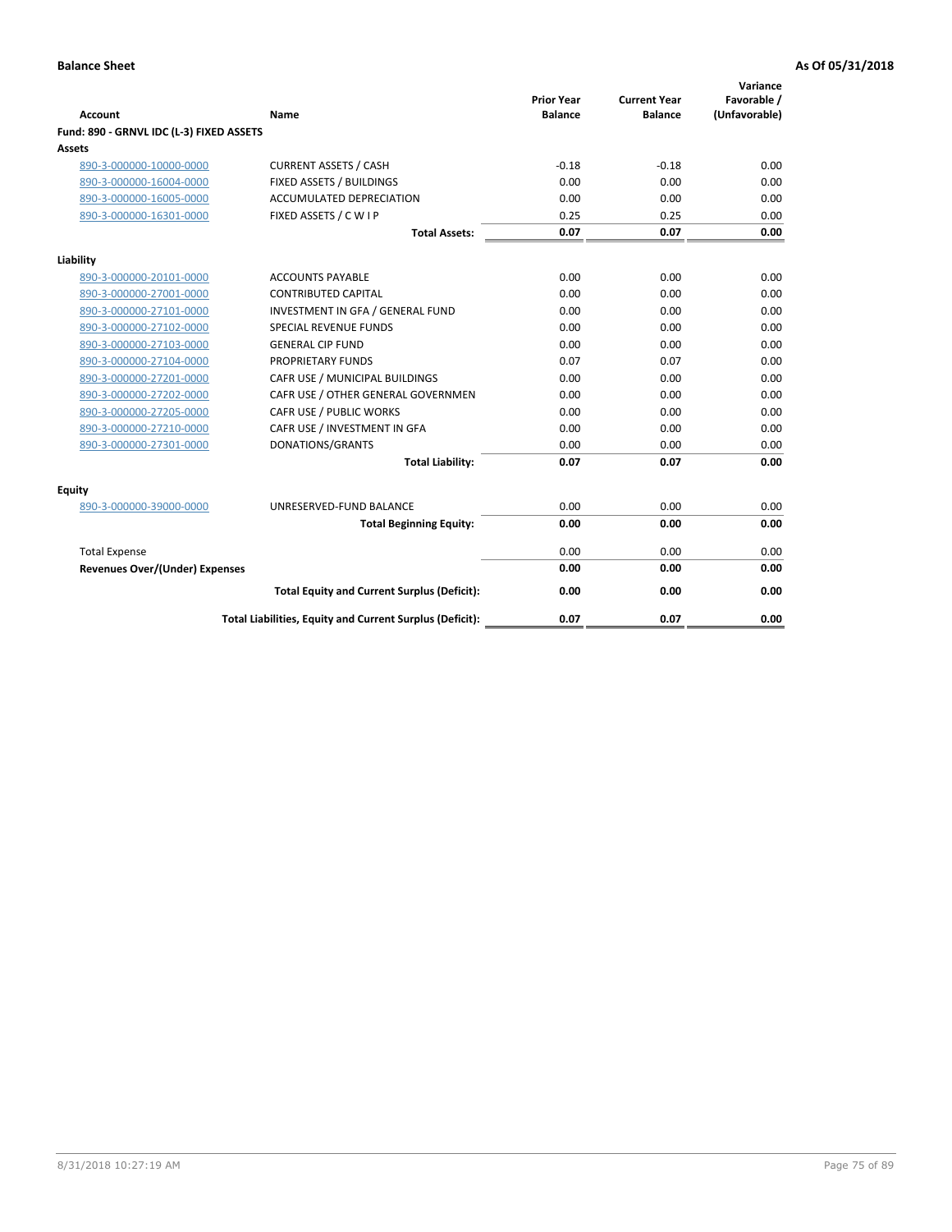**Balance Sheet** **As Of 05/31/2018**

| Account | Name | Prior Year Balance | Current Year Balance | Variance Favorable / (Unfavorable) |
|---|---|---|---|---|
| **Fund: 890 - GRNVL IDC (L-3) FIXED ASSETS** | | | | |
| **Assets** | | | | |
| 890-3-000000-10000-0000 | CURRENT ASSETS / CASH | -0.18 | -0.18 | 0.00 |
| 890-3-000000-16004-0000 | FIXED ASSETS / BUILDINGS | 0.00 | 0.00 | 0.00 |
| 890-3-000000-16005-0000 | ACCUMULATED DEPRECIATION | 0.00 | 0.00 | 0.00 |
| 890-3-000000-16301-0000 | FIXED ASSETS / C W I P | 0.25 | 0.25 | 0.00 |
| | **Total Assets:** | **0.07** | **0.07** | **0.00** |
| **Liability** | | | | |
| 890-3-000000-20101-0000 | ACCOUNTS PAYABLE | 0.00 | 0.00 | 0.00 |
| 890-3-000000-27001-0000 | CONTRIBUTED CAPITAL | 0.00 | 0.00 | 0.00 |
| 890-3-000000-27101-0000 | INVESTMENT IN GFA / GENERAL FUND | 0.00 | 0.00 | 0.00 |
| 890-3-000000-27102-0000 | SPECIAL REVENUE FUNDS | 0.00 | 0.00 | 0.00 |
| 890-3-000000-27103-0000 | GENERAL CIP FUND | 0.00 | 0.00 | 0.00 |
| 890-3-000000-27104-0000 | PROPRIETARY FUNDS | 0.07 | 0.07 | 0.00 |
| 890-3-000000-27201-0000 | CAFR USE / MUNICIPAL BUILDINGS | 0.00 | 0.00 | 0.00 |
| 890-3-000000-27202-0000 | CAFR USE / OTHER GENERAL GOVERNMEN | 0.00 | 0.00 | 0.00 |
| 890-3-000000-27205-0000 | CAFR USE / PUBLIC WORKS | 0.00 | 0.00 | 0.00 |
| 890-3-000000-27210-0000 | CAFR USE / INVESTMENT IN GFA | 0.00 | 0.00 | 0.00 |
| 890-3-000000-27301-0000 | DONATIONS/GRANTS | 0.00 | 0.00 | 0.00 |
| | **Total Liability:** | **0.07** | **0.07** | **0.00** |
| **Equity** | | | | |
| 890-3-000000-39000-0000 | UNRESERVED-FUND BALANCE | 0.00 | 0.00 | 0.00 |
| | **Total Beginning Equity:** | **0.00** | **0.00** | **0.00** |
| Total Expense | | 0.00 | 0.00 | 0.00 |
| **Revenues Over/(Under) Expenses** | | **0.00** | **0.00** | **0.00** |
| | **Total Equity and Current Surplus (Deficit):** | **0.00** | **0.00** | **0.00** |
| | **Total Liabilities, Equity and Current Surplus (Deficit):** | **0.07** | **0.07** | **0.00** |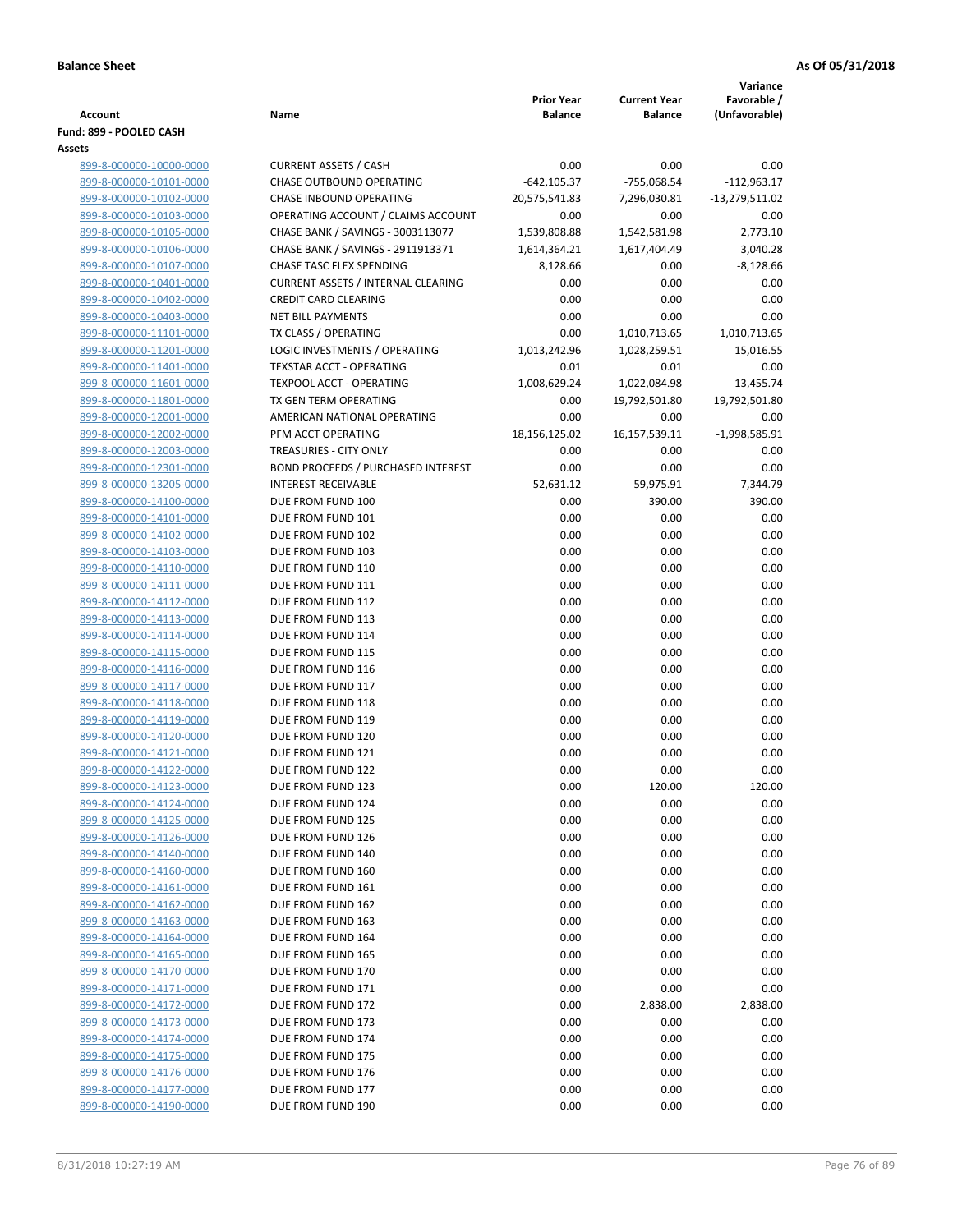**Balance Sheet** **As Of 05/31/2018**

| Account | Name | Prior Year Balance | Current Year Balance | Variance Favorable / (Unfavorable) |
|---|---|---|---|---|
| **Fund: 899 - POOLED CASH** | | | | |
| **Assets** | | | | |
| 899-8-000000-10000-0000 | CURRENT ASSETS / CASH | 0.00 | 0.00 | 0.00 |
| 899-8-000000-10101-0000 | CHASE OUTBOUND OPERATING | -642,105.37 | -755,068.54 | -112,963.17 |
| 899-8-000000-10102-0000 | CHASE INBOUND OPERATING | 20,575,541.83 | 7,296,030.81 | -13,279,511.02 |
| 899-8-000000-10103-0000 | OPERATING ACCOUNT / CLAIMS ACCOUNT | 0.00 | 0.00 | 0.00 |
| 899-8-000000-10105-0000 | CHASE BANK / SAVINGS - 3003113077 | 1,539,808.88 | 1,542,581.98 | 2,773.10 |
| 899-8-000000-10106-0000 | CHASE BANK / SAVINGS - 2911913371 | 1,614,364.21 | 1,617,404.49 | 3,040.28 |
| 899-8-000000-10107-0000 | CHASE TASC FLEX SPENDING | 8,128.66 | 0.00 | -8,128.66 |
| 899-8-000000-10401-0000 | CURRENT ASSETS / INTERNAL CLEARING | 0.00 | 0.00 | 0.00 |
| 899-8-000000-10402-0000 | CREDIT CARD CLEARING | 0.00 | 0.00 | 0.00 |
| 899-8-000000-10403-0000 | NET BILL PAYMENTS | 0.00 | 0.00 | 0.00 |
| 899-8-000000-11101-0000 | TX CLASS / OPERATING | 0.00 | 1,010,713.65 | 1,010,713.65 |
| 899-8-000000-11201-0000 | LOGIC INVESTMENTS / OPERATING | 1,013,242.96 | 1,028,259.51 | 15,016.55 |
| 899-8-000000-11401-0000 | TEXSTAR ACCT - OPERATING | 0.01 | 0.01 | 0.00 |
| 899-8-000000-11601-0000 | TEXPOOL ACCT - OPERATING | 1,008,629.24 | 1,022,084.98 | 13,455.74 |
| 899-8-000000-11801-0000 | TX GEN TERM OPERATING | 0.00 | 19,792,501.80 | 19,792,501.80 |
| 899-8-000000-12001-0000 | AMERICAN NATIONAL OPERATING | 0.00 | 0.00 | 0.00 |
| 899-8-000000-12002-0000 | PFM ACCT OPERATING | 18,156,125.02 | 16,157,539.11 | -1,998,585.91 |
| 899-8-000000-12003-0000 | TREASURIES - CITY ONLY | 0.00 | 0.00 | 0.00 |
| 899-8-000000-12301-0000 | BOND PROCEEDS / PURCHASED INTEREST | 0.00 | 0.00 | 0.00 |
| 899-8-000000-13205-0000 | INTEREST RECEIVABLE | 52,631.12 | 59,975.91 | 7,344.79 |
| 899-8-000000-14100-0000 | DUE FROM FUND 100 | 0.00 | 390.00 | 390.00 |
| 899-8-000000-14101-0000 | DUE FROM FUND 101 | 0.00 | 0.00 | 0.00 |
| 899-8-000000-14102-0000 | DUE FROM FUND 102 | 0.00 | 0.00 | 0.00 |
| 899-8-000000-14103-0000 | DUE FROM FUND 103 | 0.00 | 0.00 | 0.00 |
| 899-8-000000-14110-0000 | DUE FROM FUND 110 | 0.00 | 0.00 | 0.00 |
| 899-8-000000-14111-0000 | DUE FROM FUND 111 | 0.00 | 0.00 | 0.00 |
| 899-8-000000-14112-0000 | DUE FROM FUND 112 | 0.00 | 0.00 | 0.00 |
| 899-8-000000-14113-0000 | DUE FROM FUND 113 | 0.00 | 0.00 | 0.00 |
| 899-8-000000-14114-0000 | DUE FROM FUND 114 | 0.00 | 0.00 | 0.00 |
| 899-8-000000-14115-0000 | DUE FROM FUND 115 | 0.00 | 0.00 | 0.00 |
| 899-8-000000-14116-0000 | DUE FROM FUND 116 | 0.00 | 0.00 | 0.00 |
| 899-8-000000-14117-0000 | DUE FROM FUND 117 | 0.00 | 0.00 | 0.00 |
| 899-8-000000-14118-0000 | DUE FROM FUND 118 | 0.00 | 0.00 | 0.00 |
| 899-8-000000-14119-0000 | DUE FROM FUND 119 | 0.00 | 0.00 | 0.00 |
| 899-8-000000-14120-0000 | DUE FROM FUND 120 | 0.00 | 0.00 | 0.00 |
| 899-8-000000-14121-0000 | DUE FROM FUND 121 | 0.00 | 0.00 | 0.00 |
| 899-8-000000-14122-0000 | DUE FROM FUND 122 | 0.00 | 0.00 | 0.00 |
| 899-8-000000-14123-0000 | DUE FROM FUND 123 | 0.00 | 120.00 | 120.00 |
| 899-8-000000-14124-0000 | DUE FROM FUND 124 | 0.00 | 0.00 | 0.00 |
| 899-8-000000-14125-0000 | DUE FROM FUND 125 | 0.00 | 0.00 | 0.00 |
| 899-8-000000-14126-0000 | DUE FROM FUND 126 | 0.00 | 0.00 | 0.00 |
| 899-8-000000-14140-0000 | DUE FROM FUND 140 | 0.00 | 0.00 | 0.00 |
| 899-8-000000-14160-0000 | DUE FROM FUND 160 | 0.00 | 0.00 | 0.00 |
| 899-8-000000-14161-0000 | DUE FROM FUND 161 | 0.00 | 0.00 | 0.00 |
| 899-8-000000-14162-0000 | DUE FROM FUND 162 | 0.00 | 0.00 | 0.00 |
| 899-8-000000-14163-0000 | DUE FROM FUND 163 | 0.00 | 0.00 | 0.00 |
| 899-8-000000-14164-0000 | DUE FROM FUND 164 | 0.00 | 0.00 | 0.00 |
| 899-8-000000-14165-0000 | DUE FROM FUND 165 | 0.00 | 0.00 | 0.00 |
| 899-8-000000-14170-0000 | DUE FROM FUND 170 | 0.00 | 0.00 | 0.00 |
| 899-8-000000-14171-0000 | DUE FROM FUND 171 | 0.00 | 0.00 | 0.00 |
| 899-8-000000-14172-0000 | DUE FROM FUND 172 | 0.00 | 2,838.00 | 2,838.00 |
| 899-8-000000-14173-0000 | DUE FROM FUND 173 | 0.00 | 0.00 | 0.00 |
| 899-8-000000-14174-0000 | DUE FROM FUND 174 | 0.00 | 0.00 | 0.00 |
| 899-8-000000-14175-0000 | DUE FROM FUND 175 | 0.00 | 0.00 | 0.00 |
| 899-8-000000-14176-0000 | DUE FROM FUND 176 | 0.00 | 0.00 | 0.00 |
| 899-8-000000-14177-0000 | DUE FROM FUND 177 | 0.00 | 0.00 | 0.00 |
| 899-8-000000-14190-0000 | DUE FROM FUND 190 | 0.00 | 0.00 | 0.00 |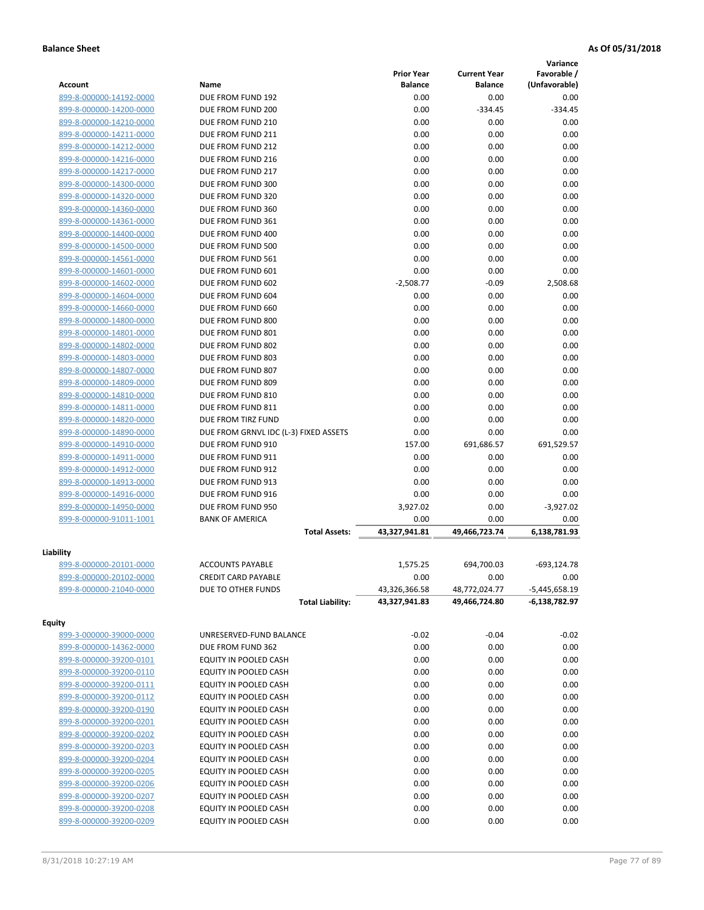**Balance Sheet** **As Of 05/31/2018**

| Account | Name | Prior Year Balance | Current Year Balance | Variance Favorable / (Unfavorable) |
|---|---|---|---|---|
| 899-8-000000-14192-0000 | DUE FROM FUND 192 | 0.00 | 0.00 | 0.00 |
| 899-8-000000-14200-0000 | DUE FROM FUND 200 | 0.00 | -334.45 | -334.45 |
| 899-8-000000-14210-0000 | DUE FROM FUND 210 | 0.00 | 0.00 | 0.00 |
| 899-8-000000-14211-0000 | DUE FROM FUND 211 | 0.00 | 0.00 | 0.00 |
| 899-8-000000-14212-0000 | DUE FROM FUND 212 | 0.00 | 0.00 | 0.00 |
| 899-8-000000-14216-0000 | DUE FROM FUND 216 | 0.00 | 0.00 | 0.00 |
| 899-8-000000-14217-0000 | DUE FROM FUND 217 | 0.00 | 0.00 | 0.00 |
| 899-8-000000-14300-0000 | DUE FROM FUND 300 | 0.00 | 0.00 | 0.00 |
| 899-8-000000-14320-0000 | DUE FROM FUND 320 | 0.00 | 0.00 | 0.00 |
| 899-8-000000-14360-0000 | DUE FROM FUND 360 | 0.00 | 0.00 | 0.00 |
| 899-8-000000-14361-0000 | DUE FROM FUND 361 | 0.00 | 0.00 | 0.00 |
| 899-8-000000-14400-0000 | DUE FROM FUND 400 | 0.00 | 0.00 | 0.00 |
| 899-8-000000-14500-0000 | DUE FROM FUND 500 | 0.00 | 0.00 | 0.00 |
| 899-8-000000-14561-0000 | DUE FROM FUND 561 | 0.00 | 0.00 | 0.00 |
| 899-8-000000-14601-0000 | DUE FROM FUND 601 | 0.00 | 0.00 | 0.00 |
| 899-8-000000-14602-0000 | DUE FROM FUND 602 | -2,508.77 | -0.09 | 2,508.68 |
| 899-8-000000-14604-0000 | DUE FROM FUND 604 | 0.00 | 0.00 | 0.00 |
| 899-8-000000-14660-0000 | DUE FROM FUND 660 | 0.00 | 0.00 | 0.00 |
| 899-8-000000-14800-0000 | DUE FROM FUND 800 | 0.00 | 0.00 | 0.00 |
| 899-8-000000-14801-0000 | DUE FROM FUND 801 | 0.00 | 0.00 | 0.00 |
| 899-8-000000-14802-0000 | DUE FROM FUND 802 | 0.00 | 0.00 | 0.00 |
| 899-8-000000-14803-0000 | DUE FROM FUND 803 | 0.00 | 0.00 | 0.00 |
| 899-8-000000-14807-0000 | DUE FROM FUND 807 | 0.00 | 0.00 | 0.00 |
| 899-8-000000-14809-0000 | DUE FROM FUND 809 | 0.00 | 0.00 | 0.00 |
| 899-8-000000-14810-0000 | DUE FROM FUND 810 | 0.00 | 0.00 | 0.00 |
| 899-8-000000-14811-0000 | DUE FROM FUND 811 | 0.00 | 0.00 | 0.00 |
| 899-8-000000-14820-0000 | DUE FROM TIRZ FUND | 0.00 | 0.00 | 0.00 |
| 899-8-000000-14890-0000 | DUE FROM GRNVL IDC (L-3) FIXED ASSETS | 0.00 | 0.00 | 0.00 |
| 899-8-000000-14910-0000 | DUE FROM FUND 910 | 157.00 | 691,686.57 | 691,529.57 |
| 899-8-000000-14911-0000 | DUE FROM FUND 911 | 0.00 | 0.00 | 0.00 |
| 899-8-000000-14912-0000 | DUE FROM FUND 912 | 0.00 | 0.00 | 0.00 |
| 899-8-000000-14913-0000 | DUE FROM FUND 913 | 0.00 | 0.00 | 0.00 |
| 899-8-000000-14916-0000 | DUE FROM FUND 916 | 0.00 | 0.00 | 0.00 |
| 899-8-000000-14950-0000 | DUE FROM FUND 950 | 3,927.02 | 0.00 | -3,927.02 |
| 899-8-000000-91011-1001 | BANK OF AMERICA | 0.00 | 0.00 | 0.00 |
| | **Total Assets:** | **43,327,941.81** | **49,466,723.74** | **6,138,781.93** |
| **Liability** | | | | |
| 899-8-000000-20101-0000 | ACCOUNTS PAYABLE | 1,575.25 | 694,700.03 | -693,124.78 |
| 899-8-000000-20102-0000 | CREDIT CARD PAYABLE | 0.00 | 0.00 | 0.00 |
| 899-8-000000-21040-0000 | DUE TO OTHER FUNDS | 43,326,366.58 | 48,772,024.77 | -5,445,658.19 |
| | **Total Liability:** | **43,327,941.83** | **49,466,724.80** | **-6,138,782.97** |
| **Equity** | | | | |
| 899-3-000000-39000-0000 | UNRESERVED-FUND BALANCE | -0.02 | -0.04 | -0.02 |
| 899-8-000000-14362-0000 | DUE FROM FUND 362 | 0.00 | 0.00 | 0.00 |
| 899-8-000000-39200-0101 | EQUITY IN POOLED CASH | 0.00 | 0.00 | 0.00 |
| 899-8-000000-39200-0110 | EQUITY IN POOLED CASH | 0.00 | 0.00 | 0.00 |
| 899-8-000000-39200-0111 | EQUITY IN POOLED CASH | 0.00 | 0.00 | 0.00 |
| 899-8-000000-39200-0112 | EQUITY IN POOLED CASH | 0.00 | 0.00 | 0.00 |
| 899-8-000000-39200-0190 | EQUITY IN POOLED CASH | 0.00 | 0.00 | 0.00 |
| 899-8-000000-39200-0201 | EQUITY IN POOLED CASH | 0.00 | 0.00 | 0.00 |
| 899-8-000000-39200-0202 | EQUITY IN POOLED CASH | 0.00 | 0.00 | 0.00 |
| 899-8-000000-39200-0203 | EQUITY IN POOLED CASH | 0.00 | 0.00 | 0.00 |
| 899-8-000000-39200-0204 | EQUITY IN POOLED CASH | 0.00 | 0.00 | 0.00 |
| 899-8-000000-39200-0205 | EQUITY IN POOLED CASH | 0.00 | 0.00 | 0.00 |
| 899-8-000000-39200-0206 | EQUITY IN POOLED CASH | 0.00 | 0.00 | 0.00 |
| 899-8-000000-39200-0207 | EQUITY IN POOLED CASH | 0.00 | 0.00 | 0.00 |
| 899-8-000000-39200-0208 | EQUITY IN POOLED CASH | 0.00 | 0.00 | 0.00 |
| 899-8-000000-39200-0209 | EQUITY IN POOLED CASH | 0.00 | 0.00 | 0.00 |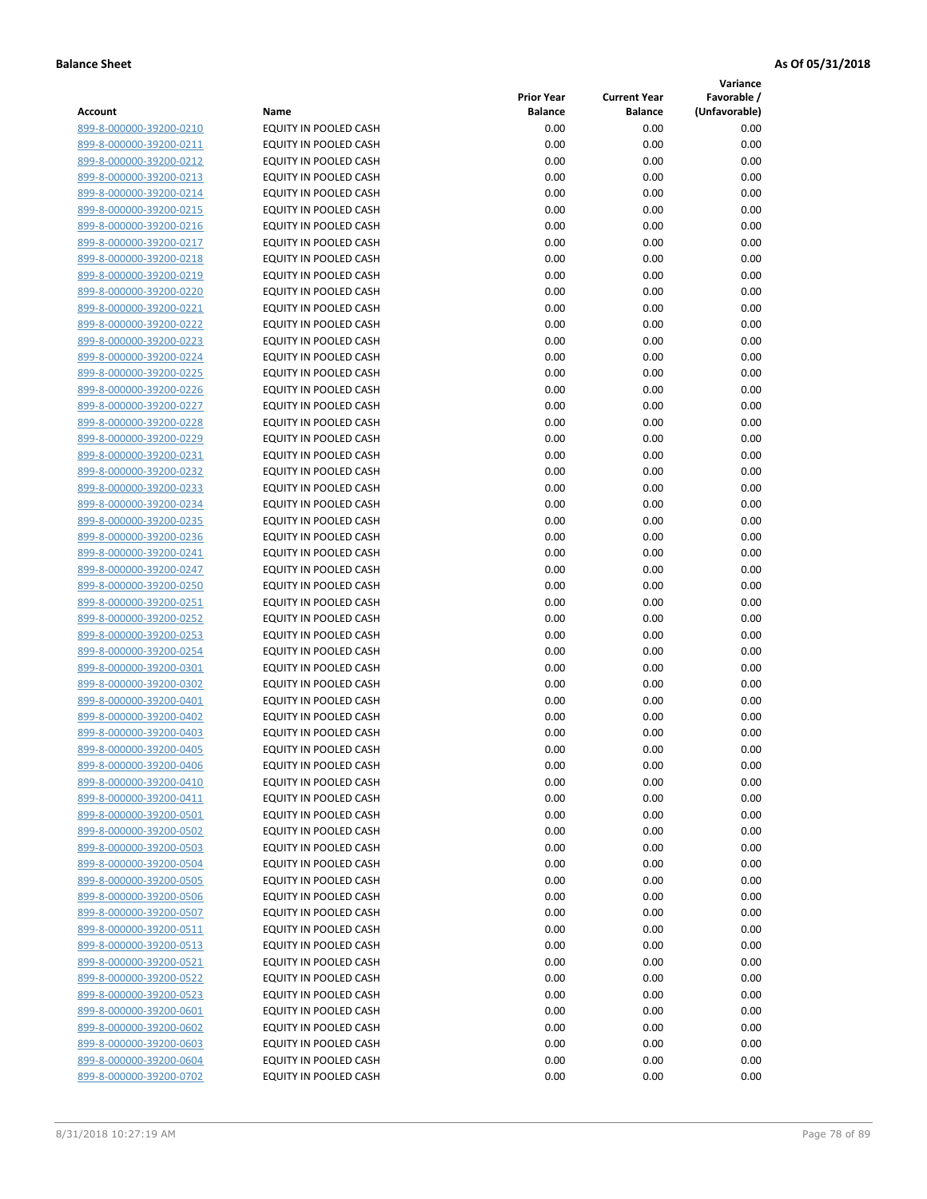**Balance Sheet** **As Of 05/31/2018**

| Account | Name | Prior Year Balance | Current Year Balance | Variance Favorable / (Unfavorable) |
|---|---|---|---|---|
| 899-8-000000-39200-0210 | EQUITY IN POOLED CASH | 0.00 | 0.00 | 0.00 |
| 899-8-000000-39200-0211 | EQUITY IN POOLED CASH | 0.00 | 0.00 | 0.00 |
| 899-8-000000-39200-0212 | EQUITY IN POOLED CASH | 0.00 | 0.00 | 0.00 |
| 899-8-000000-39200-0213 | EQUITY IN POOLED CASH | 0.00 | 0.00 | 0.00 |
| 899-8-000000-39200-0214 | EQUITY IN POOLED CASH | 0.00 | 0.00 | 0.00 |
| 899-8-000000-39200-0215 | EQUITY IN POOLED CASH | 0.00 | 0.00 | 0.00 |
| 899-8-000000-39200-0216 | EQUITY IN POOLED CASH | 0.00 | 0.00 | 0.00 |
| 899-8-000000-39200-0217 | EQUITY IN POOLED CASH | 0.00 | 0.00 | 0.00 |
| 899-8-000000-39200-0218 | EQUITY IN POOLED CASH | 0.00 | 0.00 | 0.00 |
| 899-8-000000-39200-0219 | EQUITY IN POOLED CASH | 0.00 | 0.00 | 0.00 |
| 899-8-000000-39200-0220 | EQUITY IN POOLED CASH | 0.00 | 0.00 | 0.00 |
| 899-8-000000-39200-0221 | EQUITY IN POOLED CASH | 0.00 | 0.00 | 0.00 |
| 899-8-000000-39200-0222 | EQUITY IN POOLED CASH | 0.00 | 0.00 | 0.00 |
| 899-8-000000-39200-0223 | EQUITY IN POOLED CASH | 0.00 | 0.00 | 0.00 |
| 899-8-000000-39200-0224 | EQUITY IN POOLED CASH | 0.00 | 0.00 | 0.00 |
| 899-8-000000-39200-0225 | EQUITY IN POOLED CASH | 0.00 | 0.00 | 0.00 |
| 899-8-000000-39200-0226 | EQUITY IN POOLED CASH | 0.00 | 0.00 | 0.00 |
| 899-8-000000-39200-0227 | EQUITY IN POOLED CASH | 0.00 | 0.00 | 0.00 |
| 899-8-000000-39200-0228 | EQUITY IN POOLED CASH | 0.00 | 0.00 | 0.00 |
| 899-8-000000-39200-0229 | EQUITY IN POOLED CASH | 0.00 | 0.00 | 0.00 |
| 899-8-000000-39200-0231 | EQUITY IN POOLED CASH | 0.00 | 0.00 | 0.00 |
| 899-8-000000-39200-0232 | EQUITY IN POOLED CASH | 0.00 | 0.00 | 0.00 |
| 899-8-000000-39200-0233 | EQUITY IN POOLED CASH | 0.00 | 0.00 | 0.00 |
| 899-8-000000-39200-0234 | EQUITY IN POOLED CASH | 0.00 | 0.00 | 0.00 |
| 899-8-000000-39200-0235 | EQUITY IN POOLED CASH | 0.00 | 0.00 | 0.00 |
| 899-8-000000-39200-0236 | EQUITY IN POOLED CASH | 0.00 | 0.00 | 0.00 |
| 899-8-000000-39200-0241 | EQUITY IN POOLED CASH | 0.00 | 0.00 | 0.00 |
| 899-8-000000-39200-0247 | EQUITY IN POOLED CASH | 0.00 | 0.00 | 0.00 |
| 899-8-000000-39200-0250 | EQUITY IN POOLED CASH | 0.00 | 0.00 | 0.00 |
| 899-8-000000-39200-0251 | EQUITY IN POOLED CASH | 0.00 | 0.00 | 0.00 |
| 899-8-000000-39200-0252 | EQUITY IN POOLED CASH | 0.00 | 0.00 | 0.00 |
| 899-8-000000-39200-0253 | EQUITY IN POOLED CASH | 0.00 | 0.00 | 0.00 |
| 899-8-000000-39200-0254 | EQUITY IN POOLED CASH | 0.00 | 0.00 | 0.00 |
| 899-8-000000-39200-0301 | EQUITY IN POOLED CASH | 0.00 | 0.00 | 0.00 |
| 899-8-000000-39200-0302 | EQUITY IN POOLED CASH | 0.00 | 0.00 | 0.00 |
| 899-8-000000-39200-0401 | EQUITY IN POOLED CASH | 0.00 | 0.00 | 0.00 |
| 899-8-000000-39200-0402 | EQUITY IN POOLED CASH | 0.00 | 0.00 | 0.00 |
| 899-8-000000-39200-0403 | EQUITY IN POOLED CASH | 0.00 | 0.00 | 0.00 |
| 899-8-000000-39200-0405 | EQUITY IN POOLED CASH | 0.00 | 0.00 | 0.00 |
| 899-8-000000-39200-0406 | EQUITY IN POOLED CASH | 0.00 | 0.00 | 0.00 |
| 899-8-000000-39200-0410 | EQUITY IN POOLED CASH | 0.00 | 0.00 | 0.00 |
| 899-8-000000-39200-0411 | EQUITY IN POOLED CASH | 0.00 | 0.00 | 0.00 |
| 899-8-000000-39200-0501 | EQUITY IN POOLED CASH | 0.00 | 0.00 | 0.00 |
| 899-8-000000-39200-0502 | EQUITY IN POOLED CASH | 0.00 | 0.00 | 0.00 |
| 899-8-000000-39200-0503 | EQUITY IN POOLED CASH | 0.00 | 0.00 | 0.00 |
| 899-8-000000-39200-0504 | EQUITY IN POOLED CASH | 0.00 | 0.00 | 0.00 |
| 899-8-000000-39200-0505 | EQUITY IN POOLED CASH | 0.00 | 0.00 | 0.00 |
| 899-8-000000-39200-0506 | EQUITY IN POOLED CASH | 0.00 | 0.00 | 0.00 |
| 899-8-000000-39200-0507 | EQUITY IN POOLED CASH | 0.00 | 0.00 | 0.00 |
| 899-8-000000-39200-0511 | EQUITY IN POOLED CASH | 0.00 | 0.00 | 0.00 |
| 899-8-000000-39200-0513 | EQUITY IN POOLED CASH | 0.00 | 0.00 | 0.00 |
| 899-8-000000-39200-0521 | EQUITY IN POOLED CASH | 0.00 | 0.00 | 0.00 |
| 899-8-000000-39200-0522 | EQUITY IN POOLED CASH | 0.00 | 0.00 | 0.00 |
| 899-8-000000-39200-0523 | EQUITY IN POOLED CASH | 0.00 | 0.00 | 0.00 |
| 899-8-000000-39200-0601 | EQUITY IN POOLED CASH | 0.00 | 0.00 | 0.00 |
| 899-8-000000-39200-0602 | EQUITY IN POOLED CASH | 0.00 | 0.00 | 0.00 |
| 899-8-000000-39200-0603 | EQUITY IN POOLED CASH | 0.00 | 0.00 | 0.00 |
| 899-8-000000-39200-0604 | EQUITY IN POOLED CASH | 0.00 | 0.00 | 0.00 |
| 899-8-000000-39200-0702 | EQUITY IN POOLED CASH | 0.00 | 0.00 | 0.00 |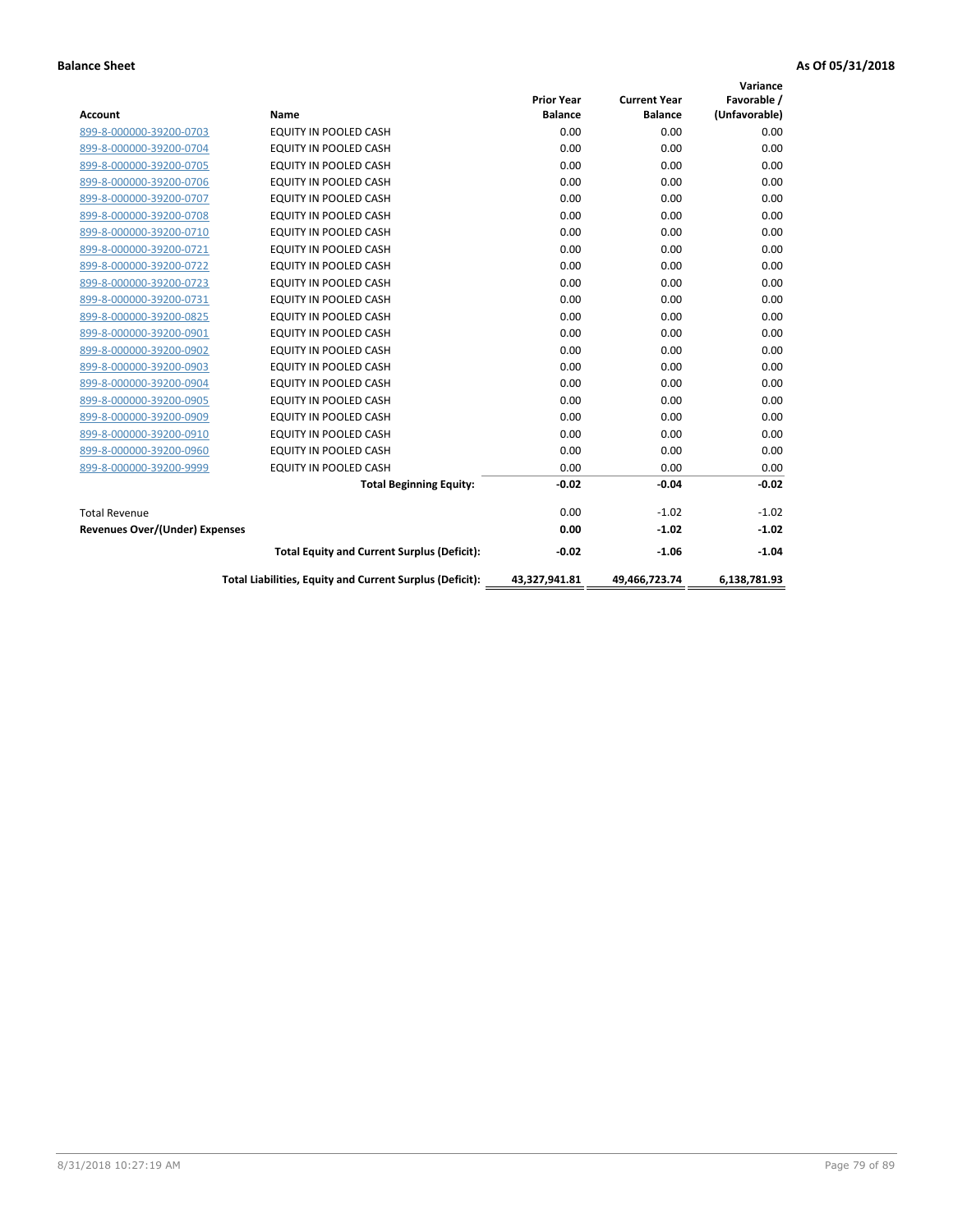**Balance Sheet** **As Of 05/31/2018**

| Account | Name | Prior Year Balance | Current Year Balance | Variance Favorable / (Unfavorable) |
|---|---|---|---|---|
| 899-8-000000-39200-0703 | EQUITY IN POOLED CASH | 0.00 | 0.00 | 0.00 |
| 899-8-000000-39200-0704 | EQUITY IN POOLED CASH | 0.00 | 0.00 | 0.00 |
| 899-8-000000-39200-0705 | EQUITY IN POOLED CASH | 0.00 | 0.00 | 0.00 |
| 899-8-000000-39200-0706 | EQUITY IN POOLED CASH | 0.00 | 0.00 | 0.00 |
| 899-8-000000-39200-0707 | EQUITY IN POOLED CASH | 0.00 | 0.00 | 0.00 |
| 899-8-000000-39200-0708 | EQUITY IN POOLED CASH | 0.00 | 0.00 | 0.00 |
| 899-8-000000-39200-0710 | EQUITY IN POOLED CASH | 0.00 | 0.00 | 0.00 |
| 899-8-000000-39200-0721 | EQUITY IN POOLED CASH | 0.00 | 0.00 | 0.00 |
| 899-8-000000-39200-0722 | EQUITY IN POOLED CASH | 0.00 | 0.00 | 0.00 |
| 899-8-000000-39200-0723 | EQUITY IN POOLED CASH | 0.00 | 0.00 | 0.00 |
| 899-8-000000-39200-0731 | EQUITY IN POOLED CASH | 0.00 | 0.00 | 0.00 |
| 899-8-000000-39200-0825 | EQUITY IN POOLED CASH | 0.00 | 0.00 | 0.00 |
| 899-8-000000-39200-0901 | EQUITY IN POOLED CASH | 0.00 | 0.00 | 0.00 |
| 899-8-000000-39200-0902 | EQUITY IN POOLED CASH | 0.00 | 0.00 | 0.00 |
| 899-8-000000-39200-0903 | EQUITY IN POOLED CASH | 0.00 | 0.00 | 0.00 |
| 899-8-000000-39200-0904 | EQUITY IN POOLED CASH | 0.00 | 0.00 | 0.00 |
| 899-8-000000-39200-0905 | EQUITY IN POOLED CASH | 0.00 | 0.00 | 0.00 |
| 899-8-000000-39200-0909 | EQUITY IN POOLED CASH | 0.00 | 0.00 | 0.00 |
| 899-8-000000-39200-0910 | EQUITY IN POOLED CASH | 0.00 | 0.00 | 0.00 |
| 899-8-000000-39200-0960 | EQUITY IN POOLED CASH | 0.00 | 0.00 | 0.00 |
| 899-8-000000-39200-9999 | EQUITY IN POOLED CASH | 0.00 | 0.00 | 0.00 |
| | **Total Beginning Equity:** | **-0.02** | **-0.04** | **-0.02** |
| Total Revenue | | 0.00 | -1.02 | -1.02 |
| **Revenues Over/(Under) Expenses** | | **0.00** | **-1.02** | **-1.02** |
| | **Total Equity and Current Surplus (Deficit):** | **-0.02** | **-1.06** | **-1.04** |
| | **Total Liabilities, Equity and Current Surplus (Deficit):** | **43,327,941.81** | **49,466,723.74** | **6,138,781.93** |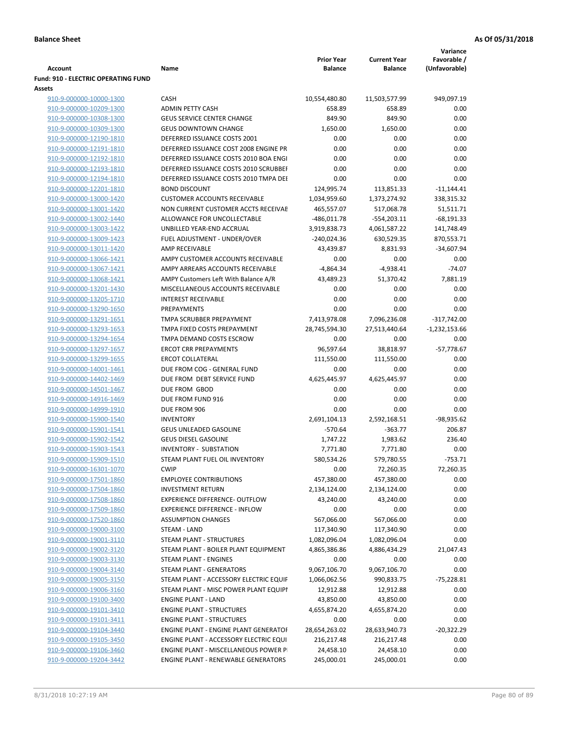**Balance Sheet** **As Of 05/31/2018**

| Account | Name | Prior Year Balance | Current Year Balance | Variance Favorable / (Unfavorable) |
|---|---|---|---|---|
| **Fund: 910 - ELECTRIC OPERATING FUND** | | | | |
| **Assets** | | | | |
| 910-9-000000-10000-1300 | CASH | 10,554,480.80 | 11,503,577.99 | 949,097.19 |
| 910-9-000000-10209-1300 | ADMIN PETTY CASH | 658.89 | 658.89 | 0.00 |
| 910-9-000000-10308-1300 | GEUS SERVICE CENTER CHANGE | 849.90 | 849.90 | 0.00 |
| 910-9-000000-10309-1300 | GEUS DOWNTOWN CHANGE | 1,650.00 | 1,650.00 | 0.00 |
| 910-9-000000-12190-1810 | DEFERRED ISSUANCE COSTS 2001 | 0.00 | 0.00 | 0.00 |
| 910-9-000000-12191-1810 | DEFERRED ISSUANCE COST 2008 ENGINE PR | 0.00 | 0.00 | 0.00 |
| 910-9-000000-12192-1810 | DEFERRED ISSUANCE COSTS 2010 BOA ENGI | 0.00 | 0.00 | 0.00 |
| 910-9-000000-12193-1810 | DEFERRED ISSUANCE COSTS 2010 SCRUBBEI | 0.00 | 0.00 | 0.00 |
| 910-9-000000-12194-1810 | DEFERRED ISSUANCE COSTS 2010 TMPA DEI | 0.00 | 0.00 | 0.00 |
| 910-9-000000-12201-1810 | BOND DISCOUNT | 124,995.74 | 113,851.33 | -11,144.41 |
| 910-9-000000-13000-1420 | CUSTOMER ACCOUNTS RECEIVABLE | 1,034,959.60 | 1,373,274.92 | 338,315.32 |
| 910-9-000000-13001-1420 | NON CURRENT CUSTOMER ACCTS RECEIVAE | 465,557.07 | 517,068.78 | 51,511.71 |
| 910-9-000000-13002-1440 | ALLOWANCE FOR UNCOLLECTABLE | -486,011.78 | -554,203.11 | -68,191.33 |
| 910-9-000000-13003-1422 | UNBILLED YEAR-END ACCRUAL | 3,919,838.73 | 4,061,587.22 | 141,748.49 |
| 910-9-000000-13009-1423 | FUEL ADJUSTMENT - UNDER/OVER | -240,024.36 | 630,529.35 | 870,553.71 |
| 910-9-000000-13011-1420 | AMP RECEIVABLE | 43,439.87 | 8,831.93 | -34,607.94 |
| 910-9-000000-13066-1421 | AMPY CUSTOMER ACCOUNTS RECEIVABLE | 0.00 | 0.00 | 0.00 |
| 910-9-000000-13067-1421 | AMPY ARREARS ACCOUNTS RECEIVABLE | -4,864.34 | -4,938.41 | -74.07 |
| 910-9-000000-13068-1421 | AMPY Customers Left With Balance A/R | 43,489.23 | 51,370.42 | 7,881.19 |
| 910-9-000000-13201-1430 | MISCELLANEOUS ACCOUNTS RECEIVABLE | 0.00 | 0.00 | 0.00 |
| 910-9-000000-13205-1710 | INTEREST RECEIVABLE | 0.00 | 0.00 | 0.00 |
| 910-9-000000-13290-1650 | PREPAYMENTS | 0.00 | 0.00 | 0.00 |
| 910-9-000000-13291-1651 | TMPA SCRUBBER PREPAYMENT | 7,413,978.08 | 7,096,236.08 | -317,742.00 |
| 910-9-000000-13293-1653 | TMPA FIXED COSTS PREPAYMENT | 28,745,594.30 | 27,513,440.64 | -1,232,153.66 |
| 910-9-000000-13294-1654 | TMPA DEMAND COSTS ESCROW | 0.00 | 0.00 | 0.00 |
| 910-9-000000-13297-1657 | ERCOT CRR PREPAYMENTS | 96,597.64 | 38,818.97 | -57,778.67 |
| 910-9-000000-13299-1655 | ERCOT COLLATERAL | 111,550.00 | 111,550.00 | 0.00 |
| 910-9-000000-14001-1461 | DUE FROM COG - GENERAL FUND | 0.00 | 0.00 | 0.00 |
| 910-9-000000-14402-1469 | DUE FROM DEBT SERVICE FUND | 4,625,445.97 | 4,625,445.97 | 0.00 |
| 910-9-000000-14501-1467 | DUE FROM GBOD | 0.00 | 0.00 | 0.00 |
| 910-9-000000-14916-1469 | DUE FROM FUND 916 | 0.00 | 0.00 | 0.00 |
| 910-9-000000-14999-1910 | DUE FROM 906 | 0.00 | 0.00 | 0.00 |
| 910-9-000000-15900-1540 | INVENTORY | 2,691,104.13 | 2,592,168.51 | -98,935.62 |
| 910-9-000000-15901-1541 | GEUS UNLEADED GASOLINE | -570.64 | -363.77 | 206.87 |
| 910-9-000000-15902-1542 | GEUS DIESEL GASOLINE | 1,747.22 | 1,983.62 | 236.40 |
| 910-9-000000-15903-1543 | INVENTORY - SUBSTATION | 7,771.80 | 7,771.80 | 0.00 |
| 910-9-000000-15909-1510 | STEAM PLANT FUEL OIL INVENTORY | 580,534.26 | 579,780.55 | -753.71 |
| 910-9-000000-16301-1070 | CWIP | 0.00 | 72,260.35 | 72,260.35 |
| 910-9-000000-17501-1860 | EMPLOYEE CONTRIBUTIONS | 457,380.00 | 457,380.00 | 0.00 |
| 910-9-000000-17504-1860 | INVESTMENT RETURN | 2,134,124.00 | 2,134,124.00 | 0.00 |
| 910-9-000000-17508-1860 | EXPERIENCE DIFFERENCE- OUTFLOW | 43,240.00 | 43,240.00 | 0.00 |
| 910-9-000000-17509-1860 | EXPERIENCE DIFFERENCE - INFLOW | 0.00 | 0.00 | 0.00 |
| 910-9-000000-17520-1860 | ASSUMPTION CHANGES | 567,066.00 | 567,066.00 | 0.00 |
| 910-9-000000-19000-3100 | STEAM - LAND | 117,340.90 | 117,340.90 | 0.00 |
| 910-9-000000-19001-3110 | STEAM PLANT - STRUCTURES | 1,082,096.04 | 1,082,096.04 | 0.00 |
| 910-9-000000-19002-3120 | STEAM PLANT - BOILER PLANT EQUIPMENT | 4,865,386.86 | 4,886,434.29 | 21,047.43 |
| 910-9-000000-19003-3130 | STEAM PLANT - ENGINES | 0.00 | 0.00 | 0.00 |
| 910-9-000000-19004-3140 | STEAM PLANT - GENERATORS | 9,067,106.70 | 9,067,106.70 | 0.00 |
| 910-9-000000-19005-3150 | STEAM PLANT - ACCESSORY ELECTRIC EQUIF | 1,066,062.56 | 990,833.75 | -75,228.81 |
| 910-9-000000-19006-3160 | STEAM PLANT - MISC POWER PLANT EQUIPI | 12,912.88 | 12,912.88 | 0.00 |
| 910-9-000000-19100-3400 | ENGINE PLANT - LAND | 43,850.00 | 43,850.00 | 0.00 |
| 910-9-000000-19101-3410 | ENGINE PLANT - STRUCTURES | 4,655,874.20 | 4,655,874.20 | 0.00 |
| 910-9-000000-19101-3411 | ENGINE PLANT - STRUCTURES | 0.00 | 0.00 | 0.00 |
| 910-9-000000-19104-3440 | ENGINE PLANT - ENGINE PLANT GENERATOF | 28,654,263.02 | 28,633,940.73 | -20,322.29 |
| 910-9-000000-19105-3450 | ENGINE PLANT - ACCESSORY ELECTRIC EQUI | 216,217.48 | 216,217.48 | 0.00 |
| 910-9-000000-19106-3460 | ENGINE PLANT - MISCELLANEOUS POWER P | 24,458.10 | 24,458.10 | 0.00 |
| 910-9-000000-19204-3442 | ENGINE PLANT - RENEWABLE GENERATORS | 245,000.01 | 245,000.01 | 0.00 |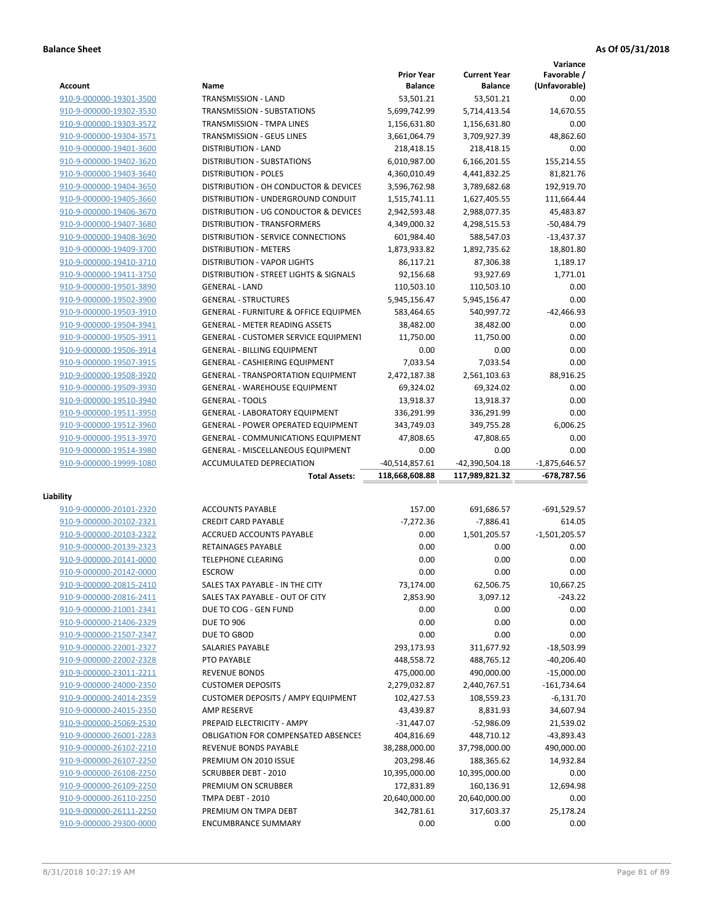**Balance Sheet** **As Of 05/31/2018**

| Account | Name | Prior Year Balance | Current Year Balance | Variance Favorable / (Unfavorable) |
|---|---|---|---|---|
| 910-9-000000-19301-3500 | TRANSMISSION - LAND | 53,501.21 | 53,501.21 | 0.00 |
| 910-9-000000-19302-3530 | TRANSMISSION - SUBSTATIONS | 5,699,742.99 | 5,714,413.54 | 14,670.55 |
| 910-9-000000-19303-3572 | TRANSMISSION - TMPA LINES | 1,156,631.80 | 1,156,631.80 | 0.00 |
| 910-9-000000-19304-3571 | TRANSMISSION - GEUS LINES | 3,661,064.79 | 3,709,927.39 | 48,862.60 |
| 910-9-000000-19401-3600 | DISTRIBUTION - LAND | 218,418.15 | 218,418.15 | 0.00 |
| 910-9-000000-19402-3620 | DISTRIBUTION - SUBSTATIONS | 6,010,987.00 | 6,166,201.55 | 155,214.55 |
| 910-9-000000-19403-3640 | DISTRIBUTION - POLES | 4,360,010.49 | 4,441,832.25 | 81,821.76 |
| 910-9-000000-19404-3650 | DISTRIBUTION - OH CONDUCTOR & DEVICES | 3,596,762.98 | 3,789,682.68 | 192,919.70 |
| 910-9-000000-19405-3660 | DISTRIBUTION - UNDERGROUND CONDUIT | 1,515,741.11 | 1,627,405.55 | 111,664.44 |
| 910-9-000000-19406-3670 | DISTRIBUTION - UG CONDUCTOR & DEVICES | 2,942,593.48 | 2,988,077.35 | 45,483.87 |
| 910-9-000000-19407-3680 | DISTRIBUTION - TRANSFORMERS | 4,349,000.32 | 4,298,515.53 | -50,484.79 |
| 910-9-000000-19408-3690 | DISTRIBUTION - SERVICE CONNECTIONS | 601,984.40 | 588,547.03 | -13,437.37 |
| 910-9-000000-19409-3700 | DISTRIBUTION - METERS | 1,873,933.82 | 1,892,735.62 | 18,801.80 |
| 910-9-000000-19410-3710 | DISTRIBUTION - VAPOR LIGHTS | 86,117.21 | 87,306.38 | 1,189.17 |
| 910-9-000000-19411-3750 | DISTRIBUTION - STREET LIGHTS & SIGNALS | 92,156.68 | 93,927.69 | 1,771.01 |
| 910-9-000000-19501-3890 | GENERAL - LAND | 110,503.10 | 110,503.10 | 0.00 |
| 910-9-000000-19502-3900 | GENERAL - STRUCTURES | 5,945,156.47 | 5,945,156.47 | 0.00 |
| 910-9-000000-19503-3910 | GENERAL - FURNITURE & OFFICE EQUIPMEN | 583,464.65 | 540,997.72 | -42,466.93 |
| 910-9-000000-19504-3941 | GENERAL - METER READING ASSETS | 38,482.00 | 38,482.00 | 0.00 |
| 910-9-000000-19505-3911 | GENERAL - CUSTOMER SERVICE EQUIPMENT | 11,750.00 | 11,750.00 | 0.00 |
| 910-9-000000-19506-3914 | GENERAL - BILLING EQUIPMENT | 0.00 | 0.00 | 0.00 |
| 910-9-000000-19507-3915 | GENERAL - CASHIERING EQUIPMENT | 7,033.54 | 7,033.54 | 0.00 |
| 910-9-000000-19508-3920 | GENERAL - TRANSPORTATION EQUIPMENT | 2,472,187.38 | 2,561,103.63 | 88,916.25 |
| 910-9-000000-19509-3930 | GENERAL - WAREHOUSE EQUIPMENT | 69,324.02 | 69,324.02 | 0.00 |
| 910-9-000000-19510-3940 | GENERAL - TOOLS | 13,918.37 | 13,918.37 | 0.00 |
| 910-9-000000-19511-3950 | GENERAL - LABORATORY EQUIPMENT | 336,291.99 | 336,291.99 | 0.00 |
| 910-9-000000-19512-3960 | GENERAL - POWER OPERATED EQUIPMENT | 343,749.03 | 349,755.28 | 6,006.25 |
| 910-9-000000-19513-3970 | GENERAL - COMMUNICATIONS EQUIPMENT | 47,808.65 | 47,808.65 | 0.00 |
| 910-9-000000-19514-3980 | GENERAL - MISCELLANEOUS EQUIPMENT | 0.00 | 0.00 | 0.00 |
| 910-9-000000-19999-1080 | ACCUMULATED DEPRECIATION | -40,514,857.61 | -42,390,504.18 | -1,875,646.57 |
| | **Total Assets:** | **118,668,608.88** | **117,989,821.32** | **-678,787.56** |

**Liability**

| Account | Name | Prior Year Balance | Current Year Balance | Variance Favorable / (Unfavorable) |
|---|---|---|---|---|
| 910-9-000000-20101-2320 | ACCOUNTS PAYABLE | 157.00 | 691,686.57 | -691,529.57 |
| 910-9-000000-20102-2321 | CREDIT CARD PAYABLE | -7,272.36 | -7,886.41 | 614.05 |
| 910-9-000000-20103-2322 | ACCRUED ACCOUNTS PAYABLE | 0.00 | 1,501,205.57 | -1,501,205.57 |
| 910-9-000000-20139-2323 | RETAINAGES PAYABLE | 0.00 | 0.00 | 0.00 |
| 910-9-000000-20141-0000 | TELEPHONE CLEARING | 0.00 | 0.00 | 0.00 |
| 910-9-000000-20142-0000 | ESCROW | 0.00 | 0.00 | 0.00 |
| 910-9-000000-20815-2410 | SALES TAX PAYABLE - IN THE CITY | 73,174.00 | 62,506.75 | 10,667.25 |
| 910-9-000000-20816-2411 | SALES TAX PAYABLE - OUT OF CITY | 2,853.90 | 3,097.12 | -243.22 |
| 910-9-000000-21001-2341 | DUE TO COG - GEN FUND | 0.00 | 0.00 | 0.00 |
| 910-9-000000-21406-2329 | DUE TO 906 | 0.00 | 0.00 | 0.00 |
| 910-9-000000-21507-2347 | DUE TO GBOD | 0.00 | 0.00 | 0.00 |
| 910-9-000000-22001-2327 | SALARIES PAYABLE | 293,173.93 | 311,677.92 | -18,503.99 |
| 910-9-000000-22002-2328 | PTO PAYABLE | 448,558.72 | 488,765.12 | -40,206.40 |
| 910-9-000000-23011-2211 | REVENUE BONDS | 475,000.00 | 490,000.00 | -15,000.00 |
| 910-9-000000-24000-2350 | CUSTOMER DEPOSITS | 2,279,032.87 | 2,440,767.51 | -161,734.64 |
| 910-9-000000-24014-2359 | CUSTOMER DEPOSITS / AMPY EQUIPMENT | 102,427.53 | 108,559.23 | -6,131.70 |
| 910-9-000000-24015-2350 | AMP RESERVE | 43,439.87 | 8,831.93 | 34,607.94 |
| 910-9-000000-25069-2530 | PREPAID ELECTRICITY - AMPY | -31,447.07 | -52,986.09 | 21,539.02 |
| 910-9-000000-26001-2283 | OBLIGATION FOR COMPENSATED ABSENCES | 404,816.69 | 448,710.12 | -43,893.43 |
| 910-9-000000-26102-2210 | REVENUE BONDS PAYABLE | 38,288,000.00 | 37,798,000.00 | 490,000.00 |
| 910-9-000000-26107-2250 | PREMIUM ON 2010 ISSUE | 203,298.46 | 188,365.62 | 14,932.84 |
| 910-9-000000-26108-2250 | SCRUBBER DEBT - 2010 | 10,395,000.00 | 10,395,000.00 | 0.00 |
| 910-9-000000-26109-2250 | PREMIUM ON SCRUBBER | 172,831.89 | 160,136.91 | 12,694.98 |
| 910-9-000000-26110-2250 | TMPA DEBT - 2010 | 20,640,000.00 | 20,640,000.00 | 0.00 |
| 910-9-000000-26111-2250 | PREMIUM ON TMPA DEBT | 342,781.61 | 317,603.37 | 25,178.24 |
| 910-9-000000-29300-0000 | ENCUMBRANCE SUMMARY | 0.00 | 0.00 | 0.00 |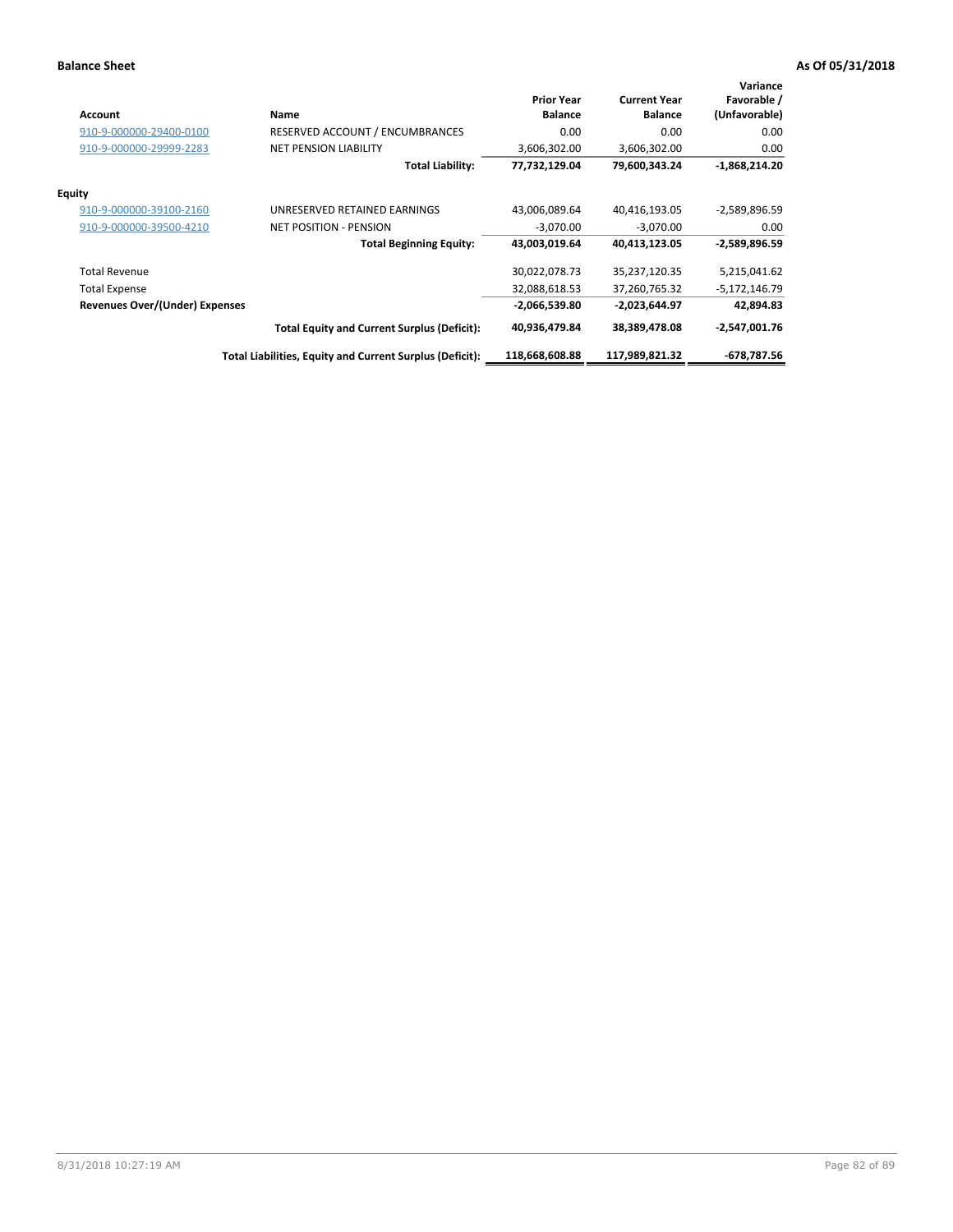**Balance Sheet** **As Of 05/31/2018**

| Account | Name | Prior Year Balance | Current Year Balance | Variance Favorable / (Unfavorable) |
|---|---|---|---|---|
| 910-9-000000-29400-0100 | RESERVED ACCOUNT / ENCUMBRANCES | 0.00 | 0.00 | 0.00 |
| 910-9-000000-29999-2283 | NET PENSION LIABILITY | 3,606,302.00 | 3,606,302.00 | 0.00 |
| | **Total Liability:** | **77,732,129.04** | **79,600,343.24** | **-1,868,214.20** |
| **Equity** | | | | |
| 910-9-000000-39100-2160 | UNRESERVED RETAINED EARNINGS | 43,006,089.64 | 40,416,193.05 | -2,589,896.59 |
| 910-9-000000-39500-4210 | NET POSITION - PENSION | -3,070.00 | -3,070.00 | 0.00 |
| | **Total Beginning Equity:** | **43,003,019.64** | **40,413,123.05** | **-2,589,896.59** |
| Total Revenue | | 30,022,078.73 | 35,237,120.35 | 5,215,041.62 |
| Total Expense | | 32,088,618.53 | 37,260,765.32 | -5,172,146.79 |
| **Revenues Over/(Under) Expenses** | | **-2,066,539.80** | **-2,023,644.97** | **42,894.83** |
| | **Total Equity and Current Surplus (Deficit):** | **40,936,479.84** | **38,389,478.08** | **-2,547,001.76** |
| | **Total Liabilities, Equity and Current Surplus (Deficit):** | **118,668,608.88** | **117,989,821.32** | **-678,787.56** |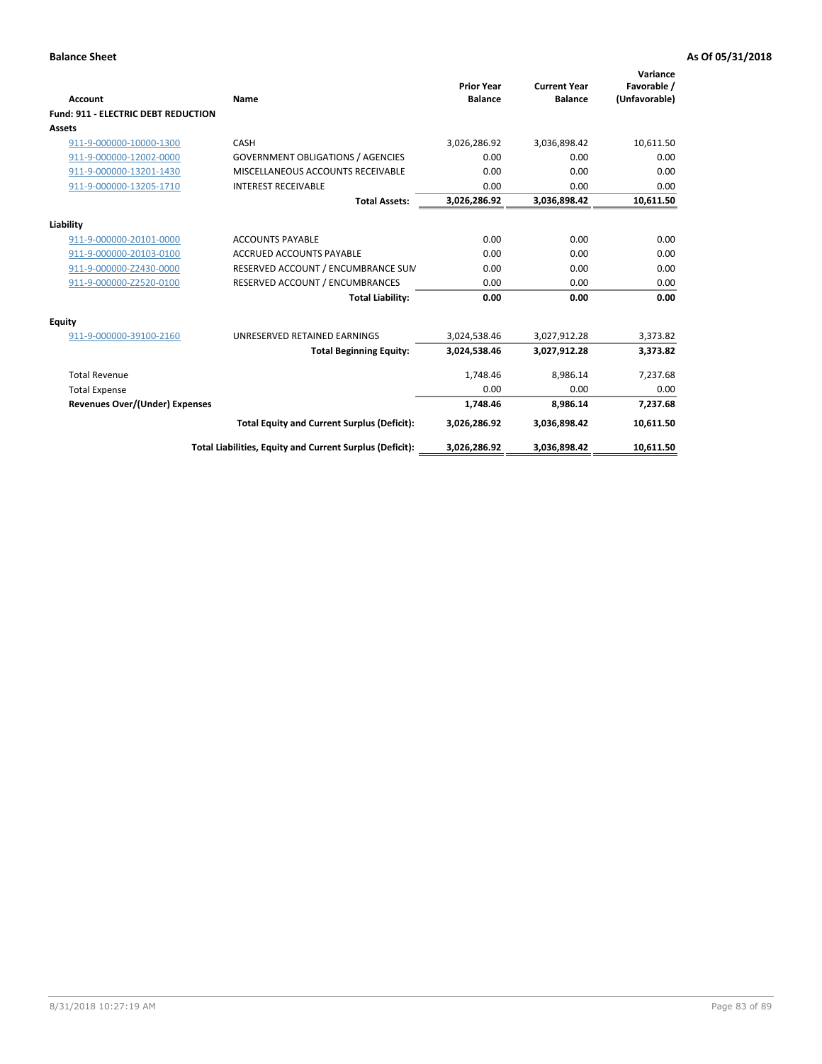**Balance Sheet** **As Of 05/31/2018**

| Account | Name | Prior Year Balance | Current Year Balance | Variance Favorable / (Unfavorable) |
|---|---|---|---|---|
| **Fund: 911 - ELECTRIC DEBT REDUCTION** | | | | |
| **Assets** | | | | |
| 911-9-000000-10000-1300 | CASH | 3,026,286.92 | 3,036,898.42 | 10,611.50 |
| 911-9-000000-12002-0000 | GOVERNMENT OBLIGATIONS / AGENCIES | 0.00 | 0.00 | 0.00 |
| 911-9-000000-13201-1430 | MISCELLANEOUS ACCOUNTS RECEIVABLE | 0.00 | 0.00 | 0.00 |
| 911-9-000000-13205-1710 | INTEREST RECEIVABLE | 0.00 | 0.00 | 0.00 |
| | **Total Assets:** | **3,026,286.92** | **3,036,898.42** | **10,611.50** |
| **Liability** | | | | |
| 911-9-000000-20101-0000 | ACCOUNTS PAYABLE | 0.00 | 0.00 | 0.00 |
| 911-9-000000-20103-0100 | ACCRUED ACCOUNTS PAYABLE | 0.00 | 0.00 | 0.00 |
| 911-9-000000-Z2430-0000 | RESERVED ACCOUNT / ENCUMBRANCE SUM | 0.00 | 0.00 | 0.00 |
| 911-9-000000-Z2520-0100 | RESERVED ACCOUNT / ENCUMBRANCES | 0.00 | 0.00 | 0.00 |
| | **Total Liability:** | **0.00** | **0.00** | **0.00** |
| **Equity** | | | | |
| 911-9-000000-39100-2160 | UNRESERVED RETAINED EARNINGS | 3,024,538.46 | 3,027,912.28 | 3,373.82 |
| | **Total Beginning Equity:** | **3,024,538.46** | **3,027,912.28** | **3,373.82** |
| Total Revenue | | 1,748.46 | 8,986.14 | 7,237.68 |
| Total Expense | | 0.00 | 0.00 | 0.00 |
| **Revenues Over/(Under) Expenses** | | **1,748.46** | **8,986.14** | **7,237.68** |
| | **Total Equity and Current Surplus (Deficit):** | **3,026,286.92** | **3,036,898.42** | **10,611.50** |
| | **Total Liabilities, Equity and Current Surplus (Deficit):** | **3,026,286.92** | **3,036,898.42** | **10,611.50** |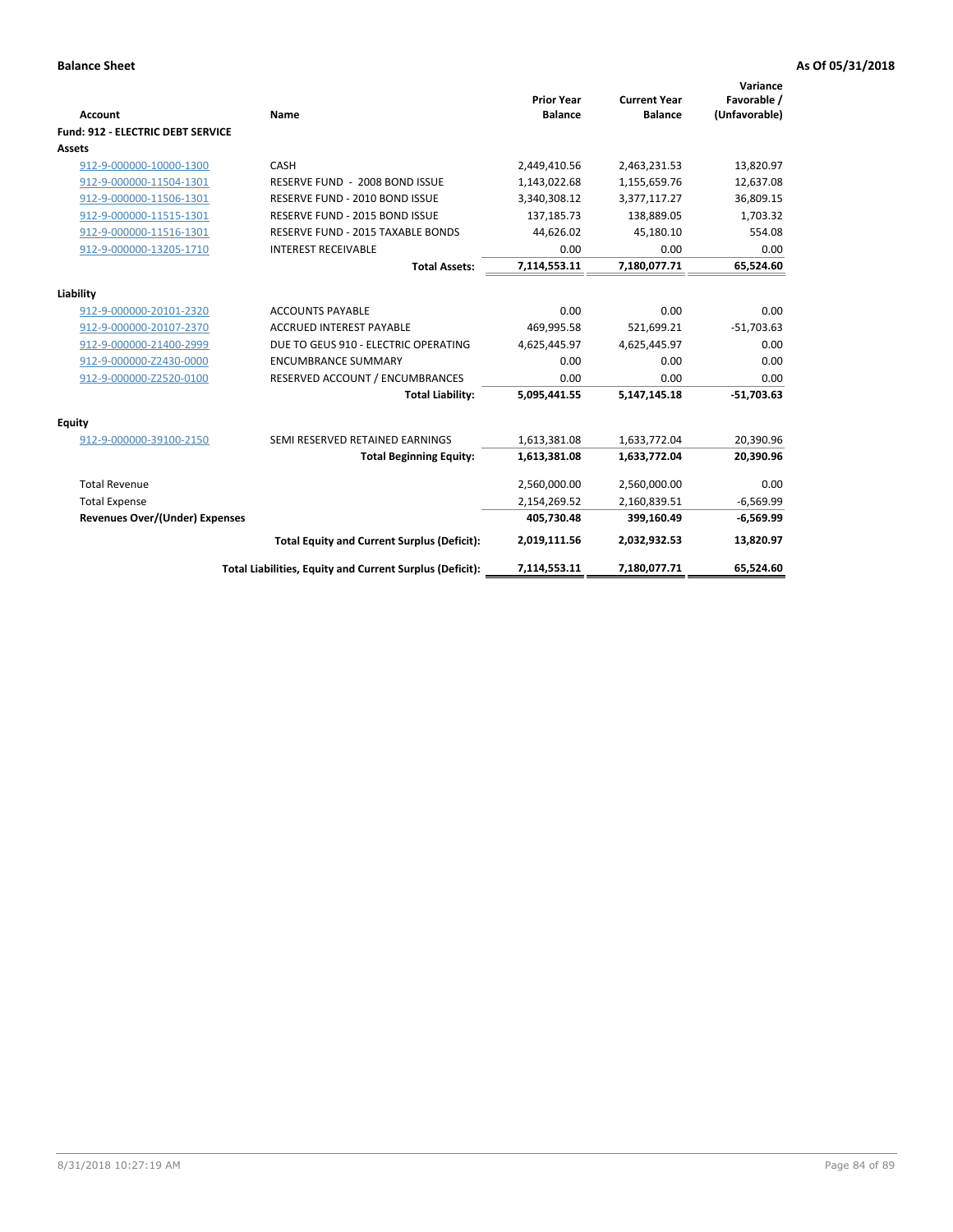**Balance Sheet** **As Of 05/31/2018**

| Account | Name | Prior Year Balance | Current Year Balance | Variance Favorable / (Unfavorable) |
|---|---|---|---|---|
| **Fund: 912 - ELECTRIC DEBT SERVICE** | | | | |
| **Assets** | | | | |
| 912-9-000000-10000-1300 | CASH | 2,449,410.56 | 2,463,231.53 | 13,820.97 |
| 912-9-000000-11504-1301 | RESERVE FUND - 2008 BOND ISSUE | 1,143,022.68 | 1,155,659.76 | 12,637.08 |
| 912-9-000000-11506-1301 | RESERVE FUND - 2010 BOND ISSUE | 3,340,308.12 | 3,377,117.27 | 36,809.15 |
| 912-9-000000-11515-1301 | RESERVE FUND - 2015 BOND ISSUE | 137,185.73 | 138,889.05 | 1,703.32 |
| 912-9-000000-11516-1301 | RESERVE FUND - 2015 TAXABLE BONDS | 44,626.02 | 45,180.10 | 554.08 |
| 912-9-000000-13205-1710 | INTEREST RECEIVABLE | 0.00 | 0.00 | 0.00 |
| | **Total Assets:** | **7,114,553.11** | **7,180,077.71** | **65,524.60** |
| **Liability** | | | | |
| 912-9-000000-20101-2320 | ACCOUNTS PAYABLE | 0.00 | 0.00 | 0.00 |
| 912-9-000000-20107-2370 | ACCRUED INTEREST PAYABLE | 469,995.58 | 521,699.21 | -51,703.63 |
| 912-9-000000-21400-2999 | DUE TO GEUS 910 - ELECTRIC OPERATING | 4,625,445.97 | 4,625,445.97 | 0.00 |
| 912-9-000000-Z2430-0000 | ENCUMBRANCE SUMMARY | 0.00 | 0.00 | 0.00 |
| 912-9-000000-Z2520-0100 | RESERVED ACCOUNT / ENCUMBRANCES | 0.00 | 0.00 | 0.00 |
| | **Total Liability:** | **5,095,441.55** | **5,147,145.18** | **-51,703.63** |
| **Equity** | | | | |
| 912-9-000000-39100-2150 | SEMI RESERVED RETAINED EARNINGS | 1,613,381.08 | 1,633,772.04 | 20,390.96 |
| | **Total Beginning Equity:** | **1,613,381.08** | **1,633,772.04** | **20,390.96** |
| Total Revenue | | 2,560,000.00 | 2,560,000.00 | 0.00 |
| Total Expense | | 2,154,269.52 | 2,160,839.51 | -6,569.99 |
| **Revenues Over/(Under) Expenses** | | **405,730.48** | **399,160.49** | **-6,569.99** |
| | **Total Equity and Current Surplus (Deficit):** | **2,019,111.56** | **2,032,932.53** | **13,820.97** |
| | **Total Liabilities, Equity and Current Surplus (Deficit):** | **7,114,553.11** | **7,180,077.71** | **65,524.60** |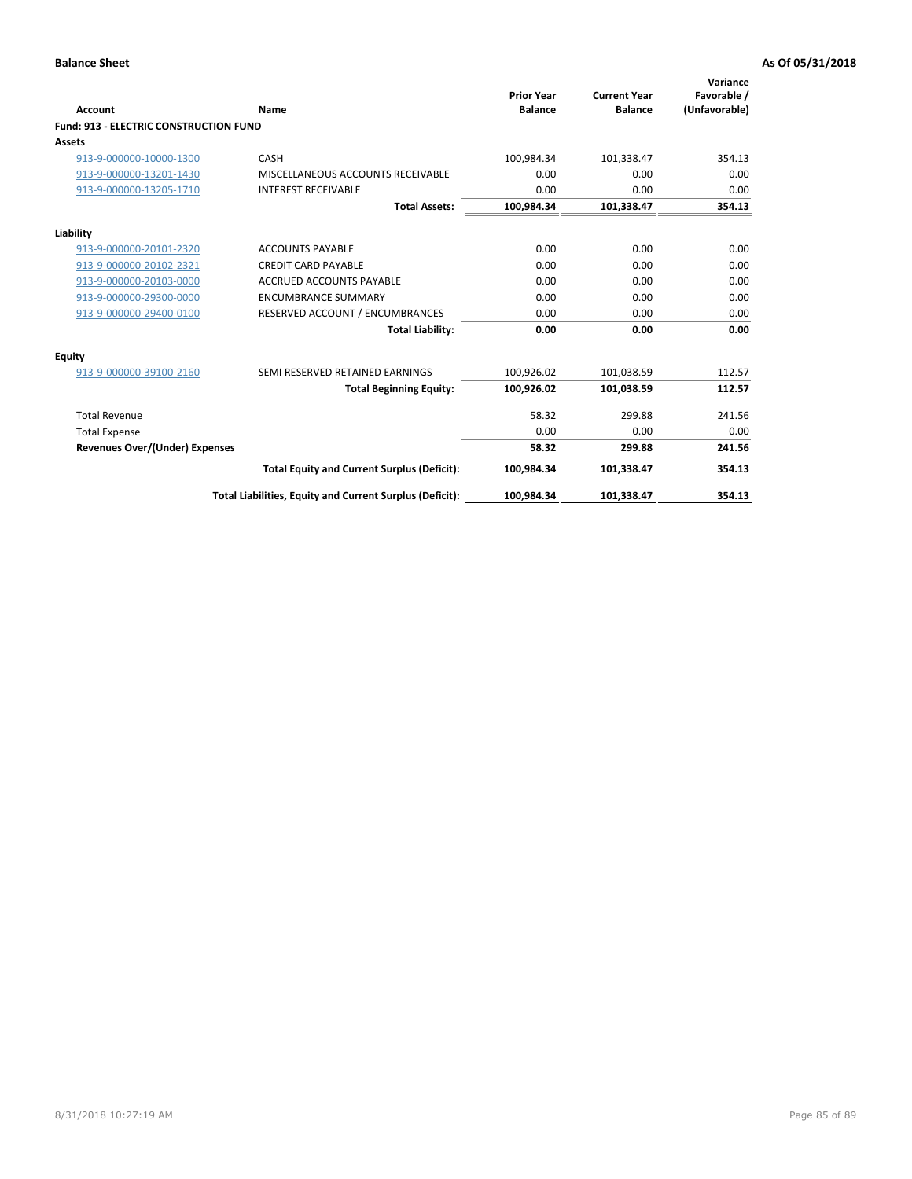**Balance Sheet** | **As Of 05/31/2018**

| Account | Name | Prior Year Balance | Current Year Balance | Variance Favorable / (Unfavorable) |
|---|---|---|---|---|
| **Fund: 913 - ELECTRIC CONSTRUCTION FUND** | | | | |
| **Assets** | | | | |
| 913-9-000000-10000-1300 | CASH | 100,984.34 | 101,338.47 | 354.13 |
| 913-9-000000-13201-1430 | MISCELLANEOUS ACCOUNTS RECEIVABLE | 0.00 | 0.00 | 0.00 |
| 913-9-000000-13205-1710 | INTEREST RECEIVABLE | 0.00 | 0.00 | 0.00 |
| | **Total Assets:** | **100,984.34** | **101,338.47** | **354.13** |
| **Liability** | | | | |
| 913-9-000000-20101-2320 | ACCOUNTS PAYABLE | 0.00 | 0.00 | 0.00 |
| 913-9-000000-20102-2321 | CREDIT CARD PAYABLE | 0.00 | 0.00 | 0.00 |
| 913-9-000000-20103-0000 | ACCRUED ACCOUNTS PAYABLE | 0.00 | 0.00 | 0.00 |
| 913-9-000000-29300-0000 | ENCUMBRANCE SUMMARY | 0.00 | 0.00 | 0.00 |
| 913-9-000000-29400-0100 | RESERVED ACCOUNT / ENCUMBRANCES | 0.00 | 0.00 | 0.00 |
| | **Total Liability:** | **0.00** | **0.00** | **0.00** |
| **Equity** | | | | |
| 913-9-000000-39100-2160 | SEMI RESERVED RETAINED EARNINGS | 100,926.02 | 101,038.59 | 112.57 |
| | **Total Beginning Equity:** | **100,926.02** | **101,038.59** | **112.57** |
| Total Revenue | | 58.32 | 299.88 | 241.56 |
| Total Expense | | 0.00 | 0.00 | 0.00 |
| **Revenues Over/(Under) Expenses** | | **58.32** | **299.88** | **241.56** |
| | **Total Equity and Current Surplus (Deficit):** | **100,984.34** | **101,338.47** | **354.13** |
| | **Total Liabilities, Equity and Current Surplus (Deficit):** | **100,984.34** | **101,338.47** | **354.13** |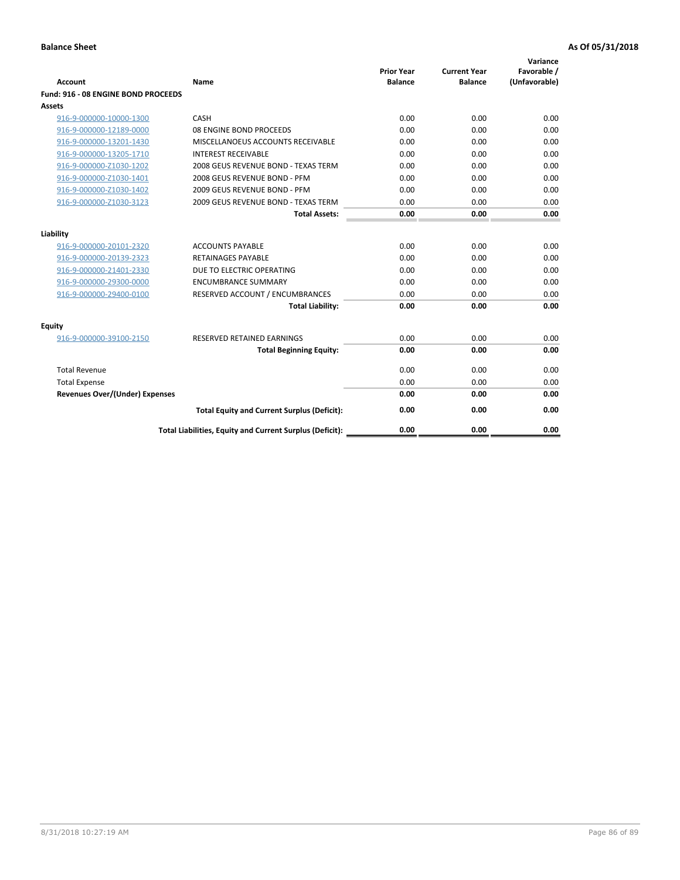**Balance Sheet** **As Of 05/31/2018**

| Account | Name | Prior Year Balance | Current Year Balance | Variance Favorable / (Unfavorable) |
|---|---|---|---|---|
| **Fund: 916 - 08 ENGINE BOND PROCEEDS** | | | | |
| **Assets** | | | | |
| 916-9-000000-10000-1300 | CASH | 0.00 | 0.00 | 0.00 |
| 916-9-000000-12189-0000 | 08 ENGINE BOND PROCEEDS | 0.00 | 0.00 | 0.00 |
| 916-9-000000-13201-1430 | MISCELLANOEUS ACCOUNTS RECEIVABLE | 0.00 | 0.00 | 0.00 |
| 916-9-000000-13205-1710 | INTEREST RECEIVABLE | 0.00 | 0.00 | 0.00 |
| 916-9-000000-Z1030-1202 | 2008 GEUS REVENUE BOND - TEXAS TERM | 0.00 | 0.00 | 0.00 |
| 916-9-000000-Z1030-1401 | 2008 GEUS REVENUE BOND - PFM | 0.00 | 0.00 | 0.00 |
| 916-9-000000-Z1030-1402 | 2009 GEUS REVENUE BOND - PFM | 0.00 | 0.00 | 0.00 |
| 916-9-000000-Z1030-3123 | 2009 GEUS REVENUE BOND - TEXAS TERM | 0.00 | 0.00 | 0.00 |
| | **Total Assets:** | **0.00** | **0.00** | **0.00** |
| **Liability** | | | | |
| 916-9-000000-20101-2320 | ACCOUNTS PAYABLE | 0.00 | 0.00 | 0.00 |
| 916-9-000000-20139-2323 | RETAINAGES PAYABLE | 0.00 | 0.00 | 0.00 |
| 916-9-000000-21401-2330 | DUE TO ELECTRIC OPERATING | 0.00 | 0.00 | 0.00 |
| 916-9-000000-29300-0000 | ENCUMBRANCE SUMMARY | 0.00 | 0.00 | 0.00 |
| 916-9-000000-29400-0100 | RESERVED ACCOUNT / ENCUMBRANCES | 0.00 | 0.00 | 0.00 |
| | **Total Liability:** | **0.00** | **0.00** | **0.00** |
| **Equity** | | | | |
| 916-9-000000-39100-2150 | RESERVED RETAINED EARNINGS | 0.00 | 0.00 | 0.00 |
| | **Total Beginning Equity:** | **0.00** | **0.00** | **0.00** |
| Total Revenue | | 0.00 | 0.00 | 0.00 |
| Total Expense | | 0.00 | 0.00 | 0.00 |
| **Revenues Over/(Under) Expenses** | | **0.00** | **0.00** | **0.00** |
| | **Total Equity and Current Surplus (Deficit):** | **0.00** | **0.00** | **0.00** |
| | **Total Liabilities, Equity and Current Surplus (Deficit):** | **0.00** | **0.00** | **0.00** |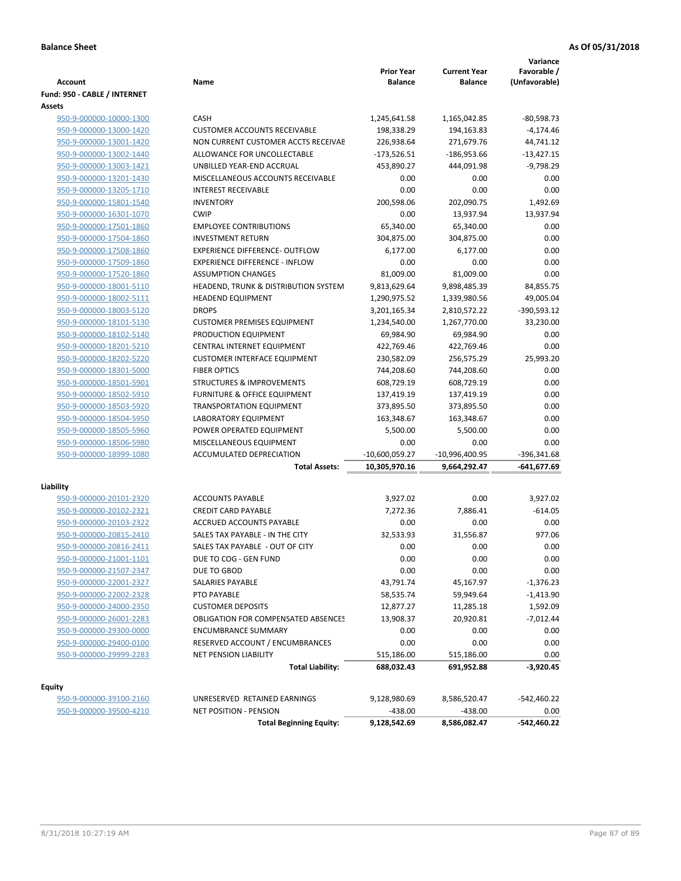**Balance Sheet** **As Of 05/31/2018**

| Account | Name | Prior Year Balance | Current Year Balance | Variance Favorable / (Unfavorable) |
|---|---|---|---|---|
| **Fund: 950 - CABLE / INTERNET** | | | | |
| **Assets** | | | | |
| 950-9-000000-10000-1300 | CASH | 1,245,641.58 | 1,165,042.85 | -80,598.73 |
| 950-9-000000-13000-1420 | CUSTOMER ACCOUNTS RECEIVABLE | 198,338.29 | 194,163.83 | -4,174.46 |
| 950-9-000000-13001-1420 | NON CURRENT CUSTOMER ACCTS RECEIVAE | 226,938.64 | 271,679.76 | 44,741.12 |
| 950-9-000000-13002-1440 | ALLOWANCE FOR UNCOLLECTABLE | -173,526.51 | -186,953.66 | -13,427.15 |
| 950-9-000000-13003-1421 | UNBILLED YEAR-END ACCRUAL | 453,890.27 | 444,091.98 | -9,798.29 |
| 950-9-000000-13201-1430 | MISCELLANEOUS ACCOUNTS RECEIVABLE | 0.00 | 0.00 | 0.00 |
| 950-9-000000-13205-1710 | INTEREST RECEIVABLE | 0.00 | 0.00 | 0.00 |
| 950-9-000000-15801-1540 | INVENTORY | 200,598.06 | 202,090.75 | 1,492.69 |
| 950-9-000000-16301-1070 | CWIP | 0.00 | 13,937.94 | 13,937.94 |
| 950-9-000000-17501-1860 | EMPLOYEE CONTRIBUTIONS | 65,340.00 | 65,340.00 | 0.00 |
| 950-9-000000-17504-1860 | INVESTMENT RETURN | 304,875.00 | 304,875.00 | 0.00 |
| 950-9-000000-17508-1860 | EXPERIENCE DIFFERENCE- OUTFLOW | 6,177.00 | 6,177.00 | 0.00 |
| 950-9-000000-17509-1860 | EXPERIENCE DIFFERENCE - INFLOW | 0.00 | 0.00 | 0.00 |
| 950-9-000000-17520-1860 | ASSUMPTION CHANGES | 81,009.00 | 81,009.00 | 0.00 |
| 950-9-000000-18001-5110 | HEADEND, TRUNK & DISTRIBUTION SYSTEM | 9,813,629.64 | 9,898,485.39 | 84,855.75 |
| 950-9-000000-18002-5111 | HEADEND EQUIPMENT | 1,290,975.52 | 1,339,980.56 | 49,005.04 |
| 950-9-000000-18003-5120 | DROPS | 3,201,165.34 | 2,810,572.22 | -390,593.12 |
| 950-9-000000-18101-5130 | CUSTOMER PREMISES EQUIPMENT | 1,234,540.00 | 1,267,770.00 | 33,230.00 |
| 950-9-000000-18102-5140 | PRODUCTION EQUIPMENT | 69,984.90 | 69,984.90 | 0.00 |
| 950-9-000000-18201-5210 | CENTRAL INTERNET EQUIPMENT | 422,769.46 | 422,769.46 | 0.00 |
| 950-9-000000-18202-5220 | CUSTOMER INTERFACE EQUIPMENT | 230,582.09 | 256,575.29 | 25,993.20 |
| 950-9-000000-18301-5000 | FIBER OPTICS | 744,208.60 | 744,208.60 | 0.00 |
| 950-9-000000-18501-5901 | STRUCTURES & IMPROVEMENTS | 608,729.19 | 608,729.19 | 0.00 |
| 950-9-000000-18502-5910 | FURNITURE & OFFICE EQUIPMENT | 137,419.19 | 137,419.19 | 0.00 |
| 950-9-000000-18503-5920 | TRANSPORTATION EQUIPMENT | 373,895.50 | 373,895.50 | 0.00 |
| 950-9-000000-18504-5950 | LABORATORY EQUIPMENT | 163,348.67 | 163,348.67 | 0.00 |
| 950-9-000000-18505-5960 | POWER OPERATED EQUIPMENT | 5,500.00 | 5,500.00 | 0.00 |
| 950-9-000000-18506-5980 | MISCELLANEOUS EQUIPMENT | 0.00 | 0.00 | 0.00 |
| 950-9-000000-18999-1080 | ACCUMULATED DEPRECIATION | -10,600,059.27 | -10,996,400.95 | -396,341.68 |
| | **Total Assets:** | **10,305,970.16** | **9,664,292.47** | **-641,677.69** |
| **Liability** | | | | |
| 950-9-000000-20101-2320 | ACCOUNTS PAYABLE | 3,927.02 | 0.00 | 3,927.02 |
| 950-9-000000-20102-2321 | CREDIT CARD PAYABLE | 7,272.36 | 7,886.41 | -614.05 |
| 950-9-000000-20103-2322 | ACCRUED ACCOUNTS PAYABLE | 0.00 | 0.00 | 0.00 |
| 950-9-000000-20815-2410 | SALES TAX PAYABLE - IN THE CITY | 32,533.93 | 31,556.87 | 977.06 |
| 950-9-000000-20816-2411 | SALES TAX PAYABLE - OUT OF CITY | 0.00 | 0.00 | 0.00 |
| 950-9-000000-21001-1101 | DUE TO COG - GEN FUND | 0.00 | 0.00 | 0.00 |
| 950-9-000000-21507-2347 | DUE TO GBOD | 0.00 | 0.00 | 0.00 |
| 950-9-000000-22001-2327 | SALARIES PAYABLE | 43,791.74 | 45,167.97 | -1,376.23 |
| 950-9-000000-22002-2328 | PTO PAYABLE | 58,535.74 | 59,949.64 | -1,413.90 |
| 950-9-000000-24000-2350 | CUSTOMER DEPOSITS | 12,877.27 | 11,285.18 | 1,592.09 |
| 950-9-000000-26001-2283 | OBLIGATION FOR COMPENSATED ABSENCES | 13,908.37 | 20,920.81 | -7,012.44 |
| 950-9-000000-29300-0000 | ENCUMBRANCE SUMMARY | 0.00 | 0.00 | 0.00 |
| 950-9-000000-29400-0100 | RESERVED ACCOUNT / ENCUMBRANCES | 0.00 | 0.00 | 0.00 |
| 950-9-000000-29999-2283 | NET PENSION LIABILITY | 515,186.00 | 515,186.00 | 0.00 |
| | **Total Liability:** | **688,032.43** | **691,952.88** | **-3,920.45** |
| **Equity** | | | | |
| 950-9-000000-39100-2160 | UNRESERVED RETAINED EARNINGS | 9,128,980.69 | 8,586,520.47 | -542,460.22 |
| 950-9-000000-39500-4210 | NET POSITION - PENSION | -438.00 | -438.00 | 0.00 |
| | **Total Beginning Equity:** | **9,128,542.69** | **8,586,082.47** | **-542,460.22** |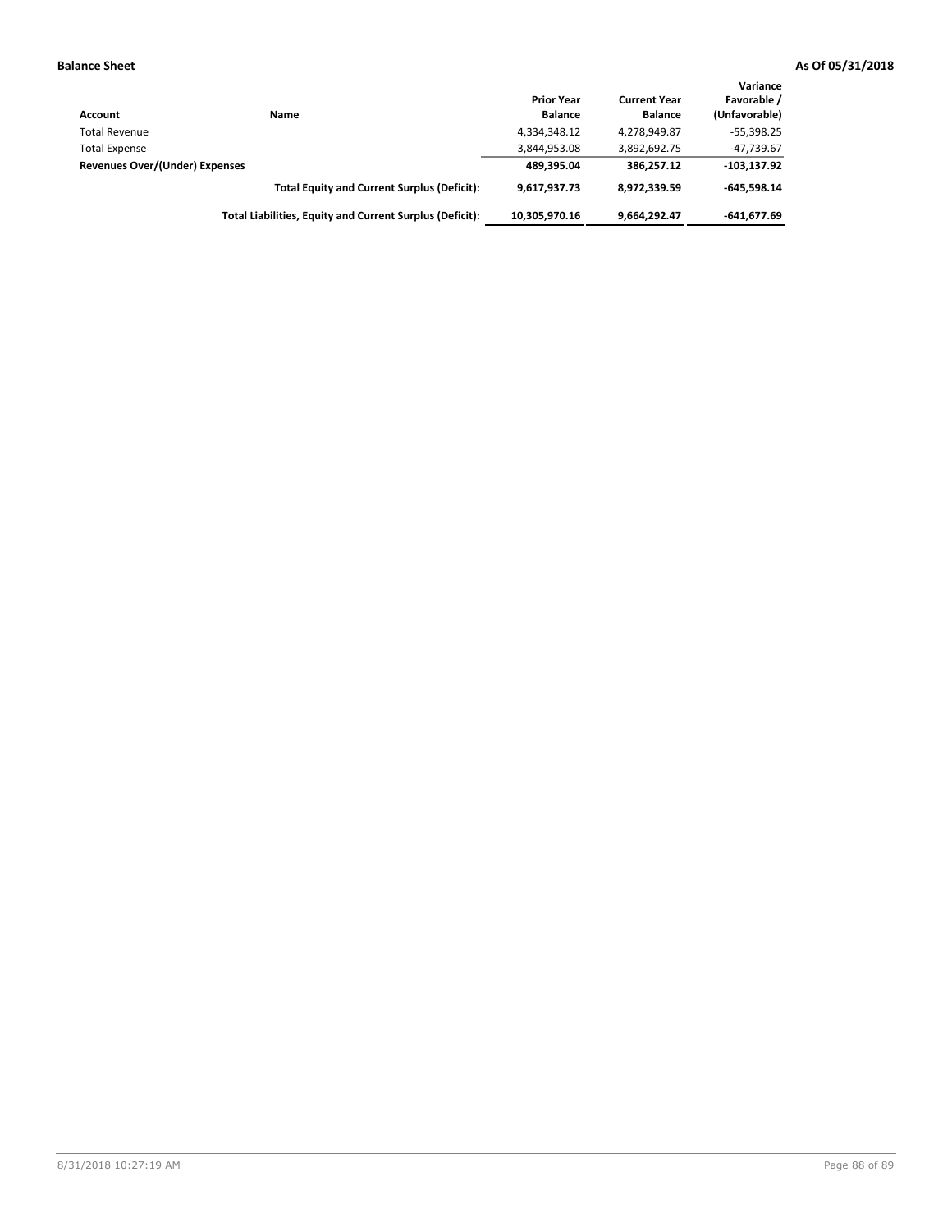**Balance Sheet** **As Of 05/31/2018**

| Account | Name | Prior Year Balance | Current Year Balance | Variance Favorable / (Unfavorable) |
|---|---|---|---|---|
| Total Revenue | | 4,334,348.12 | 4,278,949.87 | -55,398.25 |
| Total Expense | | 3,844,953.08 | 3,892,692.75 | -47,739.67 |
| **Revenues Over/(Under) Expenses** | | **489,395.04** | **386,257.12** | **-103,137.92** |
| | **Total Equity and Current Surplus (Deficit):** | **9,617,937.73** | **8,972,339.59** | **-645,598.14** |
| | **Total Liabilities, Equity and Current Surplus (Deficit):** | **10,305,970.16** | **9,664,292.47** | **-641,677.69** |

8/31/2018 10:27:19 AM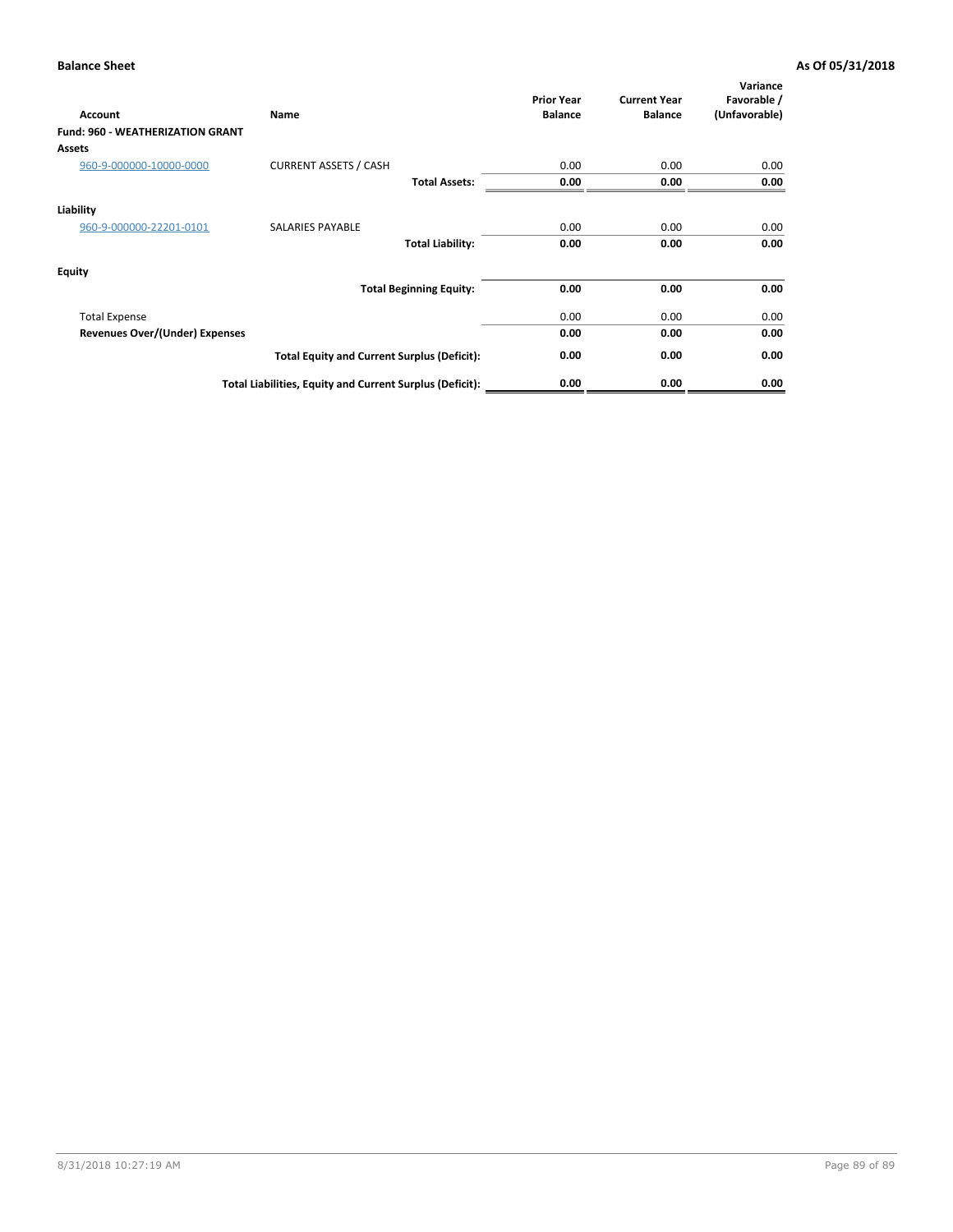**Balance Sheet** **As Of 05/31/2018**

| Account | Name | Prior Year Balance | Current Year Balance | Variance Favorable / (Unfavorable) |
|---|---|---|---|---|
| **Fund: 960 - WEATHERIZATION GRANT** | | | | |
| **Assets** | | | | |
| 960-9-000000-10000-0000 | CURRENT ASSETS / CASH | 0.00 | 0.00 | 0.00 |
| | **Total Assets:** | **0.00** | **0.00** | **0.00** |
| **Liability** | | | | |
| 960-9-000000-22201-0101 | SALARIES PAYABLE | 0.00 | 0.00 | 0.00 |
| | **Total Liability:** | **0.00** | **0.00** | **0.00** |
| **Equity** | | | | |
| | **Total Beginning Equity:** | **0.00** | **0.00** | **0.00** |
| Total Expense | | 0.00 | 0.00 | 0.00 |
| **Revenues Over/(Under) Expenses** | | **0.00** | **0.00** | **0.00** |
| | **Total Equity and Current Surplus (Deficit):** | **0.00** | **0.00** | **0.00** |
| | **Total Liabilities, Equity and Current Surplus (Deficit):** | **0.00** | **0.00** | **0.00** |

8/31/2018 10:27:19 AM